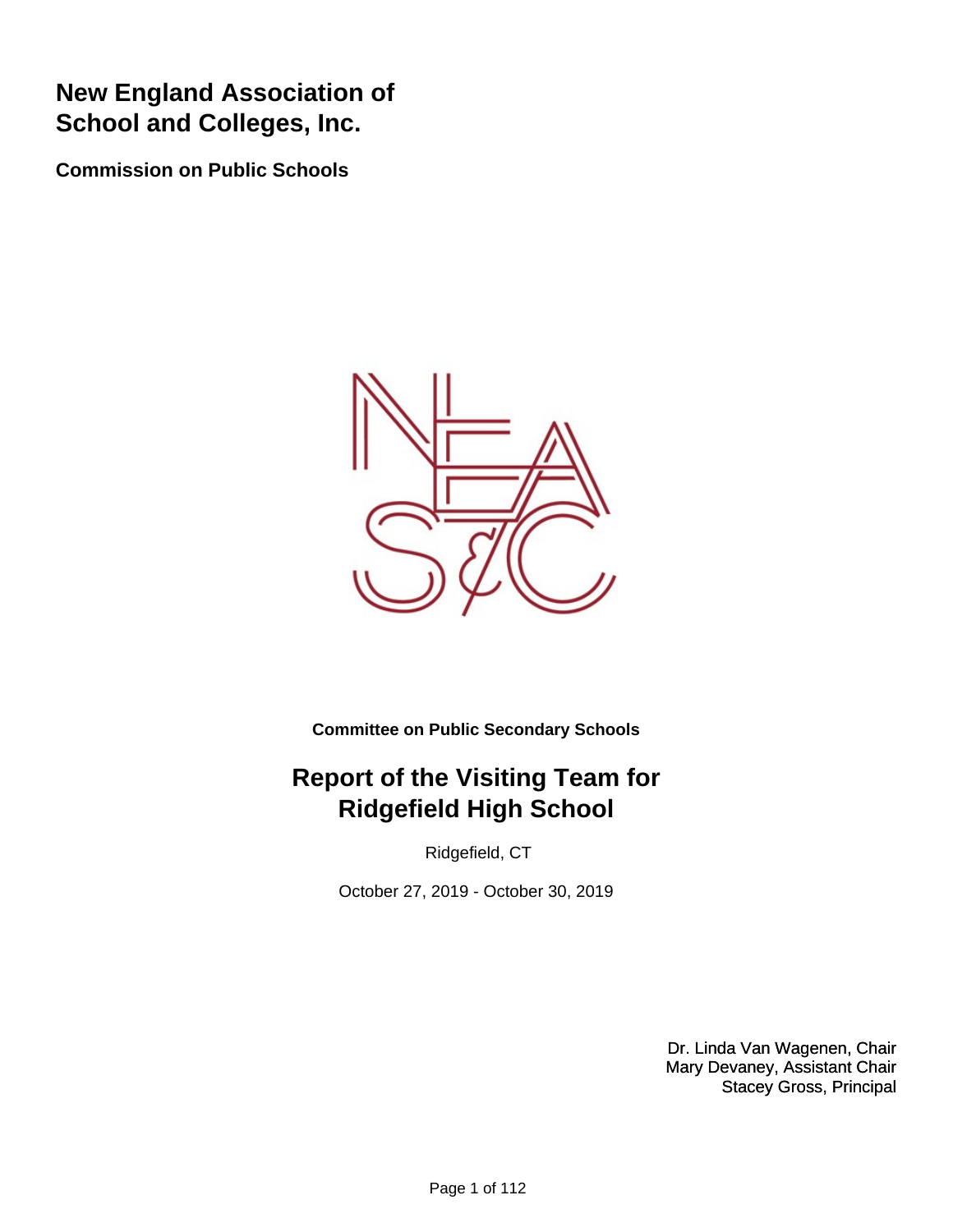# New England Association of School and Colleges, Inc.

**Commission on Public Schools**

**Committee on Public Secondary Schools**

## Report of the Visiting Team for Ridgefield High School

Ridgefield, CT

October 27, 2019 - October 30, 2019

Dr. Linda Van Wagenen, Chair
Mary Devaney, Assistant Chair
Stacey Gross, Principal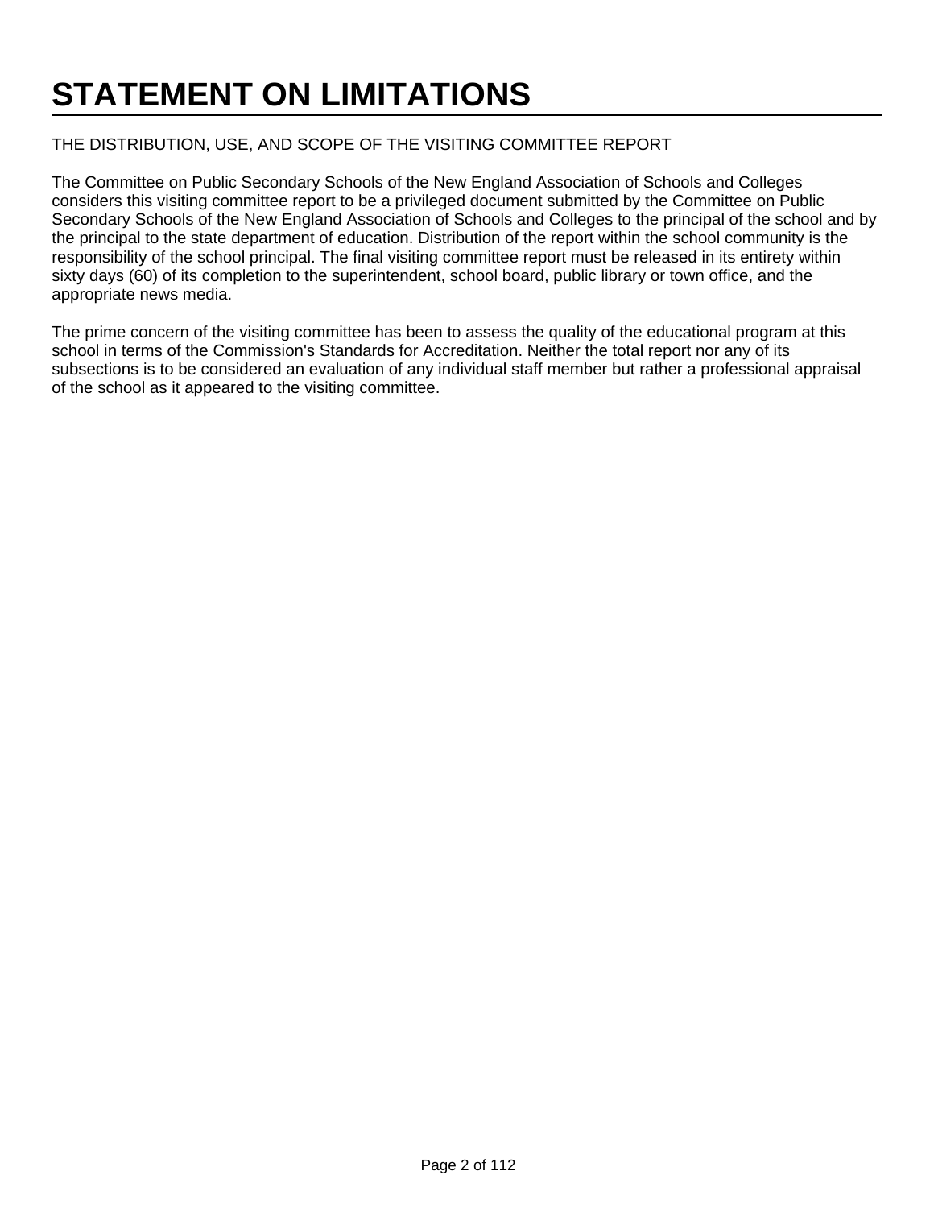# STATEMENT ON LIMITATIONS

THE DISTRIBUTION, USE, AND SCOPE OF THE VISITING COMMITTEE REPORT

The Committee on Public Secondary Schools of the New England Association of Schools and Colleges considers this visiting committee report to be a privileged document submitted by the Committee on Public Secondary Schools of the New England Association of Schools and Colleges to the principal of the school and by the principal to the state department of education. Distribution of the report within the school community is the responsibility of the school principal. The final visiting committee report must be released in its entirety within sixty days (60) of its completion to the superintendent, school board, public library or town office, and the appropriate news media.

The prime concern of the visiting committee has been to assess the quality of the educational program at this school in terms of the Commission's Standards for Accreditation. Neither the total report nor any of its subsections is to be considered an evaluation of any individual staff member but rather a professional appraisal of the school as it appeared to the visiting committee.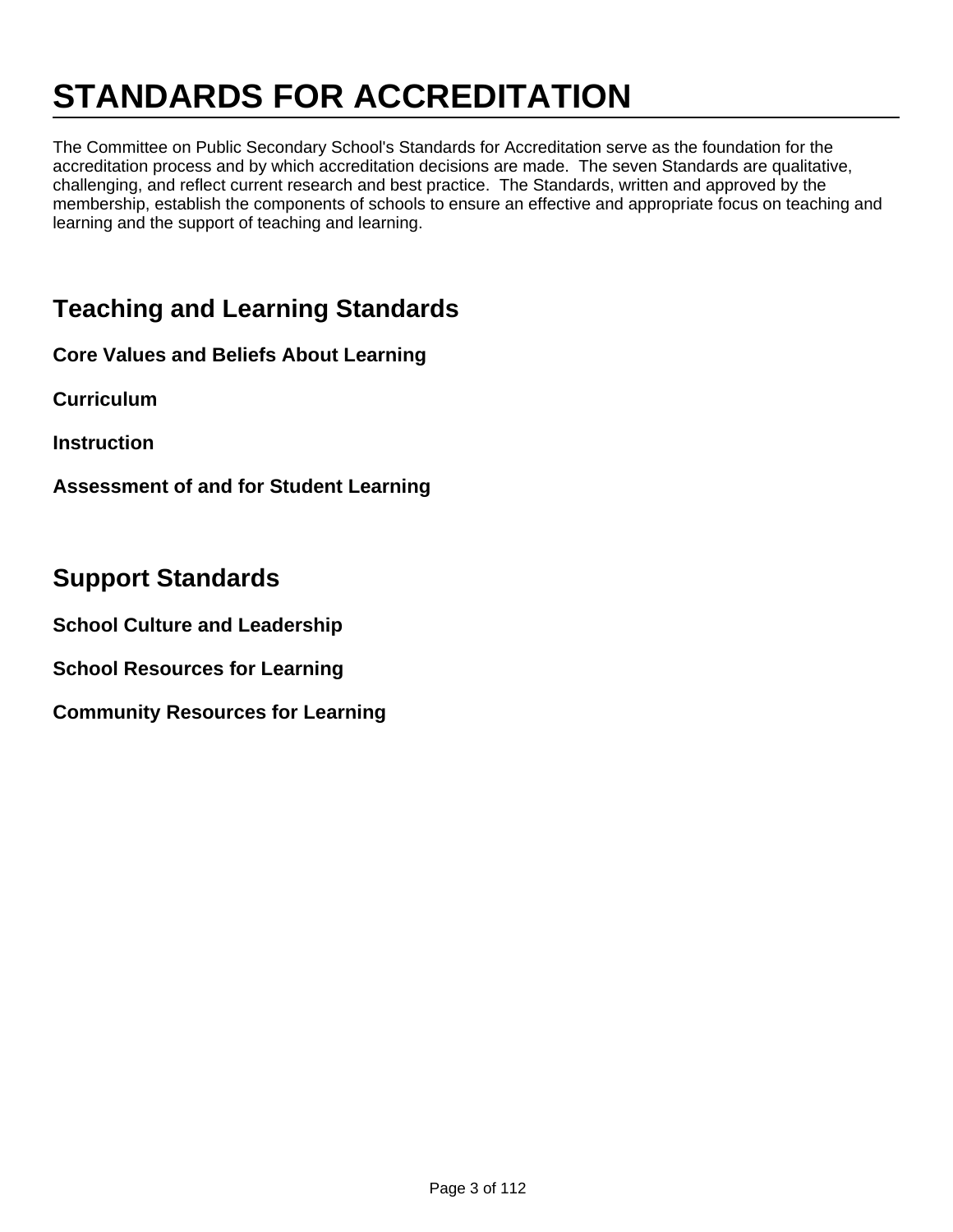# STANDARDS FOR ACCREDITATION

The Committee on Public Secondary School's Standards for Accreditation serve as the foundation for the accreditation process and by which accreditation decisions are made. The seven Standards are qualitative, challenging, and reflect current research and best practice. The Standards, written and approved by the membership, establish the components of schools to ensure an effective and appropriate focus on teaching and learning and the support of teaching and learning.

## Teaching and Learning Standards

**Core Values and Beliefs About Learning**

**Curriculum**

**Instruction**

**Assessment of and for Student Learning**

## Support Standards

**School Culture and Leadership**

**School Resources for Learning**

**Community Resources for Learning**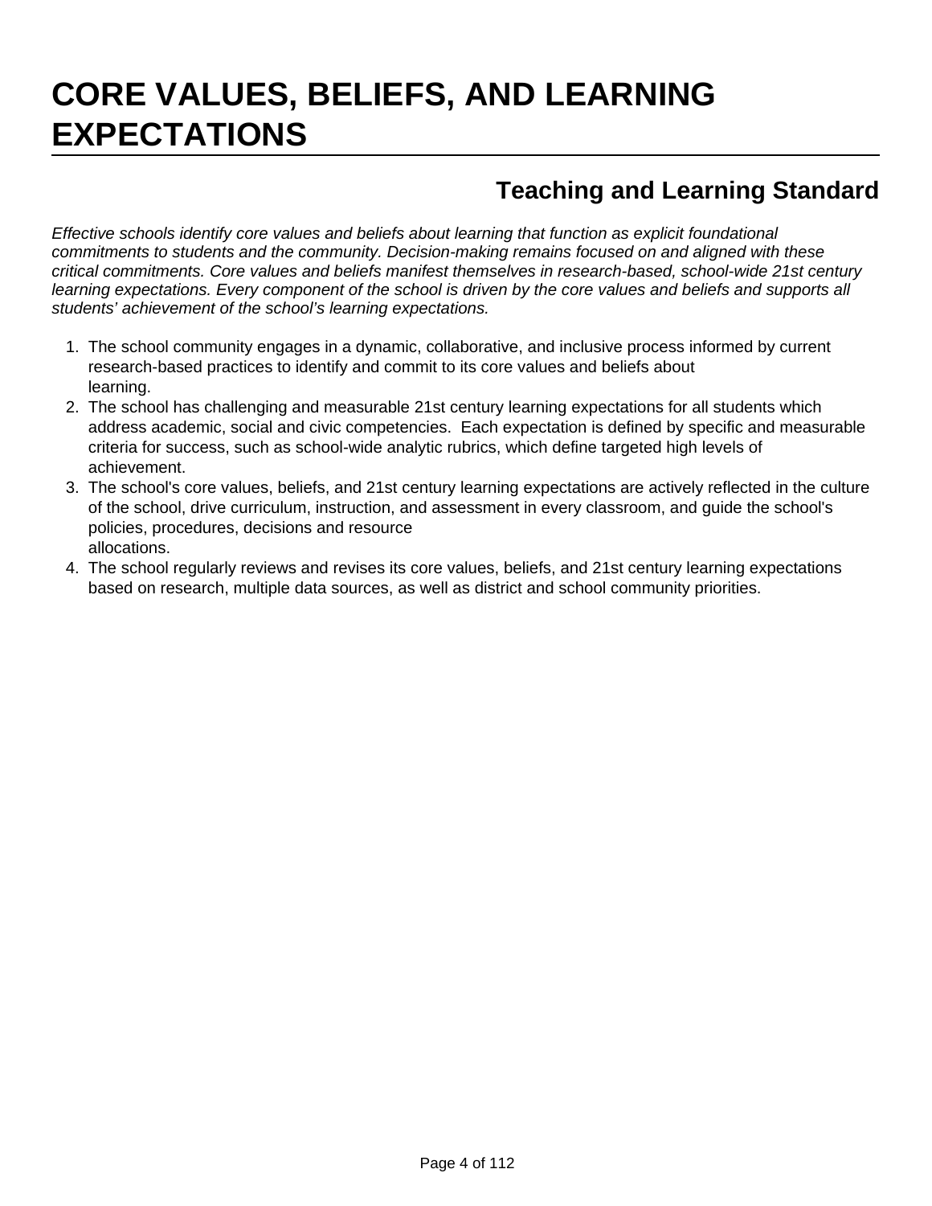# CORE VALUES, BELIEFS, AND LEARNING EXPECTATIONS

## Teaching and Learning Standard

*Effective schools identify core values and beliefs about learning that function as explicit foundational commitments to students and the community. Decision-making remains focused on and aligned with these critical commitments. Core values and beliefs manifest themselves in research-based, school-wide 21st century learning expectations. Every component of the school is driven by the core values and beliefs and supports all students' achievement of the school's learning expectations.*

1. The school community engages in a dynamic, collaborative, and inclusive process informed by current research-based practices to identify and commit to its core values and beliefs about learning.
2. The school has challenging and measurable 21st century learning expectations for all students which address academic, social and civic competencies. Each expectation is defined by specific and measurable criteria for success, such as school-wide analytic rubrics, which define targeted high levels of achievement.
3. The school's core values, beliefs, and 21st century learning expectations are actively reflected in the culture of the school, drive curriculum, instruction, and assessment in every classroom, and guide the school's policies, procedures, decisions and resource allocations.
4. The school regularly reviews and revises its core values, beliefs, and 21st century learning expectations based on research, multiple data sources, as well as district and school community priorities.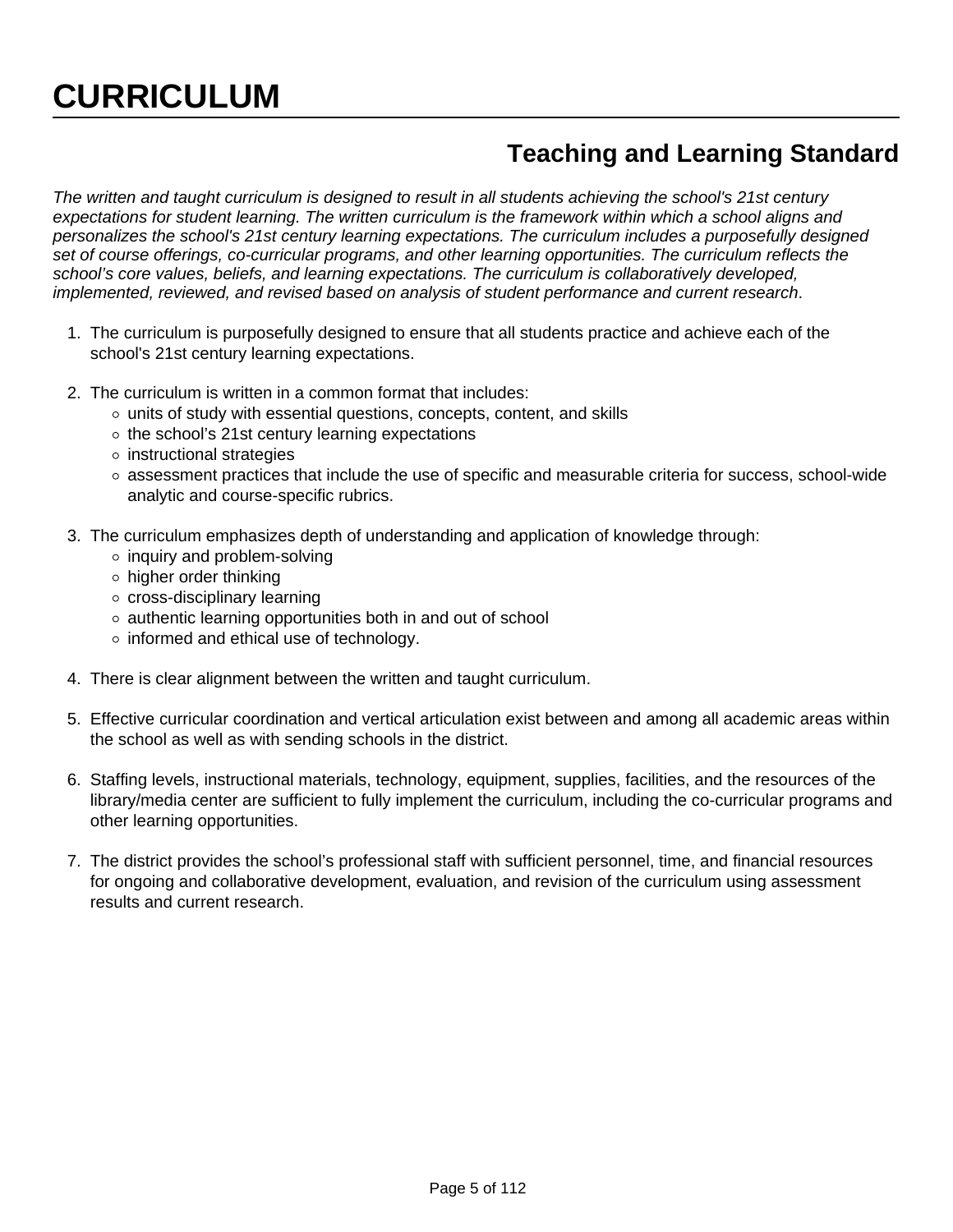# CURRICULUM

## Teaching and Learning Standard

*The written and taught curriculum is designed to result in all students achieving the school's 21st century expectations for student learning. The written curriculum is the framework within which a school aligns and personalizes the school's 21st century learning expectations. The curriculum includes a purposefully designed set of course offerings, co-curricular programs, and other learning opportunities. The curriculum reflects the school's core values, beliefs, and learning expectations. The curriculum is collaboratively developed, implemented, reviewed, and revised based on analysis of student performance and current research*.

1. The curriculum is purposefully designed to ensure that all students practice and achieve each of the school's 21st century learning expectations.

2. The curriculum is written in a common format that includes:
   - units of study with essential questions, concepts, content, and skills
   - the school's 21st century learning expectations
   - instructional strategies
   - assessment practices that include the use of specific and measurable criteria for success, school-wide analytic and course-specific rubrics.

3. The curriculum emphasizes depth of understanding and application of knowledge through:
   - inquiry and problem-solving
   - higher order thinking
   - cross-disciplinary learning
   - authentic learning opportunities both in and out of school
   - informed and ethical use of technology.

4. There is clear alignment between the written and taught curriculum.

5. Effective curricular coordination and vertical articulation exist between and among all academic areas within the school as well as with sending schools in the district.

6. Staffing levels, instructional materials, technology, equipment, supplies, facilities, and the resources of the library/media center are sufficient to fully implement the curriculum, including the co-curricular programs and other learning opportunities.

7. The district provides the school's professional staff with sufficient personnel, time, and financial resources for ongoing and collaborative development, evaluation, and revision of the curriculum using assessment results and current research.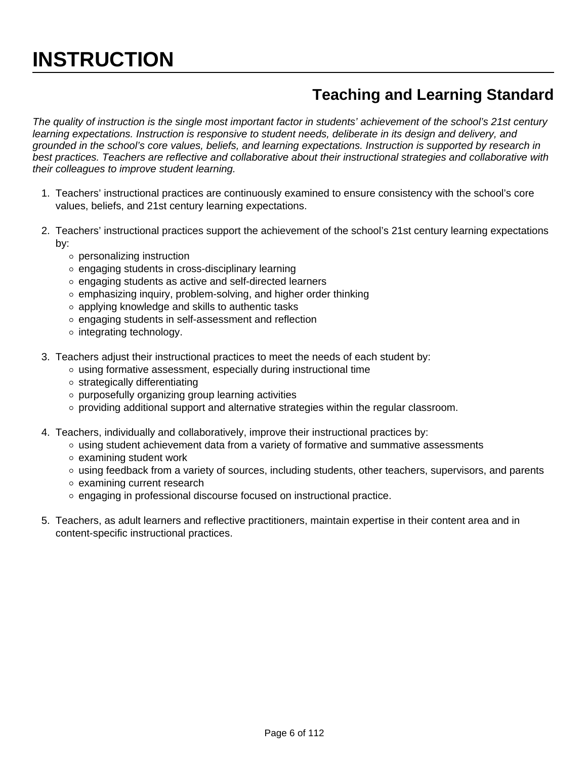# INSTRUCTION

## Teaching and Learning Standard

*The quality of instruction is the single most important factor in students' achievement of the school's 21st century learning expectations. Instruction is responsive to student needs, deliberate in its design and delivery, and grounded in the school's core values, beliefs, and learning expectations. Instruction is supported by research in best practices. Teachers are reflective and collaborative about their instructional strategies and collaborative with their colleagues to improve student learning.*

1. Teachers' instructional practices are continuously examined to ensure consistency with the school's core values, beliefs, and 21st century learning expectations.

2. Teachers' instructional practices support the achievement of the school's 21st century learning expectations by:
   - personalizing instruction
   - engaging students in cross-disciplinary learning
   - engaging students as active and self-directed learners
   - emphasizing inquiry, problem-solving, and higher order thinking
   - applying knowledge and skills to authentic tasks
   - engaging students in self-assessment and reflection
   - integrating technology.

3. Teachers adjust their instructional practices to meet the needs of each student by:
   - using formative assessment, especially during instructional time
   - strategically differentiating
   - purposefully organizing group learning activities
   - providing additional support and alternative strategies within the regular classroom.

4. Teachers, individually and collaboratively, improve their instructional practices by:
   - using student achievement data from a variety of formative and summative assessments
   - examining student work
   - using feedback from a variety of sources, including students, other teachers, supervisors, and parents
   - examining current research
   - engaging in professional discourse focused on instructional practice.

5. Teachers, as adult learners and reflective practitioners, maintain expertise in their content area and in content-specific instructional practices.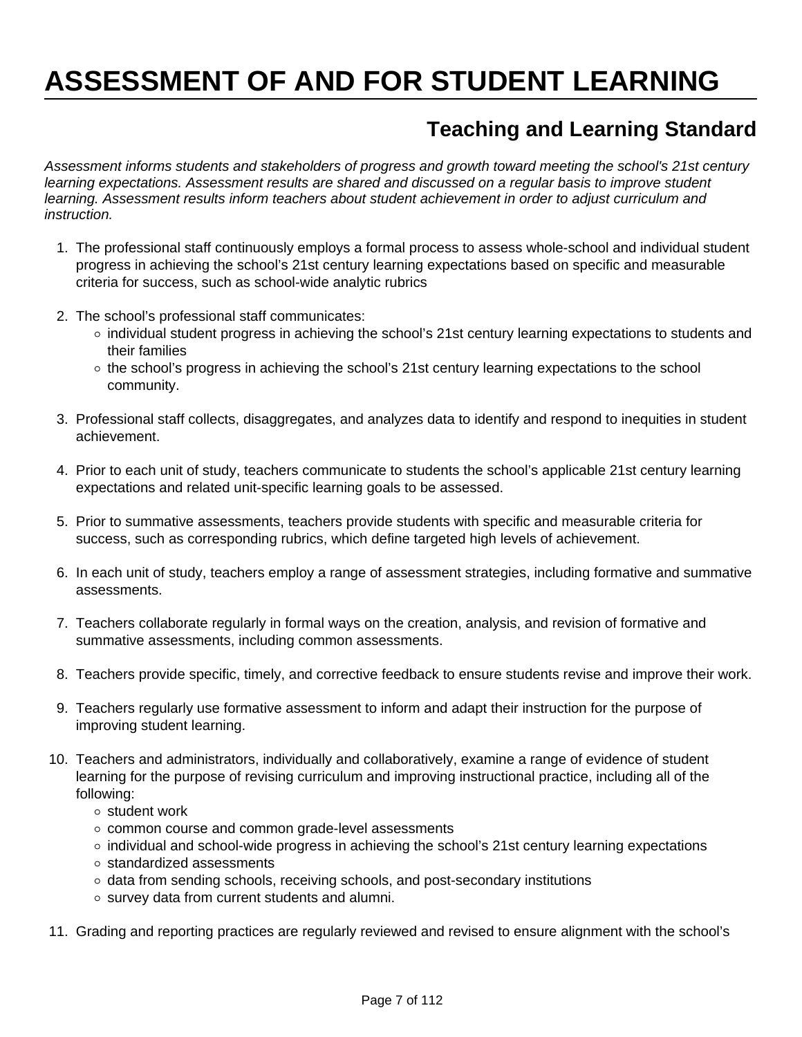# ASSESSMENT OF AND FOR STUDENT LEARNING

## Teaching and Learning Standard

*Assessment informs students and stakeholders of progress and growth toward meeting the school's 21st century learning expectations. Assessment results are shared and discussed on a regular basis to improve student learning. Assessment results inform teachers about student achievement in order to adjust curriculum and instruction.*

1. The professional staff continuously employs a formal process to assess whole-school and individual student progress in achieving the school's 21st century learning expectations based on specific and measurable criteria for success, such as school-wide analytic rubrics

2. The school's professional staff communicates:
   - individual student progress in achieving the school's 21st century learning expectations to students and their families
   - the school's progress in achieving the school's 21st century learning expectations to the school community.

3. Professional staff collects, disaggregates, and analyzes data to identify and respond to inequities in student achievement.

4. Prior to each unit of study, teachers communicate to students the school's applicable 21st century learning expectations and related unit-specific learning goals to be assessed.

5. Prior to summative assessments, teachers provide students with specific and measurable criteria for success, such as corresponding rubrics, which define targeted high levels of achievement.

6. In each unit of study, teachers employ a range of assessment strategies, including formative and summative assessments.

7. Teachers collaborate regularly in formal ways on the creation, analysis, and revision of formative and summative assessments, including common assessments.

8. Teachers provide specific, timely, and corrective feedback to ensure students revise and improve their work.

9. Teachers regularly use formative assessment to inform and adapt their instruction for the purpose of improving student learning.

10. Teachers and administrators, individually and collaboratively, examine a range of evidence of student learning for the purpose of revising curriculum and improving instructional practice, including all of the following:
    - student work
    - common course and common grade-level assessments
    - individual and school-wide progress in achieving the school's 21st century learning expectations
    - standardized assessments
    - data from sending schools, receiving schools, and post-secondary institutions
    - survey data from current students and alumni.

11. Grading and reporting practices are regularly reviewed and revised to ensure alignment with the school's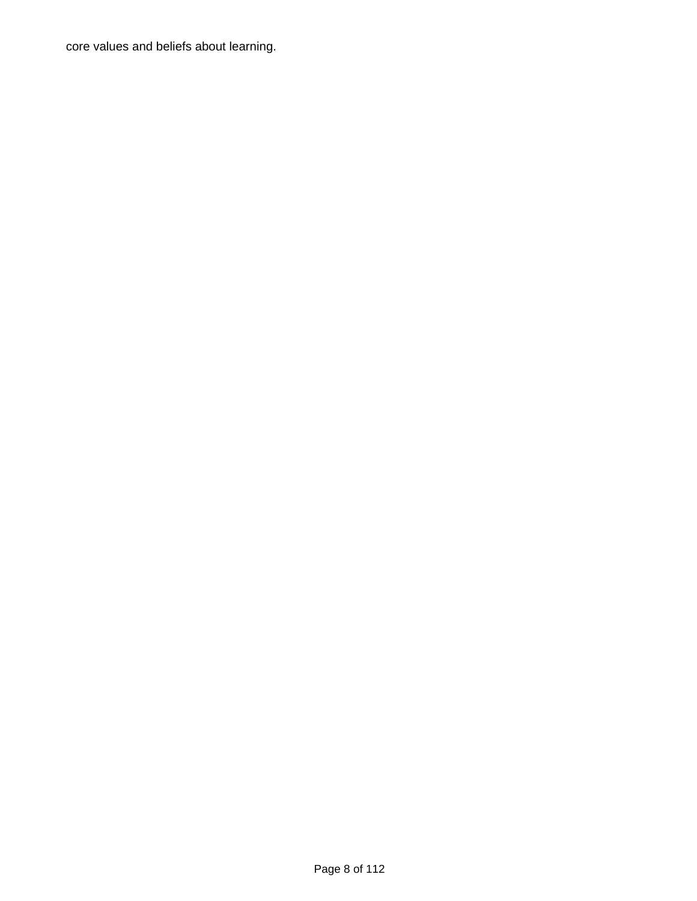core values and beliefs about learning.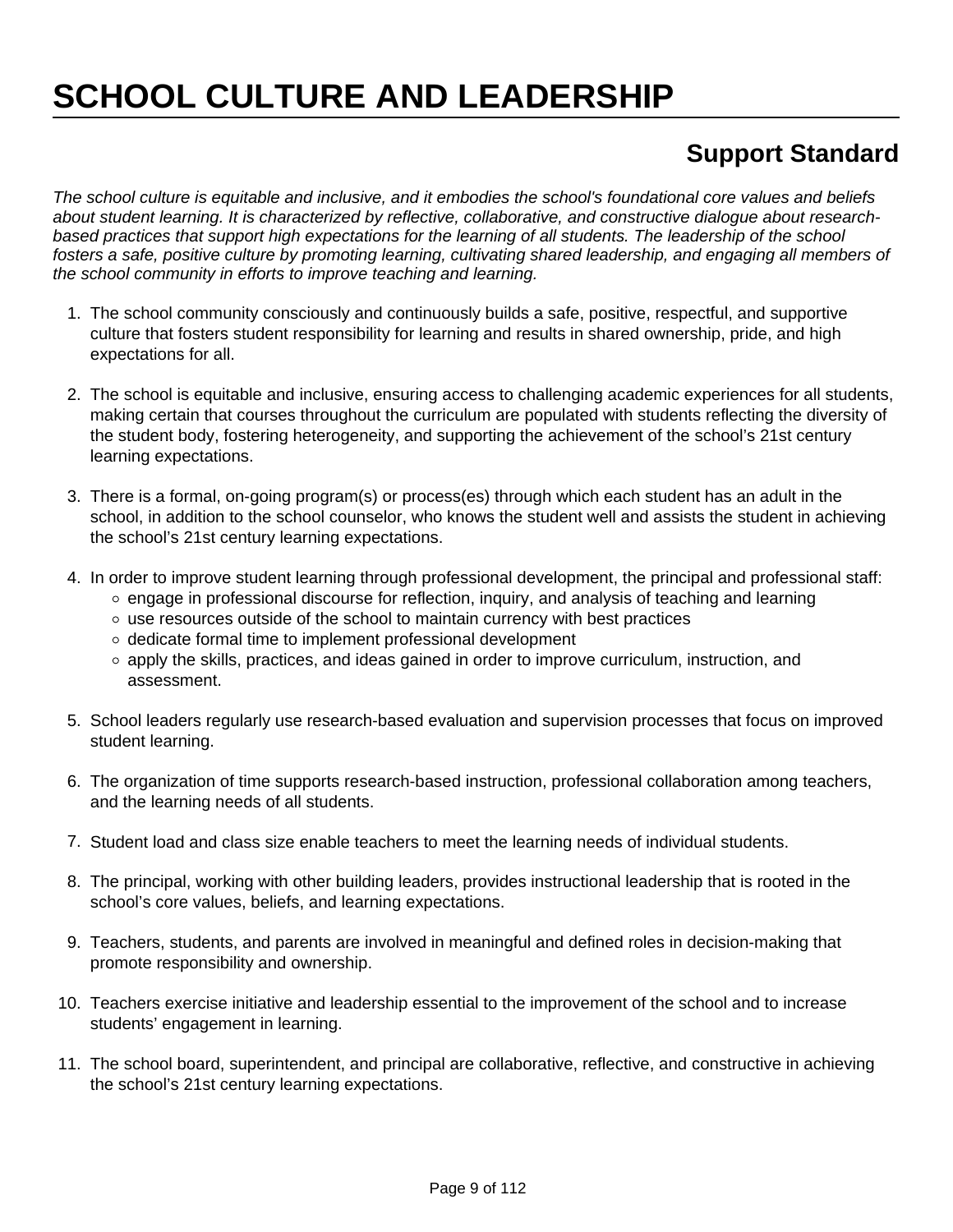# SCHOOL CULTURE AND LEADERSHIP

## Support Standard

*The school culture is equitable and inclusive, and it embodies the school's foundational core values and beliefs about student learning. It is characterized by reflective, collaborative, and constructive dialogue about research-based practices that support high expectations for the learning of all students. The leadership of the school fosters a safe, positive culture by promoting learning, cultivating shared leadership, and engaging all members of the school community in efforts to improve teaching and learning.*

1. The school community consciously and continuously builds a safe, positive, respectful, and supportive culture that fosters student responsibility for learning and results in shared ownership, pride, and high expectations for all.

2. The school is equitable and inclusive, ensuring access to challenging academic experiences for all students, making certain that courses throughout the curriculum are populated with students reflecting the diversity of the student body, fostering heterogeneity, and supporting the achievement of the school's 21st century learning expectations.

3. There is a formal, on-going program(s) or process(es) through which each student has an adult in the school, in addition to the school counselor, who knows the student well and assists the student in achieving the school's 21st century learning expectations.

4. In order to improve student learning through professional development, the principal and professional staff:
   - engage in professional discourse for reflection, inquiry, and analysis of teaching and learning
   - use resources outside of the school to maintain currency with best practices
   - dedicate formal time to implement professional development
   - apply the skills, practices, and ideas gained in order to improve curriculum, instruction, and assessment.

5. School leaders regularly use research-based evaluation and supervision processes that focus on improved student learning.

6. The organization of time supports research-based instruction, professional collaboration among teachers, and the learning needs of all students.

7. Student load and class size enable teachers to meet the learning needs of individual students.

8. The principal, working with other building leaders, provides instructional leadership that is rooted in the school's core values, beliefs, and learning expectations.

9. Teachers, students, and parents are involved in meaningful and defined roles in decision-making that promote responsibility and ownership.

10. Teachers exercise initiative and leadership essential to the improvement of the school and to increase students' engagement in learning.

11. The school board, superintendent, and principal are collaborative, reflective, and constructive in achieving the school's 21st century learning expectations.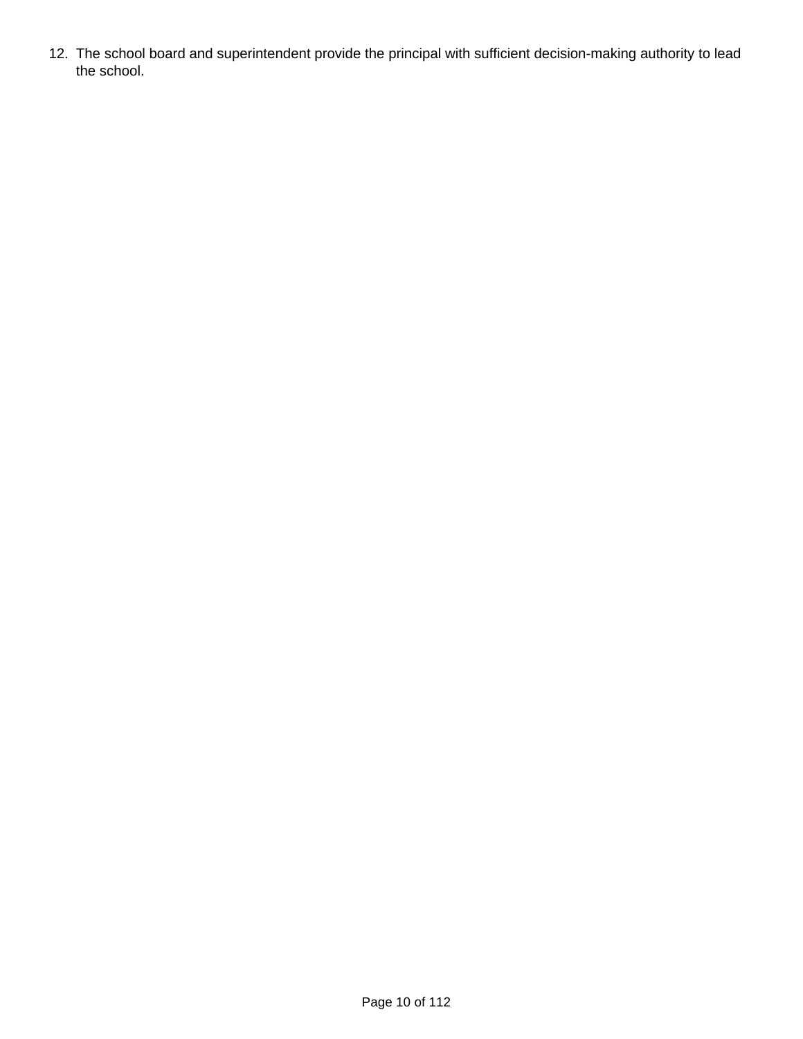12. The school board and superintendent provide the principal with sufficient decision-making authority to lead the school.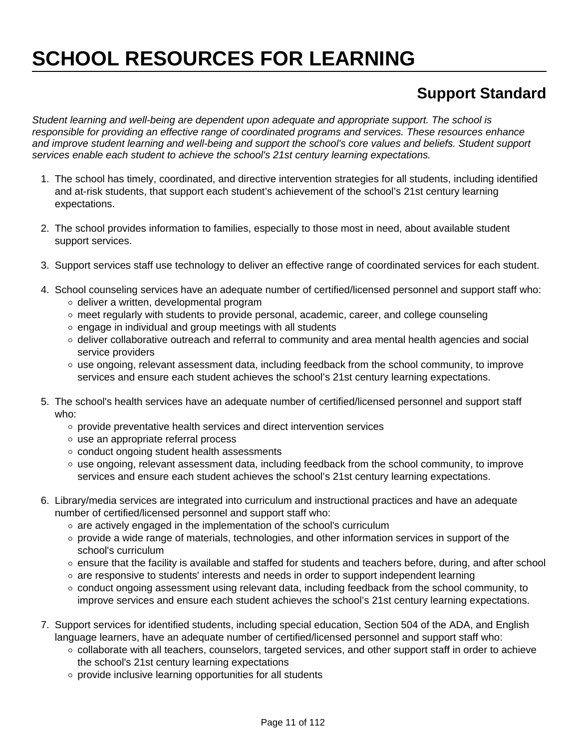# SCHOOL RESOURCES FOR LEARNING

## Support Standard

*Student learning and well-being are dependent upon adequate and appropriate support. The school is responsible for providing an effective range of coordinated programs and services. These resources enhance and improve student learning and well-being and support the school's core values and beliefs. Student support services enable each student to achieve the school's 21st century learning expectations.*

1. The school has timely, coordinated, and directive intervention strategies for all students, including identified and at-risk students, that support each student's achievement of the school's 21st century learning expectations.

2. The school provides information to families, especially to those most in need, about available student support services.

3. Support services staff use technology to deliver an effective range of coordinated services for each student.

4. School counseling services have an adequate number of certified/licensed personnel and support staff who:
    - deliver a written, developmental program
    - meet regularly with students to provide personal, academic, career, and college counseling
    - engage in individual and group meetings with all students
    - deliver collaborative outreach and referral to community and area mental health agencies and social service providers
    - use ongoing, relevant assessment data, including feedback from the school community, to improve services and ensure each student achieves the school's 21st century learning expectations.

5. The school's health services have an adequate number of certified/licensed personnel and support staff who:
    - provide preventative health services and direct intervention services
    - use an appropriate referral process
    - conduct ongoing student health assessments
    - use ongoing, relevant assessment data, including feedback from the school community, to improve services and ensure each student achieves the school's 21st century learning expectations.

6. Library/media services are integrated into curriculum and instructional practices and have an adequate number of certified/licensed personnel and support staff who:
    - are actively engaged in the implementation of the school's curriculum
    - provide a wide range of materials, technologies, and other information services in support of the school's curriculum
    - ensure that the facility is available and staffed for students and teachers before, during, and after school
    - are responsive to students' interests and needs in order to support independent learning
    - conduct ongoing assessment using relevant data, including feedback from the school community, to improve services and ensure each student achieves the school's 21st century learning expectations.

7. Support services for identified students, including special education, Section 504 of the ADA, and English language learners, have an adequate number of certified/licensed personnel and support staff who:
    - collaborate with all teachers, counselors, targeted services, and other support staff in order to achieve the school's 21st century learning expectations
    - provide inclusive learning opportunities for all students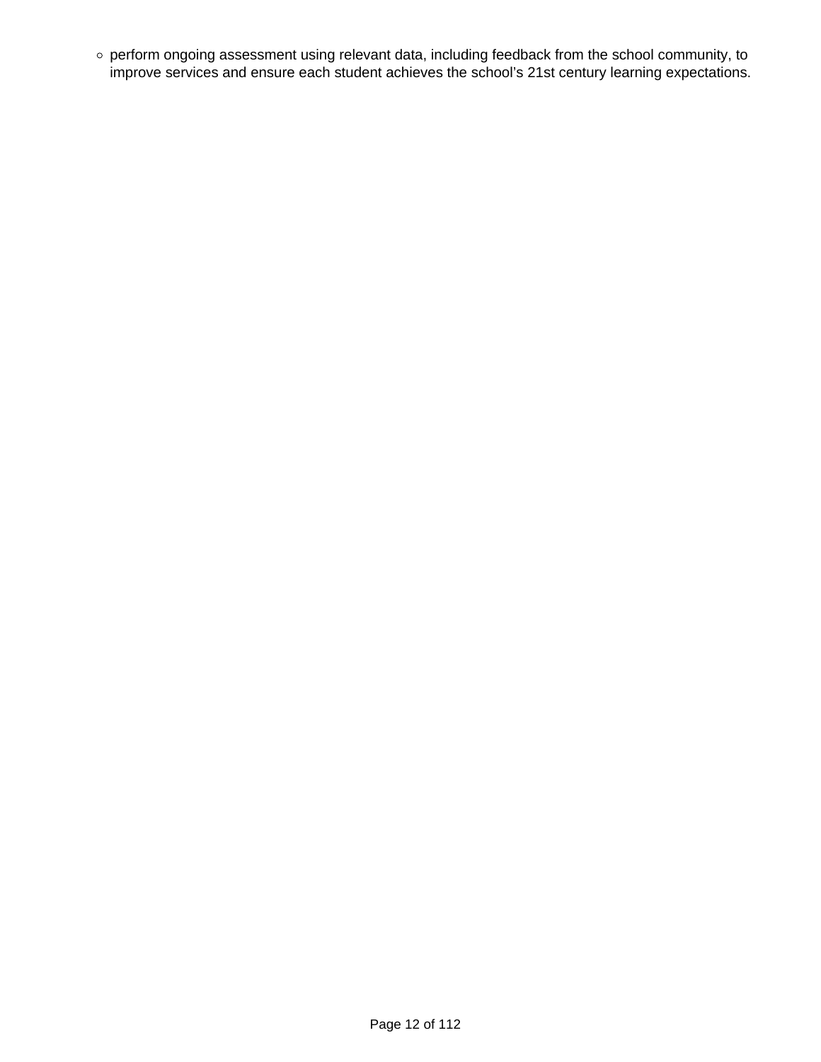- perform ongoing assessment using relevant data, including feedback from the school community, to improve services and ensure each student achieves the school's 21st century learning expectations.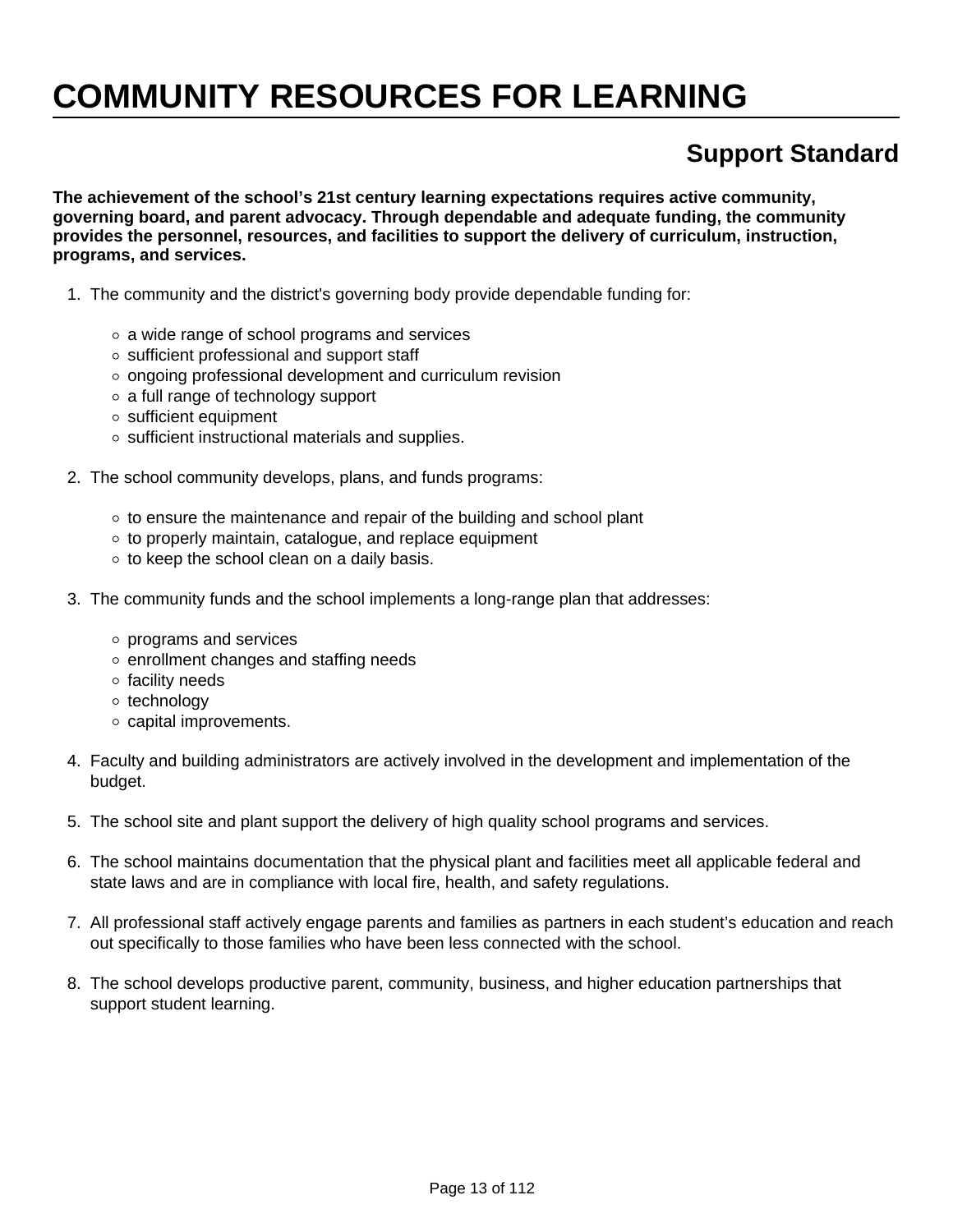# COMMUNITY RESOURCES FOR LEARNING

## Support Standard

**The achievement of the school's 21st century learning expectations requires active community, governing board, and parent advocacy. Through dependable and adequate funding, the community provides the personnel, resources, and facilities to support the delivery of curriculum, instruction, programs, and services.**

1. The community and the district's governing body provide dependable funding for:
   - a wide range of school programs and services
   - sufficient professional and support staff
   - ongoing professional development and curriculum revision
   - a full range of technology support
   - sufficient equipment
   - sufficient instructional materials and supplies.
2. The school community develops, plans, and funds programs:
   - to ensure the maintenance and repair of the building and school plant
   - to properly maintain, catalogue, and replace equipment
   - to keep the school clean on a daily basis.
3. The community funds and the school implements a long-range plan that addresses:
   - programs and services
   - enrollment changes and staffing needs
   - facility needs
   - technology
   - capital improvements.
4. Faculty and building administrators are actively involved in the development and implementation of the budget.
5. The school site and plant support the delivery of high quality school programs and services.
6. The school maintains documentation that the physical plant and facilities meet all applicable federal and state laws and are in compliance with local fire, health, and safety regulations.
7. All professional staff actively engage parents and families as partners in each student's education and reach out specifically to those families who have been less connected with the school.
8. The school develops productive parent, community, business, and higher education partnerships that support student learning.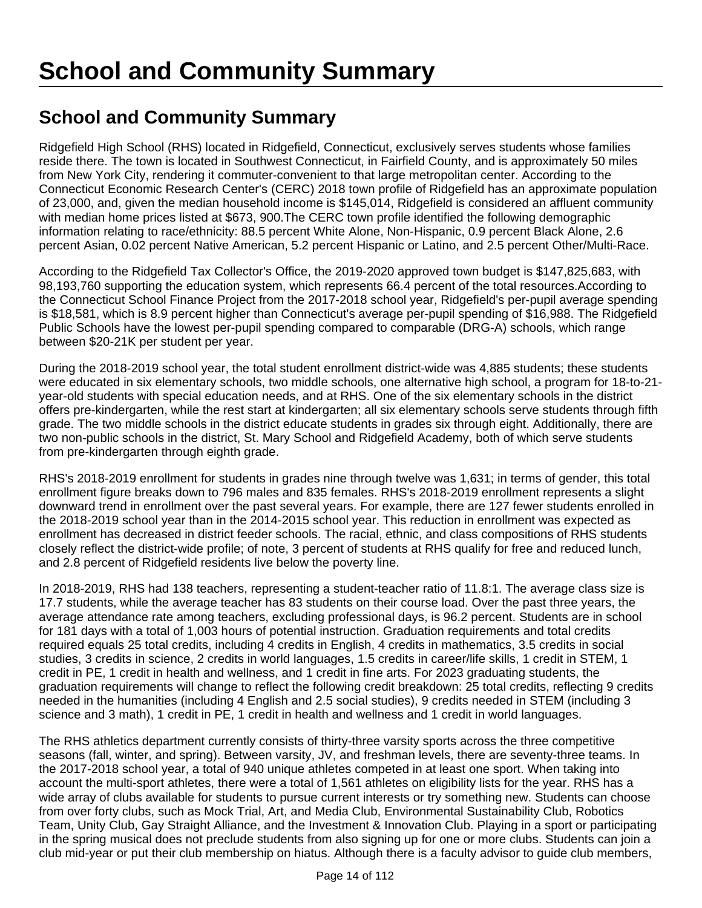# School and Community Summary

## School and Community Summary

Ridgefield High School (RHS) located in Ridgefield, Connecticut, exclusively serves students whose families reside there. The town is located in Southwest Connecticut, in Fairfield County, and is approximately 50 miles from New York City, rendering it commuter-convenient to that large metropolitan center. According to the Connecticut Economic Research Center's (CERC) 2018 town profile of Ridgefield has an approximate population of 23,000, and, given the median household income is $145,014, Ridgefield is considered an affluent community with median home prices listed at $673, 900.The CERC town profile identified the following demographic information relating to race/ethnicity: 88.5 percent White Alone, Non-Hispanic, 0.9 percent Black Alone, 2.6 percent Asian, 0.02 percent Native American, 5.2 percent Hispanic or Latino, and 2.5 percent Other/Multi-Race.

According to the Ridgefield Tax Collector's Office, the 2019-2020 approved town budget is $147,825,683, with 98,193,760 supporting the education system, which represents 66.4 percent of the total resources.According to the Connecticut School Finance Project from the 2017-2018 school year, Ridgefield's per-pupil average spending is $18,581, which is 8.9 percent higher than Connecticut's average per-pupil spending of $16,988. The Ridgefield Public Schools have the lowest per-pupil spending compared to comparable (DRG-A) schools, which range between $20-21K per student per year.

During the 2018-2019 school year, the total student enrollment district-wide was 4,885 students; these students were educated in six elementary schools, two middle schools, one alternative high school, a program for 18-to-21-year-old students with special education needs, and at RHS. One of the six elementary schools in the district offers pre-kindergarten, while the rest start at kindergarten; all six elementary schools serve students through fifth grade. The two middle schools in the district educate students in grades six through eight. Additionally, there are two non-public schools in the district, St. Mary School and Ridgefield Academy, both of which serve students from pre-kindergarten through eighth grade.

RHS's 2018-2019 enrollment for students in grades nine through twelve was 1,631; in terms of gender, this total enrollment figure breaks down to 796 males and 835 females. RHS's 2018-2019 enrollment represents a slight downward trend in enrollment over the past several years. For example, there are 127 fewer students enrolled in the 2018-2019 school year than in the 2014-2015 school year. This reduction in enrollment was expected as enrollment has decreased in district feeder schools. The racial, ethnic, and class compositions of RHS students closely reflect the district-wide profile; of note, 3 percent of students at RHS qualify for free and reduced lunch, and 2.8 percent of Ridgefield residents live below the poverty line.

In 2018-2019, RHS had 138 teachers, representing a student-teacher ratio of 11.8:1. The average class size is 17.7 students, while the average teacher has 83 students on their course load. Over the past three years, the average attendance rate among teachers, excluding professional days, is 96.2 percent. Students are in school for 181 days with a total of 1,003 hours of potential instruction. Graduation requirements and total credits required equals 25 total credits, including 4 credits in English, 4 credits in mathematics, 3.5 credits in social studies, 3 credits in science, 2 credits in world languages, 1.5 credits in career/life skills, 1 credit in STEM, 1 credit in PE, 1 credit in health and wellness, and 1 credit in fine arts. For 2023 graduating students, the graduation requirements will change to reflect the following credit breakdown: 25 total credits, reflecting 9 credits needed in the humanities (including 4 English and 2.5 social studies), 9 credits needed in STEM (including 3 science and 3 math), 1 credit in PE, 1 credit in health and wellness and 1 credit in world languages.

The RHS athletics department currently consists of thirty-three varsity sports across the three competitive seasons (fall, winter, and spring). Between varsity, JV, and freshman levels, there are seventy-three teams. In the 2017-2018 school year, a total of 940 unique athletes competed in at least one sport. When taking into account the multi-sport athletes, there were a total of 1,561 athletes on eligibility lists for the year. RHS has a wide array of clubs available for students to pursue current interests or try something new. Students can choose from over forty clubs, such as Mock Trial, Art, and Media Club, Environmental Sustainability Club, Robotics Team, Unity Club, Gay Straight Alliance, and the Investment & Innovation Club. Playing in a sport or participating in the spring musical does not preclude students from also signing up for one or more clubs. Students can join a club mid-year or put their club membership on hiatus. Although there is a faculty advisor to guide club members,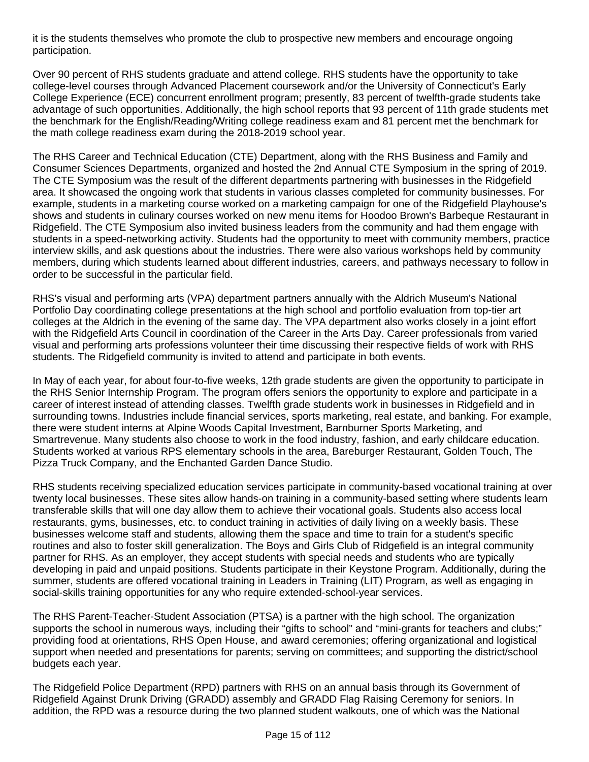it is the students themselves who promote the club to prospective new members and encourage ongoing participation.

Over 90 percent of RHS students graduate and attend college. RHS students have the opportunity to take college-level courses through Advanced Placement coursework and/or the University of Connecticut's Early College Experience (ECE) concurrent enrollment program; presently, 83 percent of twelfth-grade students take advantage of such opportunities. Additionally, the high school reports that 93 percent of 11th grade students met the benchmark for the English/Reading/Writing college readiness exam and 81 percent met the benchmark for the math college readiness exam during the 2018-2019 school year.

The RHS Career and Technical Education (CTE) Department, along with the RHS Business and Family and Consumer Sciences Departments, organized and hosted the 2nd Annual CTE Symposium in the spring of 2019. The CTE Symposium was the result of the different departments partnering with businesses in the Ridgefield area. It showcased the ongoing work that students in various classes completed for community businesses. For example, students in a marketing course worked on a marketing campaign for one of the Ridgefield Playhouse's shows and students in culinary courses worked on new menu items for Hoodoo Brown's Barbeque Restaurant in Ridgefield. The CTE Symposium also invited business leaders from the community and had them engage with students in a speed-networking activity. Students had the opportunity to meet with community members, practice interview skills, and ask questions about the industries. There were also various workshops held by community members, during which students learned about different industries, careers, and pathways necessary to follow in order to be successful in the particular field.

RHS's visual and performing arts (VPA) department partners annually with the Aldrich Museum's National Portfolio Day coordinating college presentations at the high school and portfolio evaluation from top-tier art colleges at the Aldrich in the evening of the same day. The VPA department also works closely in a joint effort with the Ridgefield Arts Council in coordination of the Career in the Arts Day. Career professionals from varied visual and performing arts professions volunteer their time discussing their respective fields of work with RHS students. The Ridgefield community is invited to attend and participate in both events.

In May of each year, for about four-to-five weeks, 12th grade students are given the opportunity to participate in the RHS Senior Internship Program. The program offers seniors the opportunity to explore and participate in a career of interest instead of attending classes. Twelfth grade students work in businesses in Ridgefield and in surrounding towns. Industries include financial services, sports marketing, real estate, and banking. For example, there were student interns at Alpine Woods Capital Investment, Barnburner Sports Marketing, and Smartrevenue. Many students also choose to work in the food industry, fashion, and early childcare education. Students worked at various RPS elementary schools in the area, Bareburger Restaurant, Golden Touch, The Pizza Truck Company, and the Enchanted Garden Dance Studio.

RHS students receiving specialized education services participate in community-based vocational training at over twenty local businesses. These sites allow hands-on training in a community-based setting where students learn transferable skills that will one day allow them to achieve their vocational goals. Students also access local restaurants, gyms, businesses, etc. to conduct training in activities of daily living on a weekly basis. These businesses welcome staff and students, allowing them the space and time to train for a student's specific routines and also to foster skill generalization. The Boys and Girls Club of Ridgefield is an integral community partner for RHS. As an employer, they accept students with special needs and students who are typically developing in paid and unpaid positions. Students participate in their Keystone Program. Additionally, during the summer, students are offered vocational training in Leaders in Training (LIT) Program, as well as engaging in social-skills training opportunities for any who require extended-school-year services.

The RHS Parent-Teacher-Student Association (PTSA) is a partner with the high school. The organization supports the school in numerous ways, including their "gifts to school" and "mini-grants for teachers and clubs;" providing food at orientations, RHS Open House, and award ceremonies; offering organizational and logistical support when needed and presentations for parents; serving on committees; and supporting the district/school budgets each year.

The Ridgefield Police Department (RPD) partners with RHS on an annual basis through its Government of Ridgefield Against Drunk Driving (GRADD) assembly and GRADD Flag Raising Ceremony for seniors. In addition, the RPD was a resource during the two planned student walkouts, one of which was the National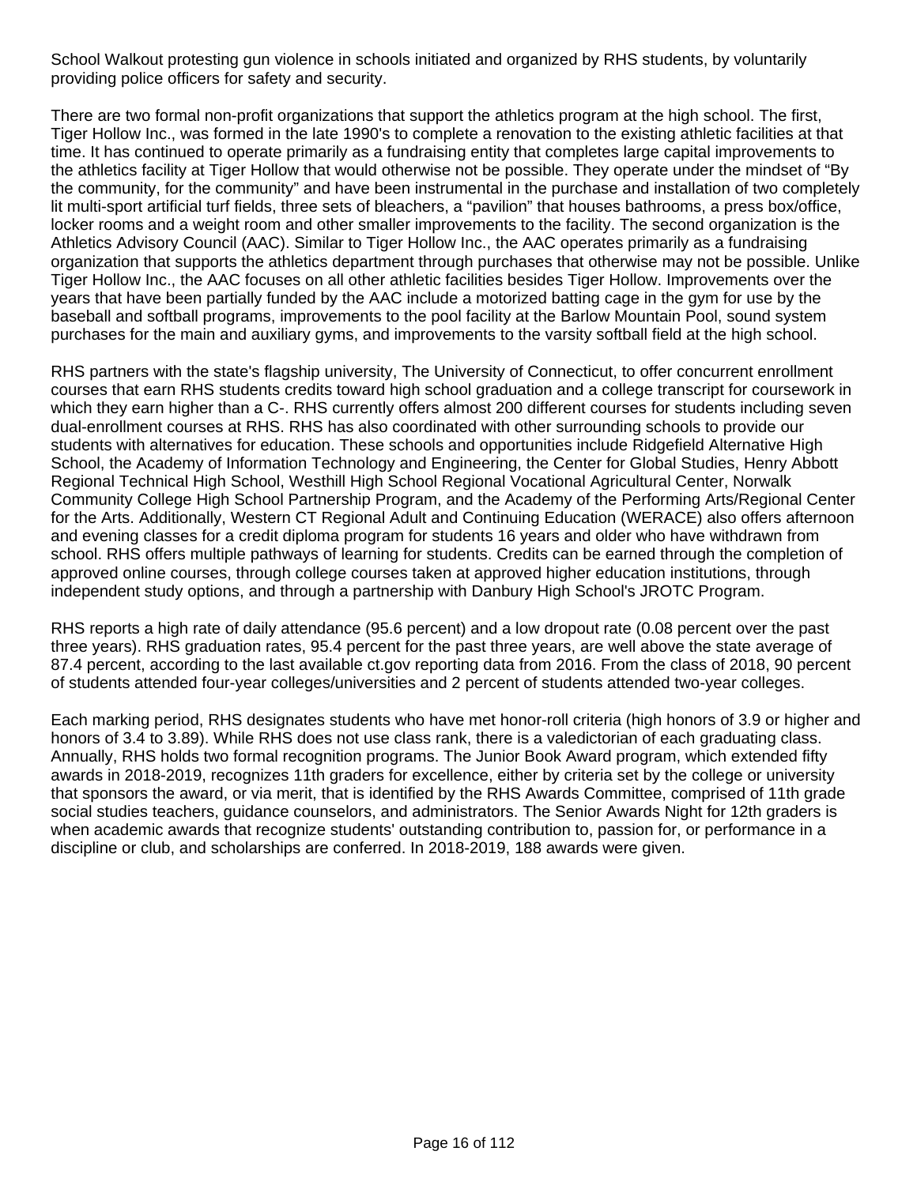School Walkout protesting gun violence in schools initiated and organized by RHS students, by voluntarily providing police officers for safety and security.

There are two formal non-profit organizations that support the athletics program at the high school. The first, Tiger Hollow Inc., was formed in the late 1990's to complete a renovation to the existing athletic facilities at that time. It has continued to operate primarily as a fundraising entity that completes large capital improvements to the athletics facility at Tiger Hollow that would otherwise not be possible. They operate under the mindset of "By the community, for the community" and have been instrumental in the purchase and installation of two completely lit multi-sport artificial turf fields, three sets of bleachers, a "pavilion" that houses bathrooms, a press box/office, locker rooms and a weight room and other smaller improvements to the facility. The second organization is the Athletics Advisory Council (AAC). Similar to Tiger Hollow Inc., the AAC operates primarily as a fundraising organization that supports the athletics department through purchases that otherwise may not be possible. Unlike Tiger Hollow Inc., the AAC focuses on all other athletic facilities besides Tiger Hollow. Improvements over the years that have been partially funded by the AAC include a motorized batting cage in the gym for use by the baseball and softball programs, improvements to the pool facility at the Barlow Mountain Pool, sound system purchases for the main and auxiliary gyms, and improvements to the varsity softball field at the high school.

RHS partners with the state's flagship university, The University of Connecticut, to offer concurrent enrollment courses that earn RHS students credits toward high school graduation and a college transcript for coursework in which they earn higher than a C-. RHS currently offers almost 200 different courses for students including seven dual-enrollment courses at RHS. RHS has also coordinated with other surrounding schools to provide our students with alternatives for education. These schools and opportunities include Ridgefield Alternative High School, the Academy of Information Technology and Engineering, the Center for Global Studies, Henry Abbott Regional Technical High School, Westhill High School Regional Vocational Agricultural Center, Norwalk Community College High School Partnership Program, and the Academy of the Performing Arts/Regional Center for the Arts. Additionally, Western CT Regional Adult and Continuing Education (WERACE) also offers afternoon and evening classes for a credit diploma program for students 16 years and older who have withdrawn from school. RHS offers multiple pathways of learning for students. Credits can be earned through the completion of approved online courses, through college courses taken at approved higher education institutions, through independent study options, and through a partnership with Danbury High School's JROTC Program.

RHS reports a high rate of daily attendance (95.6 percent) and a low dropout rate (0.08 percent over the past three years). RHS graduation rates, 95.4 percent for the past three years, are well above the state average of 87.4 percent, according to the last available ct.gov reporting data from 2016. From the class of 2018, 90 percent of students attended four-year colleges/universities and 2 percent of students attended two-year colleges.

Each marking period, RHS designates students who have met honor-roll criteria (high honors of 3.9 or higher and honors of 3.4 to 3.89). While RHS does not use class rank, there is a valedictorian of each graduating class. Annually, RHS holds two formal recognition programs. The Junior Book Award program, which extended fifty awards in 2018-2019, recognizes 11th graders for excellence, either by criteria set by the college or university that sponsors the award, or via merit, that is identified by the RHS Awards Committee, comprised of 11th grade social studies teachers, guidance counselors, and administrators. The Senior Awards Night for 12th graders is when academic awards that recognize students' outstanding contribution to, passion for, or performance in a discipline or club, and scholarships are conferred. In 2018-2019, 188 awards were given.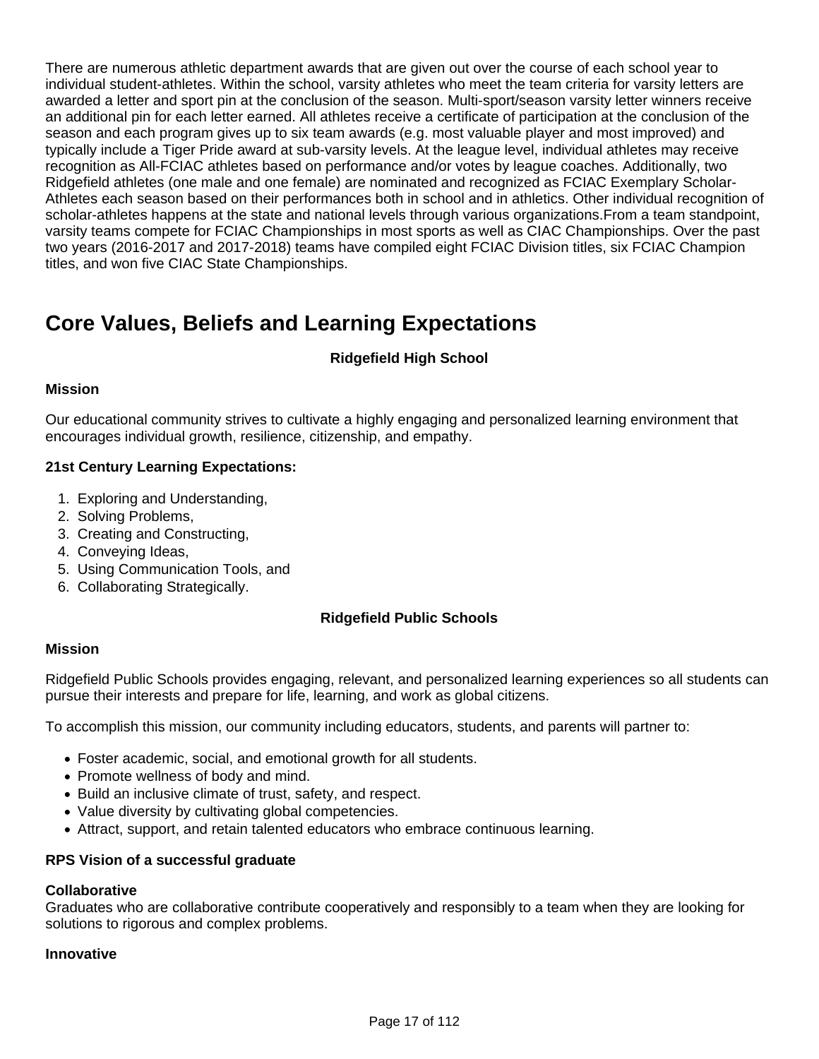There are numerous athletic department awards that are given out over the course of each school year to individual student-athletes. Within the school, varsity athletes who meet the team criteria for varsity letters are awarded a letter and sport pin at the conclusion of the season. Multi-sport/season varsity letter winners receive an additional pin for each letter earned. All athletes receive a certificate of participation at the conclusion of the season and each program gives up to six team awards (e.g. most valuable player and most improved) and typically include a Tiger Pride award at sub-varsity levels. At the league level, individual athletes may receive recognition as All-FCIAC athletes based on performance and/or votes by league coaches. Additionally, two Ridgefield athletes (one male and one female) are nominated and recognized as FCIAC Exemplary Scholar-Athletes each season based on their performances both in school and in athletics. Other individual recognition of scholar-athletes happens at the state and national levels through various organizations.From a team standpoint, varsity teams compete for FCIAC Championships in most sports as well as CIAC Championships. Over the past two years (2016-2017 and 2017-2018) teams have compiled eight FCIAC Division titles, six FCIAC Champion titles, and won five CIAC State Championships.

## Core Values, Beliefs and Learning Expectations

**Ridgefield High School**

**Mission**

Our educational community strives to cultivate a highly engaging and personalized learning environment that encourages individual growth, resilience, citizenship, and empathy.

**21st Century Learning Expectations:**

1. Exploring and Understanding,
2. Solving Problems,
3. Creating and Constructing,
4. Conveying Ideas,
5. Using Communication Tools, and
6. Collaborating Strategically.

**Ridgefield Public Schools**

**Mission**

Ridgefield Public Schools provides engaging, relevant, and personalized learning experiences so all students can pursue their interests and prepare for life, learning, and work as global citizens.

To accomplish this mission, our community including educators, students, and parents will partner to:

- Foster academic, social, and emotional growth for all students.
- Promote wellness of body and mind.
- Build an inclusive climate of trust, safety, and respect.
- Value diversity by cultivating global competencies.
- Attract, support, and retain talented educators who embrace continuous learning.

**RPS Vision of a successful graduate**

**Collaborative**
Graduates who are collaborative contribute cooperatively and responsibly to a team when they are looking for solutions to rigorous and complex problems.

**Innovative**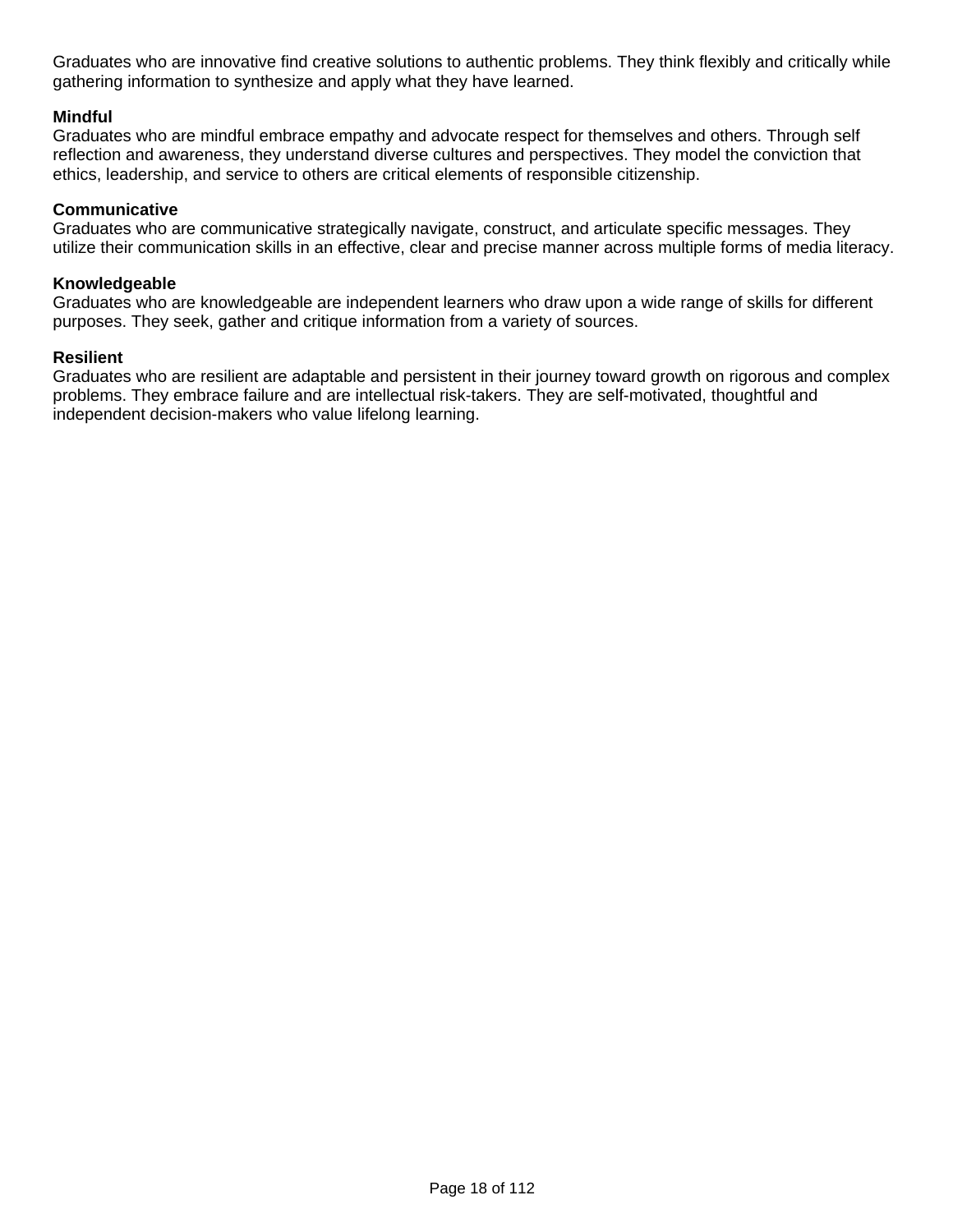Graduates who are innovative find creative solutions to authentic problems. They think flexibly and critically while gathering information to synthesize and apply what they have learned.

**Mindful**
Graduates who are mindful embrace empathy and advocate respect for themselves and others. Through self reflection and awareness, they understand diverse cultures and perspectives. They model the conviction that ethics, leadership, and service to others are critical elements of responsible citizenship.

**Communicative**
Graduates who are communicative strategically navigate, construct, and articulate specific messages. They utilize their communication skills in an effective, clear and precise manner across multiple forms of media literacy.

**Knowledgeable**
Graduates who are knowledgeable are independent learners who draw upon a wide range of skills for different purposes. They seek, gather and critique information from a variety of sources.

**Resilient**
Graduates who are resilient are adaptable and persistent in their journey toward growth on rigorous and complex problems. They embrace failure and are intellectual risk-takers. They are self-motivated, thoughtful and independent decision-makers who value lifelong learning.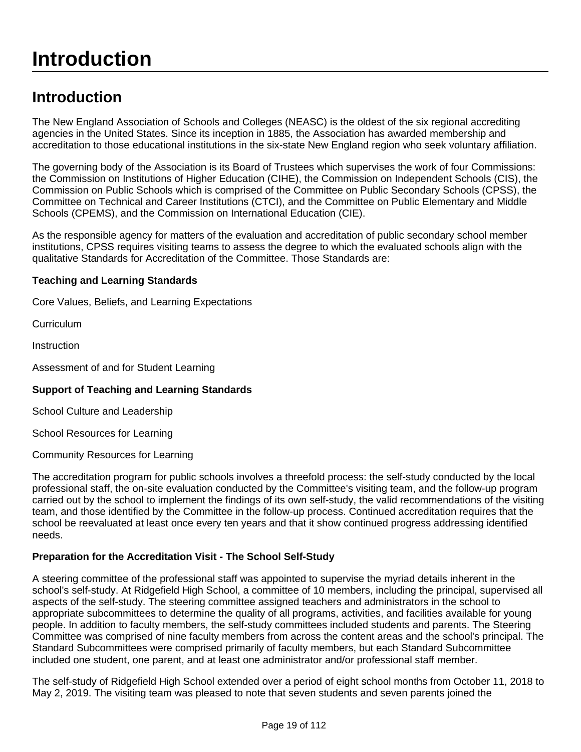# Introduction

## Introduction

The New England Association of Schools and Colleges (NEASC) is the oldest of the six regional accrediting agencies in the United States. Since its inception in 1885, the Association has awarded membership and accreditation to those educational institutions in the six-state New England region who seek voluntary affiliation.

The governing body of the Association is its Board of Trustees which supervises the work of four Commissions: the Commission on Institutions of Higher Education (CIHE), the Commission on Independent Schools (CIS), the Commission on Public Schools which is comprised of the Committee on Public Secondary Schools (CPSS), the Committee on Technical and Career Institutions (CTCI), and the Committee on Public Elementary and Middle Schools (CPEMS), and the Commission on International Education (CIE).

As the responsible agency for matters of the evaluation and accreditation of public secondary school member institutions, CPSS requires visiting teams to assess the degree to which the evaluated schools align with the qualitative Standards for Accreditation of the Committee. Those Standards are:

**Teaching and Learning Standards**

Core Values, Beliefs, and Learning Expectations

Curriculum

Instruction

Assessment of and for Student Learning

**Support of Teaching and Learning Standards**

School Culture and Leadership

School Resources for Learning

Community Resources for Learning

The accreditation program for public schools involves a threefold process: the self-study conducted by the local professional staff, the on-site evaluation conducted by the Committee's visiting team, and the follow-up program carried out by the school to implement the findings of its own self-study, the valid recommendations of the visiting team, and those identified by the Committee in the follow-up process. Continued accreditation requires that the school be reevaluated at least once every ten years and that it show continued progress addressing identified needs.

**Preparation for the Accreditation Visit - The School Self-Study**

A steering committee of the professional staff was appointed to supervise the myriad details inherent in the school's self-study. At Ridgefield High School, a committee of 10 members, including the principal, supervised all aspects of the self-study. The steering committee assigned teachers and administrators in the school to appropriate subcommittees to determine the quality of all programs, activities, and facilities available for young people. In addition to faculty members, the self-study committees included students and parents. The Steering Committee was comprised of nine faculty members from across the content areas and the school's principal. The Standard Subcommittees were comprised primarily of faculty members, but each Standard Subcommittee included one student, one parent, and at least one administrator and/or professional staff member.

The self-study of Ridgefield High School extended over a period of eight school months from October 11, 2018 to May 2, 2019. The visiting team was pleased to note that seven students and seven parents joined the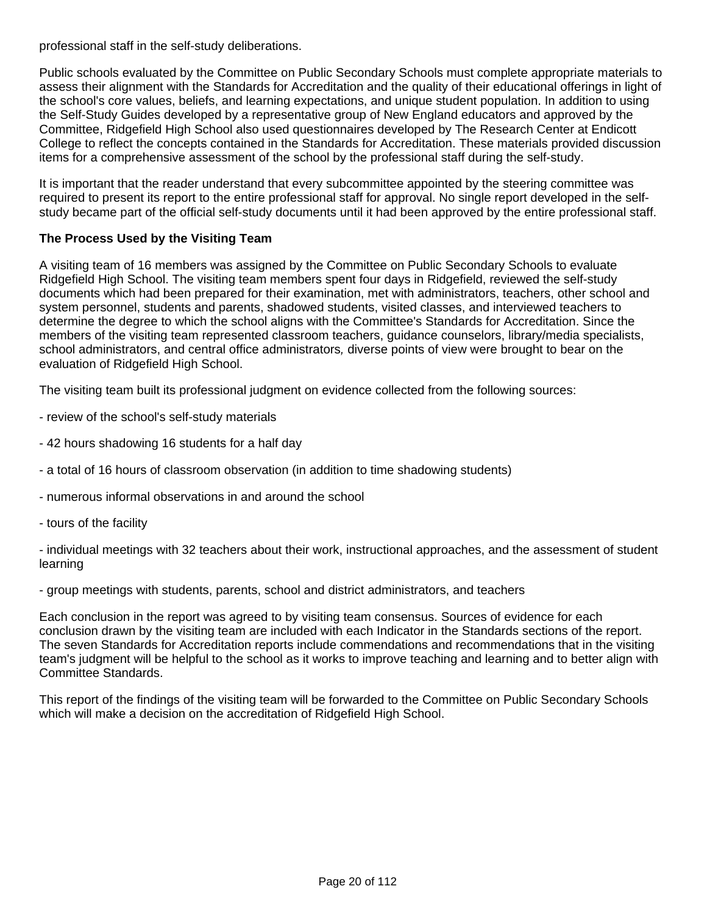professional staff in the self-study deliberations.

Public schools evaluated by the Committee on Public Secondary Schools must complete appropriate materials to assess their alignment with the Standards for Accreditation and the quality of their educational offerings in light of the school's core values, beliefs, and learning expectations, and unique student population. In addition to using the Self-Study Guides developed by a representative group of New England educators and approved by the Committee, Ridgefield High School also used questionnaires developed by The Research Center at Endicott College to reflect the concepts contained in the Standards for Accreditation. These materials provided discussion items for a comprehensive assessment of the school by the professional staff during the self-study.

It is important that the reader understand that every subcommittee appointed by the steering committee was required to present its report to the entire professional staff for approval. No single report developed in the self-study became part of the official self-study documents until it had been approved by the entire professional staff.

**The Process Used by the Visiting Team**

A visiting team of 16 members was assigned by the Committee on Public Secondary Schools to evaluate Ridgefield High School. The visiting team members spent four days in Ridgefield, reviewed the self-study documents which had been prepared for their examination, met with administrators, teachers, other school and system personnel, students and parents, shadowed students, visited classes, and interviewed teachers to determine the degree to which the school aligns with the Committee's Standards for Accreditation. Since the members of the visiting team represented classroom teachers, guidance counselors, library/media specialists, school administrators, and central office administrators*,* diverse points of view were brought to bear on the evaluation of Ridgefield High School.

The visiting team built its professional judgment on evidence collected from the following sources:

- review of the school's self-study materials

- 42 hours shadowing 16 students for a half day

- a total of 16 hours of classroom observation (in addition to time shadowing students)

- numerous informal observations in and around the school

- tours of the facility

- individual meetings with 32 teachers about their work, instructional approaches, and the assessment of student learning

- group meetings with students, parents, school and district administrators, and teachers

Each conclusion in the report was agreed to by visiting team consensus. Sources of evidence for each conclusion drawn by the visiting team are included with each Indicator in the Standards sections of the report. The seven Standards for Accreditation reports include commendations and recommendations that in the visiting team's judgment will be helpful to the school as it works to improve teaching and learning and to better align with Committee Standards.

This report of the findings of the visiting team will be forwarded to the Committee on Public Secondary Schools which will make a decision on the accreditation of Ridgefield High School.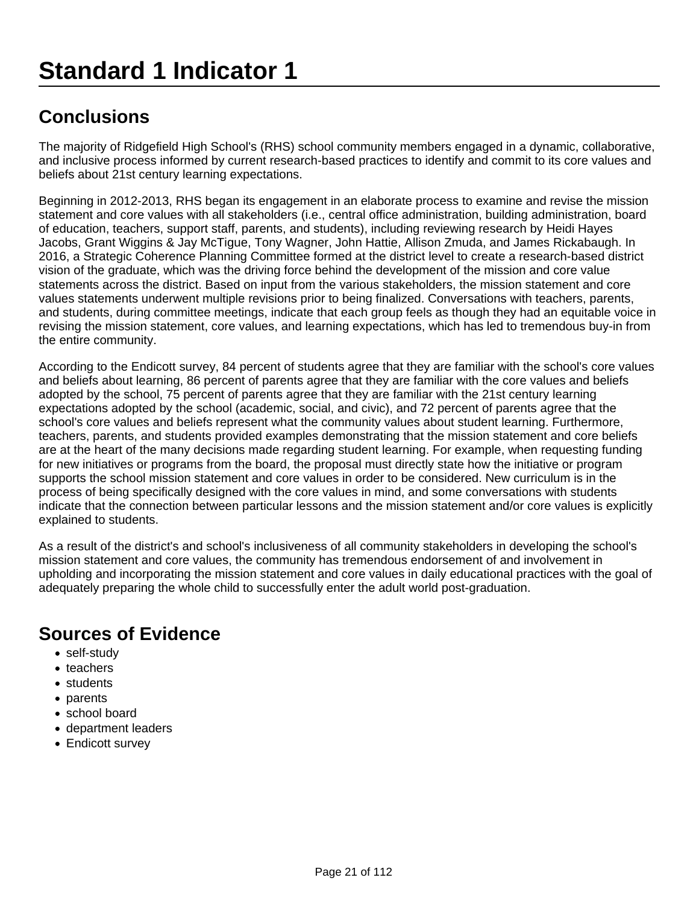# Standard 1 Indicator 1

## Conclusions

The majority of Ridgefield High School's (RHS) school community members engaged in a dynamic, collaborative, and inclusive process informed by current research-based practices to identify and commit to its core values and beliefs about 21st century learning expectations.

Beginning in 2012-2013, RHS began its engagement in an elaborate process to examine and revise the mission statement and core values with all stakeholders (i.e., central office administration, building administration, board of education, teachers, support staff, parents, and students), including reviewing research by Heidi Hayes Jacobs, Grant Wiggins & Jay McTigue, Tony Wagner, John Hattie, Allison Zmuda, and James Rickabaugh. In 2016, a Strategic Coherence Planning Committee formed at the district level to create a research-based district vision of the graduate, which was the driving force behind the development of the mission and core value statements across the district. Based on input from the various stakeholders, the mission statement and core values statements underwent multiple revisions prior to being finalized. Conversations with teachers, parents, and students, during committee meetings, indicate that each group feels as though they had an equitable voice in revising the mission statement, core values, and learning expectations, which has led to tremendous buy-in from the entire community.

According to the Endicott survey, 84 percent of students agree that they are familiar with the school's core values and beliefs about learning, 86 percent of parents agree that they are familiar with the core values and beliefs adopted by the school, 75 percent of parents agree that they are familiar with the 21st century learning expectations adopted by the school (academic, social, and civic), and 72 percent of parents agree that the school's core values and beliefs represent what the community values about student learning. Furthermore, teachers, parents, and students provided examples demonstrating that the mission statement and core beliefs are at the heart of the many decisions made regarding student learning. For example, when requesting funding for new initiatives or programs from the board, the proposal must directly state how the initiative or program supports the school mission statement and core values in order to be considered. New curriculum is in the process of being specifically designed with the core values in mind, and some conversations with students indicate that the connection between particular lessons and the mission statement and/or core values is explicitly explained to students.

As a result of the district's and school's inclusiveness of all community stakeholders in developing the school's mission statement and core values, the community has tremendous endorsement of and involvement in upholding and incorporating the mission statement and core values in daily educational practices with the goal of adequately preparing the whole child to successfully enter the adult world post-graduation.

## Sources of Evidence

- self-study
- teachers
- students
- parents
- school board
- department leaders
- Endicott survey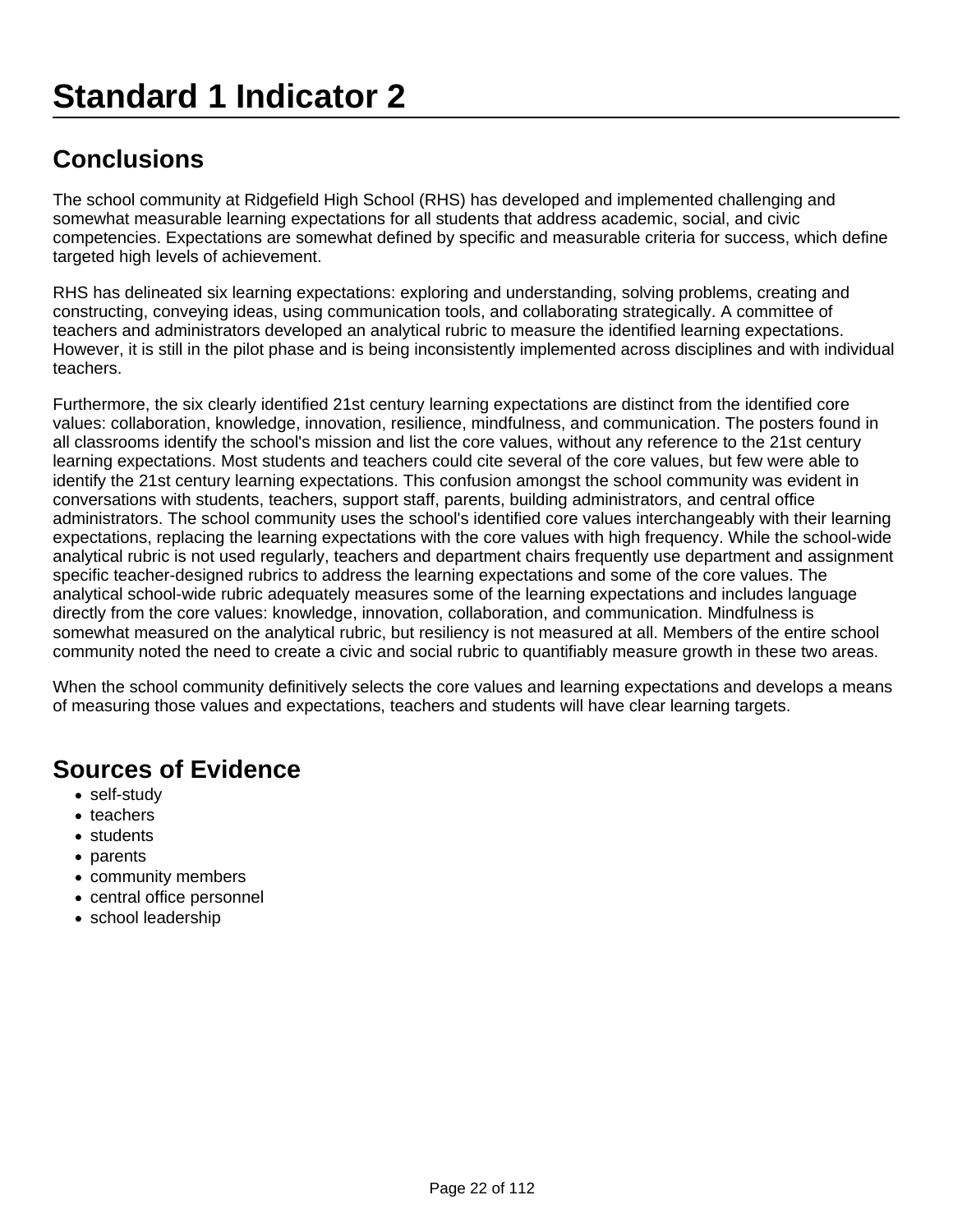# Standard 1 Indicator 2

## Conclusions

The school community at Ridgefield High School (RHS) has developed and implemented challenging and somewhat measurable learning expectations for all students that address academic, social, and civic competencies. Expectations are somewhat defined by specific and measurable criteria for success, which define targeted high levels of achievement.

RHS has delineated six learning expectations: exploring and understanding, solving problems, creating and constructing, conveying ideas, using communication tools, and collaborating strategically. A committee of teachers and administrators developed an analytical rubric to measure the identified learning expectations. However, it is still in the pilot phase and is being inconsistently implemented across disciplines and with individual teachers.

Furthermore, the six clearly identified 21st century learning expectations are distinct from the identified core values: collaboration, knowledge, innovation, resilience, mindfulness, and communication. The posters found in all classrooms identify the school's mission and list the core values, without any reference to the 21st century learning expectations. Most students and teachers could cite several of the core values, but few were able to identify the 21st century learning expectations. This confusion amongst the school community was evident in conversations with students, teachers, support staff, parents, building administrators, and central office administrators. The school community uses the school's identified core values interchangeably with their learning expectations, replacing the learning expectations with the core values with high frequency. While the school-wide analytical rubric is not used regularly, teachers and department chairs frequently use department and assignment specific teacher-designed rubrics to address the learning expectations and some of the core values. The analytical school-wide rubric adequately measures some of the learning expectations and includes language directly from the core values: knowledge, innovation, collaboration, and communication. Mindfulness is somewhat measured on the analytical rubric, but resiliency is not measured at all. Members of the entire school community noted the need to create a civic and social rubric to quantifiably measure growth in these two areas.

When the school community definitively selects the core values and learning expectations and develops a means of measuring those values and expectations, teachers and students will have clear learning targets.

## Sources of Evidence

- self-study
- teachers
- students
- parents
- community members
- central office personnel
- school leadership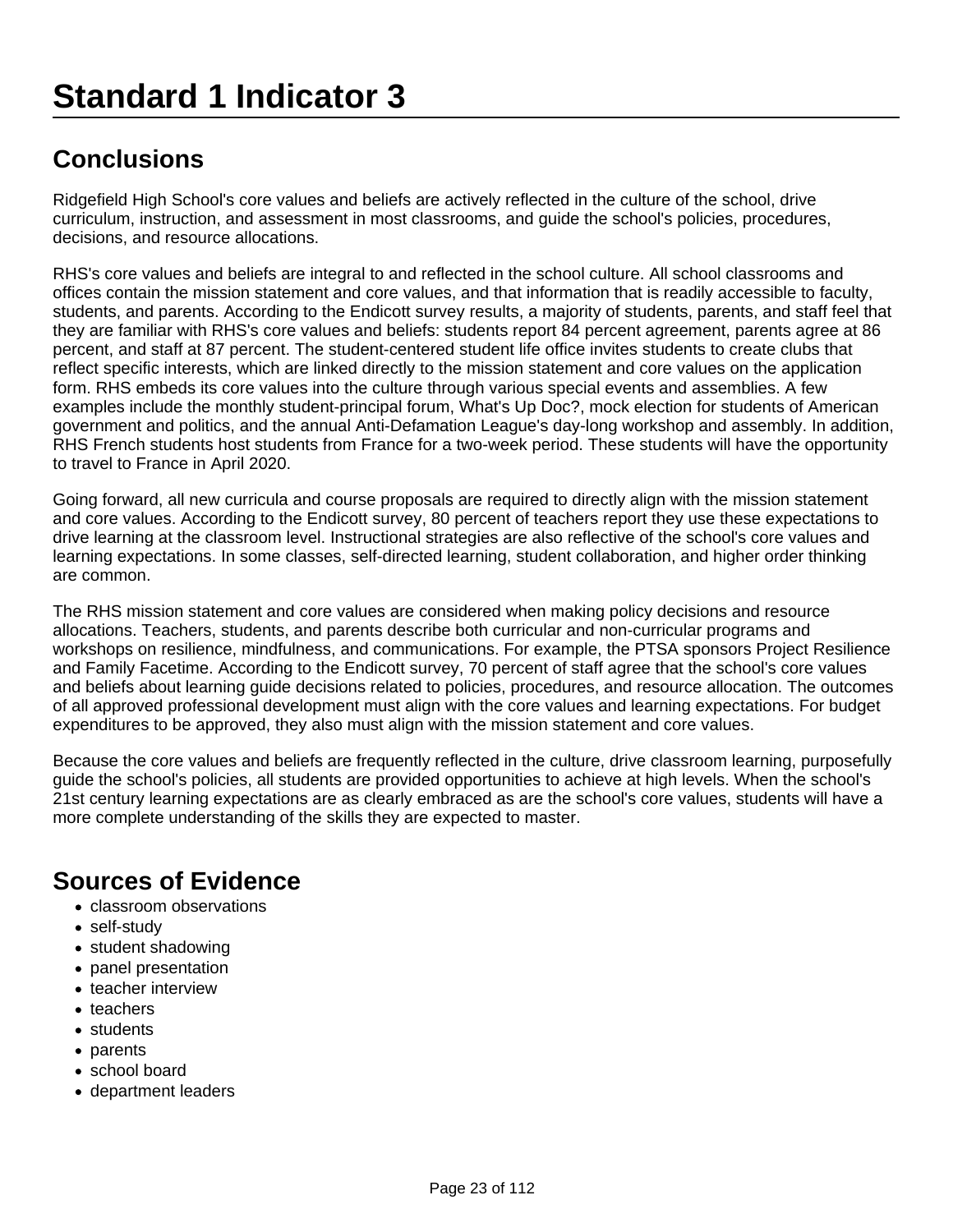# Standard 1 Indicator 3

## Conclusions

Ridgefield High School's core values and beliefs are actively reflected in the culture of the school, drive curriculum, instruction, and assessment in most classrooms, and guide the school's policies, procedures, decisions, and resource allocations.

RHS's core values and beliefs are integral to and reflected in the school culture. All school classrooms and offices contain the mission statement and core values, and that information that is readily accessible to faculty, students, and parents. According to the Endicott survey results, a majority of students, parents, and staff feel that they are familiar with RHS's core values and beliefs: students report 84 percent agreement, parents agree at 86 percent, and staff at 87 percent. The student-centered student life office invites students to create clubs that reflect specific interests, which are linked directly to the mission statement and core values on the application form. RHS embeds its core values into the culture through various special events and assemblies. A few examples include the monthly student-principal forum, What's Up Doc?, mock election for students of American government and politics, and the annual Anti-Defamation League's day-long workshop and assembly. In addition, RHS French students host students from France for a two-week period. These students will have the opportunity to travel to France in April 2020.

Going forward, all new curricula and course proposals are required to directly align with the mission statement and core values. According to the Endicott survey, 80 percent of teachers report they use these expectations to drive learning at the classroom level. Instructional strategies are also reflective of the school's core values and learning expectations. In some classes, self-directed learning, student collaboration, and higher order thinking are common.

The RHS mission statement and core values are considered when making policy decisions and resource allocations. Teachers, students, and parents describe both curricular and non-curricular programs and workshops on resilience, mindfulness, and communications. For example, the PTSA sponsors Project Resilience and Family Facetime. According to the Endicott survey, 70 percent of staff agree that the school's core values and beliefs about learning guide decisions related to policies, procedures, and resource allocation. The outcomes of all approved professional development must align with the core values and learning expectations. For budget expenditures to be approved, they also must align with the mission statement and core values.

Because the core values and beliefs are frequently reflected in the culture, drive classroom learning, purposefully guide the school's policies, all students are provided opportunities to achieve at high levels. When the school's 21st century learning expectations are as clearly embraced as are the school's core values, students will have a more complete understanding of the skills they are expected to master.

## Sources of Evidence

- classroom observations
- self-study
- student shadowing
- panel presentation
- teacher interview
- teachers
- students
- parents
- school board
- department leaders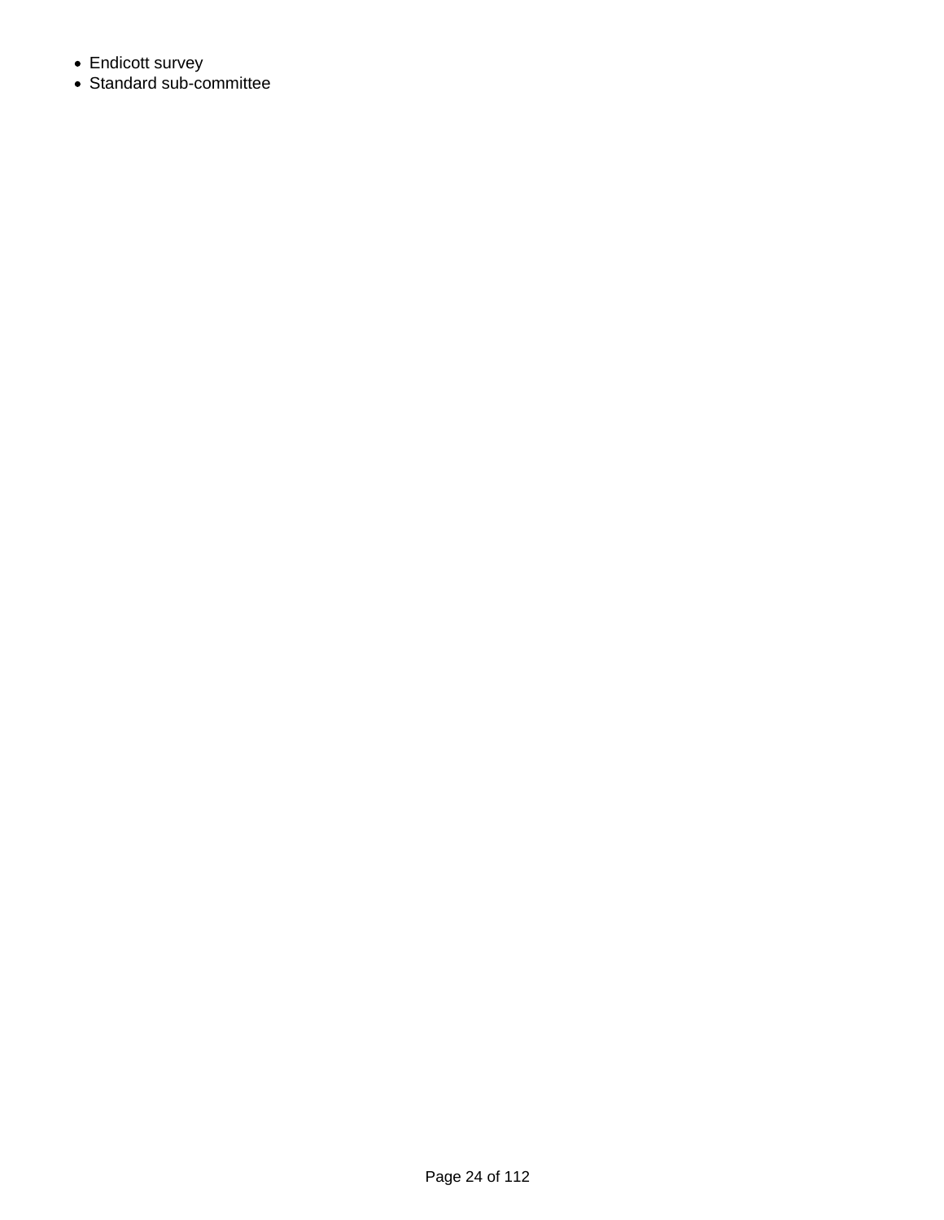- Endicott survey
- Standard sub-committee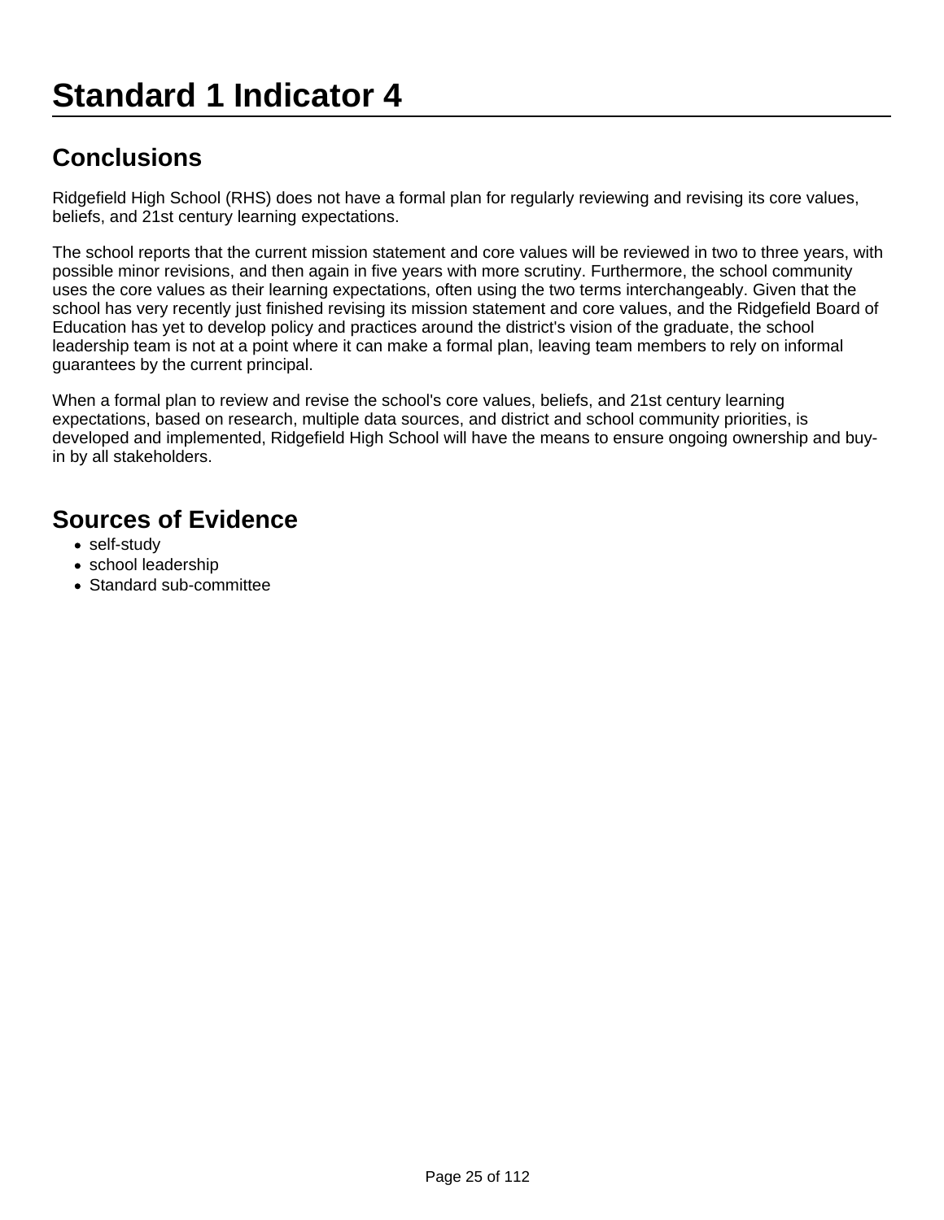# Standard 1 Indicator 4

## Conclusions

Ridgefield High School (RHS) does not have a formal plan for regularly reviewing and revising its core values, beliefs, and 21st century learning expectations.

The school reports that the current mission statement and core values will be reviewed in two to three years, with possible minor revisions, and then again in five years with more scrutiny. Furthermore, the school community uses the core values as their learning expectations, often using the two terms interchangeably. Given that the school has very recently just finished revising its mission statement and core values, and the Ridgefield Board of Education has yet to develop policy and practices around the district's vision of the graduate, the school leadership team is not at a point where it can make a formal plan, leaving team members to rely on informal guarantees by the current principal.

When a formal plan to review and revise the school's core values, beliefs, and 21st century learning expectations, based on research, multiple data sources, and district and school community priorities, is developed and implemented, Ridgefield High School will have the means to ensure ongoing ownership and buy-in by all stakeholders.

## Sources of Evidence

- self-study
- school leadership
- Standard sub-committee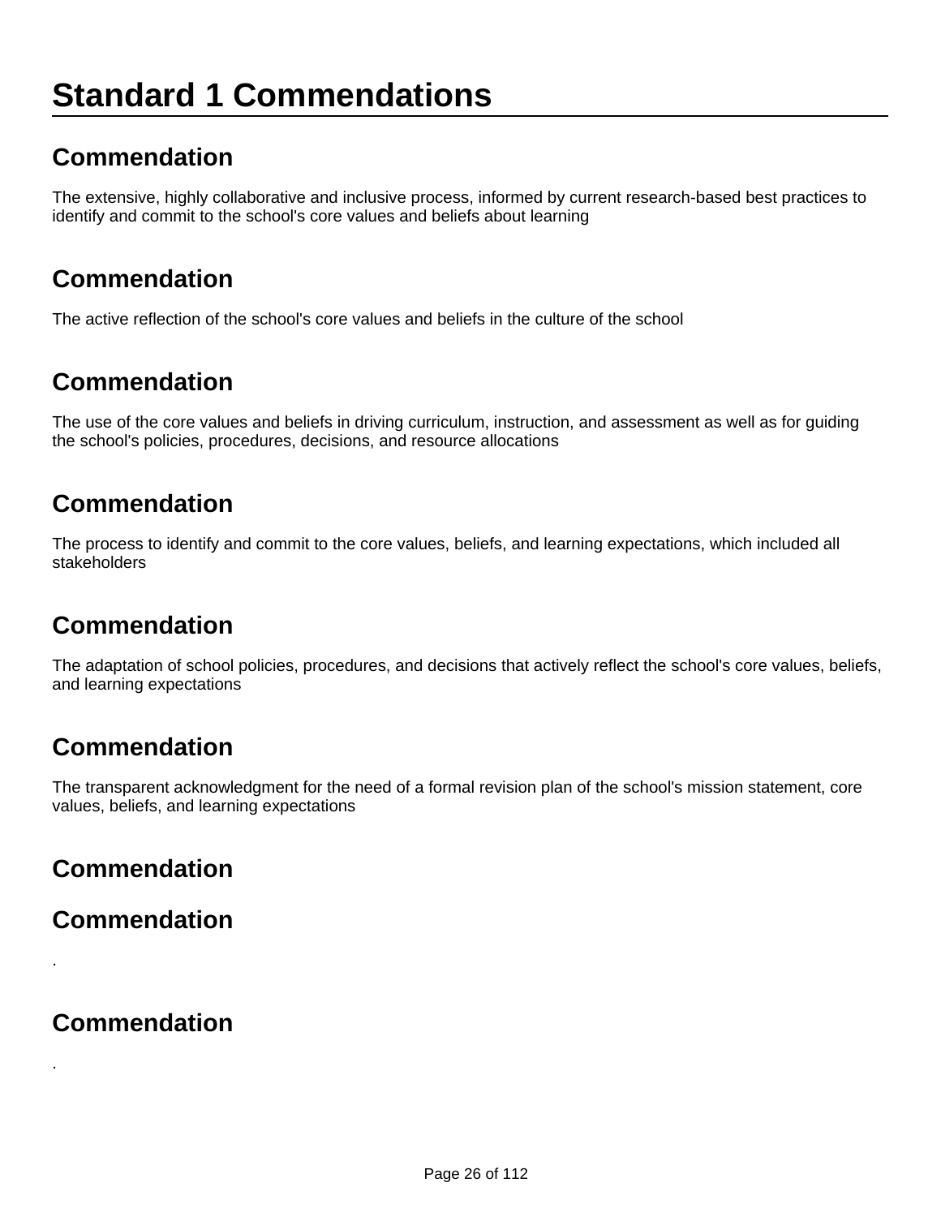# Standard 1 Commendations

## Commendation

The extensive, highly collaborative and inclusive process, informed by current research-based best practices to identify and commit to the school's core values and beliefs about learning

## Commendation

The active reflection of the school's core values and beliefs in the culture of the school

## Commendation

The use of the core values and beliefs in driving curriculum, instruction, and assessment as well as for guiding the school's policies, procedures, decisions, and resource allocations

## Commendation

The process to identify and commit to the core values, beliefs, and learning expectations, which included all stakeholders

## Commendation

The adaptation of school policies, procedures, and decisions that actively reflect the school's core values, beliefs, and learning expectations

## Commendation

The transparent acknowledgment for the need of a formal revision plan of the school's mission statement, core values, beliefs, and learning expectations

## Commendation

## Commendation

.

## Commendation

.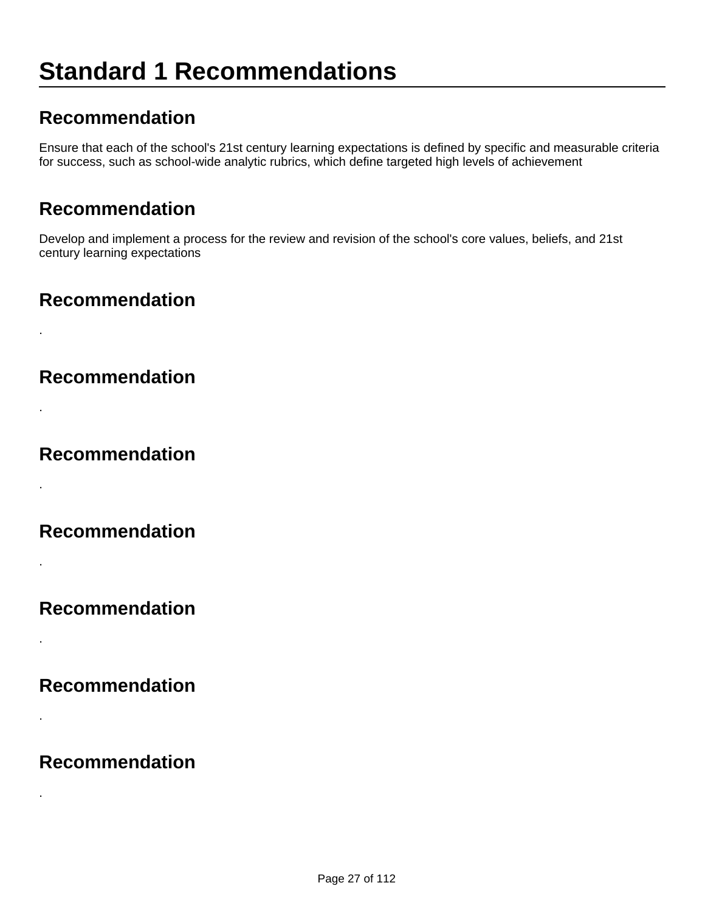# Standard 1 Recommendations

## Recommendation

Ensure that each of the school's 21st century learning expectations is defined by specific and measurable criteria for success, such as school-wide analytic rubrics, which define targeted high levels of achievement

## Recommendation

Develop and implement a process for the review and revision of the school's core values, beliefs, and 21st century learning expectations

## Recommendation

.

## Recommendation

.

## Recommendation

.

## Recommendation

.

## Recommendation

.

## Recommendation

.

## Recommendation

.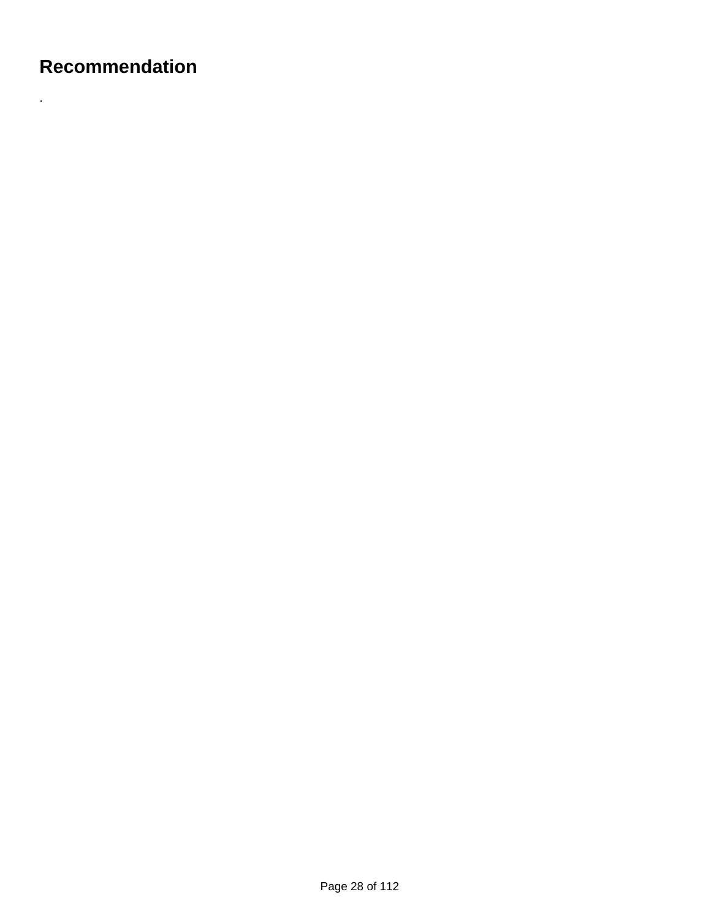## Recommendation

.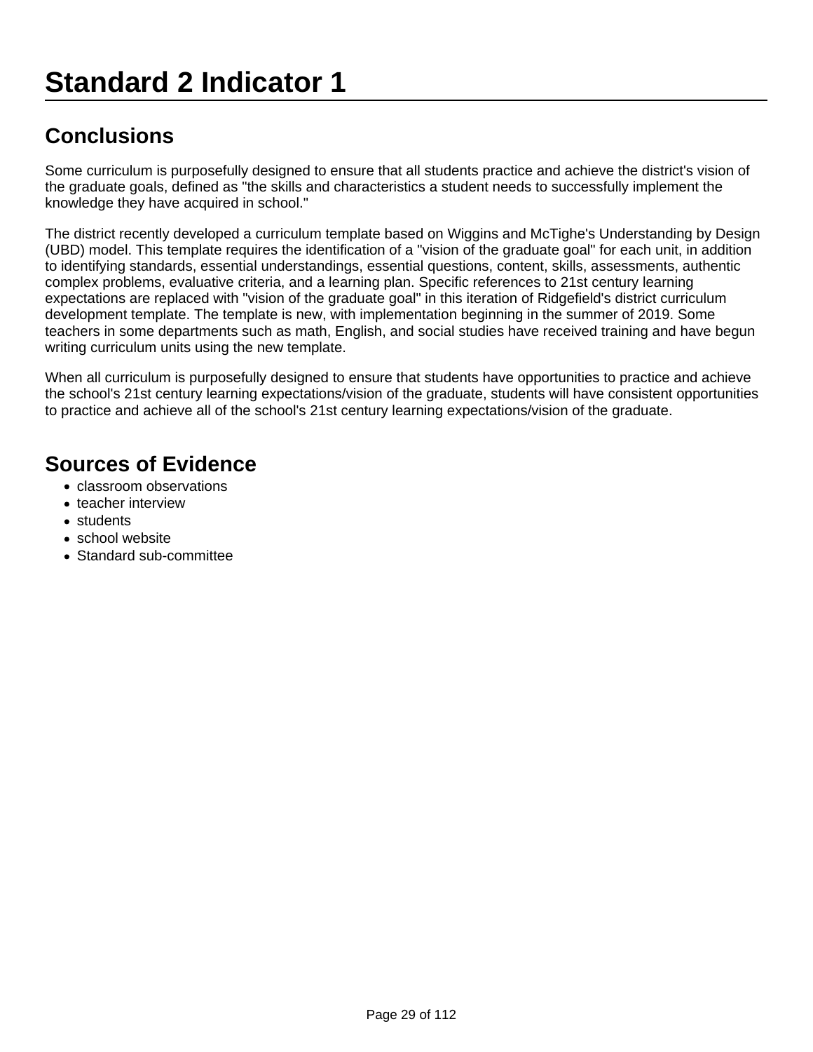# Standard 2 Indicator 1

## Conclusions

Some curriculum is purposefully designed to ensure that all students practice and achieve the district's vision of the graduate goals, defined as "the skills and characteristics a student needs to successfully implement the knowledge they have acquired in school."

The district recently developed a curriculum template based on Wiggins and McTighe's Understanding by Design (UBD) model. This template requires the identification of a "vision of the graduate goal" for each unit, in addition to identifying standards, essential understandings, essential questions, content, skills, assessments, authentic complex problems, evaluative criteria, and a learning plan. Specific references to 21st century learning expectations are replaced with "vision of the graduate goal" in this iteration of Ridgefield's district curriculum development template. The template is new, with implementation beginning in the summer of 2019. Some teachers in some departments such as math, English, and social studies have received training and have begun writing curriculum units using the new template.

When all curriculum is purposefully designed to ensure that students have opportunities to practice and achieve the school's 21st century learning expectations/vision of the graduate, students will have consistent opportunities to practice and achieve all of the school's 21st century learning expectations/vision of the graduate.

## Sources of Evidence

- classroom observations
- teacher interview
- students
- school website
- Standard sub-committee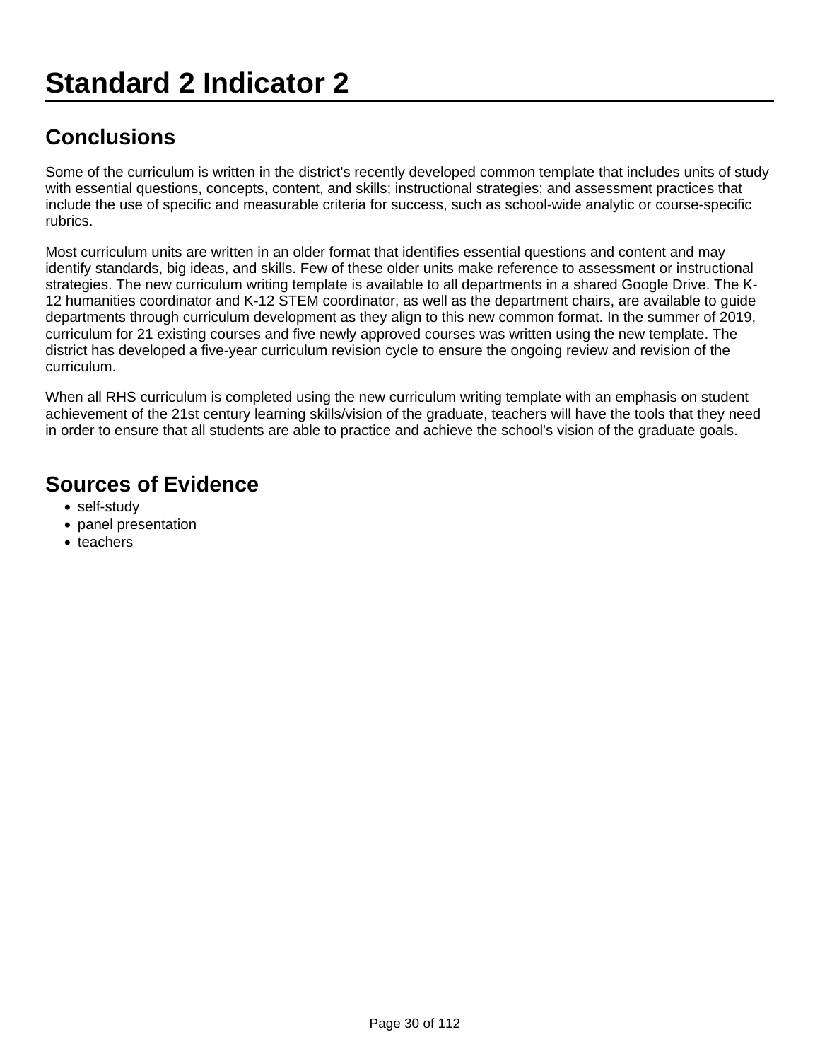# Standard 2 Indicator 2

## Conclusions

Some of the curriculum is written in the district's recently developed common template that includes units of study with essential questions, concepts, content, and skills; instructional strategies; and assessment practices that include the use of specific and measurable criteria for success, such as school-wide analytic or course-specific rubrics.

Most curriculum units are written in an older format that identifies essential questions and content and may identify standards, big ideas, and skills. Few of these older units make reference to assessment or instructional strategies. The new curriculum writing template is available to all departments in a shared Google Drive. The K-12 humanities coordinator and K-12 STEM coordinator, as well as the department chairs, are available to guide departments through curriculum development as they align to this new common format. In the summer of 2019, curriculum for 21 existing courses and five newly approved courses was written using the new template. The district has developed a five-year curriculum revision cycle to ensure the ongoing review and revision of the curriculum.

When all RHS curriculum is completed using the new curriculum writing template with an emphasis on student achievement of the 21st century learning skills/vision of the graduate, teachers will have the tools that they need in order to ensure that all students are able to practice and achieve the school's vision of the graduate goals.

## Sources of Evidence

- self-study
- panel presentation
- teachers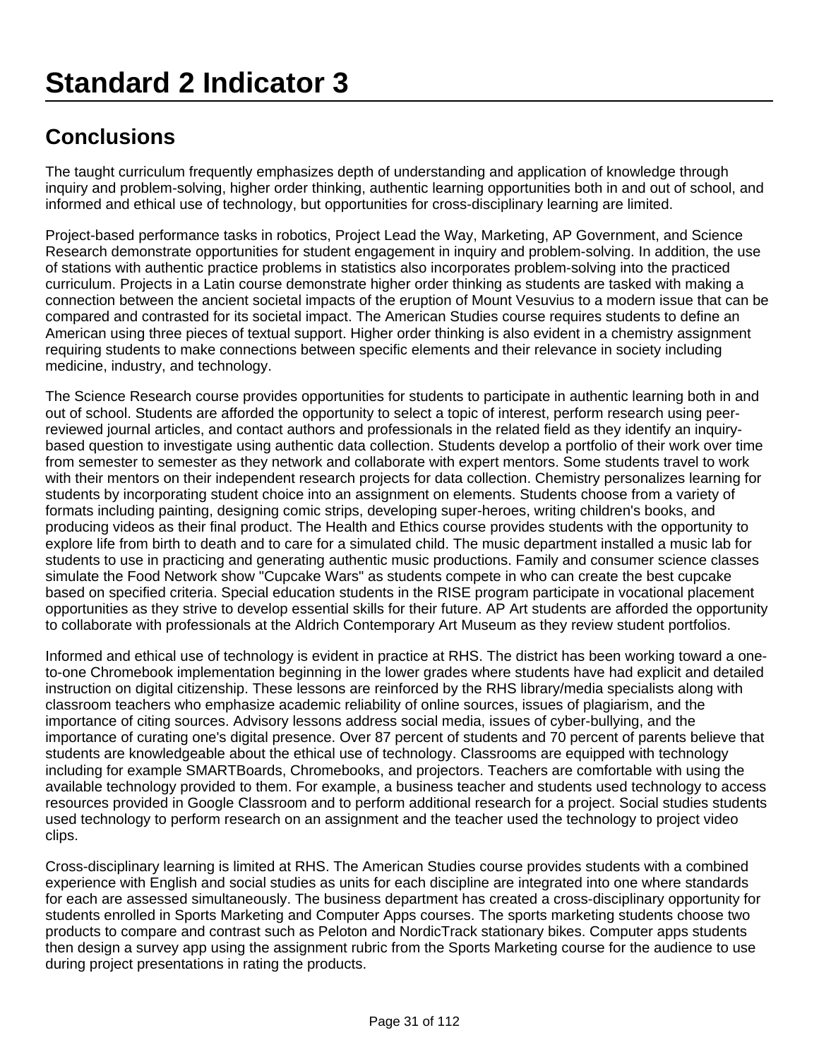# Standard 2 Indicator 3

## Conclusions

The taught curriculum frequently emphasizes depth of understanding and application of knowledge through inquiry and problem-solving, higher order thinking, authentic learning opportunities both in and out of school, and informed and ethical use of technology, but opportunities for cross-disciplinary learning are limited.

Project-based performance tasks in robotics, Project Lead the Way, Marketing, AP Government, and Science Research demonstrate opportunities for student engagement in inquiry and problem-solving. In addition, the use of stations with authentic practice problems in statistics also incorporates problem-solving into the practiced curriculum. Projects in a Latin course demonstrate higher order thinking as students are tasked with making a connection between the ancient societal impacts of the eruption of Mount Vesuvius to a modern issue that can be compared and contrasted for its societal impact. The American Studies course requires students to define an American using three pieces of textual support. Higher order thinking is also evident in a chemistry assignment requiring students to make connections between specific elements and their relevance in society including medicine, industry, and technology.

The Science Research course provides opportunities for students to participate in authentic learning both in and out of school. Students are afforded the opportunity to select a topic of interest, perform research using peer-reviewed journal articles, and contact authors and professionals in the related field as they identify an inquiry-based question to investigate using authentic data collection. Students develop a portfolio of their work over time from semester to semester as they network and collaborate with expert mentors. Some students travel to work with their mentors on their independent research projects for data collection. Chemistry personalizes learning for students by incorporating student choice into an assignment on elements. Students choose from a variety of formats including painting, designing comic strips, developing super-heroes, writing children's books, and producing videos as their final product. The Health and Ethics course provides students with the opportunity to explore life from birth to death and to care for a simulated child. The music department installed a music lab for students to use in practicing and generating authentic music productions. Family and consumer science classes simulate the Food Network show "Cupcake Wars" as students compete in who can create the best cupcake based on specified criteria. Special education students in the RISE program participate in vocational placement opportunities as they strive to develop essential skills for their future. AP Art students are afforded the opportunity to collaborate with professionals at the Aldrich Contemporary Art Museum as they review student portfolios.

Informed and ethical use of technology is evident in practice at RHS. The district has been working toward a one-to-one Chromebook implementation beginning in the lower grades where students have had explicit and detailed instruction on digital citizenship. These lessons are reinforced by the RHS library/media specialists along with classroom teachers who emphasize academic reliability of online sources, issues of plagiarism, and the importance of citing sources. Advisory lessons address social media, issues of cyber-bullying, and the importance of curating one's digital presence. Over 87 percent of students and 70 percent of parents believe that students are knowledgeable about the ethical use of technology. Classrooms are equipped with technology including for example SMARTBoards, Chromebooks, and projectors. Teachers are comfortable with using the available technology provided to them. For example, a business teacher and students used technology to access resources provided in Google Classroom and to perform additional research for a project. Social studies students used technology to perform research on an assignment and the teacher used the technology to project video clips.

Cross-disciplinary learning is limited at RHS. The American Studies course provides students with a combined experience with English and social studies as units for each discipline are integrated into one where standards for each are assessed simultaneously. The business department has created a cross-disciplinary opportunity for students enrolled in Sports Marketing and Computer Apps courses. The sports marketing students choose two products to compare and contrast such as Peloton and NordicTrack stationary bikes. Computer apps students then design a survey app using the assignment rubric from the Sports Marketing course for the audience to use during project presentations in rating the products.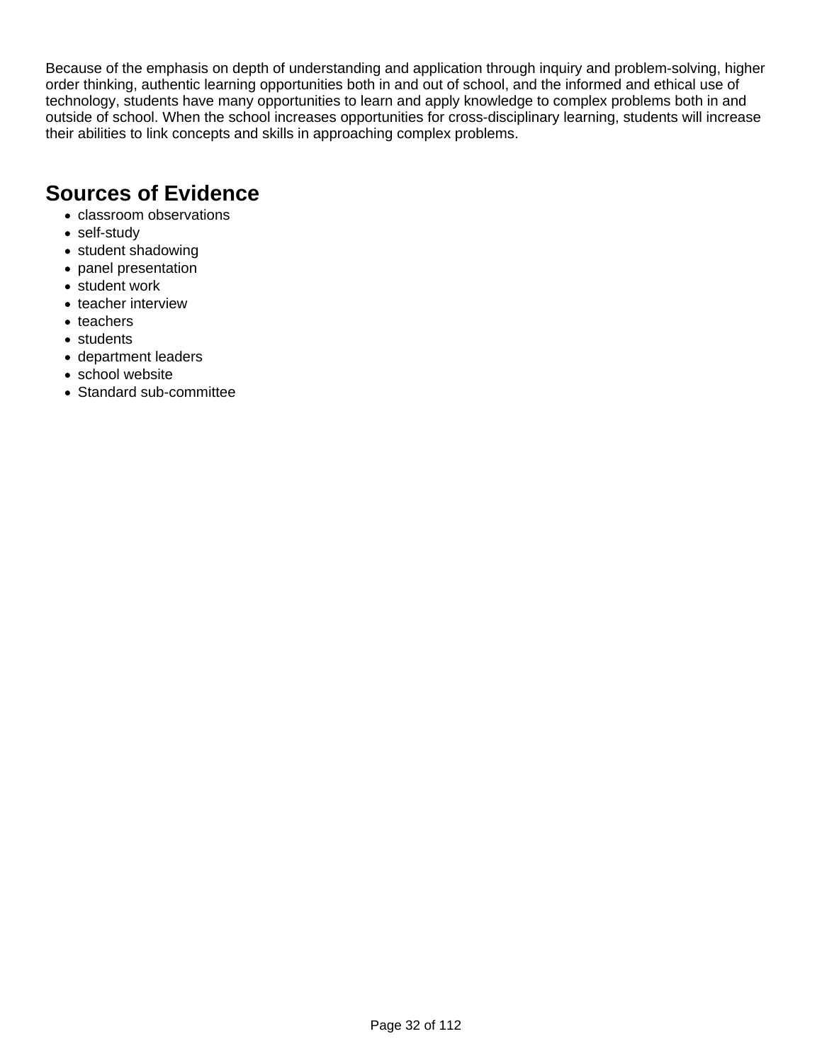Because of the emphasis on depth of understanding and application through inquiry and problem-solving, higher order thinking, authentic learning opportunities both in and out of school, and the informed and ethical use of technology, students have many opportunities to learn and apply knowledge to complex problems both in and outside of school. When the school increases opportunities for cross-disciplinary learning, students will increase their abilities to link concepts and skills in approaching complex problems.

## Sources of Evidence

- classroom observations
- self-study
- student shadowing
- panel presentation
- student work
- teacher interview
- teachers
- students
- department leaders
- school website
- Standard sub-committee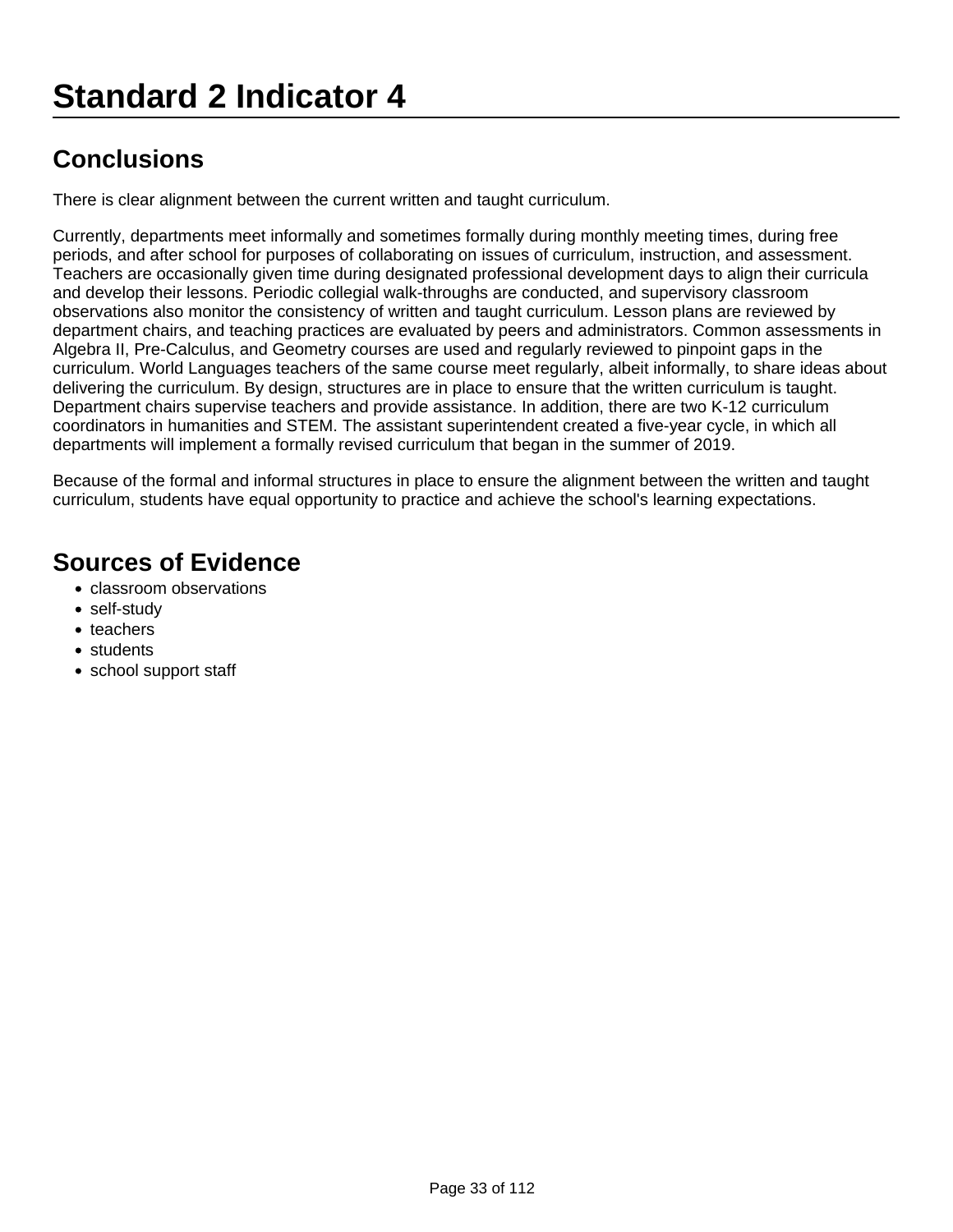# Standard 2 Indicator 4

## Conclusions

There is clear alignment between the current written and taught curriculum.

Currently, departments meet informally and sometimes formally during monthly meeting times, during free periods, and after school for purposes of collaborating on issues of curriculum, instruction, and assessment. Teachers are occasionally given time during designated professional development days to align their curricula and develop their lessons. Periodic collegial walk-throughs are conducted, and supervisory classroom observations also monitor the consistency of written and taught curriculum. Lesson plans are reviewed by department chairs, and teaching practices are evaluated by peers and administrators. Common assessments in Algebra II, Pre-Calculus, and Geometry courses are used and regularly reviewed to pinpoint gaps in the curriculum. World Languages teachers of the same course meet regularly, albeit informally, to share ideas about delivering the curriculum. By design, structures are in place to ensure that the written curriculum is taught. Department chairs supervise teachers and provide assistance. In addition, there are two K-12 curriculum coordinators in humanities and STEM. The assistant superintendent created a five-year cycle, in which all departments will implement a formally revised curriculum that began in the summer of 2019.

Because of the formal and informal structures in place to ensure the alignment between the written and taught curriculum, students have equal opportunity to practice and achieve the school's learning expectations.

## Sources of Evidence

- classroom observations
- self-study
- teachers
- students
- school support staff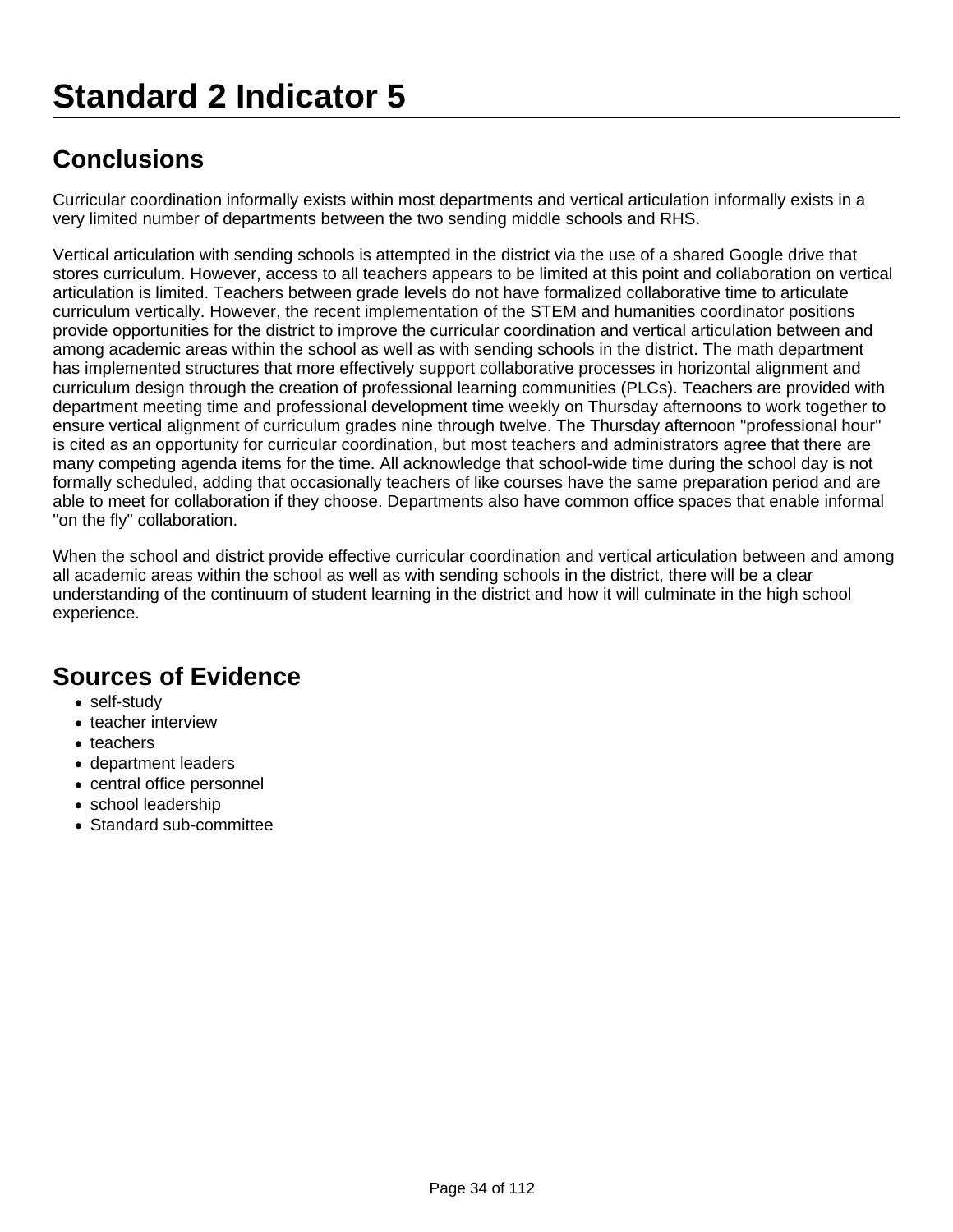# Standard 2 Indicator 5

## Conclusions

Curricular coordination informally exists within most departments and vertical articulation informally exists in a very limited number of departments between the two sending middle schools and RHS.

Vertical articulation with sending schools is attempted in the district via the use of a shared Google drive that stores curriculum. However, access to all teachers appears to be limited at this point and collaboration on vertical articulation is limited. Teachers between grade levels do not have formalized collaborative time to articulate curriculum vertically. However, the recent implementation of the STEM and humanities coordinator positions provide opportunities for the district to improve the curricular coordination and vertical articulation between and among academic areas within the school as well as with sending schools in the district. The math department has implemented structures that more effectively support collaborative processes in horizontal alignment and curriculum design through the creation of professional learning communities (PLCs). Teachers are provided with department meeting time and professional development time weekly on Thursday afternoons to work together to ensure vertical alignment of curriculum grades nine through twelve. The Thursday afternoon "professional hour" is cited as an opportunity for curricular coordination, but most teachers and administrators agree that there are many competing agenda items for the time. All acknowledge that school-wide time during the school day is not formally scheduled, adding that occasionally teachers of like courses have the same preparation period and are able to meet for collaboration if they choose. Departments also have common office spaces that enable informal "on the fly" collaboration.

When the school and district provide effective curricular coordination and vertical articulation between and among all academic areas within the school as well as with sending schools in the district, there will be a clear understanding of the continuum of student learning in the district and how it will culminate in the high school experience.

## Sources of Evidence

- self-study
- teacher interview
- teachers
- department leaders
- central office personnel
- school leadership
- Standard sub-committee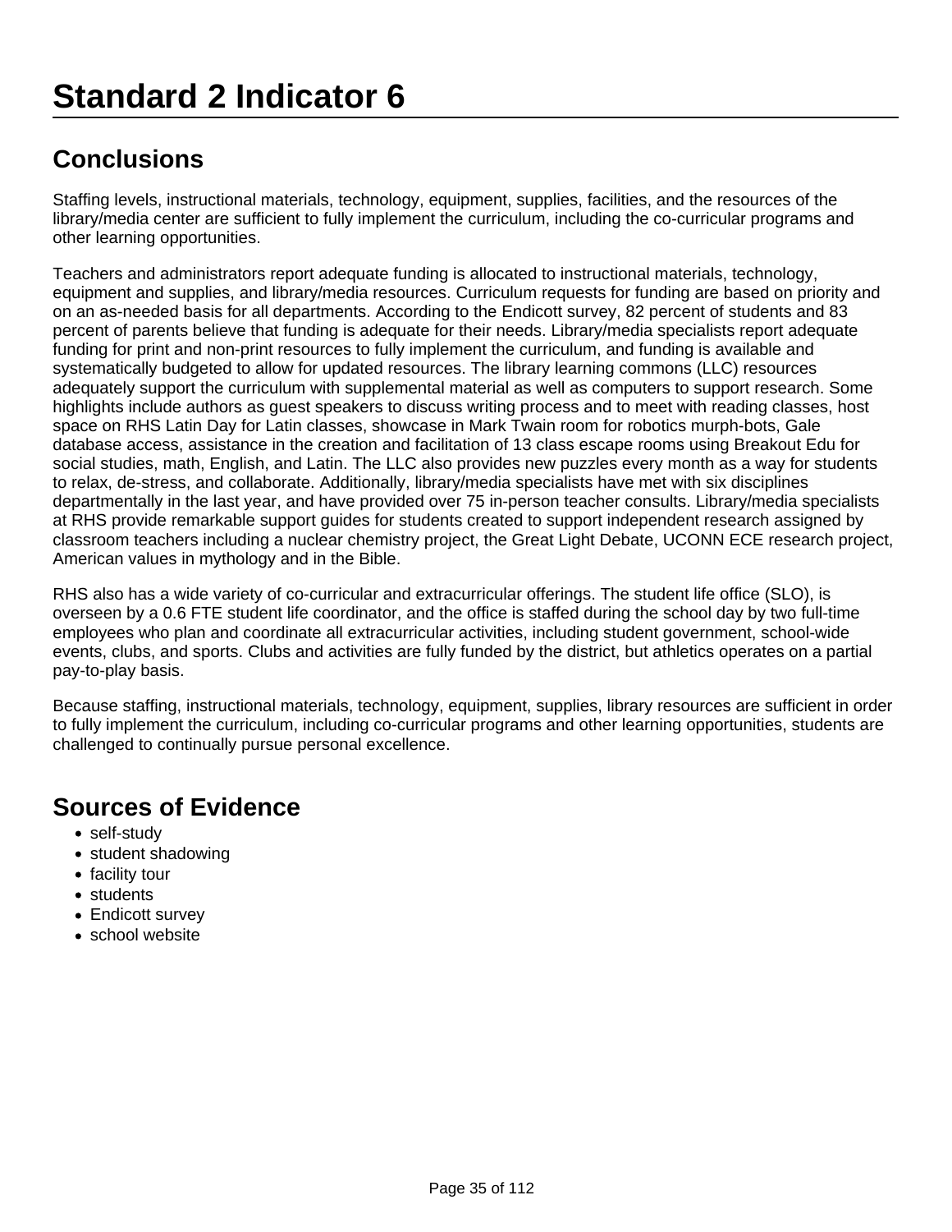# Standard 2 Indicator 6

## Conclusions

Staffing levels, instructional materials, technology, equipment, supplies, facilities, and the resources of the library/media center are sufficient to fully implement the curriculum, including the co-curricular programs and other learning opportunities.

Teachers and administrators report adequate funding is allocated to instructional materials, technology, equipment and supplies, and library/media resources. Curriculum requests for funding are based on priority and on an as-needed basis for all departments. According to the Endicott survey, 82 percent of students and 83 percent of parents believe that funding is adequate for their needs. Library/media specialists report adequate funding for print and non-print resources to fully implement the curriculum, and funding is available and systematically budgeted to allow for updated resources. The library learning commons (LLC) resources adequately support the curriculum with supplemental material as well as computers to support research. Some highlights include authors as guest speakers to discuss writing process and to meet with reading classes, host space on RHS Latin Day for Latin classes, showcase in Mark Twain room for robotics murph-bots, Gale database access, assistance in the creation and facilitation of 13 class escape rooms using Breakout Edu for social studies, math, English, and Latin. The LLC also provides new puzzles every month as a way for students to relax, de-stress, and collaborate. Additionally, library/media specialists have met with six disciplines departmentally in the last year, and have provided over 75 in-person teacher consults. Library/media specialists at RHS provide remarkable support guides for students created to support independent research assigned by classroom teachers including a nuclear chemistry project, the Great Light Debate, UCONN ECE research project, American values in mythology and in the Bible.

RHS also has a wide variety of co-curricular and extracurricular offerings. The student life office (SLO), is overseen by a 0.6 FTE student life coordinator, and the office is staffed during the school day by two full-time employees who plan and coordinate all extracurricular activities, including student government, school-wide events, clubs, and sports. Clubs and activities are fully funded by the district, but athletics operates on a partial pay-to-play basis.

Because staffing, instructional materials, technology, equipment, supplies, library resources are sufficient in order to fully implement the curriculum, including co-curricular programs and other learning opportunities, students are challenged to continually pursue personal excellence.

## Sources of Evidence

- self-study
- student shadowing
- facility tour
- students
- Endicott survey
- school website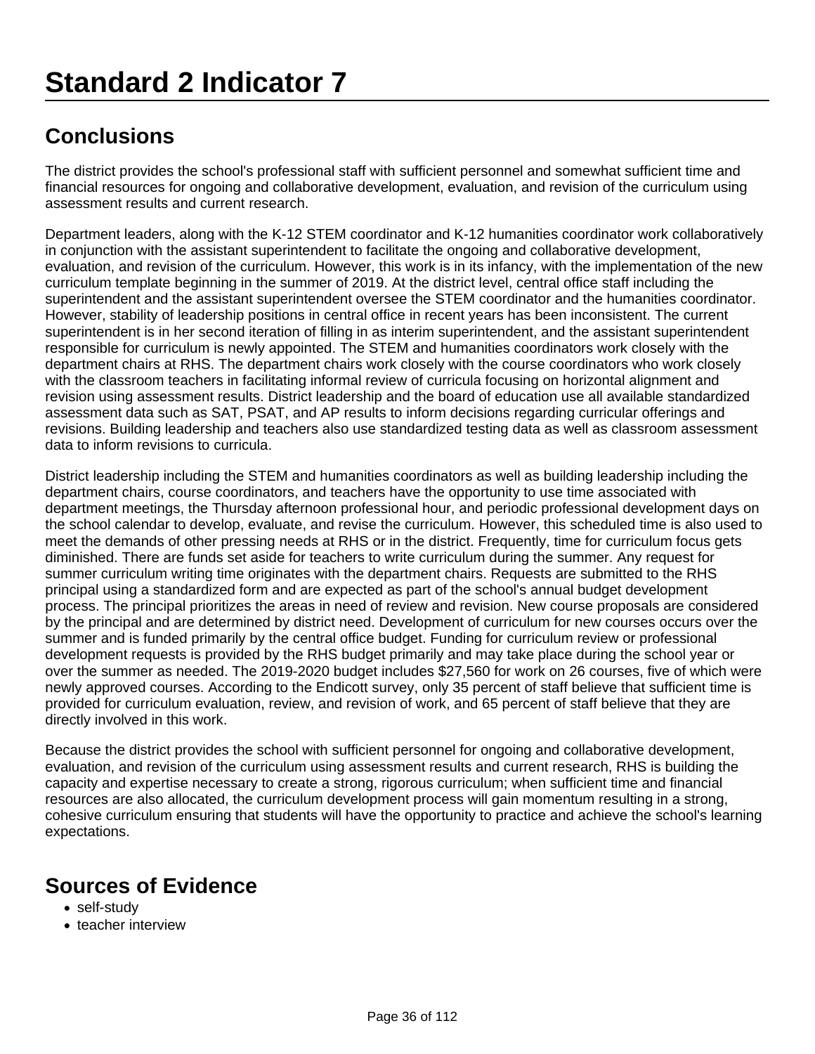# Standard 2 Indicator 7

## Conclusions

The district provides the school's professional staff with sufficient personnel and somewhat sufficient time and financial resources for ongoing and collaborative development, evaluation, and revision of the curriculum using assessment results and current research.

Department leaders, along with the K-12 STEM coordinator and K-12 humanities coordinator work collaboratively in conjunction with the assistant superintendent to facilitate the ongoing and collaborative development, evaluation, and revision of the curriculum. However, this work is in its infancy, with the implementation of the new curriculum template beginning in the summer of 2019. At the district level, central office staff including the superintendent and the assistant superintendent oversee the STEM coordinator and the humanities coordinator. However, stability of leadership positions in central office in recent years has been inconsistent. The current superintendent is in her second iteration of filling in as interim superintendent, and the assistant superintendent responsible for curriculum is newly appointed. The STEM and humanities coordinators work closely with the department chairs at RHS. The department chairs work closely with the course coordinators who work closely with the classroom teachers in facilitating informal review of curricula focusing on horizontal alignment and revision using assessment results. District leadership and the board of education use all available standardized assessment data such as SAT, PSAT, and AP results to inform decisions regarding curricular offerings and revisions. Building leadership and teachers also use standardized testing data as well as classroom assessment data to inform revisions to curricula.

District leadership including the STEM and humanities coordinators as well as building leadership including the department chairs, course coordinators, and teachers have the opportunity to use time associated with department meetings, the Thursday afternoon professional hour, and periodic professional development days on the school calendar to develop, evaluate, and revise the curriculum. However, this scheduled time is also used to meet the demands of other pressing needs at RHS or in the district. Frequently, time for curriculum focus gets diminished. There are funds set aside for teachers to write curriculum during the summer. Any request for summer curriculum writing time originates with the department chairs. Requests are submitted to the RHS principal using a standardized form and are expected as part of the school's annual budget development process. The principal prioritizes the areas in need of review and revision. New course proposals are considered by the principal and are determined by district need. Development of curriculum for new courses occurs over the summer and is funded primarily by the central office budget. Funding for curriculum review or professional development requests is provided by the RHS budget primarily and may take place during the school year or over the summer as needed. The 2019-2020 budget includes $27,560 for work on 26 courses, five of which were newly approved courses. According to the Endicott survey, only 35 percent of staff believe that sufficient time is provided for curriculum evaluation, review, and revision of work, and 65 percent of staff believe that they are directly involved in this work.

Because the district provides the school with sufficient personnel for ongoing and collaborative development, evaluation, and revision of the curriculum using assessment results and current research, RHS is building the capacity and expertise necessary to create a strong, rigorous curriculum; when sufficient time and financial resources are also allocated, the curriculum development process will gain momentum resulting in a strong, cohesive curriculum ensuring that students will have the opportunity to practice and achieve the school's learning expectations.

## Sources of Evidence

- self-study
- teacher interview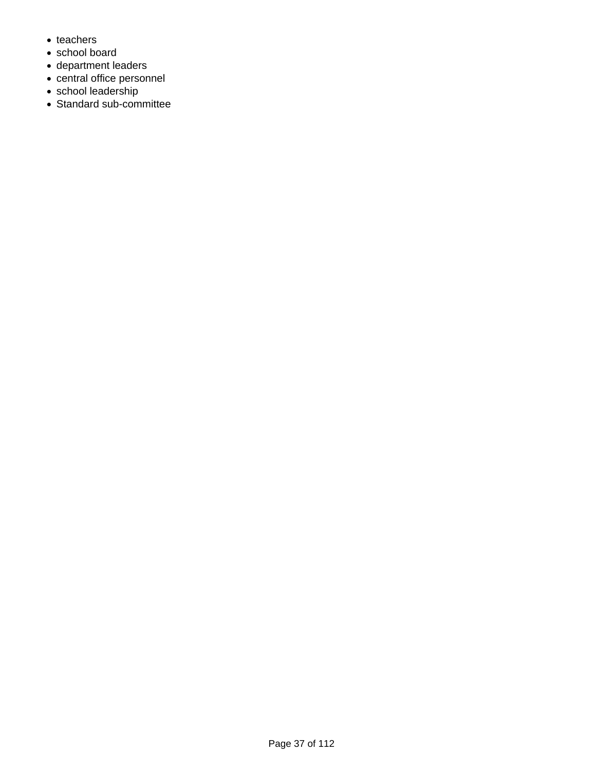- teachers
- school board
- department leaders
- central office personnel
- school leadership
- Standard sub-committee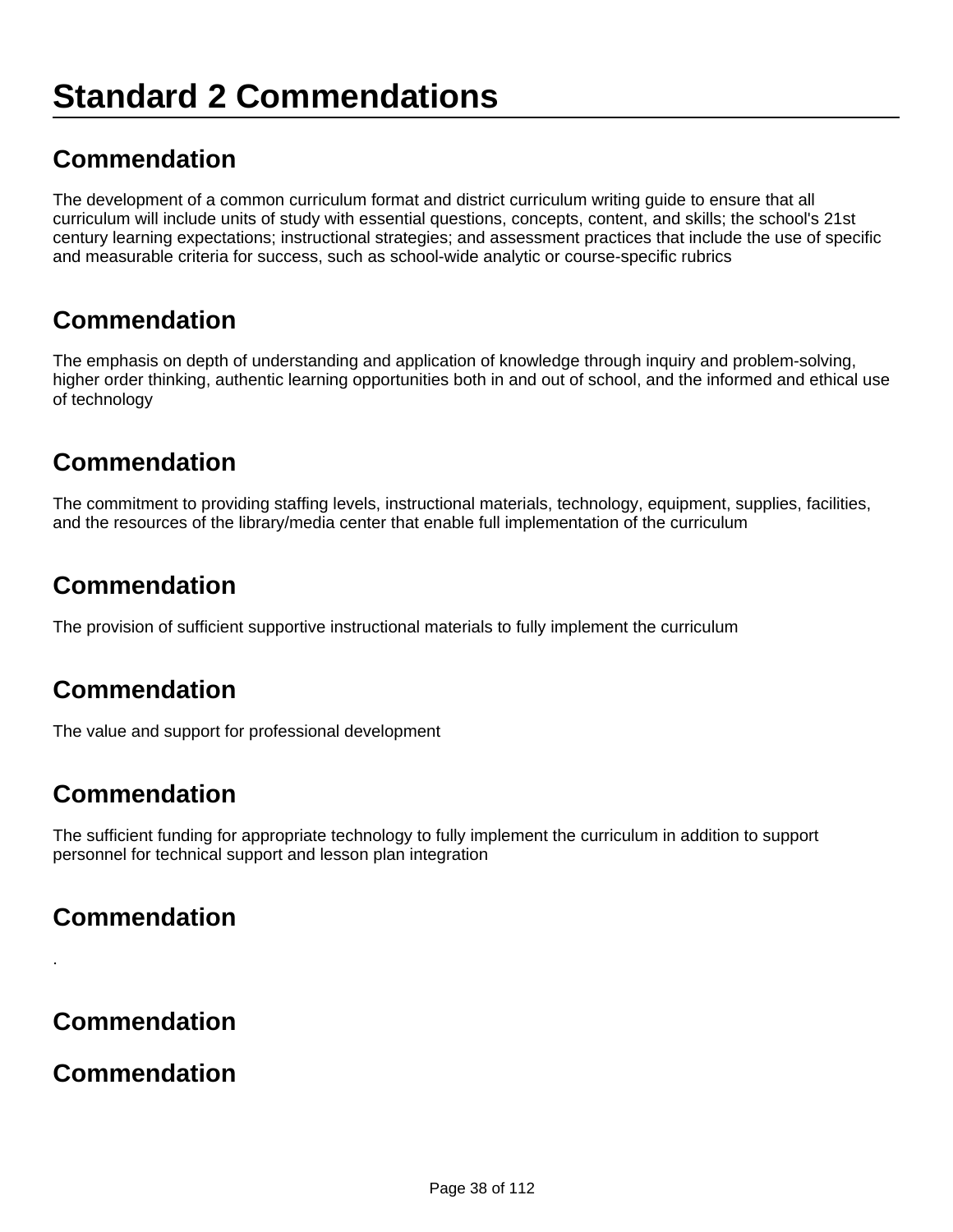# Standard 2 Commendations

## Commendation

The development of a common curriculum format and district curriculum writing guide to ensure that all curriculum will include units of study with essential questions, concepts, content, and skills; the school's 21st century learning expectations; instructional strategies; and assessment practices that include the use of specific and measurable criteria for success, such as school-wide analytic or course-specific rubrics

## Commendation

The emphasis on depth of understanding and application of knowledge through inquiry and problem-solving, higher order thinking, authentic learning opportunities both in and out of school, and the informed and ethical use of technology

## Commendation

The commitment to providing staffing levels, instructional materials, technology, equipment, supplies, facilities, and the resources of the library/media center that enable full implementation of the curriculum

## Commendation

The provision of sufficient supportive instructional materials to fully implement the curriculum

## Commendation

The value and support for professional development

## Commendation

The sufficient funding for appropriate technology to fully implement the curriculum in addition to support personnel for technical support and lesson plan integration

## Commendation

.

## Commendation

## Commendation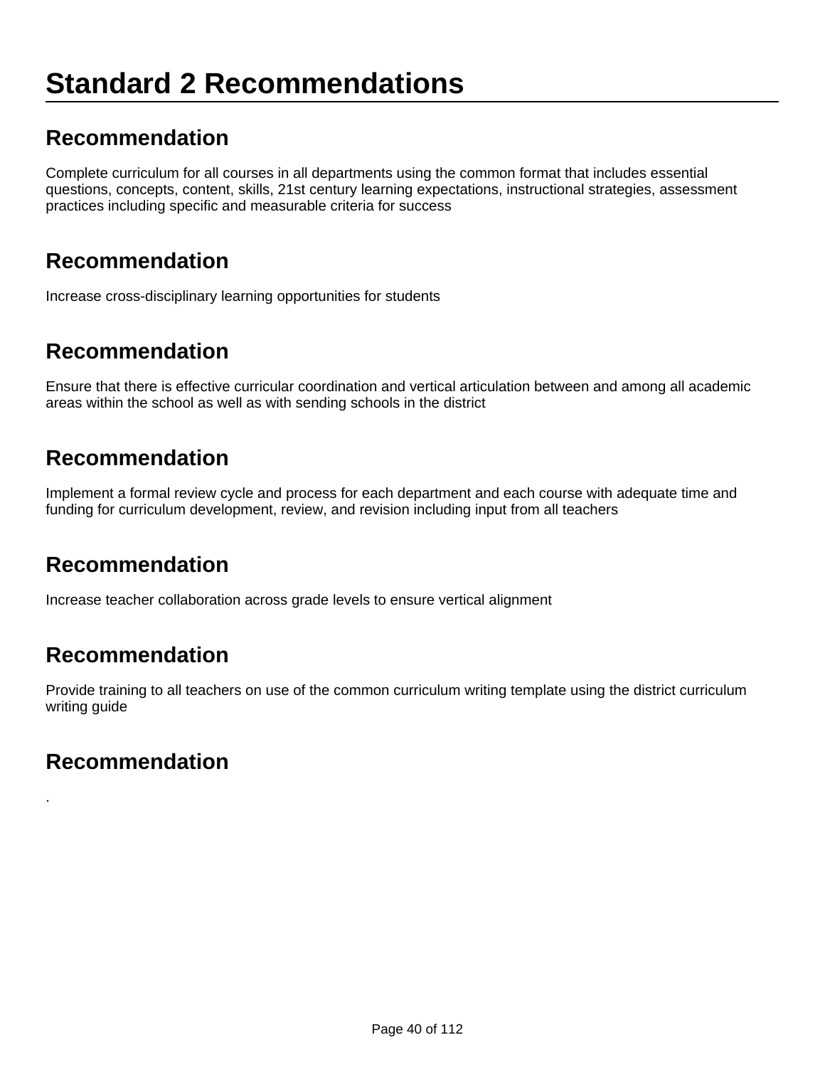# Standard 2 Recommendations

## Recommendation

Complete curriculum for all courses in all departments using the common format that includes essential questions, concepts, content, skills, 21st century learning expectations, instructional strategies, assessment practices including specific and measurable criteria for success

## Recommendation

Increase cross-disciplinary learning opportunities for students

## Recommendation

Ensure that there is effective curricular coordination and vertical articulation between and among all academic areas within the school as well as with sending schools in the district

## Recommendation

Implement a formal review cycle and process for each department and each course with adequate time and funding for curriculum development, review, and revision including input from all teachers

## Recommendation

Increase teacher collaboration across grade levels to ensure vertical alignment

## Recommendation

Provide training to all teachers on use of the common curriculum writing template using the district curriculum writing guide

## Recommendation

.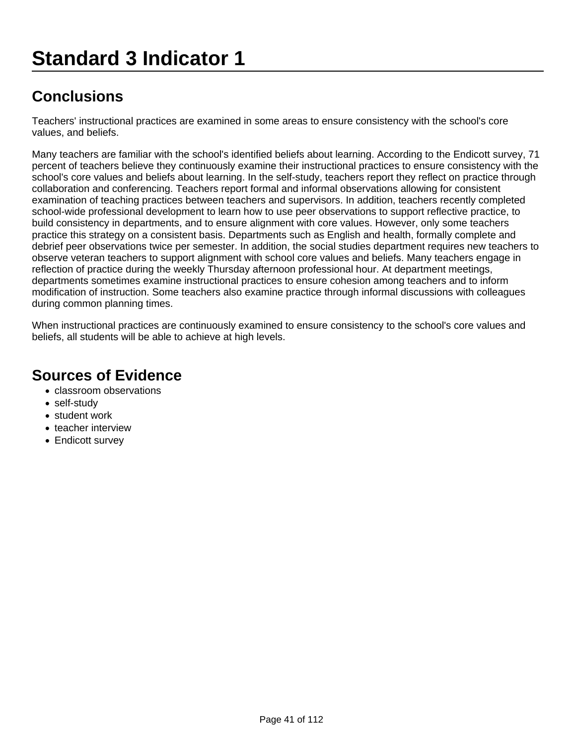# Standard 3 Indicator 1

## Conclusions

Teachers' instructional practices are examined in some areas to ensure consistency with the school's core values, and beliefs.

Many teachers are familiar with the school's identified beliefs about learning. According to the Endicott survey, 71 percent of teachers believe they continuously examine their instructional practices to ensure consistency with the school's core values and beliefs about learning. In the self-study, teachers report they reflect on practice through collaboration and conferencing. Teachers report formal and informal observations allowing for consistent examination of teaching practices between teachers and supervisors. In addition, teachers recently completed school-wide professional development to learn how to use peer observations to support reflective practice, to build consistency in departments, and to ensure alignment with core values. However, only some teachers practice this strategy on a consistent basis. Departments such as English and health, formally complete and debrief peer observations twice per semester. In addition, the social studies department requires new teachers to observe veteran teachers to support alignment with school core values and beliefs. Many teachers engage in reflection of practice during the weekly Thursday afternoon professional hour. At department meetings, departments sometimes examine instructional practices to ensure cohesion among teachers and to inform modification of instruction. Some teachers also examine practice through informal discussions with colleagues during common planning times.

When instructional practices are continuously examined to ensure consistency to the school's core values and beliefs, all students will be able to achieve at high levels.

## Sources of Evidence

- classroom observations
- self-study
- student work
- teacher interview
- Endicott survey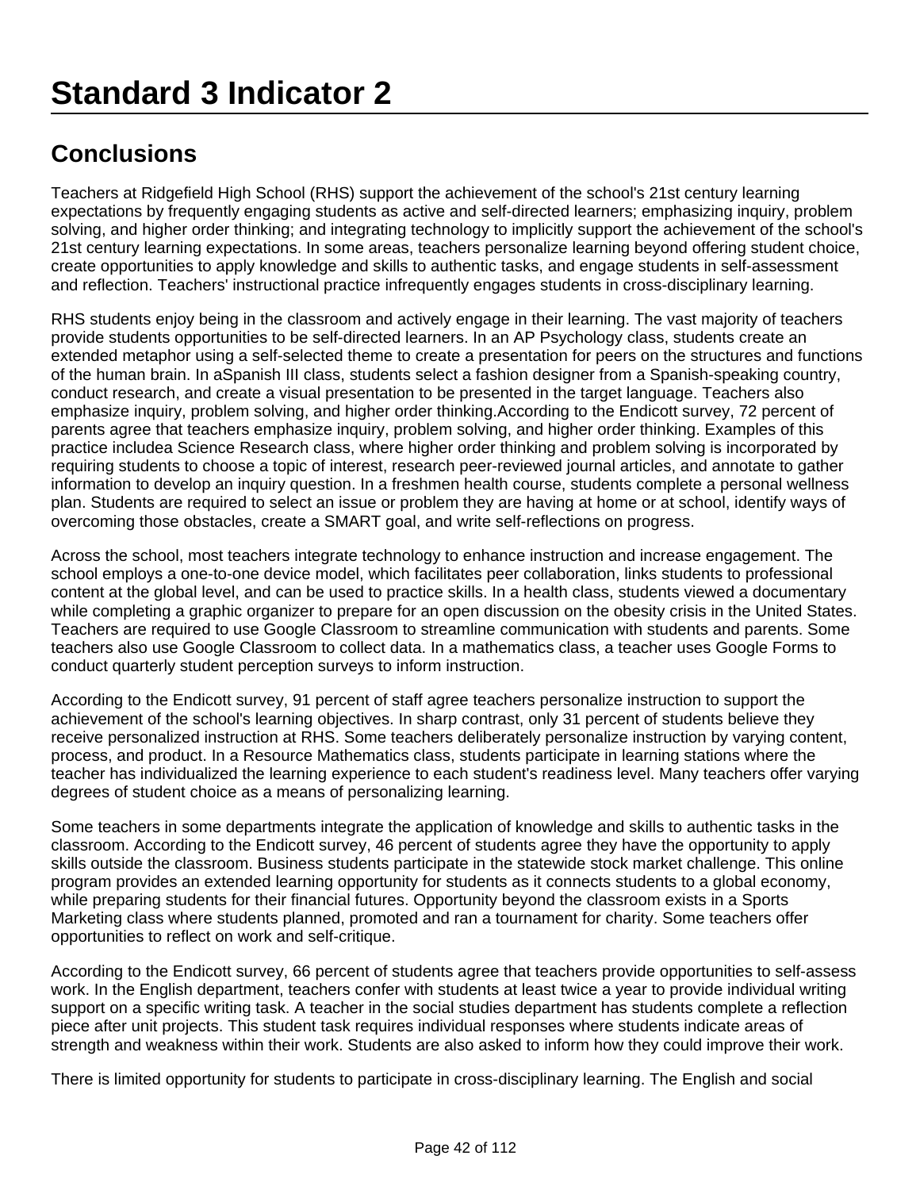# Standard 3 Indicator 2

## Conclusions

Teachers at Ridgefield High School (RHS) support the achievement of the school's 21st century learning expectations by frequently engaging students as active and self-directed learners; emphasizing inquiry, problem solving, and higher order thinking; and integrating technology to implicitly support the achievement of the school's 21st century learning expectations. In some areas, teachers personalize learning beyond offering student choice, create opportunities to apply knowledge and skills to authentic tasks, and engage students in self-assessment and reflection. Teachers' instructional practice infrequently engages students in cross-disciplinary learning.

RHS students enjoy being in the classroom and actively engage in their learning. The vast majority of teachers provide students opportunities to be self-directed learners. In an AP Psychology class, students create an extended metaphor using a self-selected theme to create a presentation for peers on the structures and functions of the human brain. In aSpanish III class, students select a fashion designer from a Spanish-speaking country, conduct research, and create a visual presentation to be presented in the target language. Teachers also emphasize inquiry, problem solving, and higher order thinking.According to the Endicott survey, 72 percent of parents agree that teachers emphasize inquiry, problem solving, and higher order thinking. Examples of this practice includea Science Research class, where higher order thinking and problem solving is incorporated by requiring students to choose a topic of interest, research peer-reviewed journal articles, and annotate to gather information to develop an inquiry question. In a freshmen health course, students complete a personal wellness plan. Students are required to select an issue or problem they are having at home or at school, identify ways of overcoming those obstacles, create a SMART goal, and write self-reflections on progress.

Across the school, most teachers integrate technology to enhance instruction and increase engagement. The school employs a one-to-one device model, which facilitates peer collaboration, links students to professional content at the global level, and can be used to practice skills. In a health class, students viewed a documentary while completing a graphic organizer to prepare for an open discussion on the obesity crisis in the United States. Teachers are required to use Google Classroom to streamline communication with students and parents. Some teachers also use Google Classroom to collect data. In a mathematics class, a teacher uses Google Forms to conduct quarterly student perception surveys to inform instruction.

According to the Endicott survey, 91 percent of staff agree teachers personalize instruction to support the achievement of the school's learning objectives. In sharp contrast, only 31 percent of students believe they receive personalized instruction at RHS. Some teachers deliberately personalize instruction by varying content, process, and product. In a Resource Mathematics class, students participate in learning stations where the teacher has individualized the learning experience to each student's readiness level. Many teachers offer varying degrees of student choice as a means of personalizing learning.

Some teachers in some departments integrate the application of knowledge and skills to authentic tasks in the classroom. According to the Endicott survey, 46 percent of students agree they have the opportunity to apply skills outside the classroom. Business students participate in the statewide stock market challenge. This online program provides an extended learning opportunity for students as it connects students to a global economy, while preparing students for their financial futures. Opportunity beyond the classroom exists in a Sports Marketing class where students planned, promoted and ran a tournament for charity. Some teachers offer opportunities to reflect on work and self-critique.

According to the Endicott survey, 66 percent of students agree that teachers provide opportunities to self-assess work. In the English department, teachers confer with students at least twice a year to provide individual writing support on a specific writing task. A teacher in the social studies department has students complete a reflection piece after unit projects. This student task requires individual responses where students indicate areas of strength and weakness within their work. Students are also asked to inform how they could improve their work.

There is limited opportunity for students to participate in cross-disciplinary learning. The English and social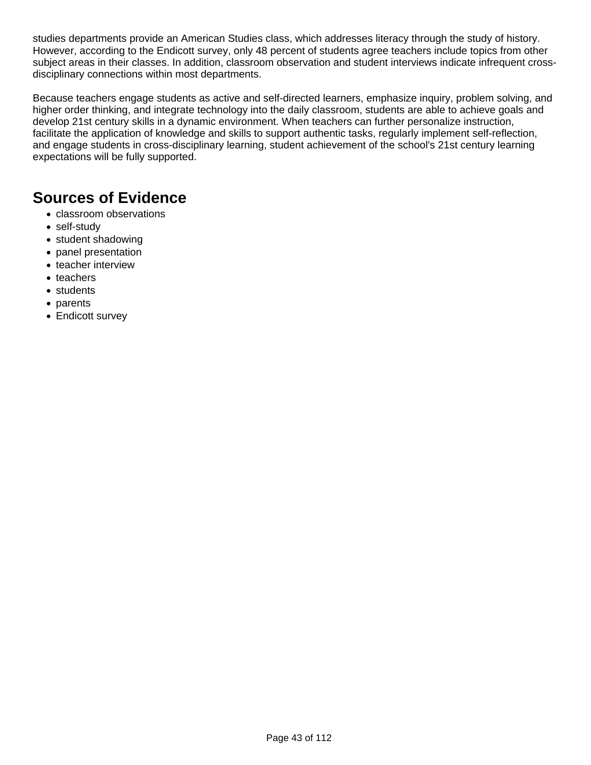studies departments provide an American Studies class, which addresses literacy through the study of history. However, according to the Endicott survey, only 48 percent of students agree teachers include topics from other subject areas in their classes. In addition, classroom observation and student interviews indicate infrequent cross-disciplinary connections within most departments.

Because teachers engage students as active and self-directed learners, emphasize inquiry, problem solving, and higher order thinking, and integrate technology into the daily classroom, students are able to achieve goals and develop 21st century skills in a dynamic environment. When teachers can further personalize instruction, facilitate the application of knowledge and skills to support authentic tasks, regularly implement self-reflection, and engage students in cross-disciplinary learning, student achievement of the school's 21st century learning expectations will be fully supported.

## Sources of Evidence

- classroom observations
- self-study
- student shadowing
- panel presentation
- teacher interview
- teachers
- students
- parents
- Endicott survey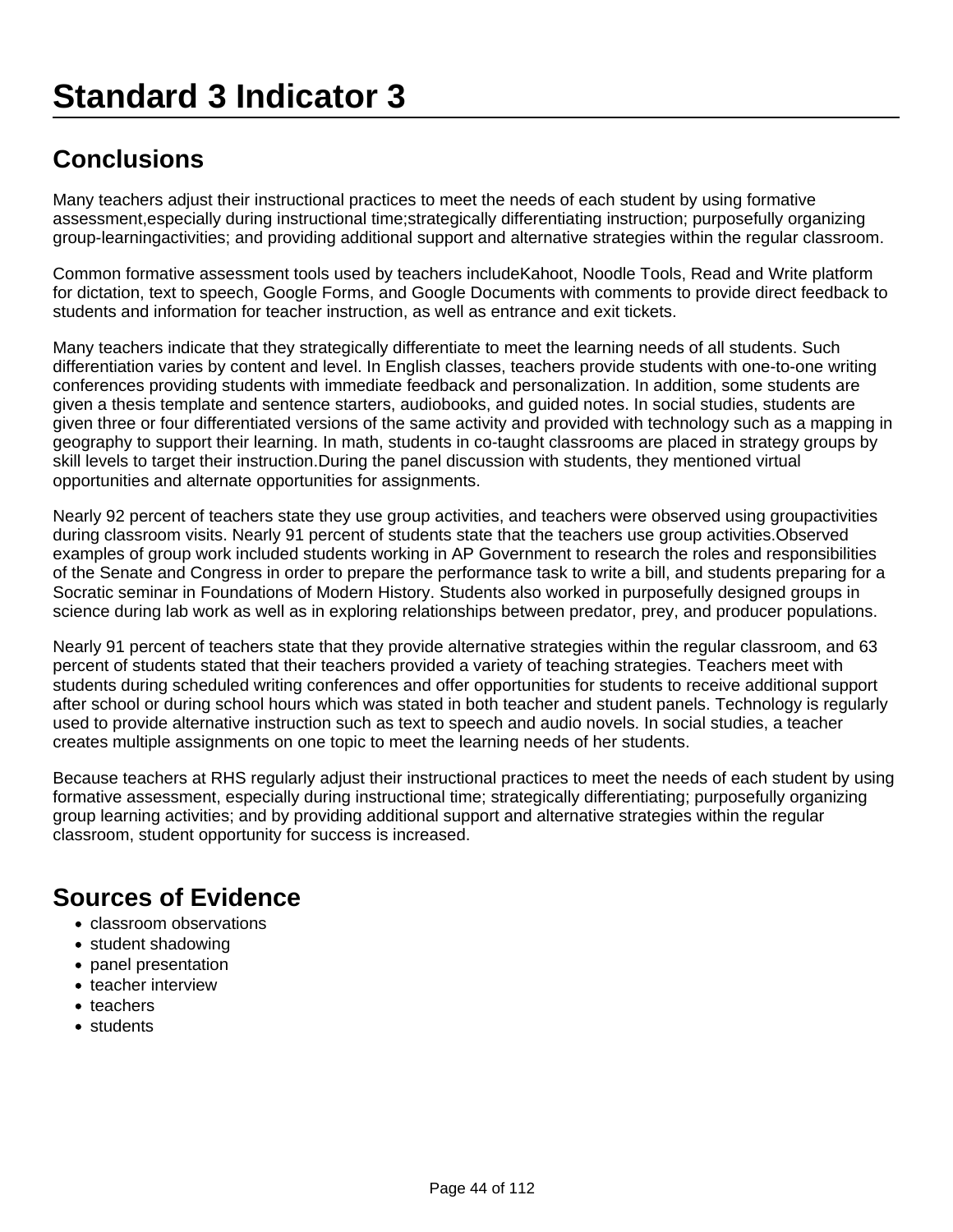# Standard 3 Indicator 3

## Conclusions

Many teachers adjust their instructional practices to meet the needs of each student by using formative assessment,especially during instructional time;strategically differentiating instruction; purposefully organizing group-learningactivities; and providing additional support and alternative strategies within the regular classroom.

Common formative assessment tools used by teachers includeKahoot, Noodle Tools, Read and Write platform for dictation, text to speech, Google Forms, and Google Documents with comments to provide direct feedback to students and information for teacher instruction, as well as entrance and exit tickets.

Many teachers indicate that they strategically differentiate to meet the learning needs of all students. Such differentiation varies by content and level. In English classes, teachers provide students with one-to-one writing conferences providing students with immediate feedback and personalization. In addition, some students are given a thesis template and sentence starters, audiobooks, and guided notes. In social studies, students are given three or four differentiated versions of the same activity and provided with technology such as a mapping in geography to support their learning. In math, students in co-taught classrooms are placed in strategy groups by skill levels to target their instruction.During the panel discussion with students, they mentioned virtual opportunities and alternate opportunities for assignments.

Nearly 92 percent of teachers state they use group activities, and teachers were observed using groupactivities during classroom visits. Nearly 91 percent of students state that the teachers use group activities.Observed examples of group work included students working in AP Government to research the roles and responsibilities of the Senate and Congress in order to prepare the performance task to write a bill, and students preparing for a Socratic seminar in Foundations of Modern History. Students also worked in purposefully designed groups in science during lab work as well as in exploring relationships between predator, prey, and producer populations.

Nearly 91 percent of teachers state that they provide alternative strategies within the regular classroom, and 63 percent of students stated that their teachers provided a variety of teaching strategies. Teachers meet with students during scheduled writing conferences and offer opportunities for students to receive additional support after school or during school hours which was stated in both teacher and student panels. Technology is regularly used to provide alternative instruction such as text to speech and audio novels. In social studies, a teacher creates multiple assignments on one topic to meet the learning needs of her students.

Because teachers at RHS regularly adjust their instructional practices to meet the needs of each student by using formative assessment, especially during instructional time; strategically differentiating; purposefully organizing group learning activities; and by providing additional support and alternative strategies within the regular classroom, student opportunity for success is increased.

## Sources of Evidence

- classroom observations
- student shadowing
- panel presentation
- teacher interview
- teachers
- students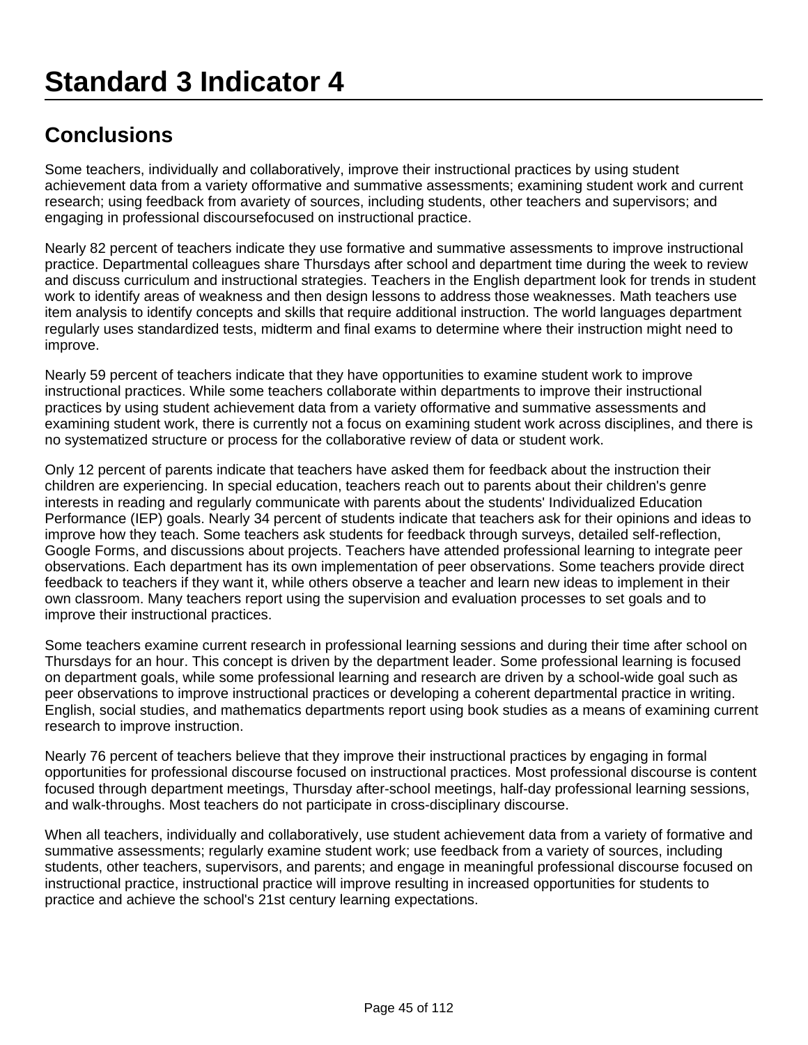# Standard 3 Indicator 4

## Conclusions

Some teachers, individually and collaboratively, improve their instructional practices by using student achievement data from a variety offormative and summative assessments; examining student work and current research; using feedback from avariety of sources, including students, other teachers and supervisors; and engaging in professional discoursefocused on instructional practice.

Nearly 82 percent of teachers indicate they use formative and summative assessments to improve instructional practice. Departmental colleagues share Thursdays after school and department time during the week to review and discuss curriculum and instructional strategies. Teachers in the English department look for trends in student work to identify areas of weakness and then design lessons to address those weaknesses. Math teachers use item analysis to identify concepts and skills that require additional instruction. The world languages department regularly uses standardized tests, midterm and final exams to determine where their instruction might need to improve.

Nearly 59 percent of teachers indicate that they have opportunities to examine student work to improve instructional practices. While some teachers collaborate within departments to improve their instructional practices by using student achievement data from a variety offormative and summative assessments and examining student work, there is currently not a focus on examining student work across disciplines, and there is no systematized structure or process for the collaborative review of data or student work.

Only 12 percent of parents indicate that teachers have asked them for feedback about the instruction their children are experiencing. In special education, teachers reach out to parents about their children's genre interests in reading and regularly communicate with parents about the students' Individualized Education Performance (IEP) goals. Nearly 34 percent of students indicate that teachers ask for their opinions and ideas to improve how they teach. Some teachers ask students for feedback through surveys, detailed self-reflection, Google Forms, and discussions about projects. Teachers have attended professional learning to integrate peer observations. Each department has its own implementation of peer observations. Some teachers provide direct feedback to teachers if they want it, while others observe a teacher and learn new ideas to implement in their own classroom. Many teachers report using the supervision and evaluation processes to set goals and to improve their instructional practices.

Some teachers examine current research in professional learning sessions and during their time after school on Thursdays for an hour. This concept is driven by the department leader. Some professional learning is focused on department goals, while some professional learning and research are driven by a school-wide goal such as peer observations to improve instructional practices or developing a coherent departmental practice in writing. English, social studies, and mathematics departments report using book studies as a means of examining current research to improve instruction.

Nearly 76 percent of teachers believe that they improve their instructional practices by engaging in formal opportunities for professional discourse focused on instructional practices. Most professional discourse is content focused through department meetings, Thursday after-school meetings, half-day professional learning sessions, and walk-throughs. Most teachers do not participate in cross-disciplinary discourse.

When all teachers, individually and collaboratively, use student achievement data from a variety of formative and summative assessments; regularly examine student work; use feedback from a variety of sources, including students, other teachers, supervisors, and parents; and engage in meaningful professional discourse focused on instructional practice, instructional practice will improve resulting in increased opportunities for students to practice and achieve the school's 21st century learning expectations.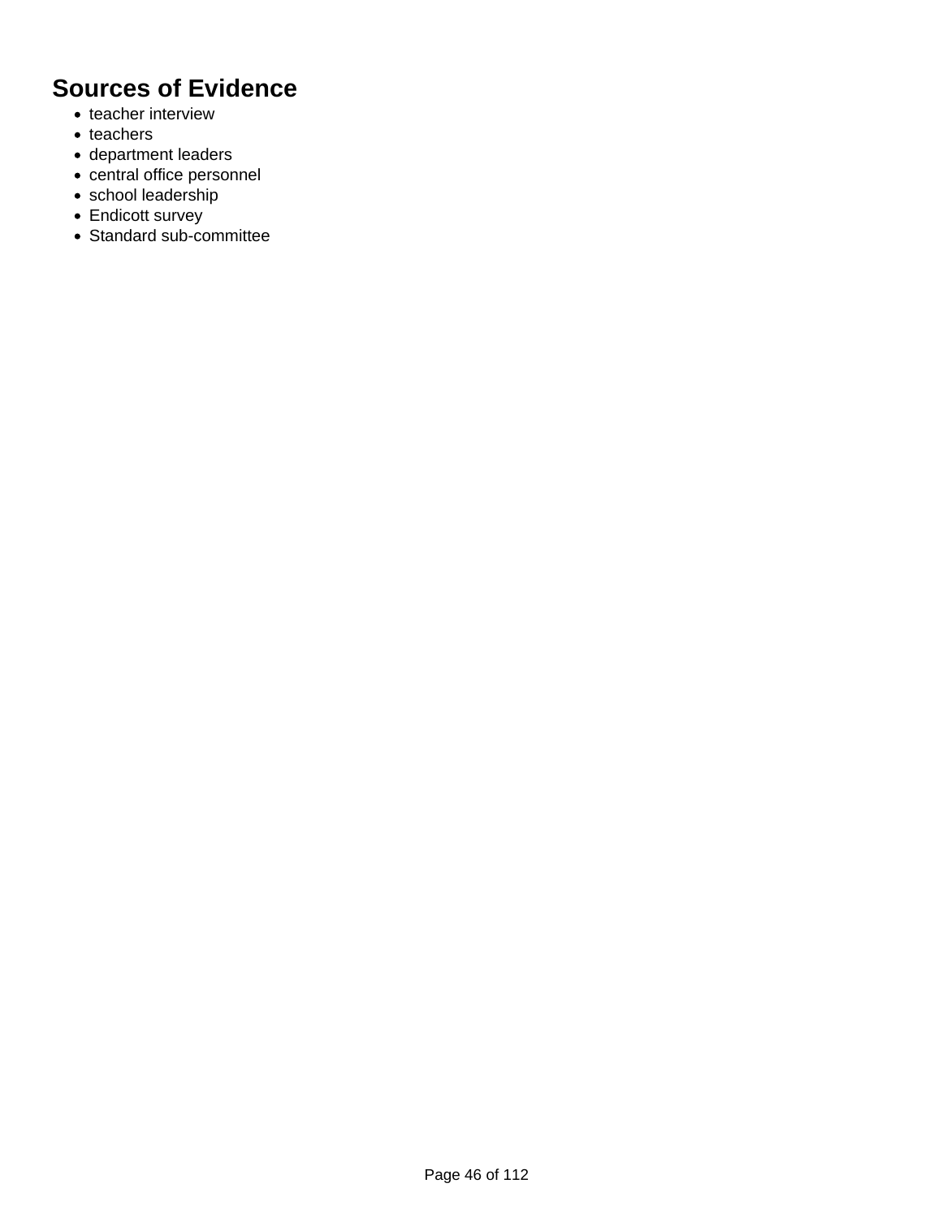## Sources of Evidence

- teacher interview
- teachers
- department leaders
- central office personnel
- school leadership
- Endicott survey
- Standard sub-committee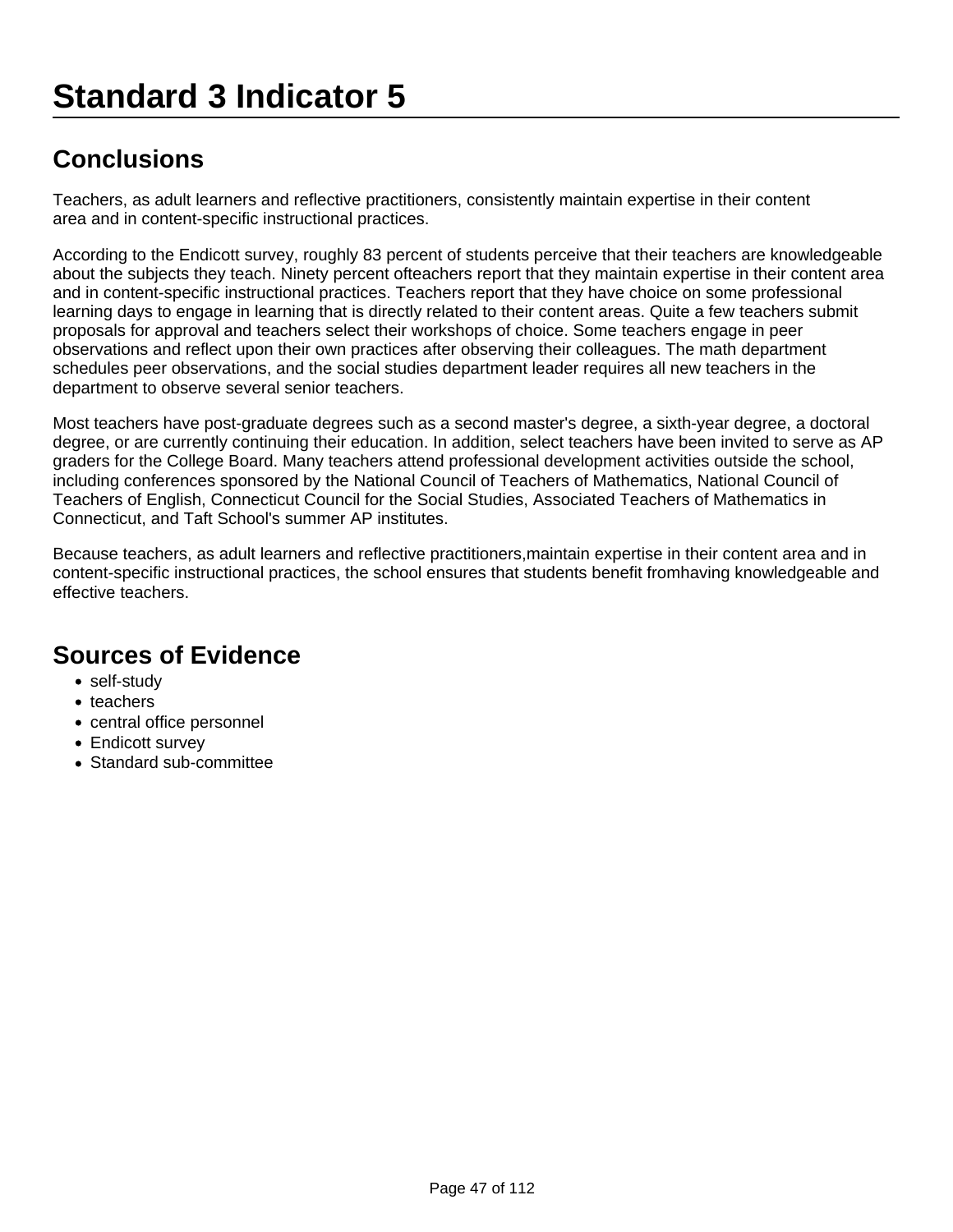# Standard 3 Indicator 5

## Conclusions

Teachers, as adult learners and reflective practitioners, consistently maintain expertise in their content area and in content-specific instructional practices.

According to the Endicott survey, roughly 83 percent of students perceive that their teachers are knowledgeable about the subjects they teach. Ninety percent ofteachers report that they maintain expertise in their content area and in content-specific instructional practices. Teachers report that they have choice on some professional learning days to engage in learning that is directly related to their content areas. Quite a few teachers submit proposals for approval and teachers select their workshops of choice. Some teachers engage in peer observations and reflect upon their own practices after observing their colleagues. The math department schedules peer observations, and the social studies department leader requires all new teachers in the department to observe several senior teachers.

Most teachers have post-graduate degrees such as a second master's degree, a sixth-year degree, a doctoral degree, or are currently continuing their education. In addition, select teachers have been invited to serve as AP graders for the College Board. Many teachers attend professional development activities outside the school, including conferences sponsored by the National Council of Teachers of Mathematics, National Council of Teachers of English, Connecticut Council for the Social Studies, Associated Teachers of Mathematics in Connecticut, and Taft School's summer AP institutes.

Because teachers, as adult learners and reflective practitioners,maintain expertise in their content area and in content-specific instructional practices, the school ensures that students benefit fromhaving knowledgeable and effective teachers.

## Sources of Evidence

- self-study
- teachers
- central office personnel
- Endicott survey
- Standard sub-committee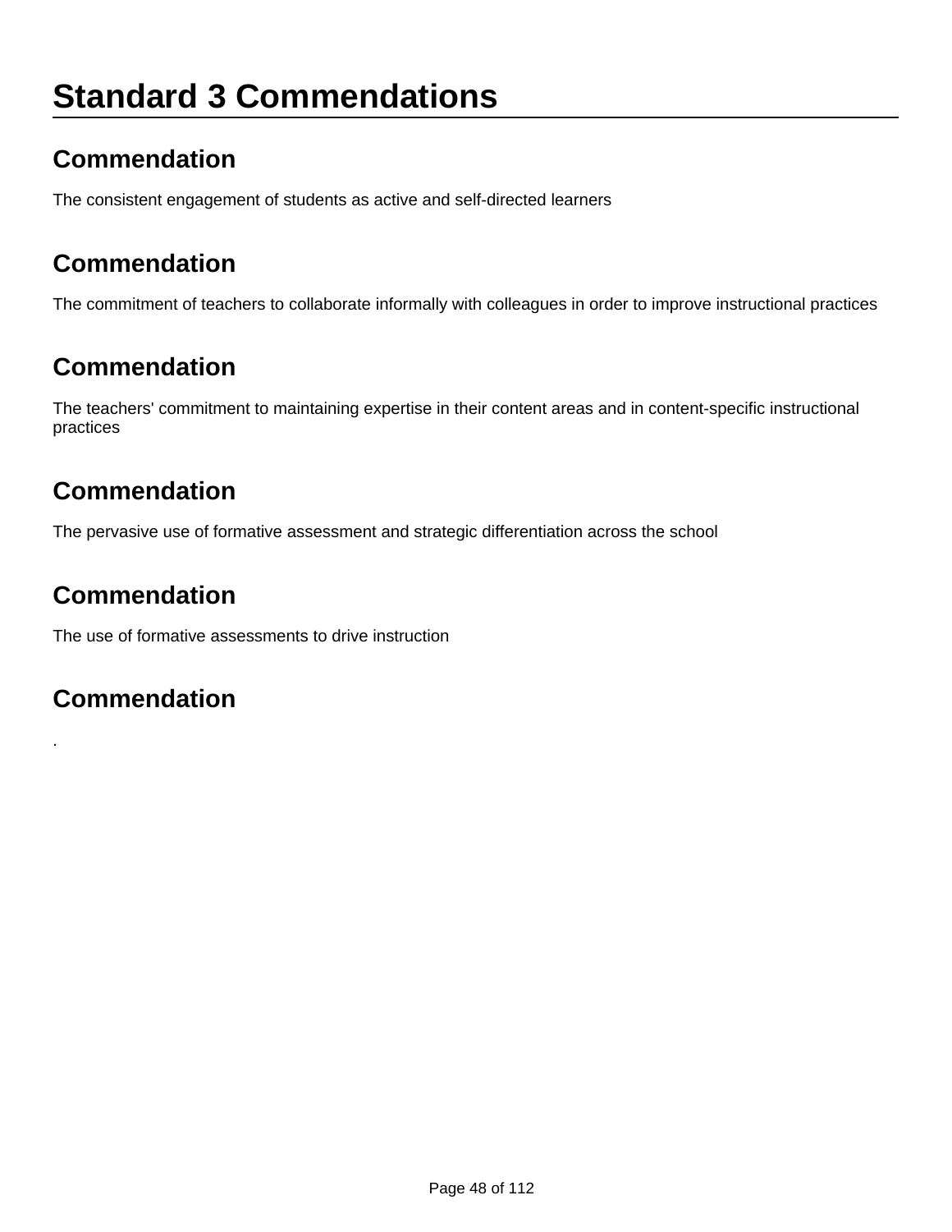# Standard 3 Commendations

## Commendation

The consistent engagement of students as active and self-directed learners

## Commendation

The commitment of teachers to collaborate informally with colleagues in order to improve instructional practices

## Commendation

The teachers' commitment to maintaining expertise in their content areas and in content-specific instructional practices

## Commendation

The pervasive use of formative assessment and strategic differentiation across the school

## Commendation

The use of formative assessments to drive instruction

## Commendation

.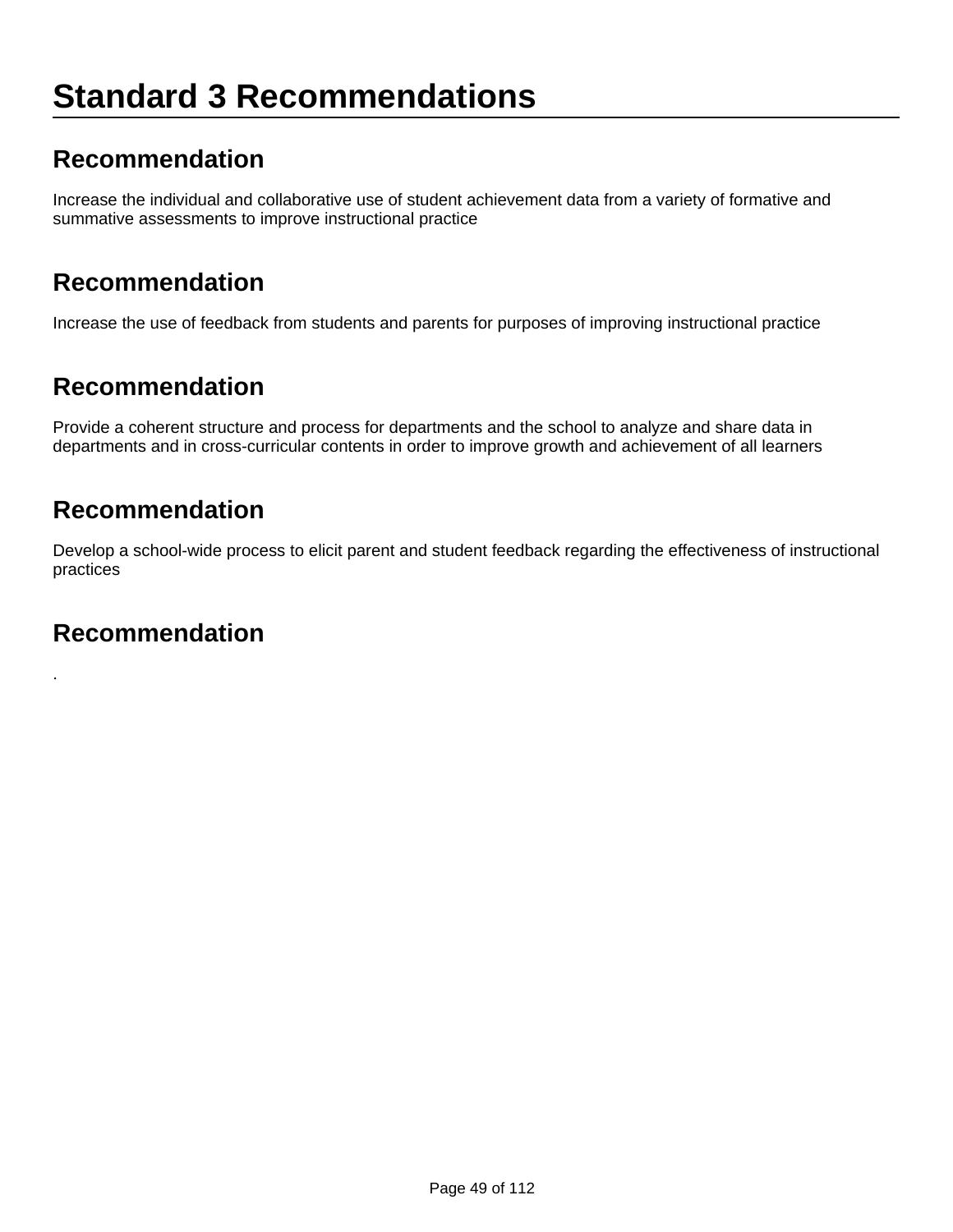# Standard 3 Recommendations

## Recommendation

Increase the individual and collaborative use of student achievement data from a variety of formative and summative assessments to improve instructional practice

## Recommendation

Increase the use of feedback from students and parents for purposes of improving instructional practice

## Recommendation

Provide a coherent structure and process for departments and the school to analyze and share data in departments and in cross-curricular contents in order to improve growth and achievement of all learners

## Recommendation

Develop a school-wide process to elicit parent and student feedback regarding the effectiveness of instructional practices

## Recommendation

.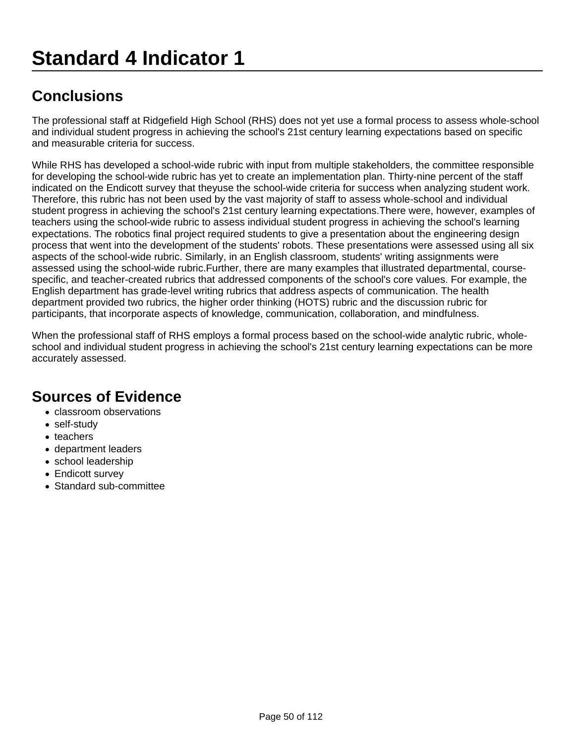# Standard 4 Indicator 1

## Conclusions

The professional staff at Ridgefield High School (RHS) does not yet use a formal process to assess whole-school and individual student progress in achieving the school's 21st century learning expectations based on specific and measurable criteria for success.

While RHS has developed a school-wide rubric with input from multiple stakeholders, the committee responsible for developing the school-wide rubric has yet to create an implementation plan. Thirty-nine percent of the staff indicated on the Endicott survey that theyuse the school-wide criteria for success when analyzing student work. Therefore, this rubric has not been used by the vast majority of staff to assess whole-school and individual student progress in achieving the school's 21st century learning expectations.There were, however, examples of teachers using the school-wide rubric to assess individual student progress in achieving the school's learning expectations. The robotics final project required students to give a presentation about the engineering design process that went into the development of the students' robots. These presentations were assessed using all six aspects of the school-wide rubric. Similarly, in an English classroom, students' writing assignments were assessed using the school-wide rubric.Further, there are many examples that illustrated departmental, course-specific, and teacher-created rubrics that addressed components of the school's core values. For example, the English department has grade-level writing rubrics that address aspects of communication. The health department provided two rubrics, the higher order thinking (HOTS) rubric and the discussion rubric for participants, that incorporate aspects of knowledge, communication, collaboration, and mindfulness.

When the professional staff of RHS employs a formal process based on the school-wide analytic rubric, whole-school and individual student progress in achieving the school's 21st century learning expectations can be more accurately assessed.

## Sources of Evidence

- classroom observations
- self-study
- teachers
- department leaders
- school leadership
- Endicott survey
- Standard sub-committee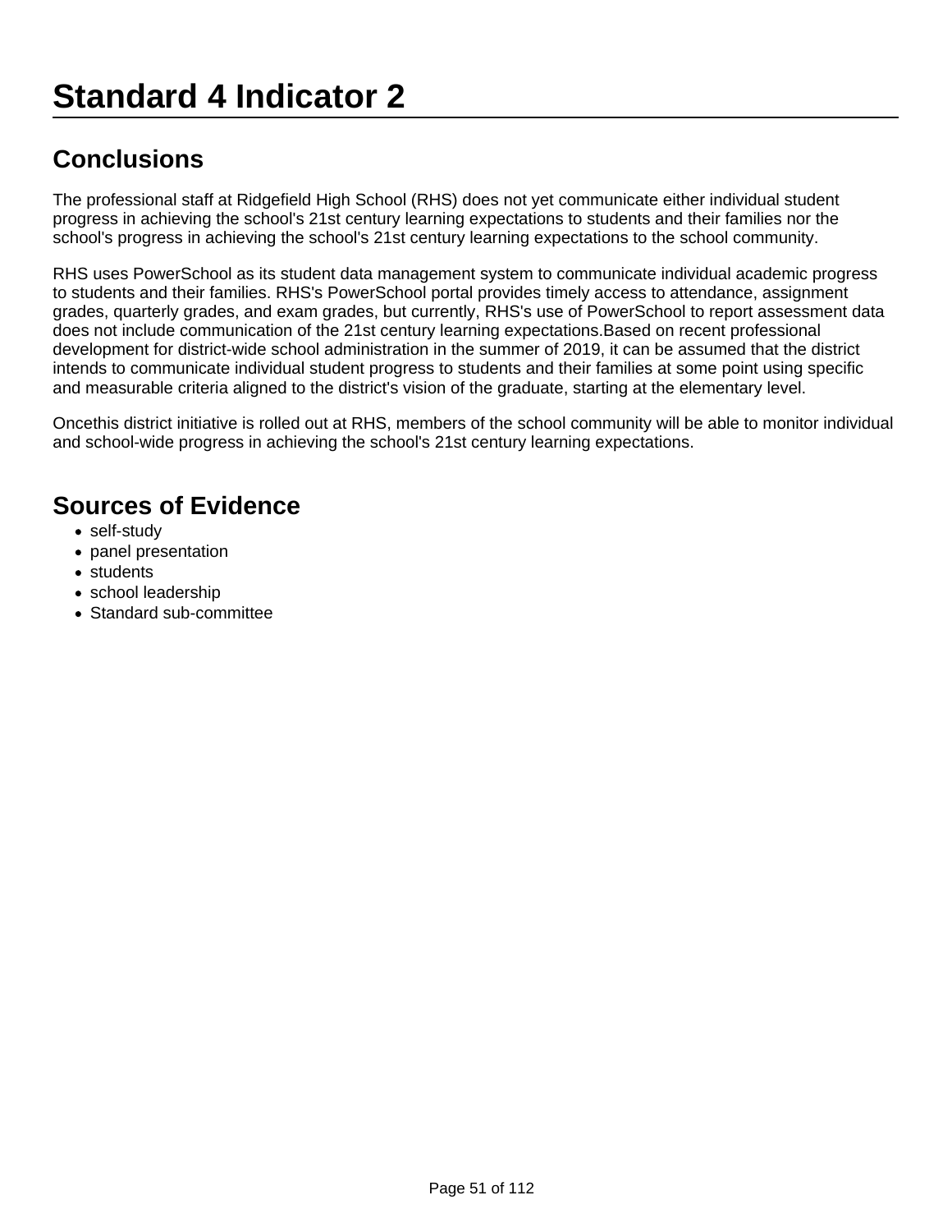# Standard 4 Indicator 2

## Conclusions

The professional staff at Ridgefield High School (RHS) does not yet communicate either individual student progress in achieving the school's 21st century learning expectations to students and their families nor the school's progress in achieving the school's 21st century learning expectations to the school community.

RHS uses PowerSchool as its student data management system to communicate individual academic progress to students and their families. RHS's PowerSchool portal provides timely access to attendance, assignment grades, quarterly grades, and exam grades, but currently, RHS's use of PowerSchool to report assessment data does not include communication of the 21st century learning expectations.Based on recent professional development for district-wide school administration in the summer of 2019, it can be assumed that the district intends to communicate individual student progress to students and their families at some point using specific and measurable criteria aligned to the district's vision of the graduate, starting at the elementary level.

Oncethis district initiative is rolled out at RHS, members of the school community will be able to monitor individual and school-wide progress in achieving the school's 21st century learning expectations.

## Sources of Evidence

- self-study
- panel presentation
- students
- school leadership
- Standard sub-committee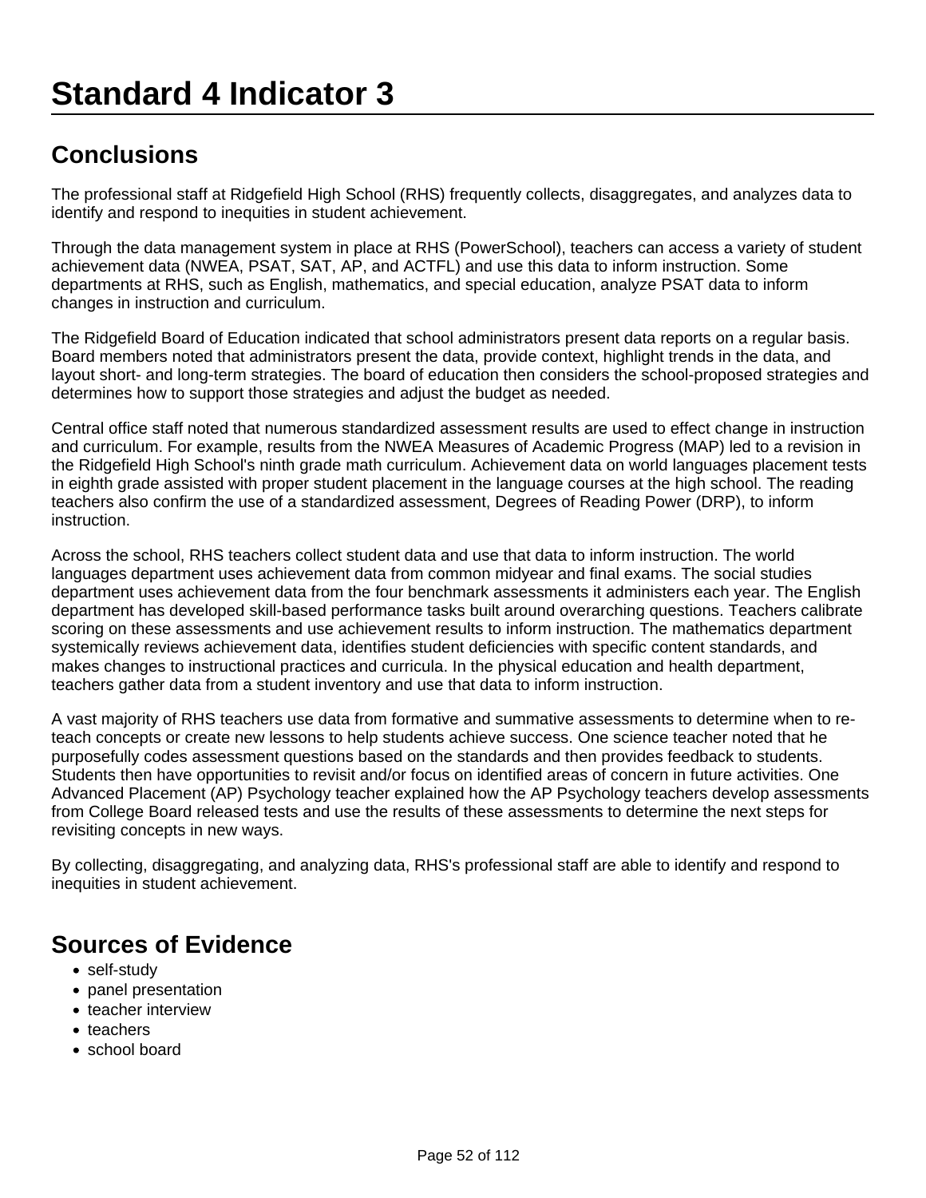# Standard 4 Indicator 3

## Conclusions

The professional staff at Ridgefield High School (RHS) frequently collects, disaggregates, and analyzes data to identify and respond to inequities in student achievement.

Through the data management system in place at RHS (PowerSchool), teachers can access a variety of student achievement data (NWEA, PSAT, SAT, AP, and ACTFL) and use this data to inform instruction. Some departments at RHS, such as English, mathematics, and special education, analyze PSAT data to inform changes in instruction and curriculum.

The Ridgefield Board of Education indicated that school administrators present data reports on a regular basis. Board members noted that administrators present the data, provide context, highlight trends in the data, and layout short- and long-term strategies. The board of education then considers the school-proposed strategies and determines how to support those strategies and adjust the budget as needed.

Central office staff noted that numerous standardized assessment results are used to effect change in instruction and curriculum. For example, results from the NWEA Measures of Academic Progress (MAP) led to a revision in the Ridgefield High School's ninth grade math curriculum. Achievement data on world languages placement tests in eighth grade assisted with proper student placement in the language courses at the high school. The reading teachers also confirm the use of a standardized assessment, Degrees of Reading Power (DRP), to inform instruction.

Across the school, RHS teachers collect student data and use that data to inform instruction. The world languages department uses achievement data from common midyear and final exams. The social studies department uses achievement data from the four benchmark assessments it administers each year. The English department has developed skill-based performance tasks built around overarching questions. Teachers calibrate scoring on these assessments and use achievement results to inform instruction. The mathematics department systemically reviews achievement data, identifies student deficiencies with specific content standards, and makes changes to instructional practices and curricula. In the physical education and health department, teachers gather data from a student inventory and use that data to inform instruction.

A vast majority of RHS teachers use data from formative and summative assessments to determine when to re-teach concepts or create new lessons to help students achieve success. One science teacher noted that he purposefully codes assessment questions based on the standards and then provides feedback to students. Students then have opportunities to revisit and/or focus on identified areas of concern in future activities. One Advanced Placement (AP) Psychology teacher explained how the AP Psychology teachers develop assessments from College Board released tests and use the results of these assessments to determine the next steps for revisiting concepts in new ways.

By collecting, disaggregating, and analyzing data, RHS's professional staff are able to identify and respond to inequities in student achievement.

## Sources of Evidence

- self-study
- panel presentation
- teacher interview
- teachers
- school board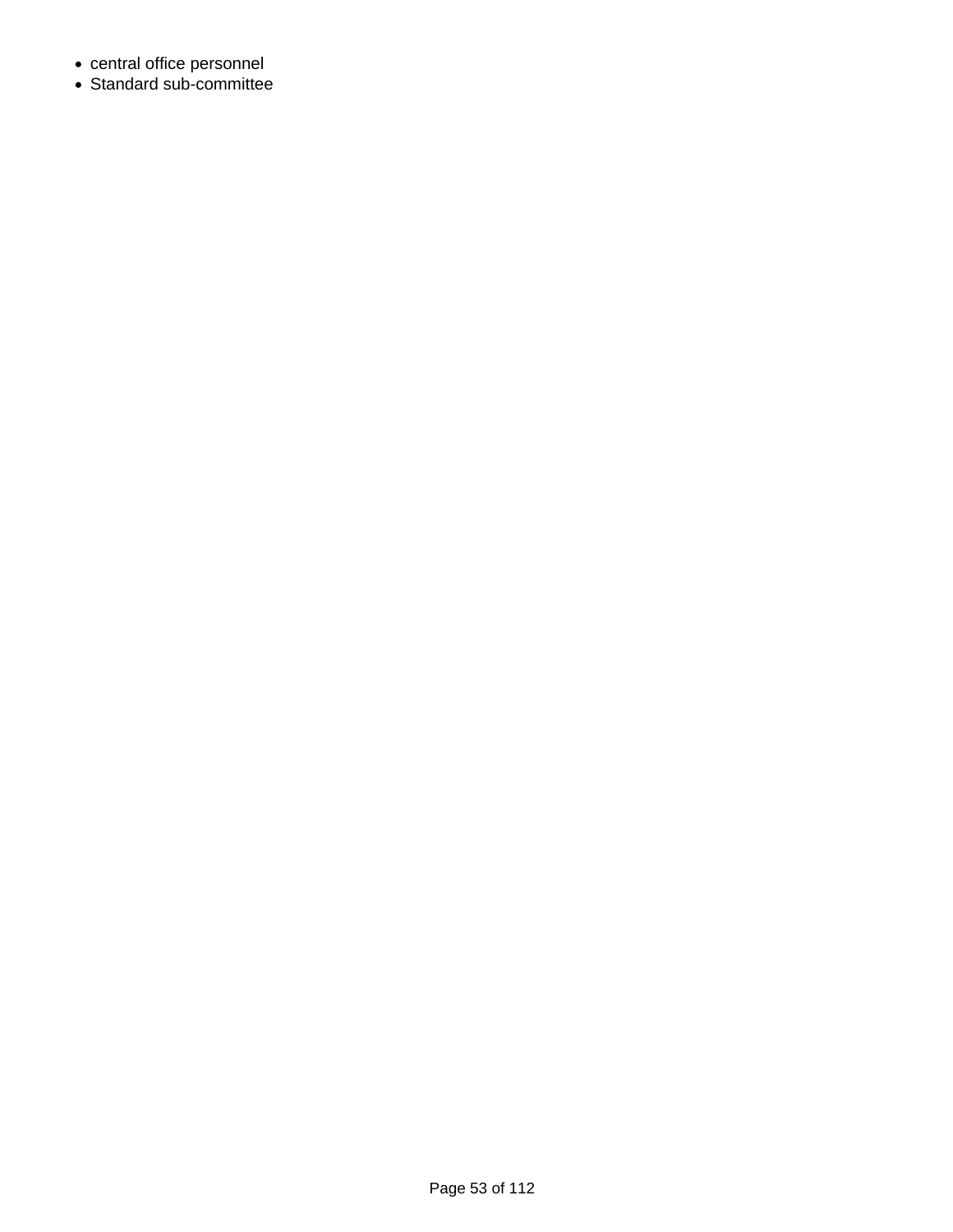- central office personnel
- Standard sub-committee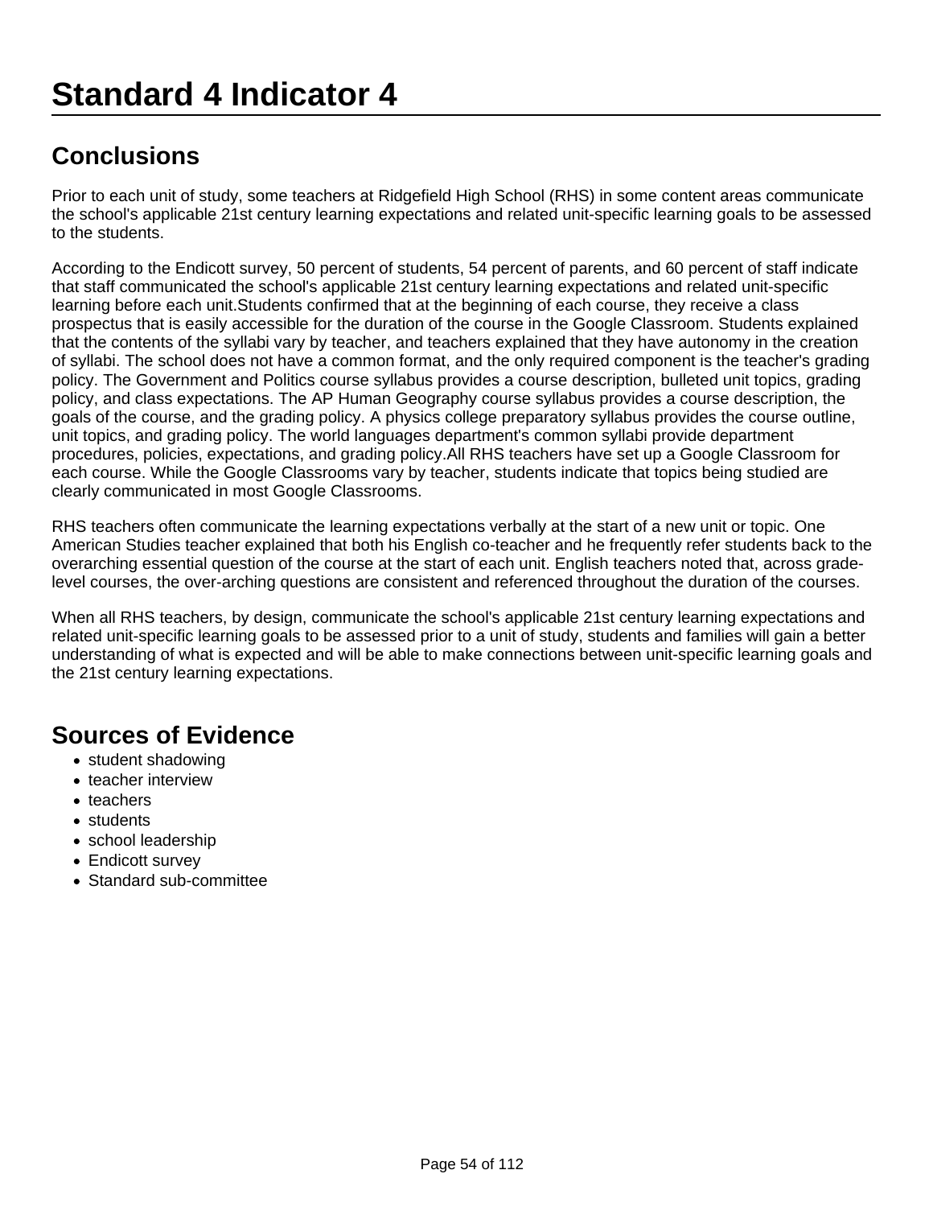# Standard 4 Indicator 4

## Conclusions

Prior to each unit of study, some teachers at Ridgefield High School (RHS) in some content areas communicate the school's applicable 21st century learning expectations and related unit-specific learning goals to be assessed to the students.

According to the Endicott survey, 50 percent of students, 54 percent of parents, and 60 percent of staff indicate that staff communicated the school's applicable 21st century learning expectations and related unit-specific learning before each unit.Students confirmed that at the beginning of each course, they receive a class prospectus that is easily accessible for the duration of the course in the Google Classroom. Students explained that the contents of the syllabi vary by teacher, and teachers explained that they have autonomy in the creation of syllabi. The school does not have a common format, and the only required component is the teacher's grading policy. The Government and Politics course syllabus provides a course description, bulleted unit topics, grading policy, and class expectations. The AP Human Geography course syllabus provides a course description, the goals of the course, and the grading policy. A physics college preparatory syllabus provides the course outline, unit topics, and grading policy. The world languages department's common syllabi provide department procedures, policies, expectations, and grading policy.All RHS teachers have set up a Google Classroom for each course. While the Google Classrooms vary by teacher, students indicate that topics being studied are clearly communicated in most Google Classrooms.

RHS teachers often communicate the learning expectations verbally at the start of a new unit or topic. One American Studies teacher explained that both his English co-teacher and he frequently refer students back to the overarching essential question of the course at the start of each unit. English teachers noted that, across grade-level courses, the over-arching questions are consistent and referenced throughout the duration of the courses.

When all RHS teachers, by design, communicate the school's applicable 21st century learning expectations and related unit-specific learning goals to be assessed prior to a unit of study, students and families will gain a better understanding of what is expected and will be able to make connections between unit-specific learning goals and the 21st century learning expectations.

## Sources of Evidence

- student shadowing
- teacher interview
- teachers
- students
- school leadership
- Endicott survey
- Standard sub-committee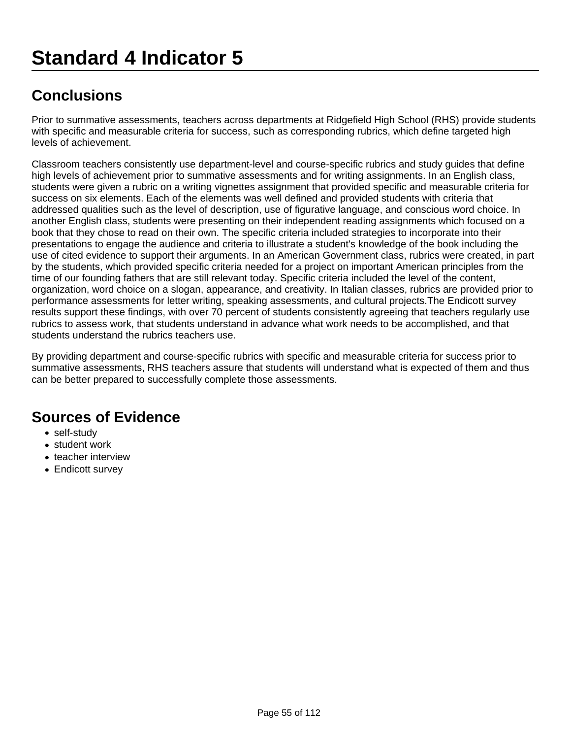# Standard 4 Indicator 5

## Conclusions

Prior to summative assessments, teachers across departments at Ridgefield High School (RHS) provide students with specific and measurable criteria for success, such as corresponding rubrics, which define targeted high levels of achievement.

Classroom teachers consistently use department-level and course-specific rubrics and study guides that define high levels of achievement prior to summative assessments and for writing assignments. In an English class, students were given a rubric on a writing vignettes assignment that provided specific and measurable criteria for success on six elements. Each of the elements was well defined and provided students with criteria that addressed qualities such as the level of description, use of figurative language, and conscious word choice. In another English class, students were presenting on their independent reading assignments which focused on a book that they chose to read on their own. The specific criteria included strategies to incorporate into their presentations to engage the audience and criteria to illustrate a student's knowledge of the book including the use of cited evidence to support their arguments. In an American Government class, rubrics were created, in part by the students, which provided specific criteria needed for a project on important American principles from the time of our founding fathers that are still relevant today. Specific criteria included the level of the content, organization, word choice on a slogan, appearance, and creativity. In Italian classes, rubrics are provided prior to performance assessments for letter writing, speaking assessments, and cultural projects.The Endicott survey results support these findings, with over 70 percent of students consistently agreeing that teachers regularly use rubrics to assess work, that students understand in advance what work needs to be accomplished, and that students understand the rubrics teachers use.

By providing department and course-specific rubrics with specific and measurable criteria for success prior to summative assessments, RHS teachers assure that students will understand what is expected of them and thus can be better prepared to successfully complete those assessments.

## Sources of Evidence

- self-study
- student work
- teacher interview
- Endicott survey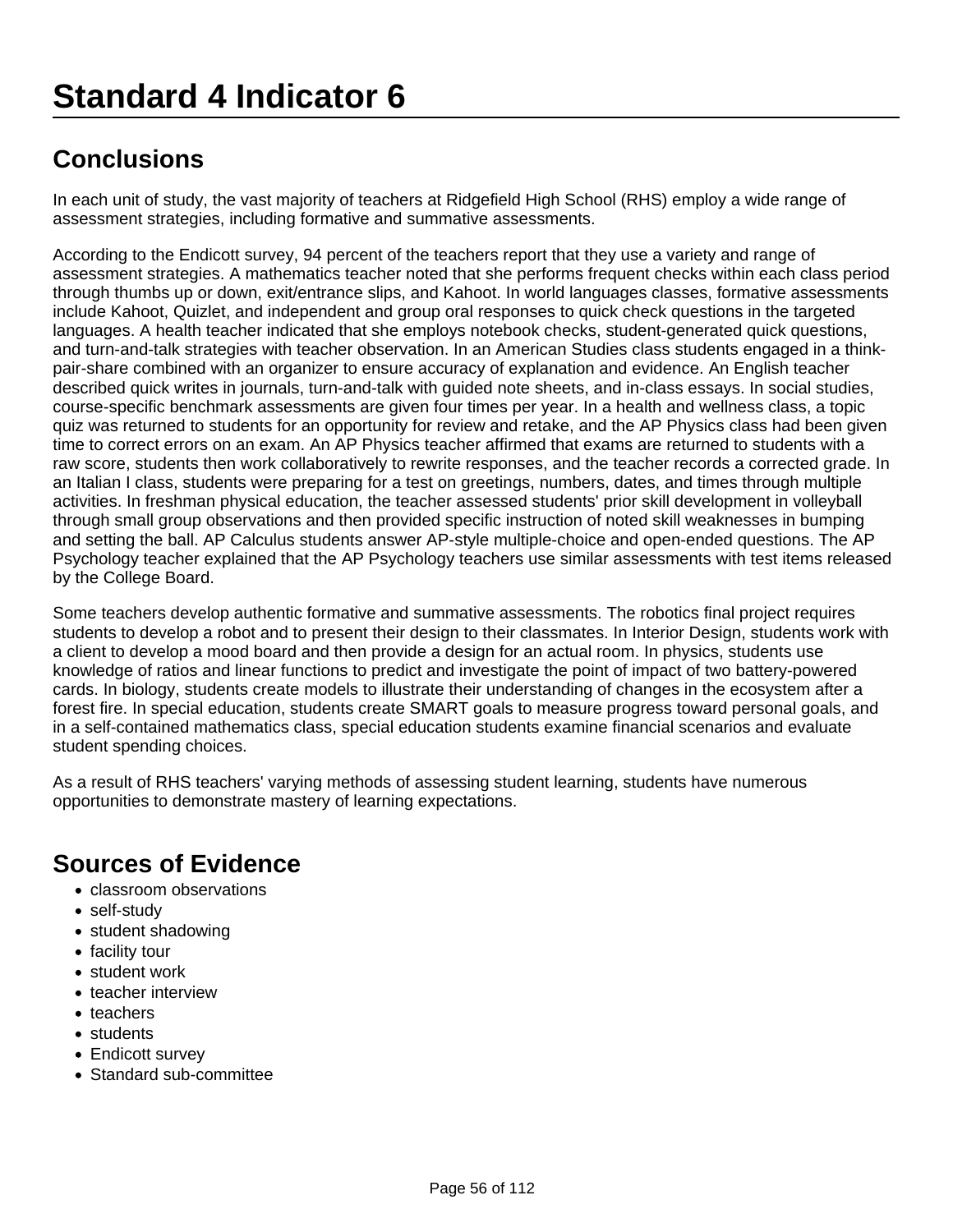# Standard 4 Indicator 6

## Conclusions

In each unit of study, the vast majority of teachers at Ridgefield High School (RHS) employ a wide range of assessment strategies, including formative and summative assessments.

According to the Endicott survey, 94 percent of the teachers report that they use a variety and range of assessment strategies. A mathematics teacher noted that she performs frequent checks within each class period through thumbs up or down, exit/entrance slips, and Kahoot. In world languages classes, formative assessments include Kahoot, Quizlet, and independent and group oral responses to quick check questions in the targeted languages. A health teacher indicated that she employs notebook checks, student-generated quick questions, and turn-and-talk strategies with teacher observation. In an American Studies class students engaged in a think-pair-share combined with an organizer to ensure accuracy of explanation and evidence. An English teacher described quick writes in journals, turn-and-talk with guided note sheets, and in-class essays. In social studies, course-specific benchmark assessments are given four times per year. In a health and wellness class, a topic quiz was returned to students for an opportunity for review and retake, and the AP Physics class had been given time to correct errors on an exam. An AP Physics teacher affirmed that exams are returned to students with a raw score, students then work collaboratively to rewrite responses, and the teacher records a corrected grade. In an Italian I class, students were preparing for a test on greetings, numbers, dates, and times through multiple activities. In freshman physical education, the teacher assessed students' prior skill development in volleyball through small group observations and then provided specific instruction of noted skill weaknesses in bumping and setting the ball. AP Calculus students answer AP-style multiple-choice and open-ended questions. The AP Psychology teacher explained that the AP Psychology teachers use similar assessments with test items released by the College Board.

Some teachers develop authentic formative and summative assessments. The robotics final project requires students to develop a robot and to present their design to their classmates. In Interior Design, students work with a client to develop a mood board and then provide a design for an actual room. In physics, students use knowledge of ratios and linear functions to predict and investigate the point of impact of two battery-powered cards. In biology, students create models to illustrate their understanding of changes in the ecosystem after a forest fire. In special education, students create SMART goals to measure progress toward personal goals, and in a self-contained mathematics class, special education students examine financial scenarios and evaluate student spending choices.

As a result of RHS teachers' varying methods of assessing student learning, students have numerous opportunities to demonstrate mastery of learning expectations.

## Sources of Evidence

- classroom observations
- self-study
- student shadowing
- facility tour
- student work
- teacher interview
- teachers
- students
- Endicott survey
- Standard sub-committee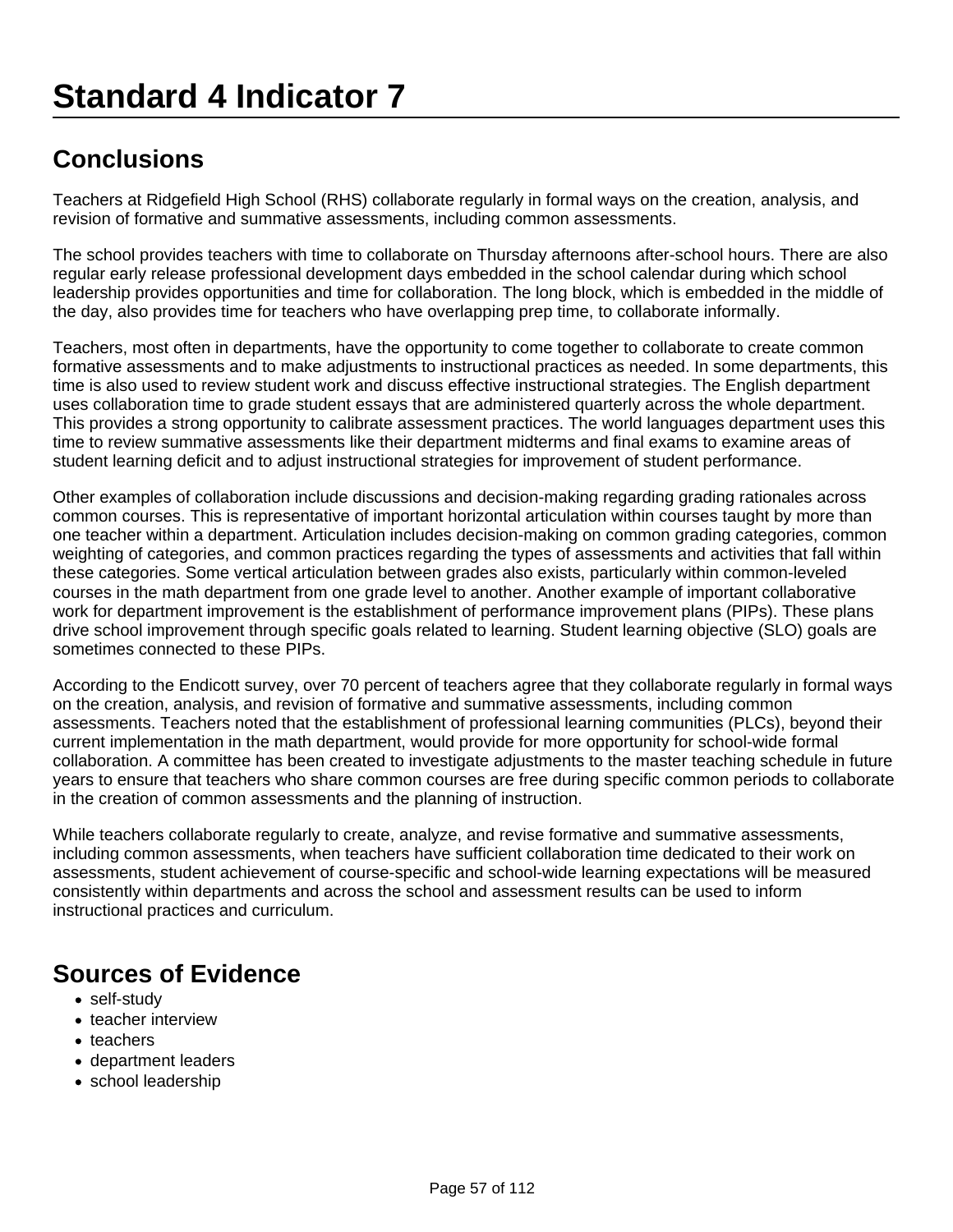# Standard 4 Indicator 7

## Conclusions

Teachers at Ridgefield High School (RHS) collaborate regularly in formal ways on the creation, analysis, and revision of formative and summative assessments, including common assessments.

The school provides teachers with time to collaborate on Thursday afternoons after-school hours. There are also regular early release professional development days embedded in the school calendar during which school leadership provides opportunities and time for collaboration. The long block, which is embedded in the middle of the day, also provides time for teachers who have overlapping prep time, to collaborate informally.

Teachers, most often in departments, have the opportunity to come together to collaborate to create common formative assessments and to make adjustments to instructional practices as needed. In some departments, this time is also used to review student work and discuss effective instructional strategies. The English department uses collaboration time to grade student essays that are administered quarterly across the whole department. This provides a strong opportunity to calibrate assessment practices. The world languages department uses this time to review summative assessments like their department midterms and final exams to examine areas of student learning deficit and to adjust instructional strategies for improvement of student performance.

Other examples of collaboration include discussions and decision-making regarding grading rationales across common courses. This is representative of important horizontal articulation within courses taught by more than one teacher within a department. Articulation includes decision-making on common grading categories, common weighting of categories, and common practices regarding the types of assessments and activities that fall within these categories. Some vertical articulation between grades also exists, particularly within common-leveled courses in the math department from one grade level to another. Another example of important collaborative work for department improvement is the establishment of performance improvement plans (PIPs). These plans drive school improvement through specific goals related to learning. Student learning objective (SLO) goals are sometimes connected to these PIPs.

According to the Endicott survey, over 70 percent of teachers agree that they collaborate regularly in formal ways on the creation, analysis, and revision of formative and summative assessments, including common assessments. Teachers noted that the establishment of professional learning communities (PLCs), beyond their current implementation in the math department, would provide for more opportunity for school-wide formal collaboration. A committee has been created to investigate adjustments to the master teaching schedule in future years to ensure that teachers who share common courses are free during specific common periods to collaborate in the creation of common assessments and the planning of instruction.

While teachers collaborate regularly to create, analyze, and revise formative and summative assessments, including common assessments, when teachers have sufficient collaboration time dedicated to their work on assessments, student achievement of course-specific and school-wide learning expectations will be measured consistently within departments and across the school and assessment results can be used to inform instructional practices and curriculum.

## Sources of Evidence

- self-study
- teacher interview
- teachers
- department leaders
- school leadership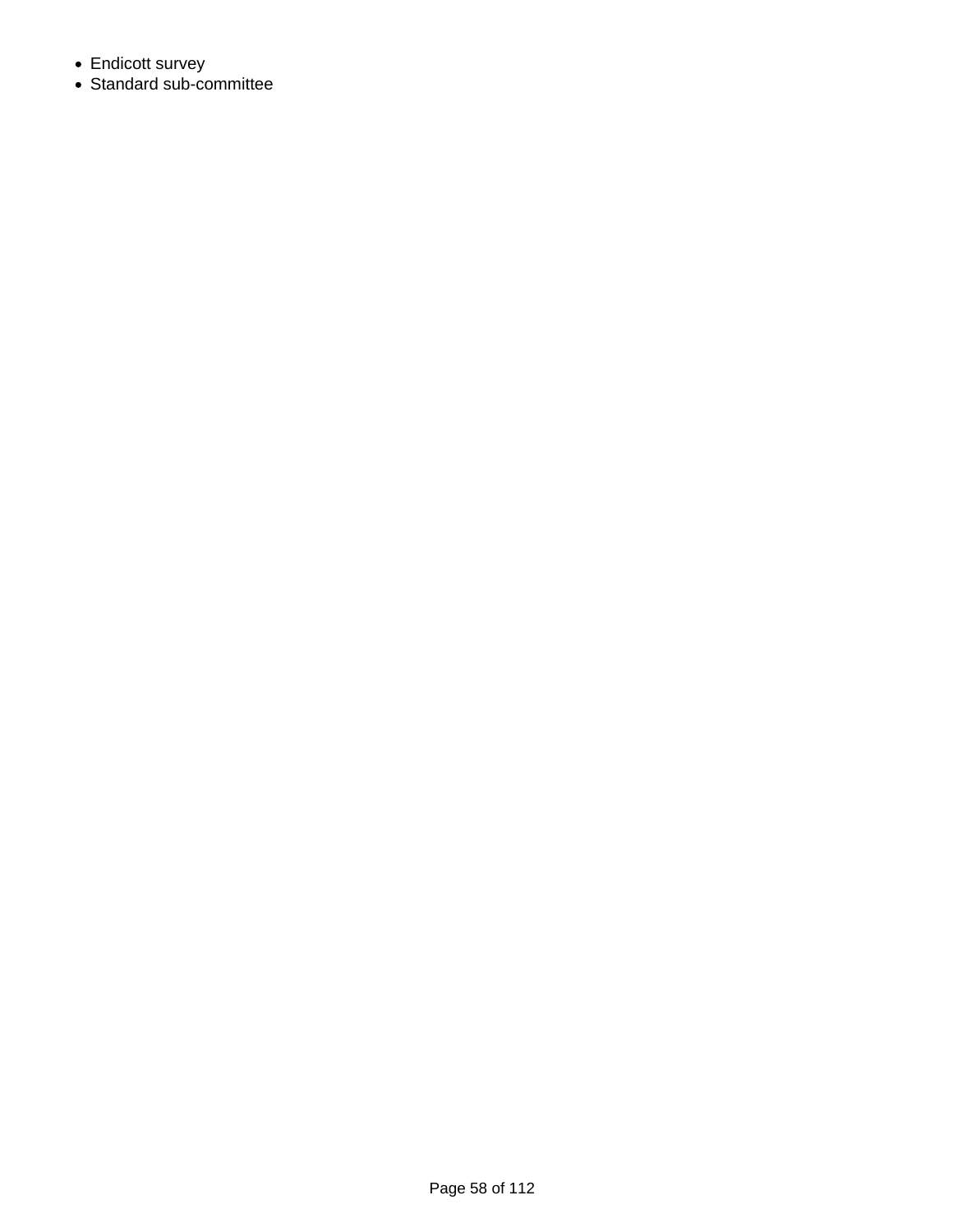- Endicott survey
- Standard sub-committee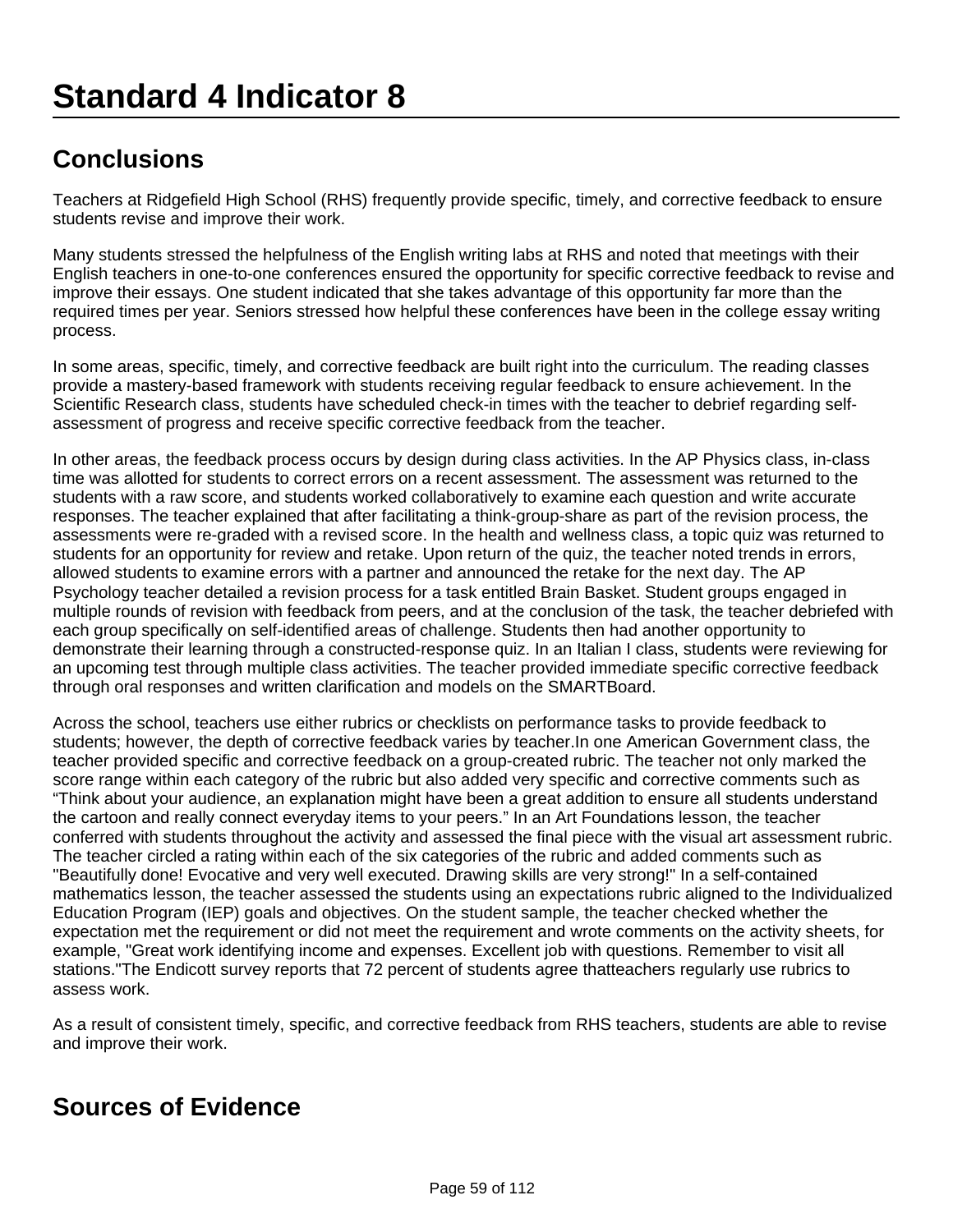# Standard 4 Indicator 8

## Conclusions

Teachers at Ridgefield High School (RHS) frequently provide specific, timely, and corrective feedback to ensure students revise and improve their work.

Many students stressed the helpfulness of the English writing labs at RHS and noted that meetings with their English teachers in one-to-one conferences ensured the opportunity for specific corrective feedback to revise and improve their essays. One student indicated that she takes advantage of this opportunity far more than the required times per year. Seniors stressed how helpful these conferences have been in the college essay writing process.

In some areas, specific, timely, and corrective feedback are built right into the curriculum. The reading classes provide a mastery-based framework with students receiving regular feedback to ensure achievement. In the Scientific Research class, students have scheduled check-in times with the teacher to debrief regarding self-assessment of progress and receive specific corrective feedback from the teacher.

In other areas, the feedback process occurs by design during class activities. In the AP Physics class, in-class time was allotted for students to correct errors on a recent assessment. The assessment was returned to the students with a raw score, and students worked collaboratively to examine each question and write accurate responses. The teacher explained that after facilitating a think-group-share as part of the revision process, the assessments were re-graded with a revised score. In the health and wellness class, a topic quiz was returned to students for an opportunity for review and retake. Upon return of the quiz, the teacher noted trends in errors, allowed students to examine errors with a partner and announced the retake for the next day. The AP Psychology teacher detailed a revision process for a task entitled Brain Basket. Student groups engaged in multiple rounds of revision with feedback from peers, and at the conclusion of the task, the teacher debriefed with each group specifically on self-identified areas of challenge. Students then had another opportunity to demonstrate their learning through a constructed-response quiz. In an Italian I class, students were reviewing for an upcoming test through multiple class activities. The teacher provided immediate specific corrective feedback through oral responses and written clarification and models on the SMARTBoard.

Across the school, teachers use either rubrics or checklists on performance tasks to provide feedback to students; however, the depth of corrective feedback varies by teacher.In one American Government class, the teacher provided specific and corrective feedback on a group-created rubric. The teacher not only marked the score range within each category of the rubric but also added very specific and corrective comments such as "Think about your audience, an explanation might have been a great addition to ensure all students understand the cartoon and really connect everyday items to your peers." In an Art Foundations lesson, the teacher conferred with students throughout the activity and assessed the final piece with the visual art assessment rubric. The teacher circled a rating within each of the six categories of the rubric and added comments such as "Beautifully done! Evocative and very well executed. Drawing skills are very strong!" In a self-contained mathematics lesson, the teacher assessed the students using an expectations rubric aligned to the Individualized Education Program (IEP) goals and objectives. On the student sample, the teacher checked whether the expectation met the requirement or did not meet the requirement and wrote comments on the activity sheets, for example, "Great work identifying income and expenses. Excellent job with questions. Remember to visit all stations."The Endicott survey reports that 72 percent of students agree thatteachers regularly use rubrics to assess work.

As a result of consistent timely, specific, and corrective feedback from RHS teachers, students are able to revise and improve their work.

## Sources of Evidence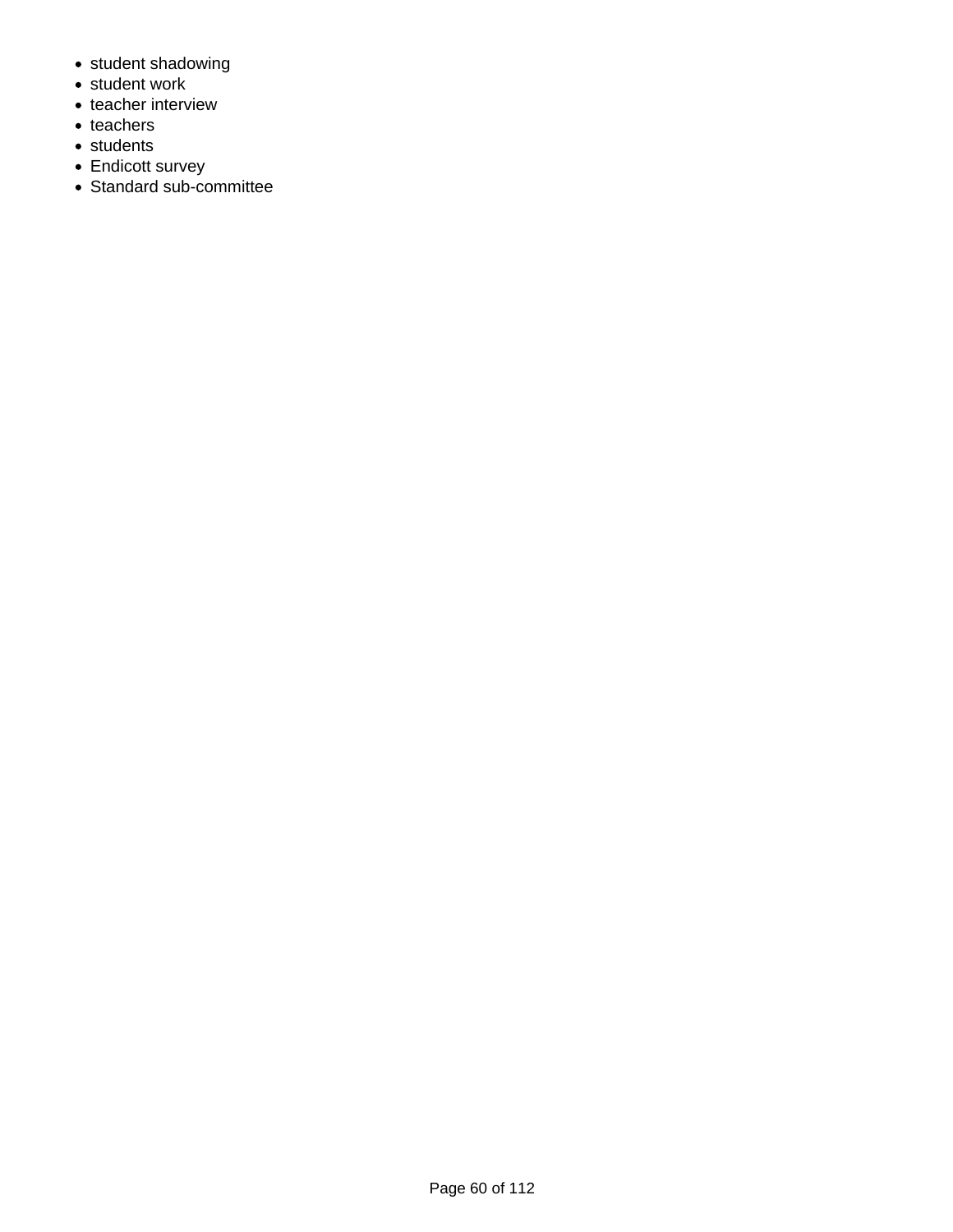- student shadowing
- student work
- teacher interview
- teachers
- students
- Endicott survey
- Standard sub-committee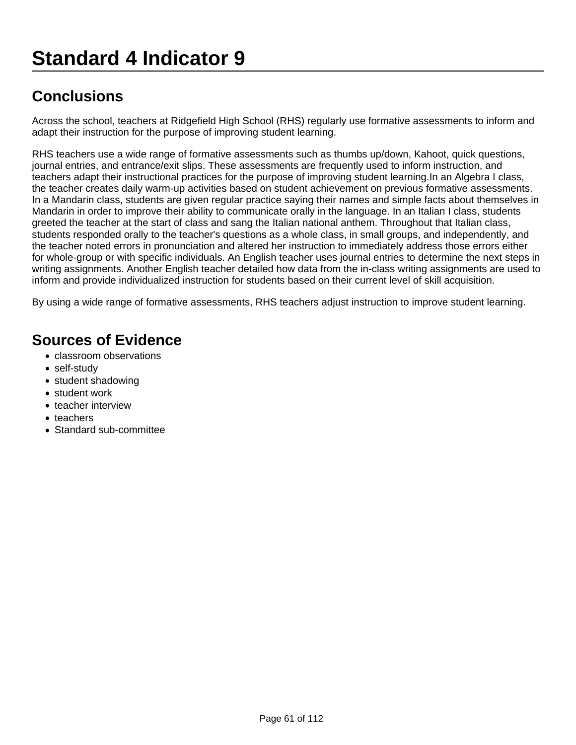# Standard 4 Indicator 9

## Conclusions

Across the school, teachers at Ridgefield High School (RHS) regularly use formative assessments to inform and adapt their instruction for the purpose of improving student learning.

RHS teachers use a wide range of formative assessments such as thumbs up/down, Kahoot, quick questions, journal entries, and entrance/exit slips. These assessments are frequently used to inform instruction, and teachers adapt their instructional practices for the purpose of improving student learning.In an Algebra I class, the teacher creates daily warm-up activities based on student achievement on previous formative assessments. In a Mandarin class, students are given regular practice saying their names and simple facts about themselves in Mandarin in order to improve their ability to communicate orally in the language. In an Italian I class, students greeted the teacher at the start of class and sang the Italian national anthem. Throughout that Italian class, students responded orally to the teacher's questions as a whole class, in small groups, and independently, and the teacher noted errors in pronunciation and altered her instruction to immediately address those errors either for whole-group or with specific individuals. An English teacher uses journal entries to determine the next steps in writing assignments. Another English teacher detailed how data from the in-class writing assignments are used to inform and provide individualized instruction for students based on their current level of skill acquisition.

By using a wide range of formative assessments, RHS teachers adjust instruction to improve student learning.

## Sources of Evidence

- classroom observations
- self-study
- student shadowing
- student work
- teacher interview
- teachers
- Standard sub-committee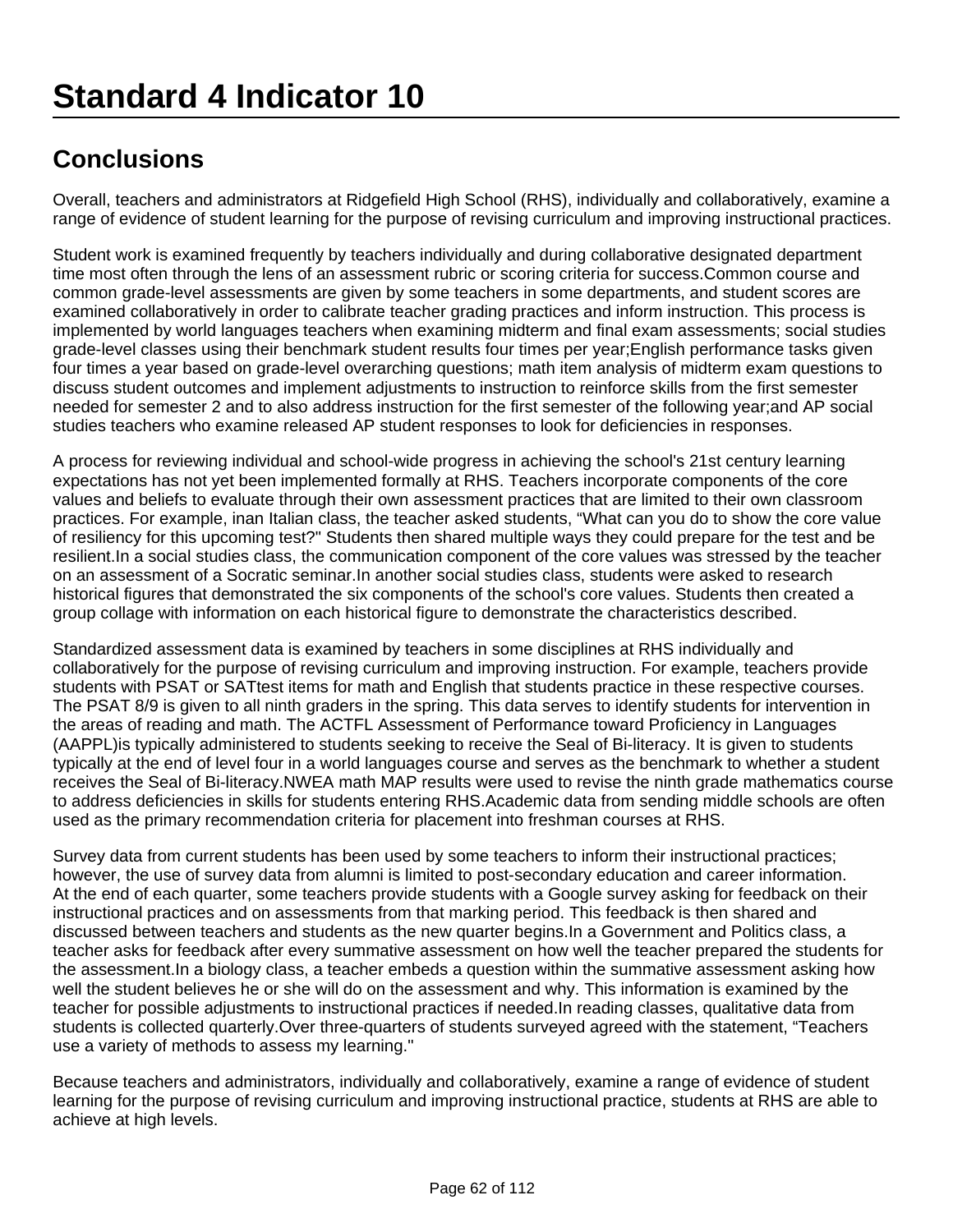# Standard 4 Indicator 10

## Conclusions

Overall, teachers and administrators at Ridgefield High School (RHS), individually and collaboratively, examine a range of evidence of student learning for the purpose of revising curriculum and improving instructional practices.

Student work is examined frequently by teachers individually and during collaborative designated department time most often through the lens of an assessment rubric or scoring criteria for success.Common course and common grade-level assessments are given by some teachers in some departments, and student scores are examined collaboratively in order to calibrate teacher grading practices and inform instruction. This process is implemented by world languages teachers when examining midterm and final exam assessments; social studies grade-level classes using their benchmark student results four times per year;English performance tasks given four times a year based on grade-level overarching questions; math item analysis of midterm exam questions to discuss student outcomes and implement adjustments to instruction to reinforce skills from the first semester needed for semester 2 and to also address instruction for the first semester of the following year;and AP social studies teachers who examine released AP student responses to look for deficiencies in responses.

A process for reviewing individual and school-wide progress in achieving the school's 21st century learning expectations has not yet been implemented formally at RHS. Teachers incorporate components of the core values and beliefs to evaluate through their own assessment practices that are limited to their own classroom practices. For example, inan Italian class, the teacher asked students, "What can you do to show the core value of resiliency for this upcoming test?" Students then shared multiple ways they could prepare for the test and be resilient.In a social studies class, the communication component of the core values was stressed by the teacher on an assessment of a Socratic seminar.In another social studies class, students were asked to research historical figures that demonstrated the six components of the school's core values. Students then created a group collage with information on each historical figure to demonstrate the characteristics described.

Standardized assessment data is examined by teachers in some disciplines at RHS individually and collaboratively for the purpose of revising curriculum and improving instruction. For example, teachers provide students with PSAT or SATtest items for math and English that students practice in these respective courses. The PSAT 8/9 is given to all ninth graders in the spring. This data serves to identify students for intervention in the areas of reading and math. The ACTFL Assessment of Performance toward Proficiency in Languages (AAPPL)is typically administered to students seeking to receive the Seal of Bi-literacy. It is given to students typically at the end of level four in a world languages course and serves as the benchmark to whether a student receives the Seal of Bi-literacy.NWEA math MAP results were used to revise the ninth grade mathematics course to address deficiencies in skills for students entering RHS.Academic data from sending middle schools are often used as the primary recommendation criteria for placement into freshman courses at RHS.

Survey data from current students has been used by some teachers to inform their instructional practices; however, the use of survey data from alumni is limited to post-secondary education and career information. At the end of each quarter, some teachers provide students with a Google survey asking for feedback on their instructional practices and on assessments from that marking period. This feedback is then shared and discussed between teachers and students as the new quarter begins.In a Government and Politics class, a teacher asks for feedback after every summative assessment on how well the teacher prepared the students for the assessment.In a biology class, a teacher embeds a question within the summative assessment asking how well the student believes he or she will do on the assessment and why. This information is examined by the teacher for possible adjustments to instructional practices if needed.In reading classes, qualitative data from students is collected quarterly.Over three-quarters of students surveyed agreed with the statement, "Teachers use a variety of methods to assess my learning."

Because teachers and administrators, individually and collaboratively, examine a range of evidence of student learning for the purpose of revising curriculum and improving instructional practice, students at RHS are able to achieve at high levels.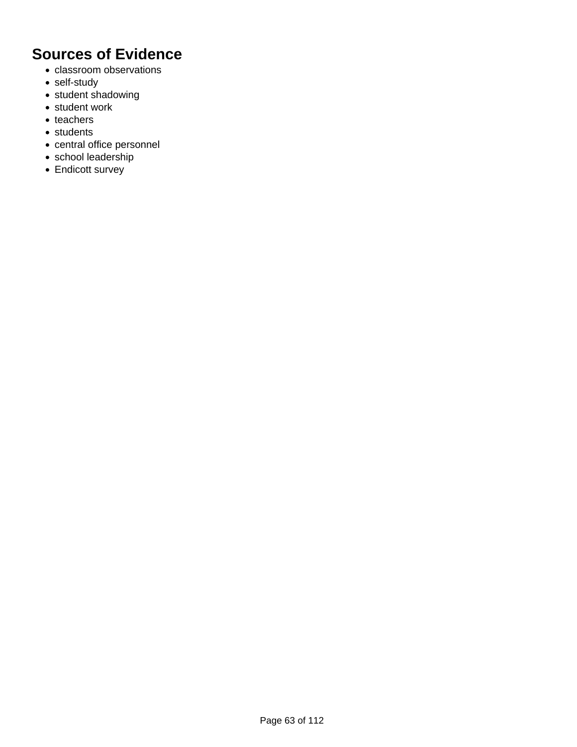## Sources of Evidence

- classroom observations
- self-study
- student shadowing
- student work
- teachers
- students
- central office personnel
- school leadership
- Endicott survey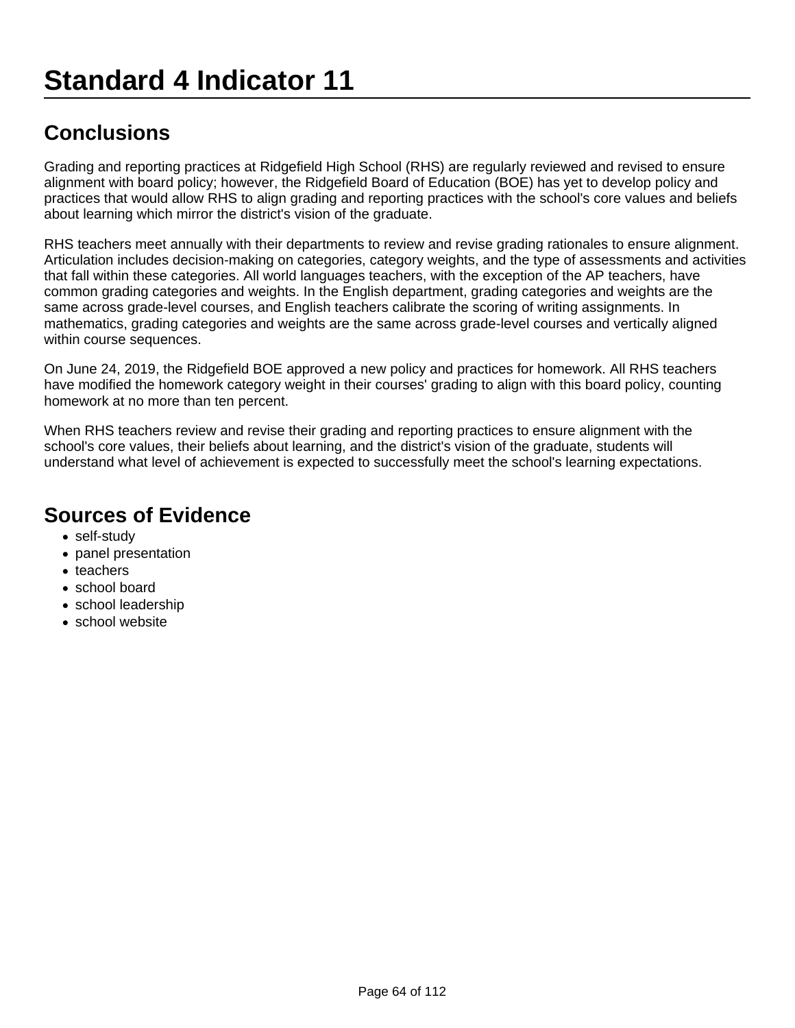# Standard 4 Indicator 11

## Conclusions

Grading and reporting practices at Ridgefield High School (RHS) are regularly reviewed and revised to ensure alignment with board policy; however, the Ridgefield Board of Education (BOE) has yet to develop policy and practices that would allow RHS to align grading and reporting practices with the school's core values and beliefs about learning which mirror the district's vision of the graduate.

RHS teachers meet annually with their departments to review and revise grading rationales to ensure alignment. Articulation includes decision-making on categories, category weights, and the type of assessments and activities that fall within these categories. All world languages teachers, with the exception of the AP teachers, have common grading categories and weights. In the English department, grading categories and weights are the same across grade-level courses, and English teachers calibrate the scoring of writing assignments. In mathematics, grading categories and weights are the same across grade-level courses and vertically aligned within course sequences.

On June 24, 2019, the Ridgefield BOE approved a new policy and practices for homework. All RHS teachers have modified the homework category weight in their courses' grading to align with this board policy, counting homework at no more than ten percent.

When RHS teachers review and revise their grading and reporting practices to ensure alignment with the school's core values, their beliefs about learning, and the district's vision of the graduate, students will understand what level of achievement is expected to successfully meet the school's learning expectations.

## Sources of Evidence

- self-study
- panel presentation
- teachers
- school board
- school leadership
- school website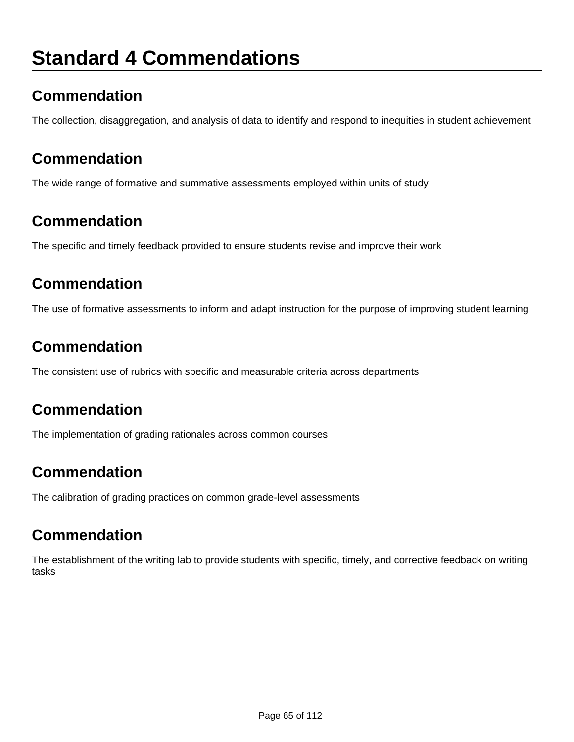# Standard 4 Commendations

## Commendation

The collection, disaggregation, and analysis of data to identify and respond to inequities in student achievement

## Commendation

The wide range of formative and summative assessments employed within units of study

## Commendation

The specific and timely feedback provided to ensure students revise and improve their work

## Commendation

The use of formative assessments to inform and adapt instruction for the purpose of improving student learning

## Commendation

The consistent use of rubrics with specific and measurable criteria across departments

## Commendation

The implementation of grading rationales across common courses

## Commendation

The calibration of grading practices on common grade-level assessments

## Commendation

The establishment of the writing lab to provide students with specific, timely, and corrective feedback on writing tasks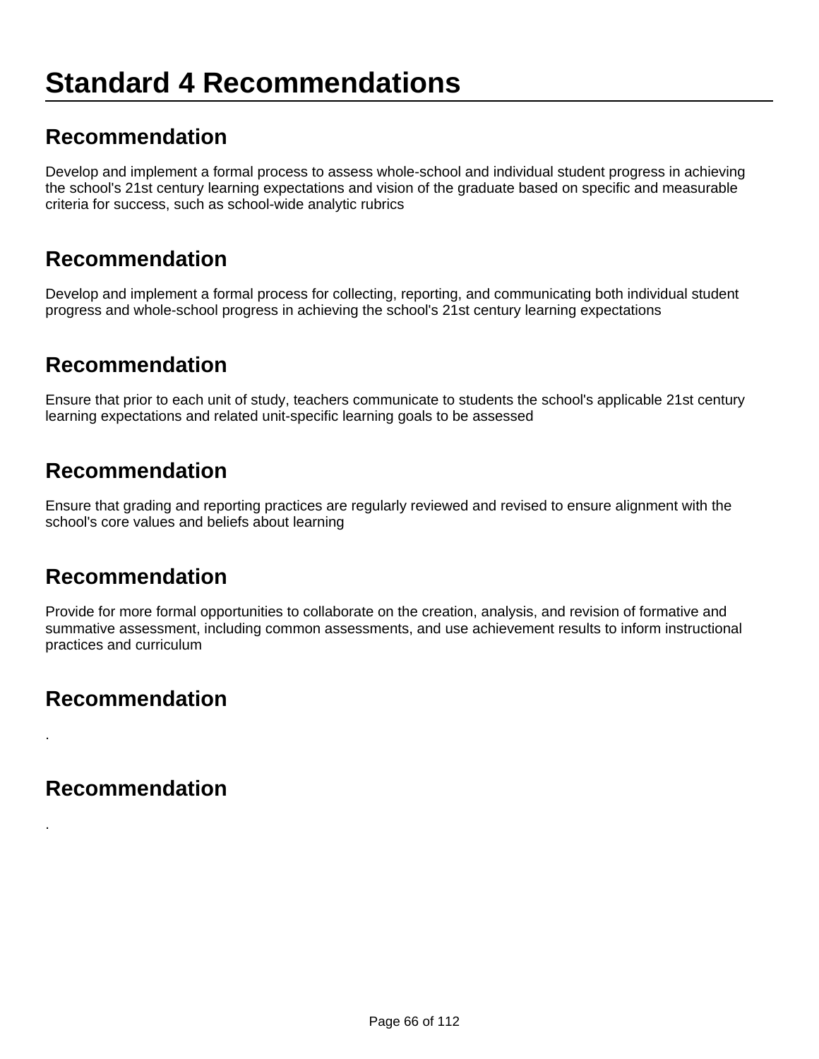# Standard 4 Recommendations

## Recommendation

Develop and implement a formal process to assess whole-school and individual student progress in achieving the school's 21st century learning expectations and vision of the graduate based on specific and measurable criteria for success, such as school-wide analytic rubrics

## Recommendation

Develop and implement a formal process for collecting, reporting, and communicating both individual student progress and whole-school progress in achieving the school's 21st century learning expectations

## Recommendation

Ensure that prior to each unit of study, teachers communicate to students the school's applicable 21st century learning expectations and related unit-specific learning goals to be assessed

## Recommendation

Ensure that grading and reporting practices are regularly reviewed and revised to ensure alignment with the school's core values and beliefs about learning

## Recommendation

Provide for more formal opportunities to collaborate on the creation, analysis, and revision of formative and summative assessment, including common assessments, and use achievement results to inform instructional practices and curriculum

## Recommendation

.

## Recommendation

.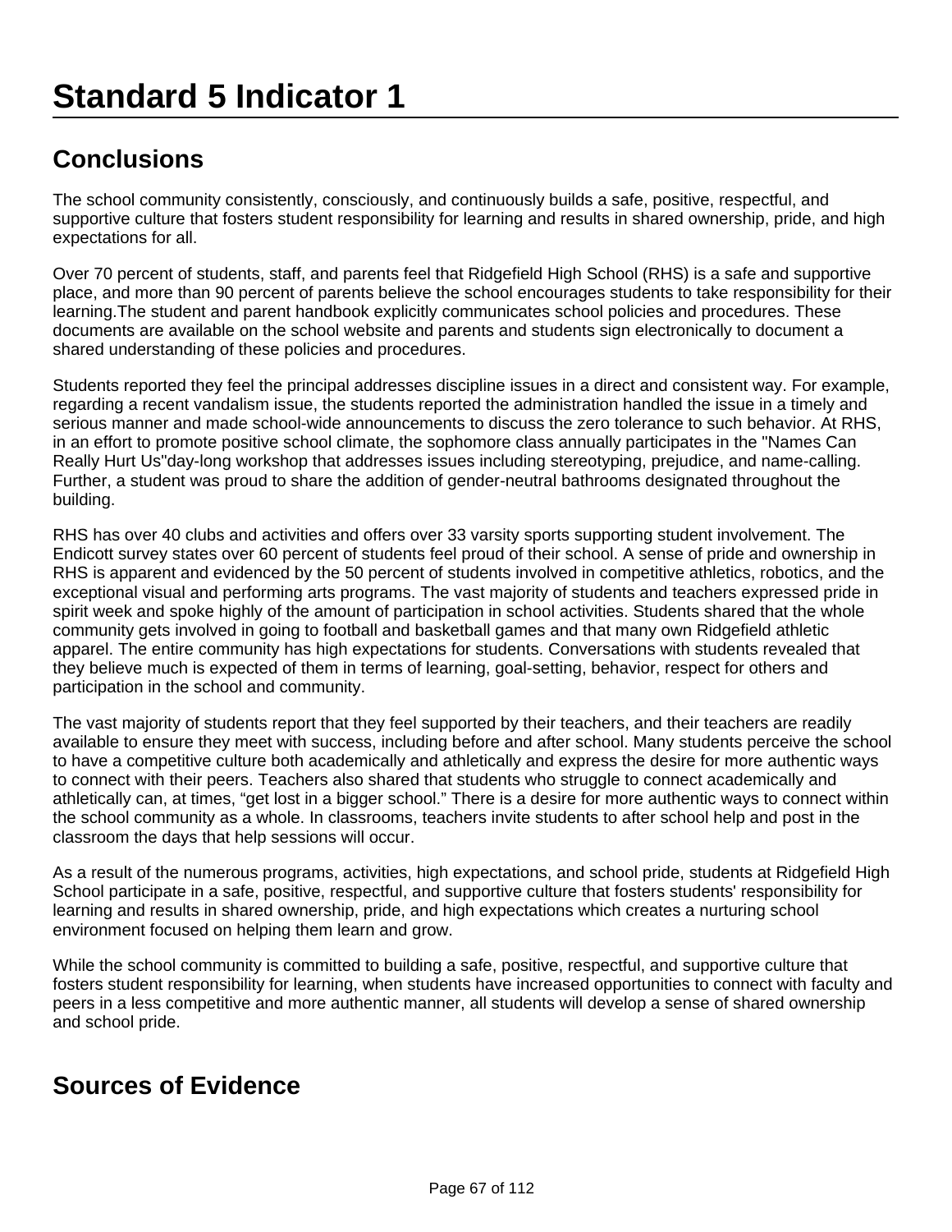# Standard 5 Indicator 1

## Conclusions

The school community consistently, consciously, and continuously builds a safe, positive, respectful, and supportive culture that fosters student responsibility for learning and results in shared ownership, pride, and high expectations for all.

Over 70 percent of students, staff, and parents feel that Ridgefield High School (RHS) is a safe and supportive place, and more than 90 percent of parents believe the school encourages students to take responsibility for their learning.The student and parent handbook explicitly communicates school policies and procedures. These documents are available on the school website and parents and students sign electronically to document a shared understanding of these policies and procedures.

Students reported they feel the principal addresses discipline issues in a direct and consistent way. For example, regarding a recent vandalism issue, the students reported the administration handled the issue in a timely and serious manner and made school-wide announcements to discuss the zero tolerance to such behavior. At RHS, in an effort to promote positive school climate, the sophomore class annually participates in the "Names Can Really Hurt Us"day-long workshop that addresses issues including stereotyping, prejudice, and name-calling. Further, a student was proud to share the addition of gender-neutral bathrooms designated throughout the building.

RHS has over 40 clubs and activities and offers over 33 varsity sports supporting student involvement. The Endicott survey states over 60 percent of students feel proud of their school. A sense of pride and ownership in RHS is apparent and evidenced by the 50 percent of students involved in competitive athletics, robotics, and the exceptional visual and performing arts programs. The vast majority of students and teachers expressed pride in spirit week and spoke highly of the amount of participation in school activities. Students shared that the whole community gets involved in going to football and basketball games and that many own Ridgefield athletic apparel. The entire community has high expectations for students. Conversations with students revealed that they believe much is expected of them in terms of learning, goal-setting, behavior, respect for others and participation in the school and community.

The vast majority of students report that they feel supported by their teachers, and their teachers are readily available to ensure they meet with success, including before and after school. Many students perceive the school to have a competitive culture both academically and athletically and express the desire for more authentic ways to connect with their peers. Teachers also shared that students who struggle to connect academically and athletically can, at times, “get lost in a bigger school.” There is a desire for more authentic ways to connect within the school community as a whole. In classrooms, teachers invite students to after school help and post in the classroom the days that help sessions will occur.

As a result of the numerous programs, activities, high expectations, and school pride, students at Ridgefield High School participate in a safe, positive, respectful, and supportive culture that fosters students' responsibility for learning and results in shared ownership, pride, and high expectations which creates a nurturing school environment focused on helping them learn and grow.

While the school community is committed to building a safe, positive, respectful, and supportive culture that fosters student responsibility for learning, when students have increased opportunities to connect with faculty and peers in a less competitive and more authentic manner, all students will develop a sense of shared ownership and school pride.

## Sources of Evidence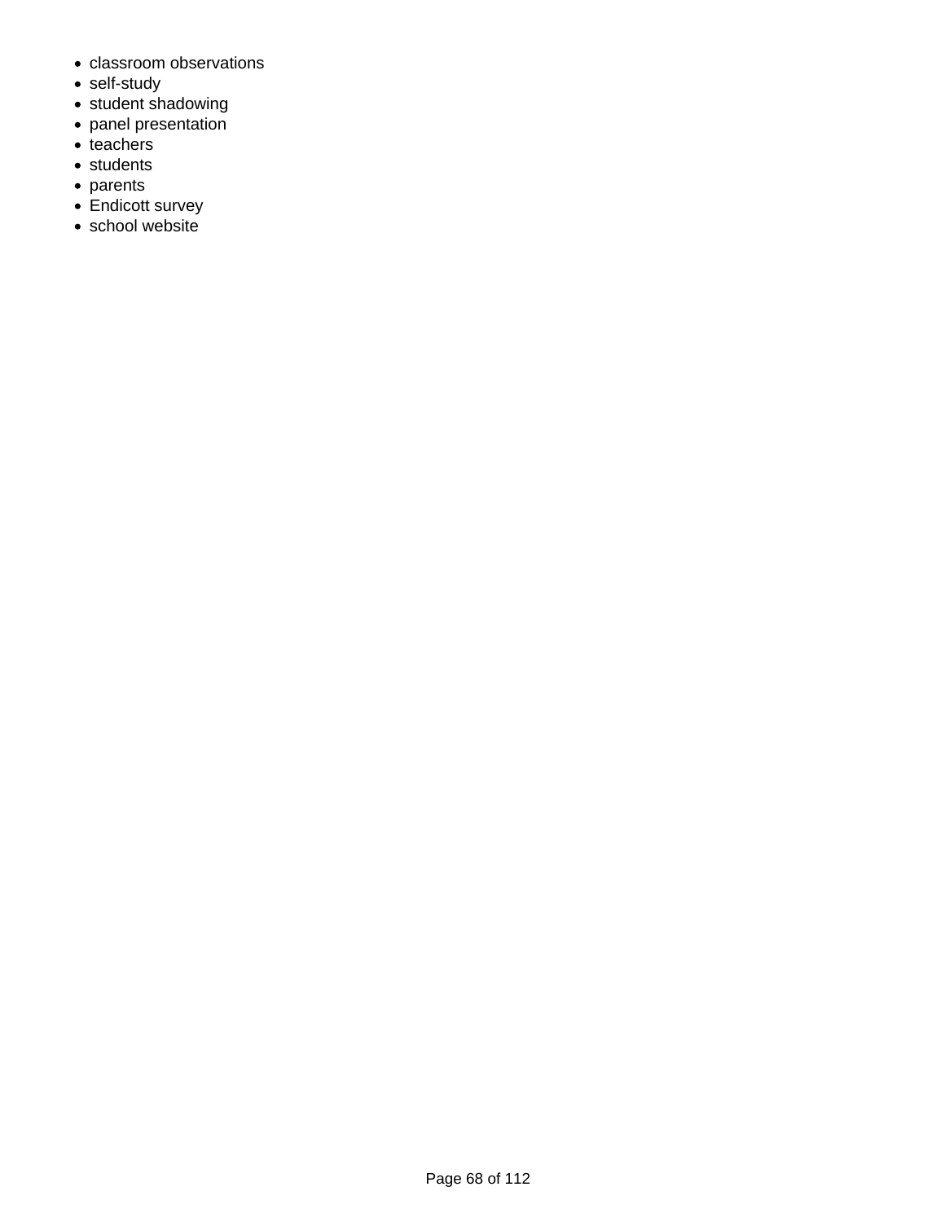- classroom observations
- self-study
- student shadowing
- panel presentation
- teachers
- students
- parents
- Endicott survey
- school website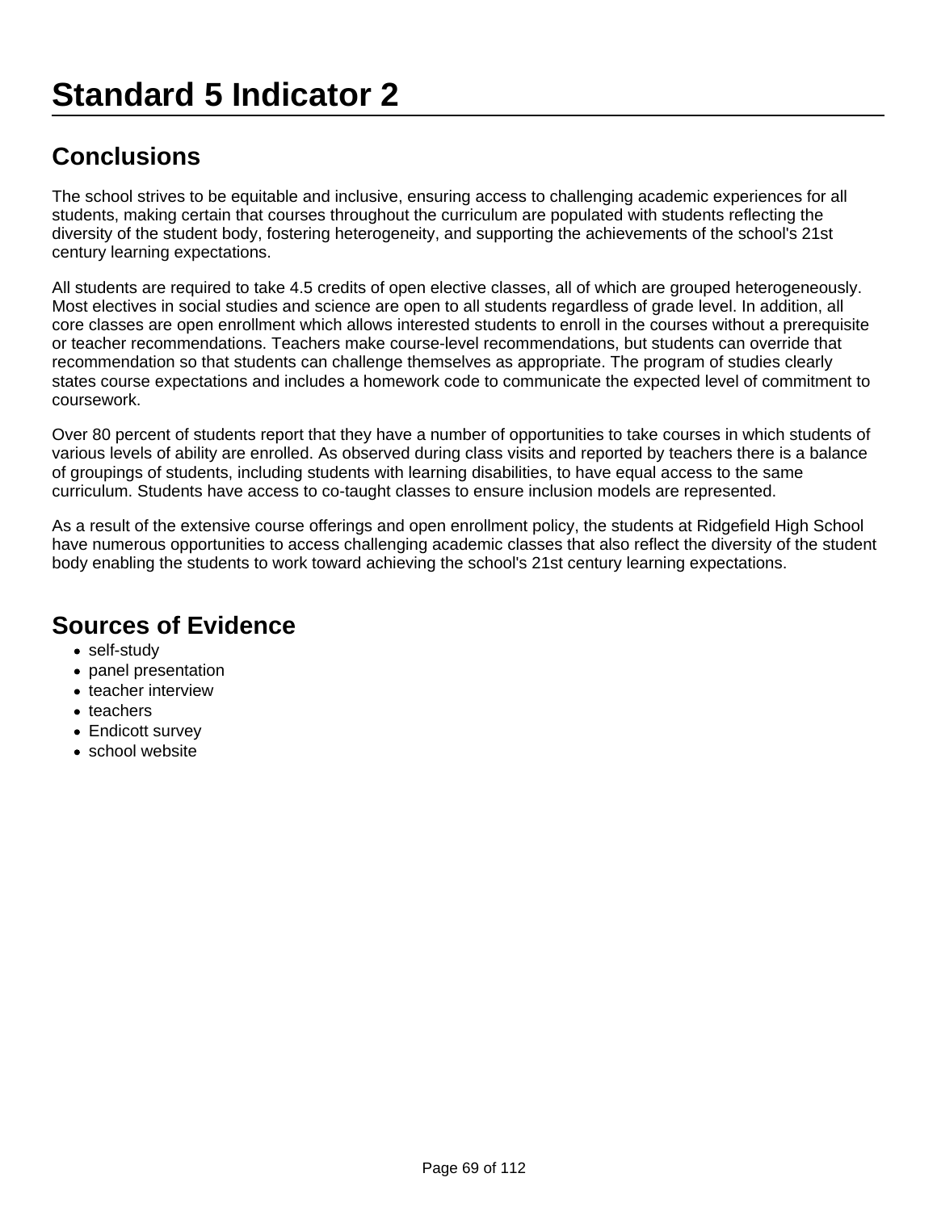# Standard 5 Indicator 2

## Conclusions

The school strives to be equitable and inclusive, ensuring access to challenging academic experiences for all students, making certain that courses throughout the curriculum are populated with students reflecting the diversity of the student body, fostering heterogeneity, and supporting the achievements of the school's 21st century learning expectations.

All students are required to take 4.5 credits of open elective classes, all of which are grouped heterogeneously. Most electives in social studies and science are open to all students regardless of grade level. In addition, all core classes are open enrollment which allows interested students to enroll in the courses without a prerequisite or teacher recommendations. Teachers make course-level recommendations, but students can override that recommendation so that students can challenge themselves as appropriate. The program of studies clearly states course expectations and includes a homework code to communicate the expected level of commitment to coursework.

Over 80 percent of students report that they have a number of opportunities to take courses in which students of various levels of ability are enrolled. As observed during class visits and reported by teachers there is a balance of groupings of students, including students with learning disabilities, to have equal access to the same curriculum. Students have access to co-taught classes to ensure inclusion models are represented.

As a result of the extensive course offerings and open enrollment policy, the students at Ridgefield High School have numerous opportunities to access challenging academic classes that also reflect the diversity of the student body enabling the students to work toward achieving the school's 21st century learning expectations.

## Sources of Evidence

- self-study
- panel presentation
- teacher interview
- teachers
- Endicott survey
- school website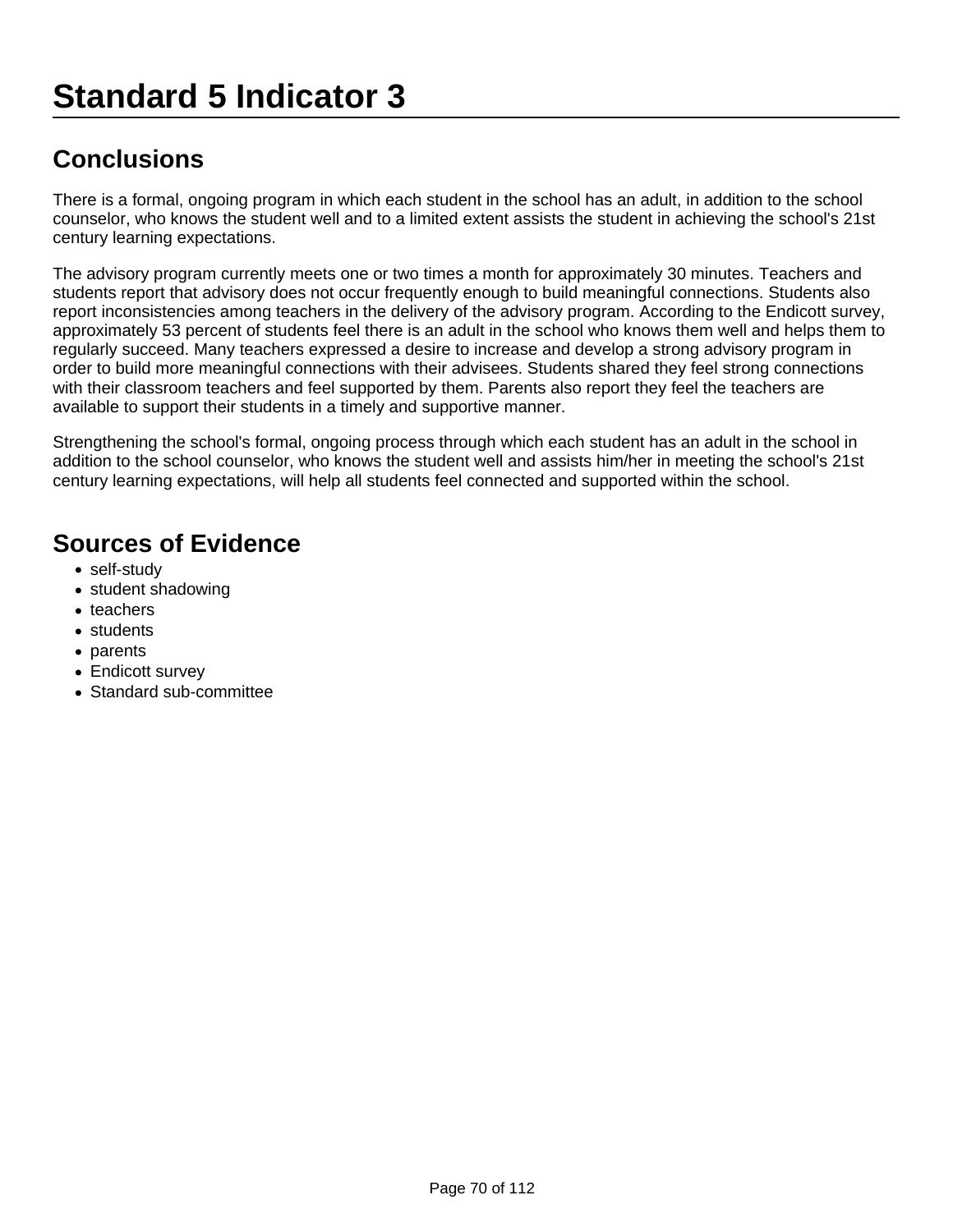# Standard 5 Indicator 3

## Conclusions

There is a formal, ongoing program in which each student in the school has an adult, in addition to the school counselor, who knows the student well and to a limited extent assists the student in achieving the school's 21st century learning expectations.

The advisory program currently meets one or two times a month for approximately 30 minutes. Teachers and students report that advisory does not occur frequently enough to build meaningful connections. Students also report inconsistencies among teachers in the delivery of the advisory program. According to the Endicott survey, approximately 53 percent of students feel there is an adult in the school who knows them well and helps them to regularly succeed. Many teachers expressed a desire to increase and develop a strong advisory program in order to build more meaningful connections with their advisees. Students shared they feel strong connections with their classroom teachers and feel supported by them. Parents also report they feel the teachers are available to support their students in a timely and supportive manner.

Strengthening the school's formal, ongoing process through which each student has an adult in the school in addition to the school counselor, who knows the student well and assists him/her in meeting the school's 21st century learning expectations, will help all students feel connected and supported within the school.

## Sources of Evidence

- self-study
- student shadowing
- teachers
- students
- parents
- Endicott survey
- Standard sub-committee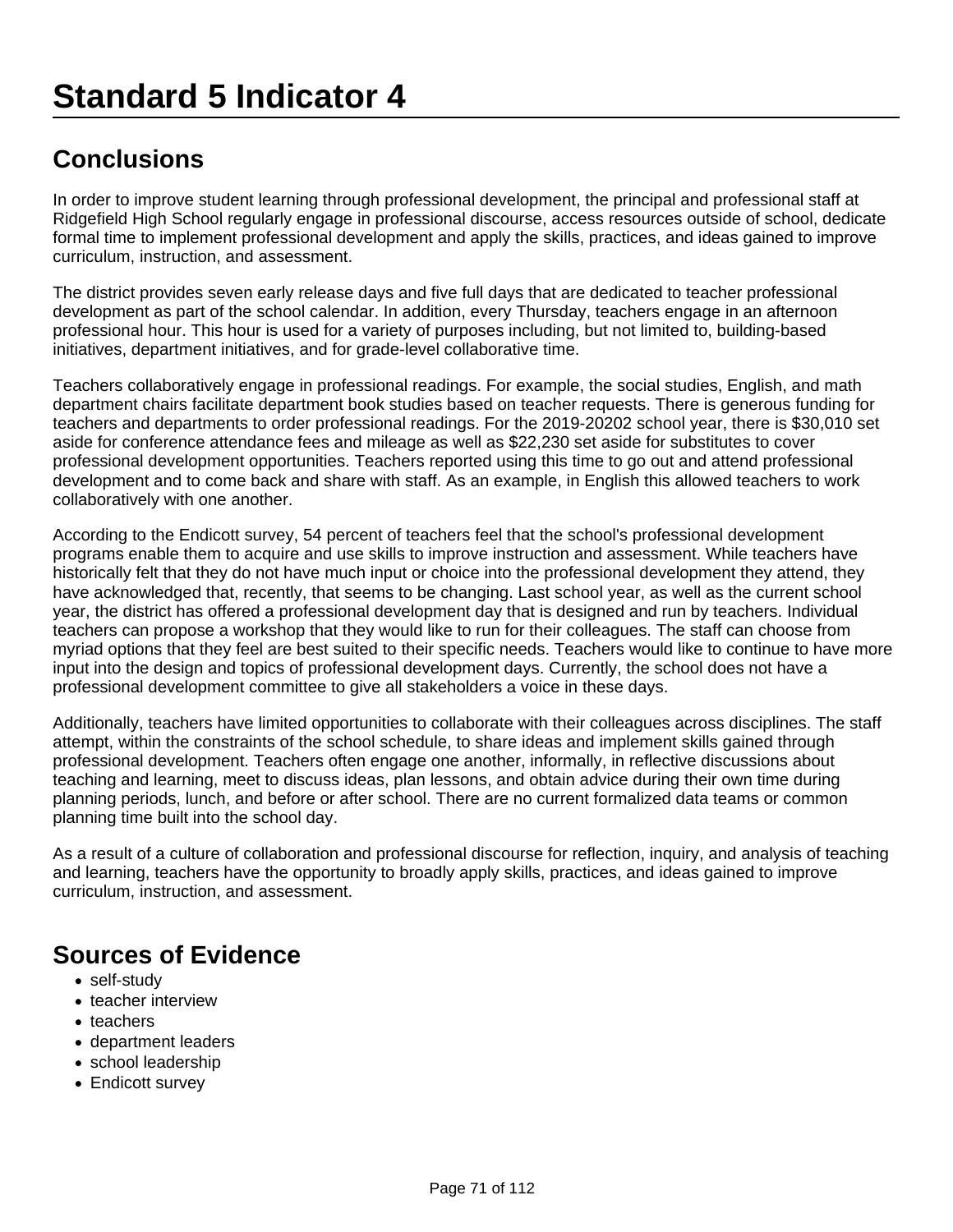# Standard 5 Indicator 4

## Conclusions

In order to improve student learning through professional development, the principal and professional staff at Ridgefield High School regularly engage in professional discourse, access resources outside of school, dedicate formal time to implement professional development and apply the skills, practices, and ideas gained to improve curriculum, instruction, and assessment.

The district provides seven early release days and five full days that are dedicated to teacher professional development as part of the school calendar. In addition, every Thursday, teachers engage in an afternoon professional hour. This hour is used for a variety of purposes including, but not limited to, building-based initiatives, department initiatives, and for grade-level collaborative time.

Teachers collaboratively engage in professional readings. For example, the social studies, English, and math department chairs facilitate department book studies based on teacher requests. There is generous funding for teachers and departments to order professional readings. For the 2019-20202 school year, there is $30,010 set aside for conference attendance fees and mileage as well as $22,230 set aside for substitutes to cover professional development opportunities. Teachers reported using this time to go out and attend professional development and to come back and share with staff. As an example, in English this allowed teachers to work collaboratively with one another.

According to the Endicott survey, 54 percent of teachers feel that the school's professional development programs enable them to acquire and use skills to improve instruction and assessment. While teachers have historically felt that they do not have much input or choice into the professional development they attend, they have acknowledged that, recently, that seems to be changing. Last school year, as well as the current school year, the district has offered a professional development day that is designed and run by teachers. Individual teachers can propose a workshop that they would like to run for their colleagues. The staff can choose from myriad options that they feel are best suited to their specific needs. Teachers would like to continue to have more input into the design and topics of professional development days. Currently, the school does not have a professional development committee to give all stakeholders a voice in these days.

Additionally, teachers have limited opportunities to collaborate with their colleagues across disciplines. The staff attempt, within the constraints of the school schedule, to share ideas and implement skills gained through professional development. Teachers often engage one another, informally, in reflective discussions about teaching and learning, meet to discuss ideas, plan lessons, and obtain advice during their own time during planning periods, lunch, and before or after school. There are no current formalized data teams or common planning time built into the school day.

As a result of a culture of collaboration and professional discourse for reflection, inquiry, and analysis of teaching and learning, teachers have the opportunity to broadly apply skills, practices, and ideas gained to improve curriculum, instruction, and assessment.

## Sources of Evidence

- self-study
- teacher interview
- teachers
- department leaders
- school leadership
- Endicott survey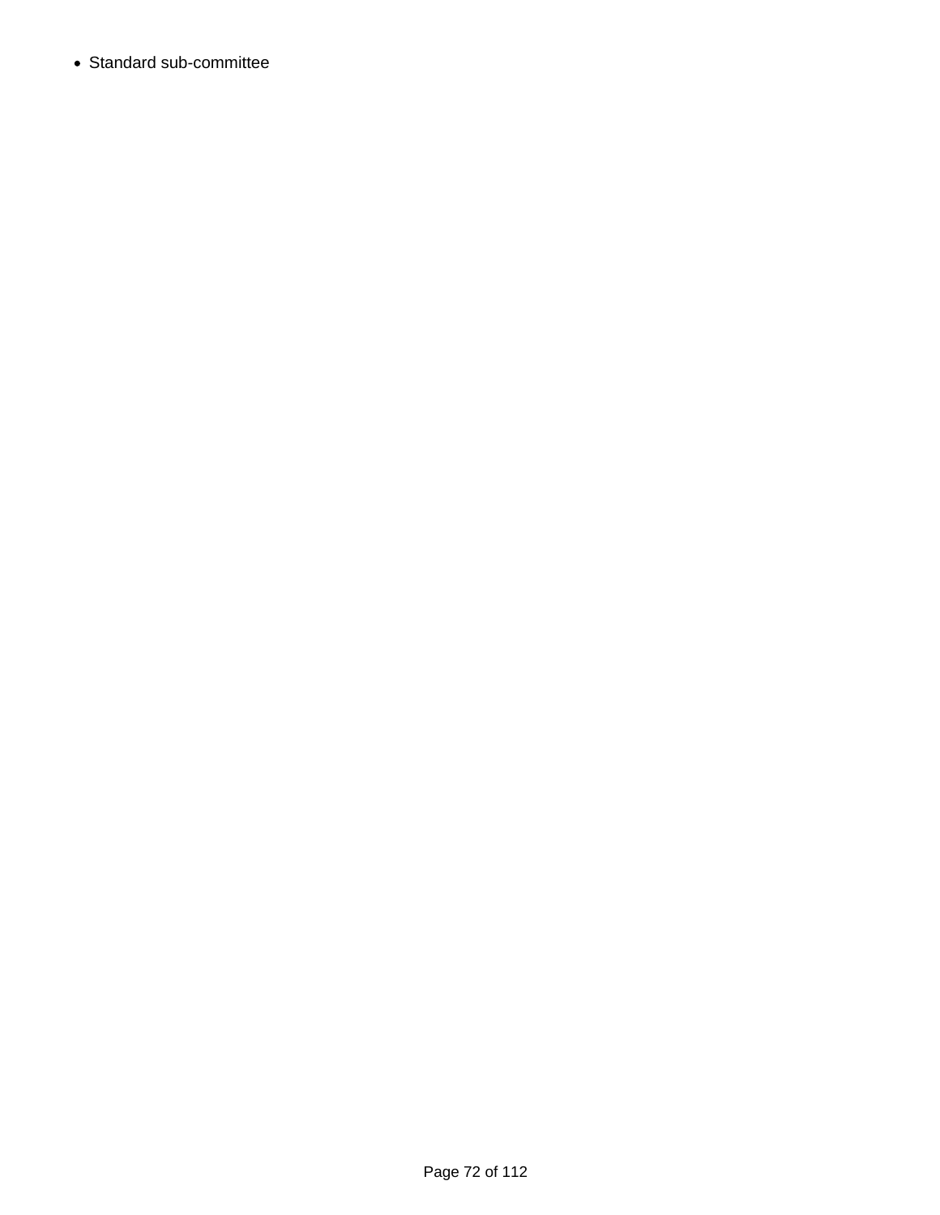- Standard sub-committee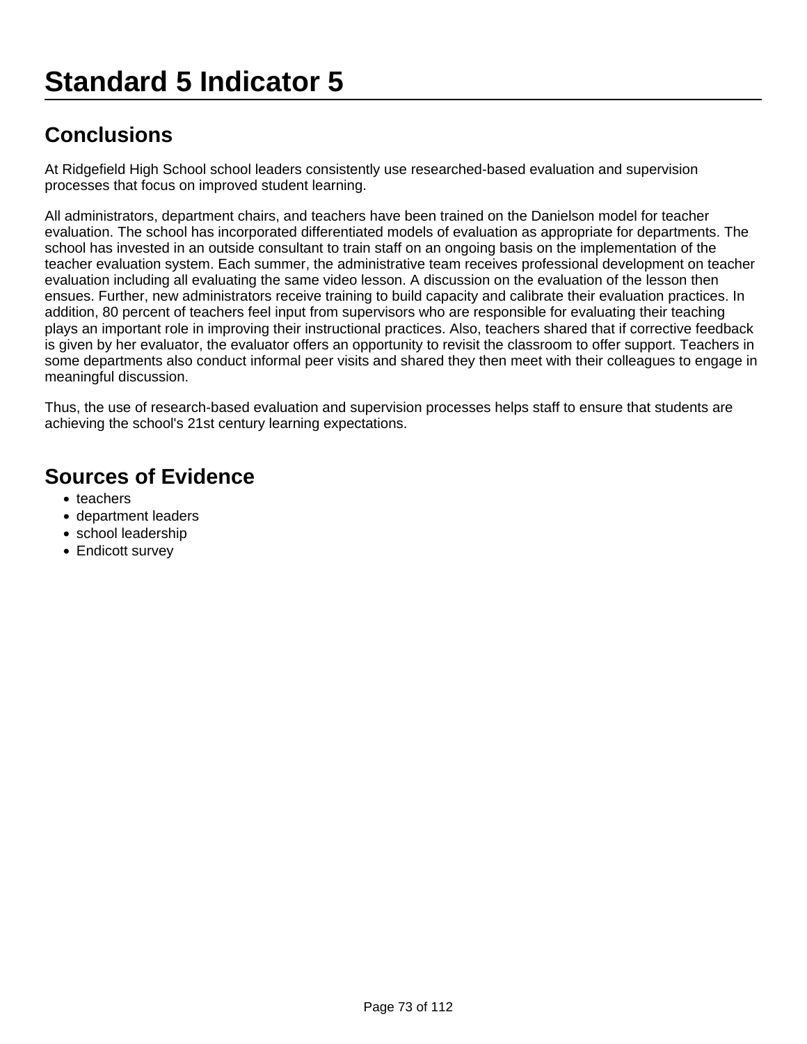# Standard 5 Indicator 5

## Conclusions

At Ridgefield High School school leaders consistently use researched-based evaluation and supervision processes that focus on improved student learning.

All administrators, department chairs, and teachers have been trained on the Danielson model for teacher evaluation. The school has incorporated differentiated models of evaluation as appropriate for departments. The school has invested in an outside consultant to train staff on an ongoing basis on the implementation of the teacher evaluation system. Each summer, the administrative team receives professional development on teacher evaluation including all evaluating the same video lesson. A discussion on the evaluation of the lesson then ensues. Further, new administrators receive training to build capacity and calibrate their evaluation practices. In addition, 80 percent of teachers feel input from supervisors who are responsible for evaluating their teaching plays an important role in improving their instructional practices. Also, teachers shared that if corrective feedback is given by her evaluator, the evaluator offers an opportunity to revisit the classroom to offer support. Teachers in some departments also conduct informal peer visits and shared they then meet with their colleagues to engage in meaningful discussion.

Thus, the use of research-based evaluation and supervision processes helps staff to ensure that students are achieving the school's 21st century learning expectations.

## Sources of Evidence

- teachers
- department leaders
- school leadership
- Endicott survey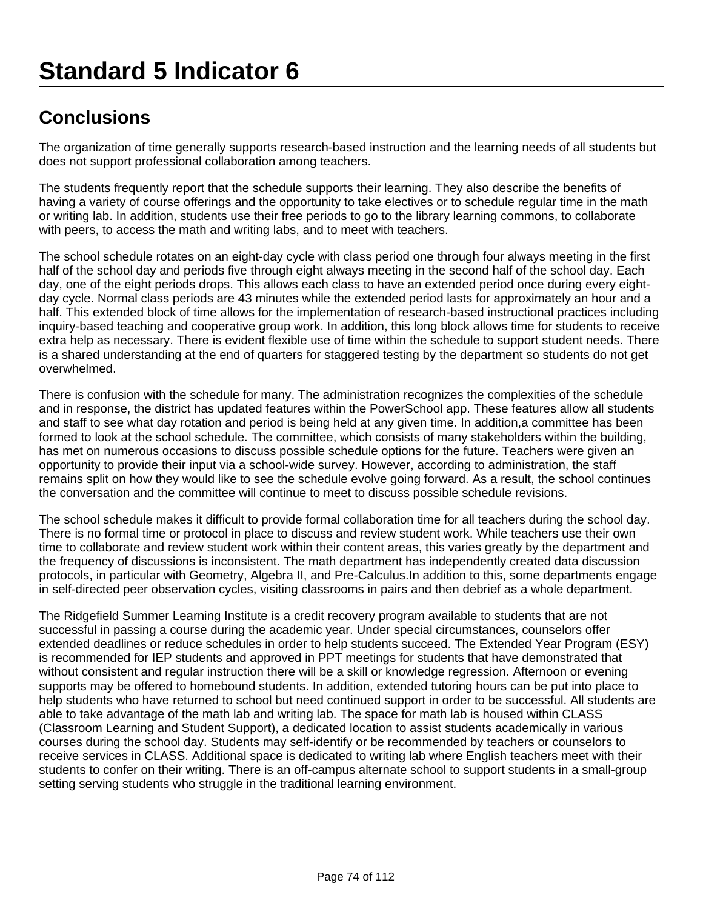# Standard 5 Indicator 6

## Conclusions

The organization of time generally supports research-based instruction and the learning needs of all students but does not support professional collaboration among teachers.

The students frequently report that the schedule supports their learning. They also describe the benefits of having a variety of course offerings and the opportunity to take electives or to schedule regular time in the math or writing lab. In addition, students use their free periods to go to the library learning commons, to collaborate with peers, to access the math and writing labs, and to meet with teachers.

The school schedule rotates on an eight-day cycle with class period one through four always meeting in the first half of the school day and periods five through eight always meeting in the second half of the school day. Each day, one of the eight periods drops. This allows each class to have an extended period once during every eight-day cycle. Normal class periods are 43 minutes while the extended period lasts for approximately an hour and a half. This extended block of time allows for the implementation of research-based instructional practices including inquiry-based teaching and cooperative group work. In addition, this long block allows time for students to receive extra help as necessary. There is evident flexible use of time within the schedule to support student needs. There is a shared understanding at the end of quarters for staggered testing by the department so students do not get overwhelmed.

There is confusion with the schedule for many. The administration recognizes the complexities of the schedule and in response, the district has updated features within the PowerSchool app. These features allow all students and staff to see what day rotation and period is being held at any given time. In addition,a committee has been formed to look at the school schedule. The committee, which consists of many stakeholders within the building, has met on numerous occasions to discuss possible schedule options for the future. Teachers were given an opportunity to provide their input via a school-wide survey. However, according to administration, the staff remains split on how they would like to see the schedule evolve going forward. As a result, the school continues the conversation and the committee will continue to meet to discuss possible schedule revisions.

The school schedule makes it difficult to provide formal collaboration time for all teachers during the school day. There is no formal time or protocol in place to discuss and review student work. While teachers use their own time to collaborate and review student work within their content areas, this varies greatly by the department and the frequency of discussions is inconsistent. The math department has independently created data discussion protocols, in particular with Geometry, Algebra II, and Pre-Calculus.In addition to this, some departments engage in self-directed peer observation cycles, visiting classrooms in pairs and then debrief as a whole department.

The Ridgefield Summer Learning Institute is a credit recovery program available to students that are not successful in passing a course during the academic year. Under special circumstances, counselors offer extended deadlines or reduce schedules in order to help students succeed. The Extended Year Program (ESY) is recommended for IEP students and approved in PPT meetings for students that have demonstrated that without consistent and regular instruction there will be a skill or knowledge regression. Afternoon or evening supports may be offered to homebound students. In addition, extended tutoring hours can be put into place to help students who have returned to school but need continued support in order to be successful. All students are able to take advantage of the math lab and writing lab. The space for math lab is housed within CLASS (Classroom Learning and Student Support), a dedicated location to assist students academically in various courses during the school day. Students may self-identify or be recommended by teachers or counselors to receive services in CLASS. Additional space is dedicated to writing lab where English teachers meet with their students to confer on their writing. There is an off-campus alternate school to support students in a small-group setting serving students who struggle in the traditional learning environment.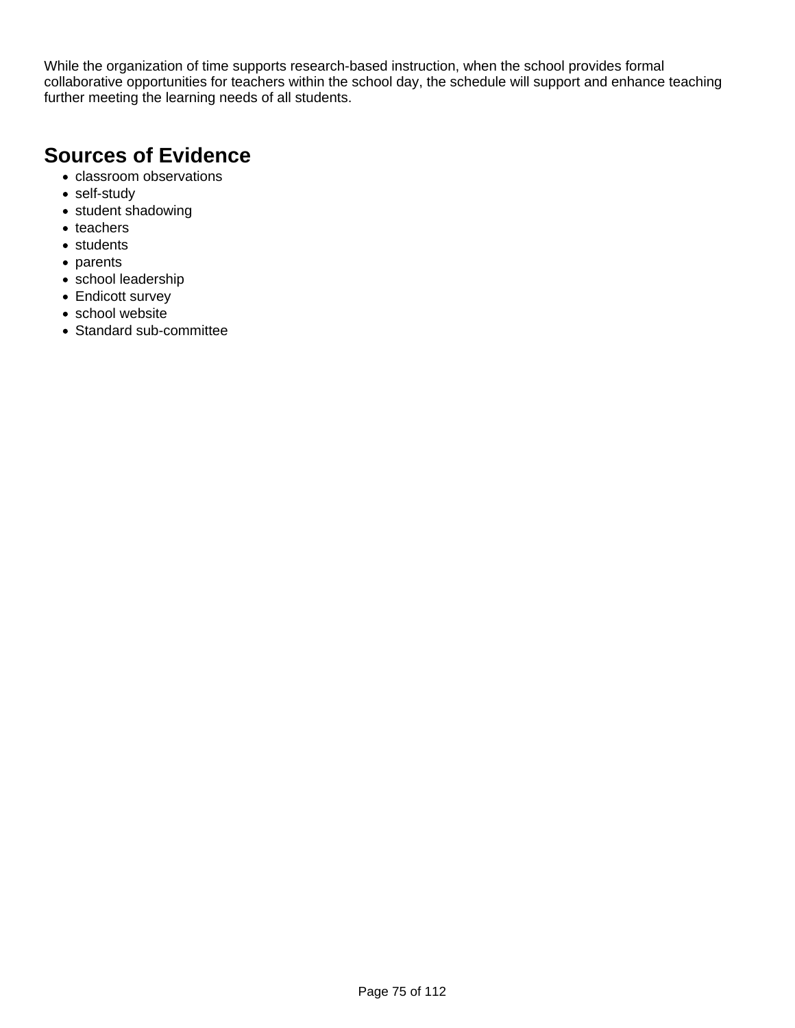While the organization of time supports research-based instruction, when the school provides formal collaborative opportunities for teachers within the school day, the schedule will support and enhance teaching further meeting the learning needs of all students.

## Sources of Evidence

- classroom observations
- self-study
- student shadowing
- teachers
- students
- parents
- school leadership
- Endicott survey
- school website
- Standard sub-committee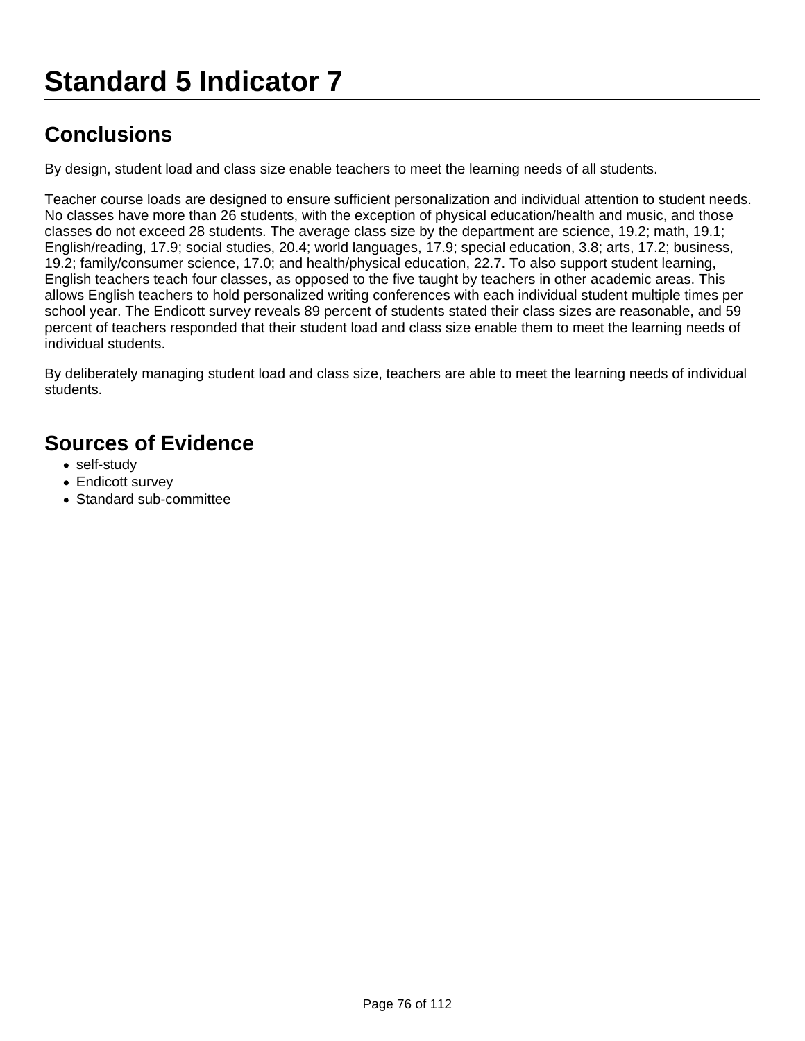# Standard 5 Indicator 7

## Conclusions

By design, student load and class size enable teachers to meet the learning needs of all students.

Teacher course loads are designed to ensure sufficient personalization and individual attention to student needs. No classes have more than 26 students, with the exception of physical education/health and music, and those classes do not exceed 28 students. The average class size by the department are science, 19.2; math, 19.1; English/reading, 17.9; social studies, 20.4; world languages, 17.9; special education, 3.8; arts, 17.2; business, 19.2; family/consumer science, 17.0; and health/physical education, 22.7. To also support student learning, English teachers teach four classes, as opposed to the five taught by teachers in other academic areas. This allows English teachers to hold personalized writing conferences with each individual student multiple times per school year. The Endicott survey reveals 89 percent of students stated their class sizes are reasonable, and 59 percent of teachers responded that their student load and class size enable them to meet the learning needs of individual students.

By deliberately managing student load and class size, teachers are able to meet the learning needs of individual students.

## Sources of Evidence

- self-study
- Endicott survey
- Standard sub-committee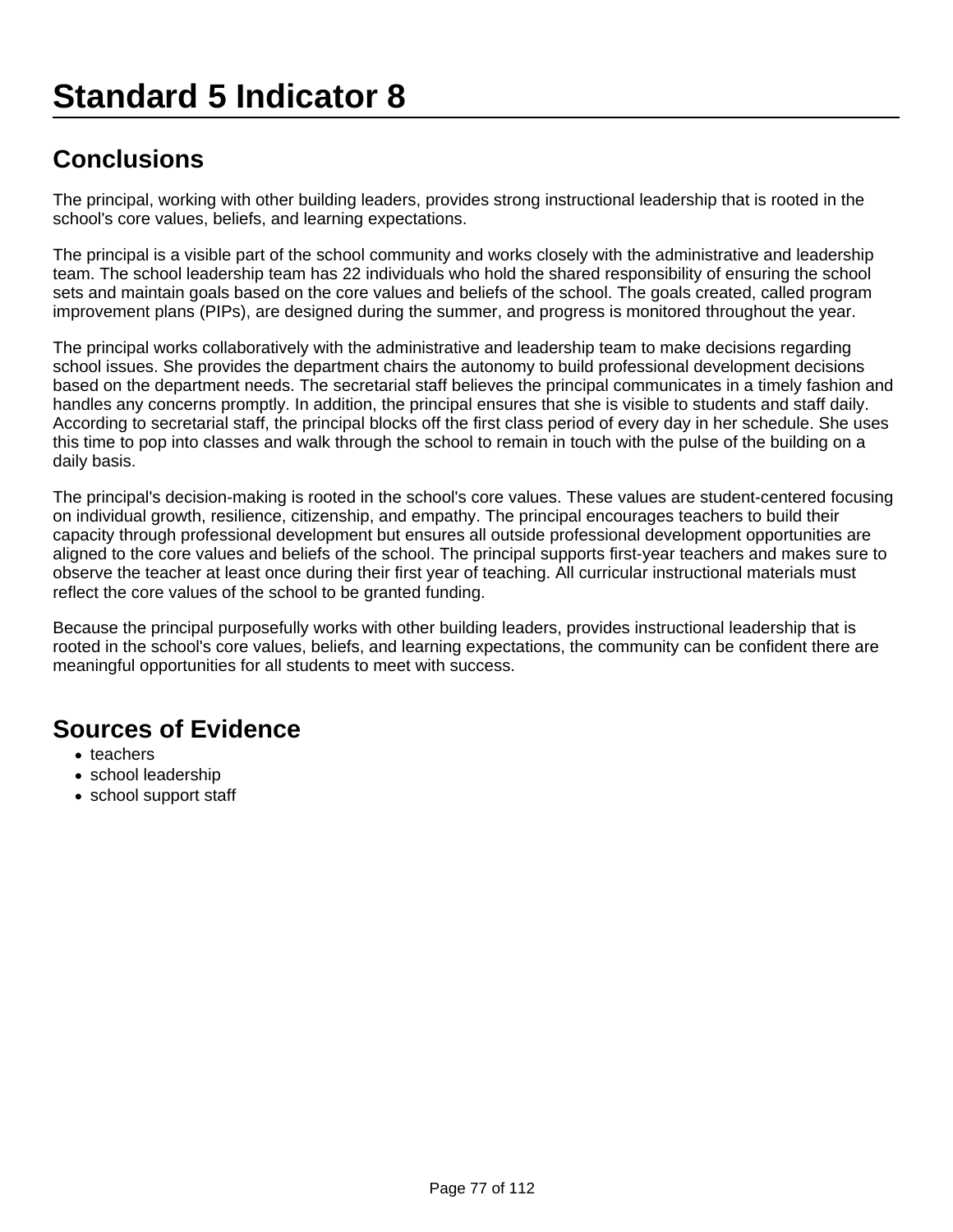# Standard 5 Indicator 8

## Conclusions

The principal, working with other building leaders, provides strong instructional leadership that is rooted in the school's core values, beliefs, and learning expectations.

The principal is a visible part of the school community and works closely with the administrative and leadership team. The school leadership team has 22 individuals who hold the shared responsibility of ensuring the school sets and maintain goals based on the core values and beliefs of the school. The goals created, called program improvement plans (PIPs), are designed during the summer, and progress is monitored throughout the year.

The principal works collaboratively with the administrative and leadership team to make decisions regarding school issues. She provides the department chairs the autonomy to build professional development decisions based on the department needs. The secretarial staff believes the principal communicates in a timely fashion and handles any concerns promptly. In addition, the principal ensures that she is visible to students and staff daily. According to secretarial staff, the principal blocks off the first class period of every day in her schedule. She uses this time to pop into classes and walk through the school to remain in touch with the pulse of the building on a daily basis.

The principal's decision-making is rooted in the school's core values. These values are student-centered focusing on individual growth, resilience, citizenship, and empathy. The principal encourages teachers to build their capacity through professional development but ensures all outside professional development opportunities are aligned to the core values and beliefs of the school. The principal supports first-year teachers and makes sure to observe the teacher at least once during their first year of teaching. All curricular instructional materials must reflect the core values of the school to be granted funding.

Because the principal purposefully works with other building leaders, provides instructional leadership that is rooted in the school's core values, beliefs, and learning expectations, the community can be confident there are meaningful opportunities for all students to meet with success.

## Sources of Evidence

- teachers
- school leadership
- school support staff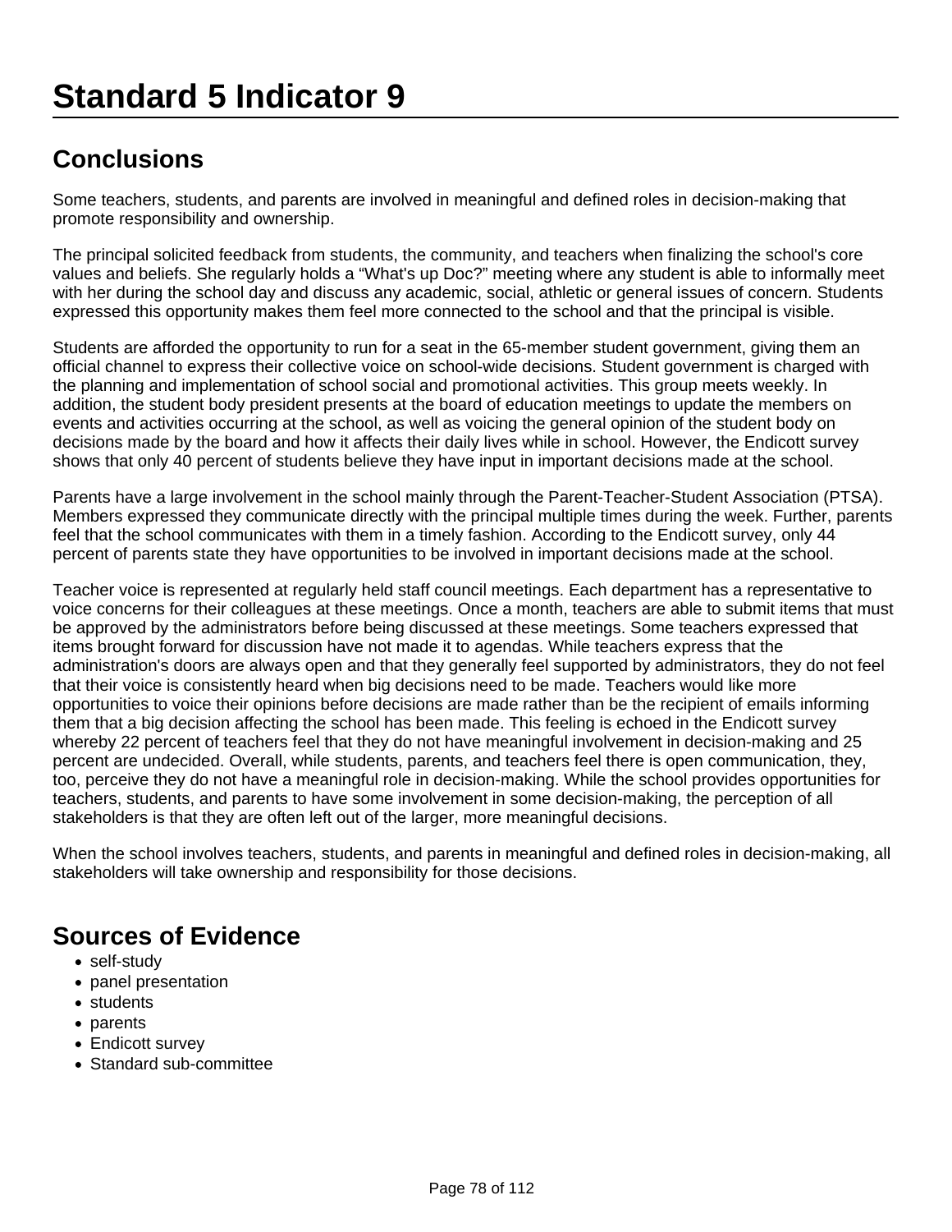# Standard 5 Indicator 9

## Conclusions

Some teachers, students, and parents are involved in meaningful and defined roles in decision-making that promote responsibility and ownership.

The principal solicited feedback from students, the community, and teachers when finalizing the school's core values and beliefs. She regularly holds a "What's up Doc?" meeting where any student is able to informally meet with her during the school day and discuss any academic, social, athletic or general issues of concern. Students expressed this opportunity makes them feel more connected to the school and that the principal is visible.

Students are afforded the opportunity to run for a seat in the 65-member student government, giving them an official channel to express their collective voice on school-wide decisions. Student government is charged with the planning and implementation of school social and promotional activities. This group meets weekly. In addition, the student body president presents at the board of education meetings to update the members on events and activities occurring at the school, as well as voicing the general opinion of the student body on decisions made by the board and how it affects their daily lives while in school. However, the Endicott survey shows that only 40 percent of students believe they have input in important decisions made at the school.

Parents have a large involvement in the school mainly through the Parent-Teacher-Student Association (PTSA). Members expressed they communicate directly with the principal multiple times during the week. Further, parents feel that the school communicates with them in a timely fashion. According to the Endicott survey, only 44 percent of parents state they have opportunities to be involved in important decisions made at the school.

Teacher voice is represented at regularly held staff council meetings. Each department has a representative to voice concerns for their colleagues at these meetings. Once a month, teachers are able to submit items that must be approved by the administrators before being discussed at these meetings. Some teachers expressed that items brought forward for discussion have not made it to agendas. While teachers express that the administration's doors are always open and that they generally feel supported by administrators, they do not feel that their voice is consistently heard when big decisions need to be made. Teachers would like more opportunities to voice their opinions before decisions are made rather than be the recipient of emails informing them that a big decision affecting the school has been made. This feeling is echoed in the Endicott survey whereby 22 percent of teachers feel that they do not have meaningful involvement in decision-making and 25 percent are undecided. Overall, while students, parents, and teachers feel there is open communication, they, too, perceive they do not have a meaningful role in decision-making. While the school provides opportunities for teachers, students, and parents to have some involvement in some decision-making, the perception of all stakeholders is that they are often left out of the larger, more meaningful decisions.

When the school involves teachers, students, and parents in meaningful and defined roles in decision-making, all stakeholders will take ownership and responsibility for those decisions.

## Sources of Evidence

- self-study
- panel presentation
- students
- parents
- Endicott survey
- Standard sub-committee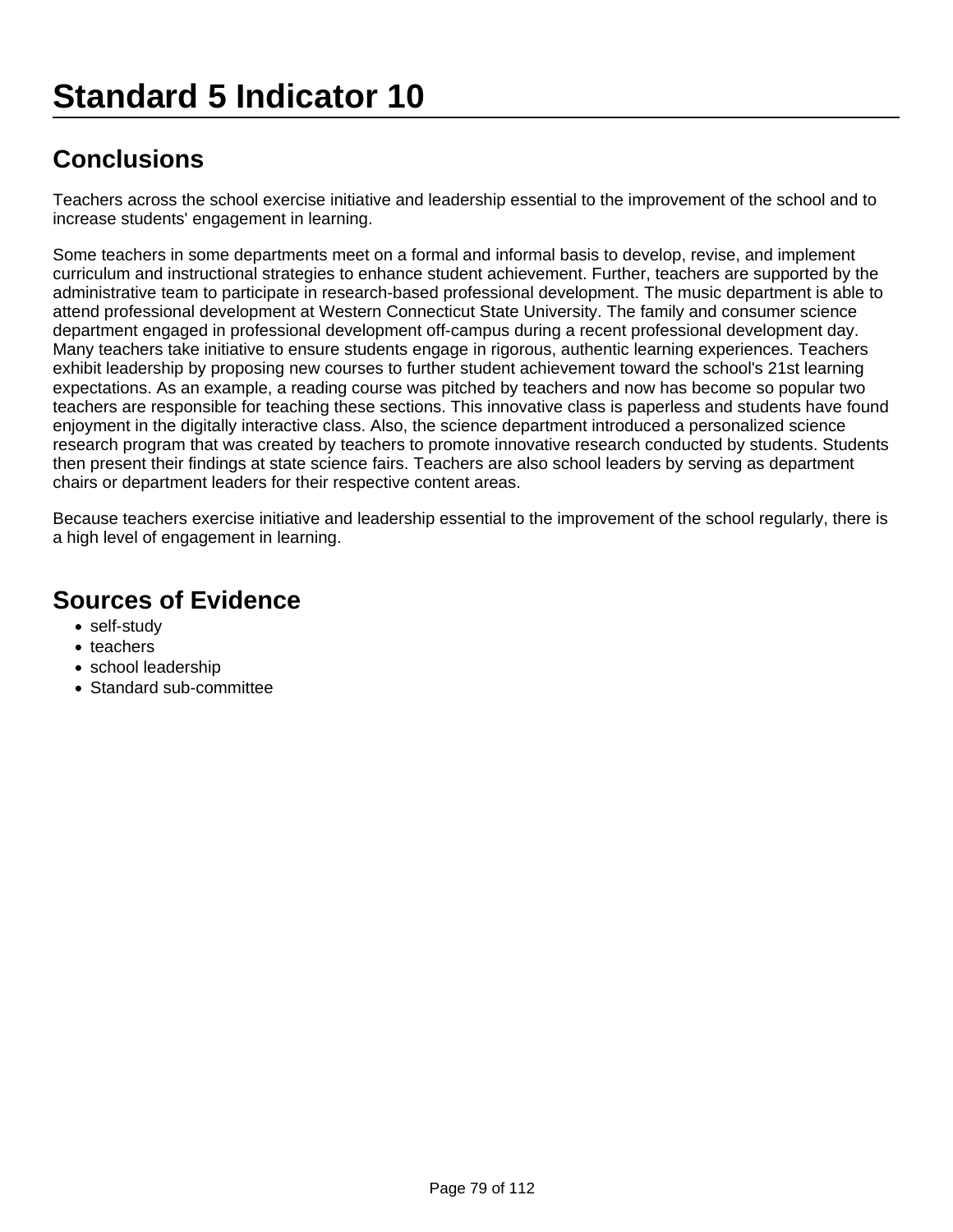# Standard 5 Indicator 10

## Conclusions

Teachers across the school exercise initiative and leadership essential to the improvement of the school and to increase students' engagement in learning.

Some teachers in some departments meet on a formal and informal basis to develop, revise, and implement curriculum and instructional strategies to enhance student achievement. Further, teachers are supported by the administrative team to participate in research-based professional development. The music department is able to attend professional development at Western Connecticut State University. The family and consumer science department engaged in professional development off-campus during a recent professional development day. Many teachers take initiative to ensure students engage in rigorous, authentic learning experiences. Teachers exhibit leadership by proposing new courses to further student achievement toward the school's 21st learning expectations. As an example, a reading course was pitched by teachers and now has become so popular two teachers are responsible for teaching these sections. This innovative class is paperless and students have found enjoyment in the digitally interactive class. Also, the science department introduced a personalized science research program that was created by teachers to promote innovative research conducted by students. Students then present their findings at state science fairs. Teachers are also school leaders by serving as department chairs or department leaders for their respective content areas.

Because teachers exercise initiative and leadership essential to the improvement of the school regularly, there is a high level of engagement in learning.

## Sources of Evidence

- self-study
- teachers
- school leadership
- Standard sub-committee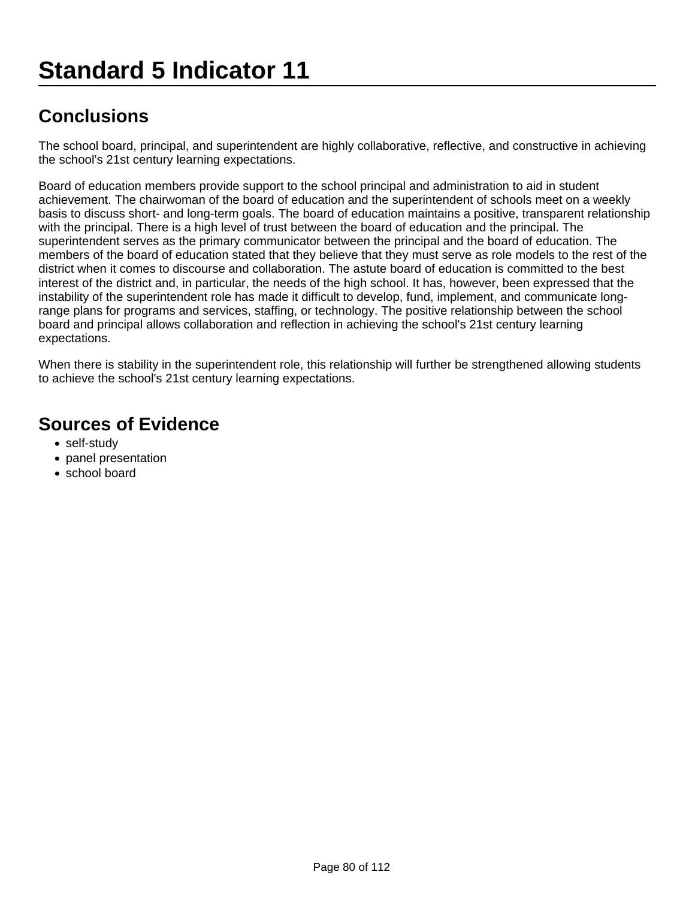# Standard 5 Indicator 11

## Conclusions

The school board, principal, and superintendent are highly collaborative, reflective, and constructive in achieving the school's 21st century learning expectations.

Board of education members provide support to the school principal and administration to aid in student achievement. The chairwoman of the board of education and the superintendent of schools meet on a weekly basis to discuss short- and long-term goals. The board of education maintains a positive, transparent relationship with the principal. There is a high level of trust between the board of education and the principal. The superintendent serves as the primary communicator between the principal and the board of education. The members of the board of education stated that they believe that they must serve as role models to the rest of the district when it comes to discourse and collaboration. The astute board of education is committed to the best interest of the district and, in particular, the needs of the high school. It has, however, been expressed that the instability of the superintendent role has made it difficult to develop, fund, implement, and communicate long-range plans for programs and services, staffing, or technology. The positive relationship between the school board and principal allows collaboration and reflection in achieving the school's 21st century learning expectations.

When there is stability in the superintendent role, this relationship will further be strengthened allowing students to achieve the school's 21st century learning expectations.

## Sources of Evidence

- self-study
- panel presentation
- school board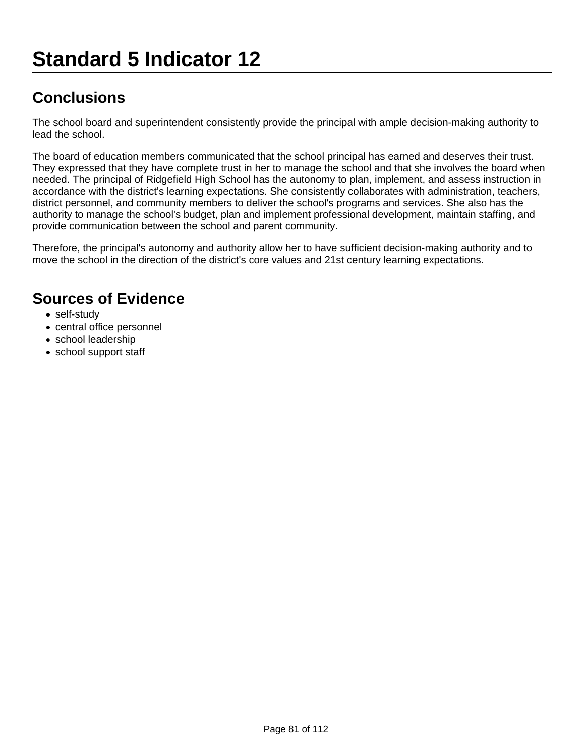# Standard 5 Indicator 12

## Conclusions

The school board and superintendent consistently provide the principal with ample decision-making authority to lead the school.

The board of education members communicated that the school principal has earned and deserves their trust. They expressed that they have complete trust in her to manage the school and that she involves the board when needed. The principal of Ridgefield High School has the autonomy to plan, implement, and assess instruction in accordance with the district's learning expectations. She consistently collaborates with administration, teachers, district personnel, and community members to deliver the school's programs and services. She also has the authority to manage the school's budget, plan and implement professional development, maintain staffing, and provide communication between the school and parent community.

Therefore, the principal's autonomy and authority allow her to have sufficient decision-making authority and to move the school in the direction of the district's core values and 21st century learning expectations.

## Sources of Evidence

- self-study
- central office personnel
- school leadership
- school support staff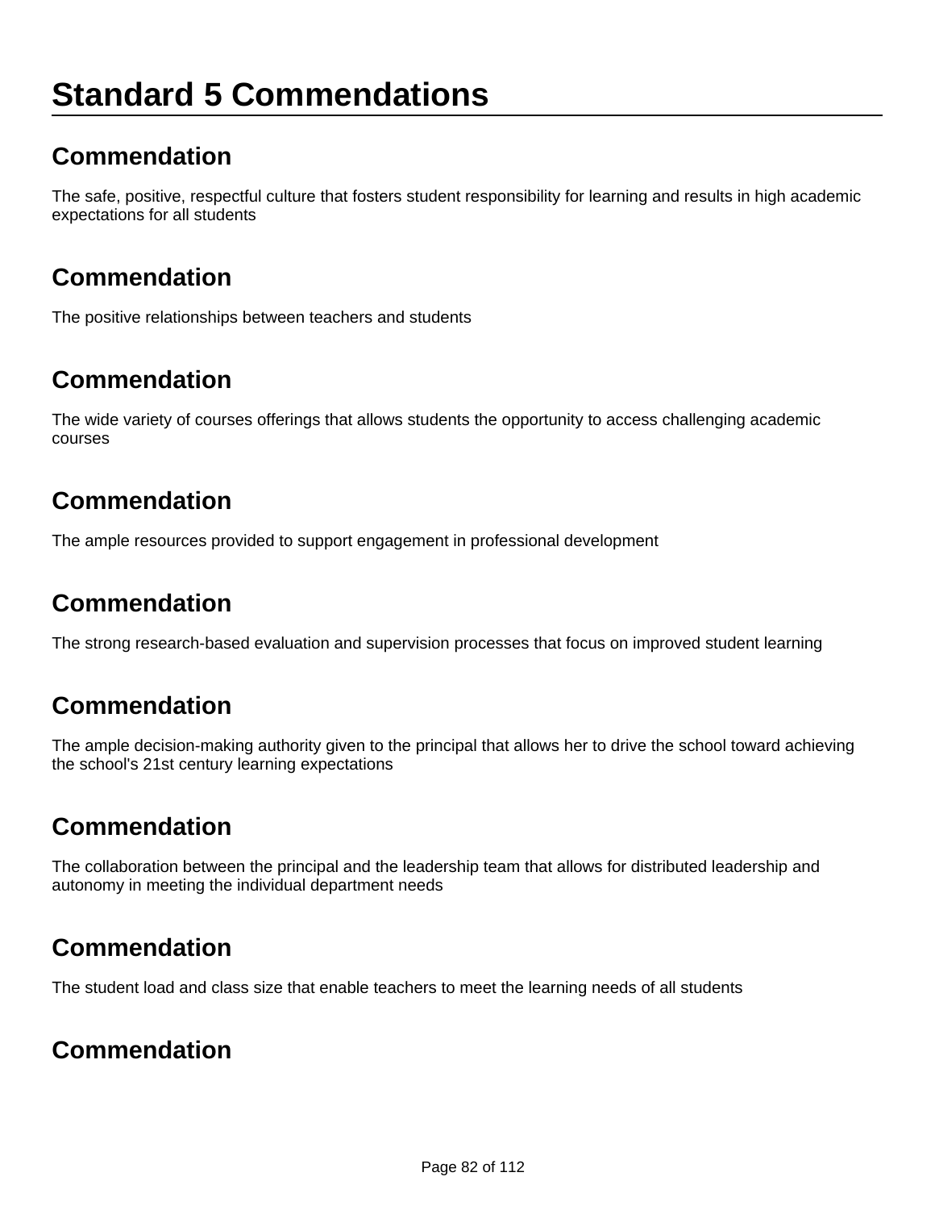# Standard 5 Commendations

## Commendation

The safe, positive, respectful culture that fosters student responsibility for learning and results in high academic expectations for all students

## Commendation

The positive relationships between teachers and students

## Commendation

The wide variety of courses offerings that allows students the opportunity to access challenging academic courses

## Commendation

The ample resources provided to support engagement in professional development

## Commendation

The strong research-based evaluation and supervision processes that focus on improved student learning

## Commendation

The ample decision-making authority given to the principal that allows her to drive the school toward achieving the school's 21st century learning expectations

## Commendation

The collaboration between the principal and the leadership team that allows for distributed leadership and autonomy in meeting the individual department needs

## Commendation

The student load and class size that enable teachers to meet the learning needs of all students

## Commendation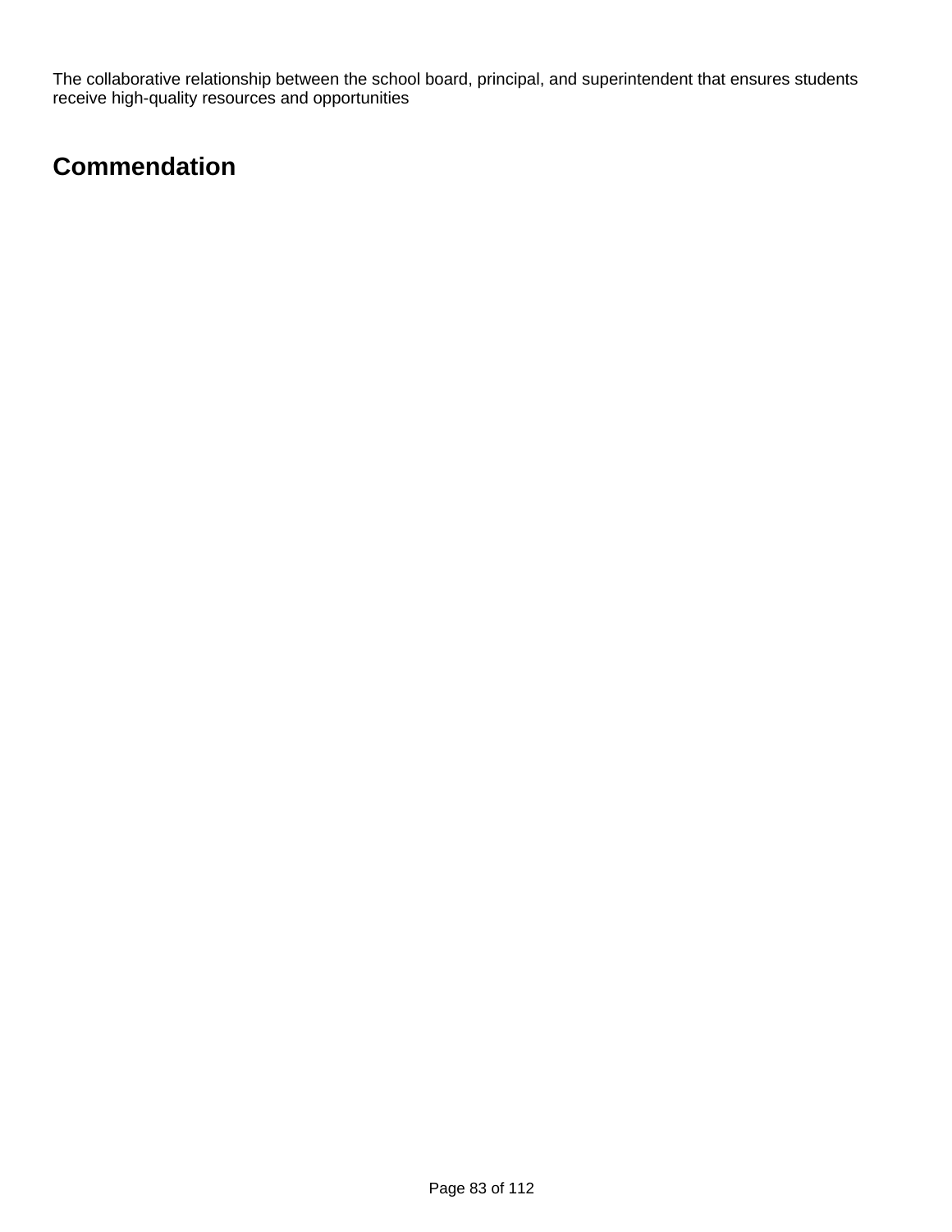The collaborative relationship between the school board, principal, and superintendent that ensures students receive high-quality resources and opportunities

## Commendation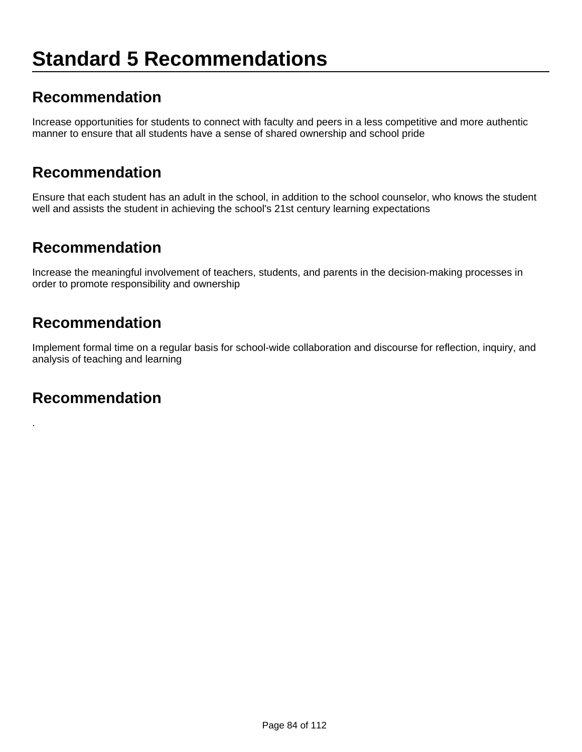# Standard 5 Recommendations

## Recommendation

Increase opportunities for students to connect with faculty and peers in a less competitive and more authentic manner to ensure that all students have a sense of shared ownership and school pride

## Recommendation

Ensure that each student has an adult in the school, in addition to the school counselor, who knows the student well and assists the student in achieving the school's 21st century learning expectations

## Recommendation

Increase the meaningful involvement of teachers, students, and parents in the decision-making processes in order to promote responsibility and ownership

## Recommendation

Implement formal time on a regular basis for school-wide collaboration and discourse for reflection, inquiry, and analysis of teaching and learning

## Recommendation

.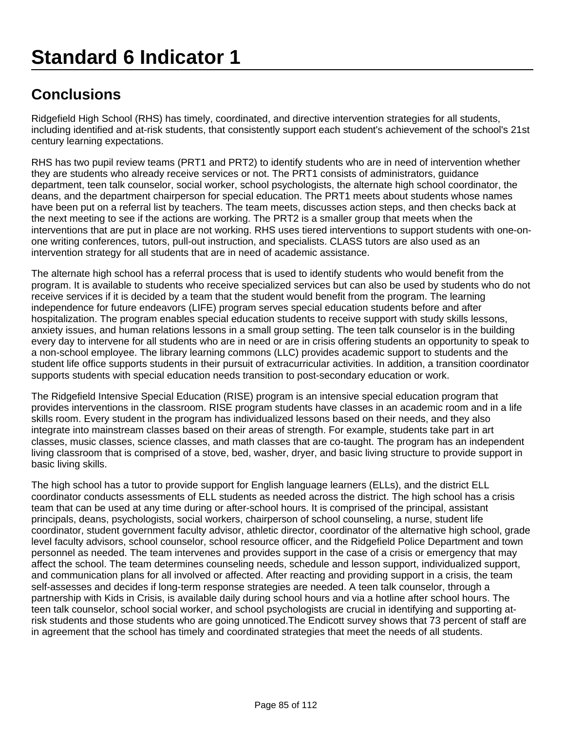# Standard 6 Indicator 1

## Conclusions

Ridgefield High School (RHS) has timely, coordinated, and directive intervention strategies for all students, including identified and at-risk students, that consistently support each student's achievement of the school's 21st century learning expectations.

RHS has two pupil review teams (PRT1 and PRT2) to identify students who are in need of intervention whether they are students who already receive services or not. The PRT1 consists of administrators, guidance department, teen talk counselor, social worker, school psychologists, the alternate high school coordinator, the deans, and the department chairperson for special education. The PRT1 meets about students whose names have been put on a referral list by teachers. The team meets, discusses action steps, and then checks back at the next meeting to see if the actions are working. The PRT2 is a smaller group that meets when the interventions that are put in place are not working. RHS uses tiered interventions to support students with one-on-one writing conferences, tutors, pull-out instruction, and specialists. CLASS tutors are also used as an intervention strategy for all students that are in need of academic assistance.

The alternate high school has a referral process that is used to identify students who would benefit from the program. It is available to students who receive specialized services but can also be used by students who do not receive services if it is decided by a team that the student would benefit from the program. The learning independence for future endeavors (LIFE) program serves special education students before and after hospitalization. The program enables special education students to receive support with study skills lessons, anxiety issues, and human relations lessons in a small group setting. The teen talk counselor is in the building every day to intervene for all students who are in need or are in crisis offering students an opportunity to speak to a non-school employee. The library learning commons (LLC) provides academic support to students and the student life office supports students in their pursuit of extracurricular activities. In addition, a transition coordinator supports students with special education needs transition to post-secondary education or work.

The Ridgefield Intensive Special Education (RISE) program is an intensive special education program that provides interventions in the classroom. RISE program students have classes in an academic room and in a life skills room. Every student in the program has individualized lessons based on their needs, and they also integrate into mainstream classes based on their areas of strength. For example, students take part in art classes, music classes, science classes, and math classes that are co-taught. The program has an independent living classroom that is comprised of a stove, bed, washer, dryer, and basic living structure to provide support in basic living skills.

The high school has a tutor to provide support for English language learners (ELLs), and the district ELL coordinator conducts assessments of ELL students as needed across the district. The high school has a crisis team that can be used at any time during or after-school hours. It is comprised of the principal, assistant principals, deans, psychologists, social workers, chairperson of school counseling, a nurse, student life coordinator, student government faculty advisor, athletic director, coordinator of the alternative high school, grade level faculty advisors, school counselor, school resource officer, and the Ridgefield Police Department and town personnel as needed. The team intervenes and provides support in the case of a crisis or emergency that may affect the school. The team determines counseling needs, schedule and lesson support, individualized support, and communication plans for all involved or affected. After reacting and providing support in a crisis, the team self-assesses and decides if long-term response strategies are needed. A teen talk counselor, through a partnership with Kids in Crisis, is available daily during school hours and via a hotline after school hours. The teen talk counselor, school social worker, and school psychologists are crucial in identifying and supporting at-risk students and those students who are going unnoticed.The Endicott survey shows that 73 percent of staff are in agreement that the school has timely and coordinated strategies that meet the needs of all students.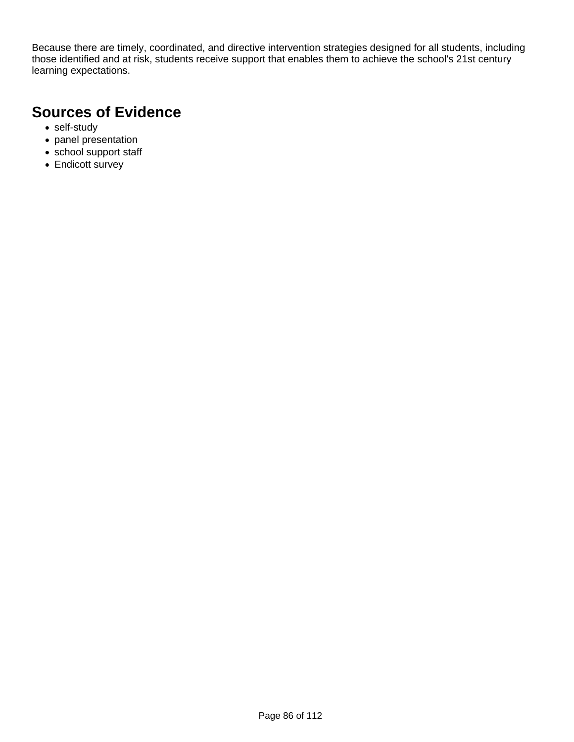Because there are timely, coordinated, and directive intervention strategies designed for all students, including those identified and at risk, students receive support that enables them to achieve the school's 21st century learning expectations.

## Sources of Evidence

- self-study
- panel presentation
- school support staff
- Endicott survey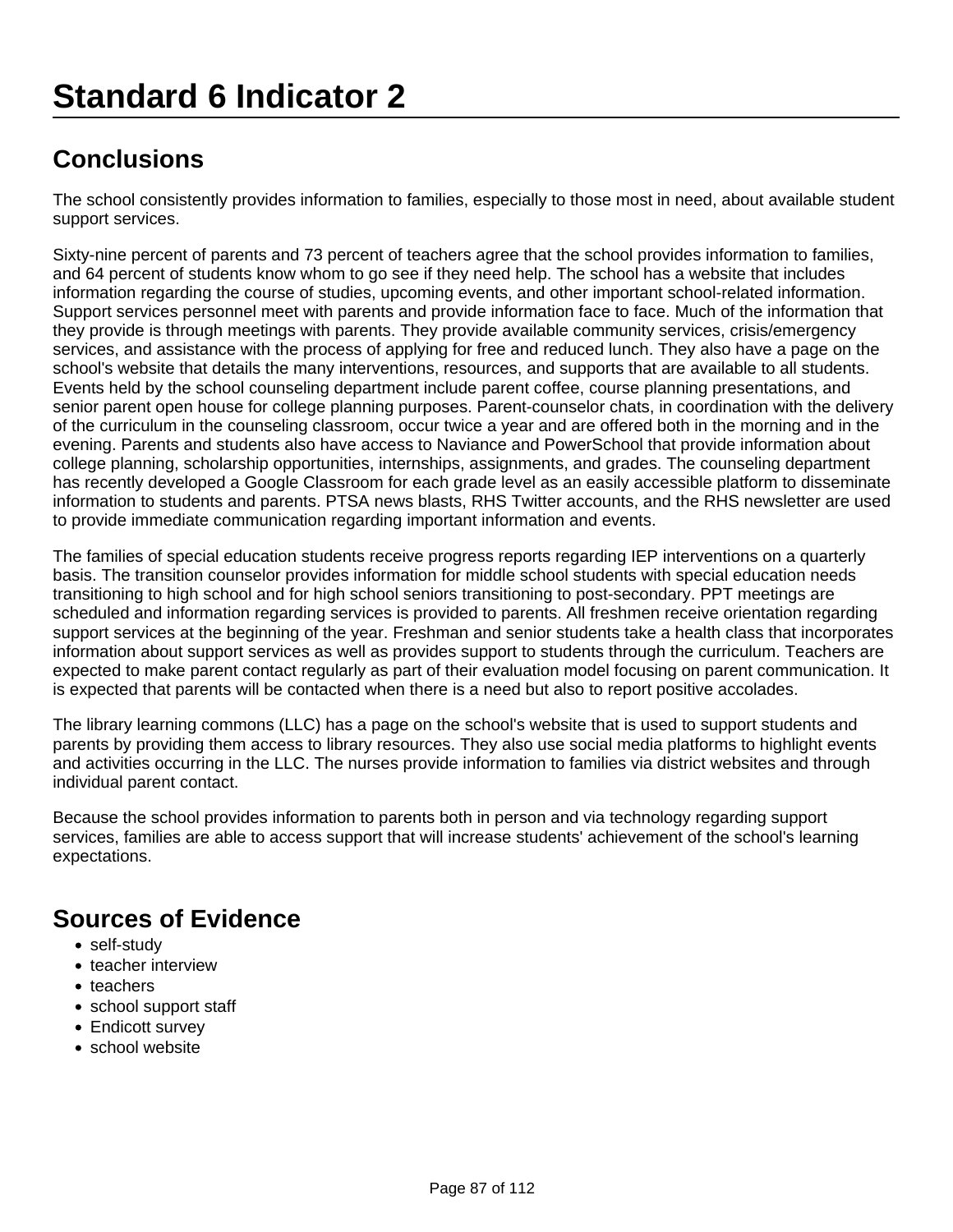# Standard 6 Indicator 2

## Conclusions

The school consistently provides information to families, especially to those most in need, about available student support services.

Sixty-nine percent of parents and 73 percent of teachers agree that the school provides information to families, and 64 percent of students know whom to go see if they need help. The school has a website that includes information regarding the course of studies, upcoming events, and other important school-related information. Support services personnel meet with parents and provide information face to face. Much of the information that they provide is through meetings with parents. They provide available community services, crisis/emergency services, and assistance with the process of applying for free and reduced lunch. They also have a page on the school's website that details the many interventions, resources, and supports that are available to all students. Events held by the school counseling department include parent coffee, course planning presentations, and senior parent open house for college planning purposes. Parent-counselor chats, in coordination with the delivery of the curriculum in the counseling classroom, occur twice a year and are offered both in the morning and in the evening. Parents and students also have access to Naviance and PowerSchool that provide information about college planning, scholarship opportunities, internships, assignments, and grades. The counseling department has recently developed a Google Classroom for each grade level as an easily accessible platform to disseminate information to students and parents. PTSA news blasts, RHS Twitter accounts, and the RHS newsletter are used to provide immediate communication regarding important information and events.

The families of special education students receive progress reports regarding IEP interventions on a quarterly basis. The transition counselor provides information for middle school students with special education needs transitioning to high school and for high school seniors transitioning to post-secondary. PPT meetings are scheduled and information regarding services is provided to parents. All freshmen receive orientation regarding support services at the beginning of the year. Freshman and senior students take a health class that incorporates information about support services as well as provides support to students through the curriculum. Teachers are expected to make parent contact regularly as part of their evaluation model focusing on parent communication. It is expected that parents will be contacted when there is a need but also to report positive accolades.

The library learning commons (LLC) has a page on the school's website that is used to support students and parents by providing them access to library resources. They also use social media platforms to highlight events and activities occurring in the LLC. The nurses provide information to families via district websites and through individual parent contact.

Because the school provides information to parents both in person and via technology regarding support services, families are able to access support that will increase students' achievement of the school's learning expectations.

## Sources of Evidence

- self-study
- teacher interview
- teachers
- school support staff
- Endicott survey
- school website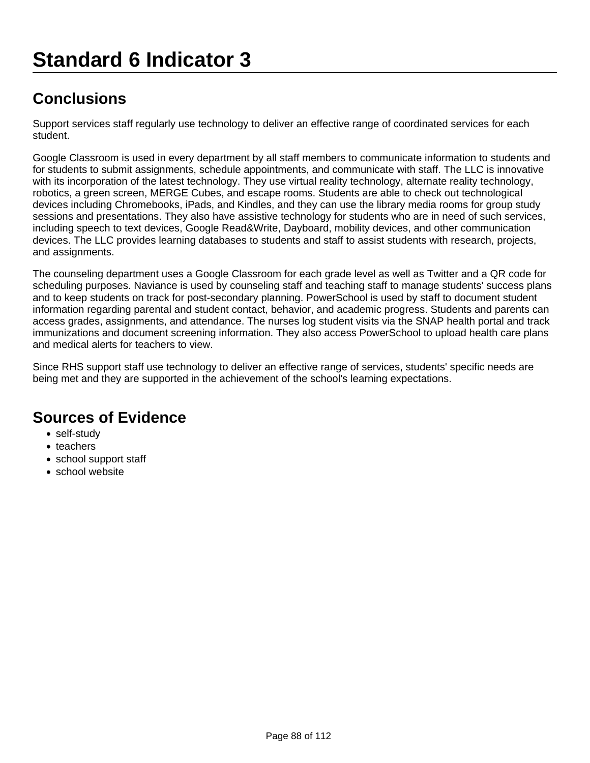# Standard 6 Indicator 3

## Conclusions

Support services staff regularly use technology to deliver an effective range of coordinated services for each student.

Google Classroom is used in every department by all staff members to communicate information to students and for students to submit assignments, schedule appointments, and communicate with staff. The LLC is innovative with its incorporation of the latest technology. They use virtual reality technology, alternate reality technology, robotics, a green screen, MERGE Cubes, and escape rooms. Students are able to check out technological devices including Chromebooks, iPads, and Kindles, and they can use the library media rooms for group study sessions and presentations. They also have assistive technology for students who are in need of such services, including speech to text devices, Google Read&Write, Dayboard, mobility devices, and other communication devices. The LLC provides learning databases to students and staff to assist students with research, projects, and assignments.

The counseling department uses a Google Classroom for each grade level as well as Twitter and a QR code for scheduling purposes. Naviance is used by counseling staff and teaching staff to manage students' success plans and to keep students on track for post-secondary planning. PowerSchool is used by staff to document student information regarding parental and student contact, behavior, and academic progress. Students and parents can access grades, assignments, and attendance. The nurses log student visits via the SNAP health portal and track immunizations and document screening information. They also access PowerSchool to upload health care plans and medical alerts for teachers to view.

Since RHS support staff use technology to deliver an effective range of services, students' specific needs are being met and they are supported in the achievement of the school's learning expectations.

## Sources of Evidence

- self-study
- teachers
- school support staff
- school website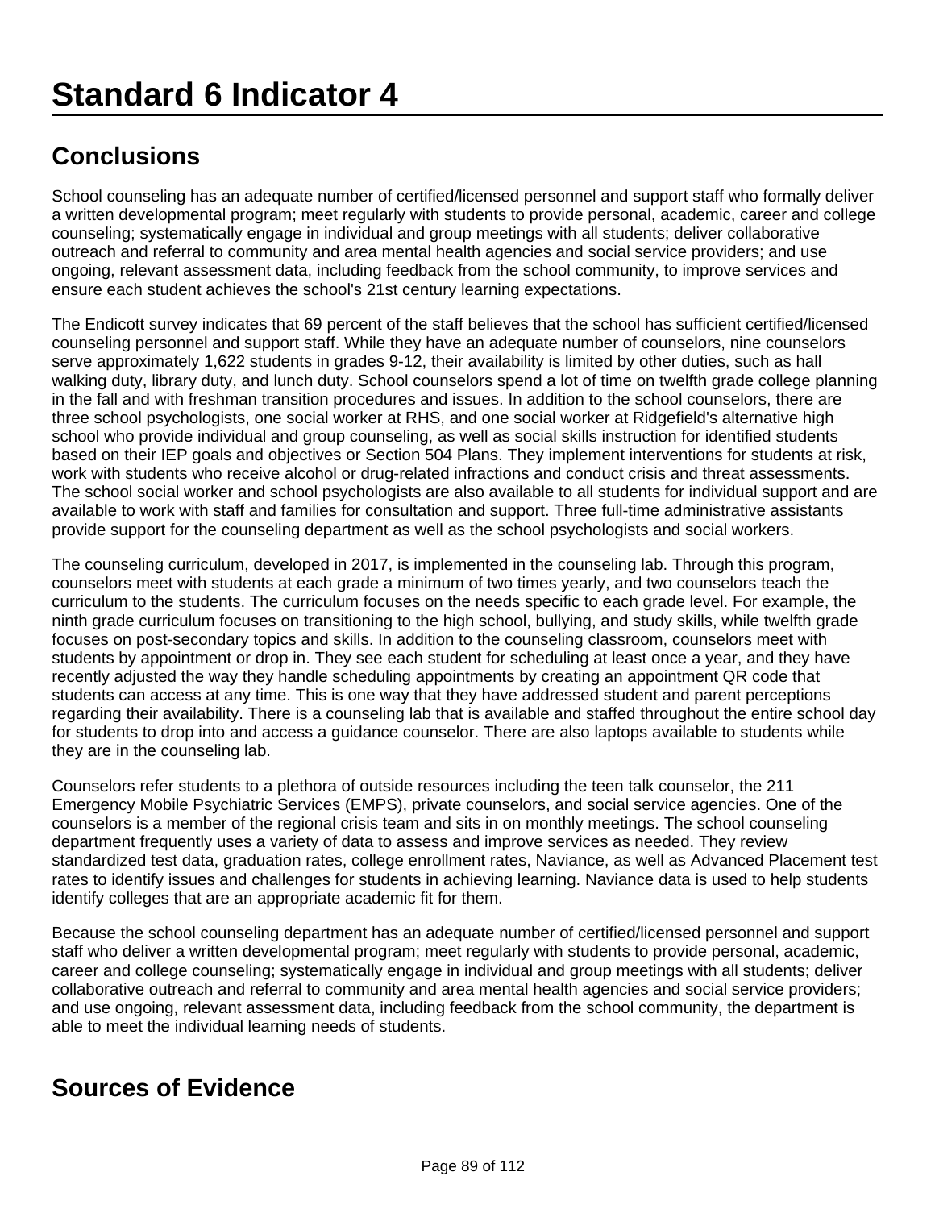# Standard 6 Indicator 4

## Conclusions

School counseling has an adequate number of certified/licensed personnel and support staff who formally deliver a written developmental program; meet regularly with students to provide personal, academic, career and college counseling; systematically engage in individual and group meetings with all students; deliver collaborative outreach and referral to community and area mental health agencies and social service providers; and use ongoing, relevant assessment data, including feedback from the school community, to improve services and ensure each student achieves the school's 21st century learning expectations.

The Endicott survey indicates that 69 percent of the staff believes that the school has sufficient certified/licensed counseling personnel and support staff. While they have an adequate number of counselors, nine counselors serve approximately 1,622 students in grades 9-12, their availability is limited by other duties, such as hall walking duty, library duty, and lunch duty. School counselors spend a lot of time on twelfth grade college planning in the fall and with freshman transition procedures and issues. In addition to the school counselors, there are three school psychologists, one social worker at RHS, and one social worker at Ridgefield's alternative high school who provide individual and group counseling, as well as social skills instruction for identified students based on their IEP goals and objectives or Section 504 Plans. They implement interventions for students at risk, work with students who receive alcohol or drug-related infractions and conduct crisis and threat assessments. The school social worker and school psychologists are also available to all students for individual support and are available to work with staff and families for consultation and support. Three full-time administrative assistants provide support for the counseling department as well as the school psychologists and social workers.

The counseling curriculum, developed in 2017, is implemented in the counseling lab. Through this program, counselors meet with students at each grade a minimum of two times yearly, and two counselors teach the curriculum to the students. The curriculum focuses on the needs specific to each grade level. For example, the ninth grade curriculum focuses on transitioning to the high school, bullying, and study skills, while twelfth grade focuses on post-secondary topics and skills. In addition to the counseling classroom, counselors meet with students by appointment or drop in. They see each student for scheduling at least once a year, and they have recently adjusted the way they handle scheduling appointments by creating an appointment QR code that students can access at any time. This is one way that they have addressed student and parent perceptions regarding their availability. There is a counseling lab that is available and staffed throughout the entire school day for students to drop into and access a guidance counselor. There are also laptops available to students while they are in the counseling lab.

Counselors refer students to a plethora of outside resources including the teen talk counselor, the 211 Emergency Mobile Psychiatric Services (EMPS), private counselors, and social service agencies. One of the counselors is a member of the regional crisis team and sits in on monthly meetings. The school counseling department frequently uses a variety of data to assess and improve services as needed. They review standardized test data, graduation rates, college enrollment rates, Naviance, as well as Advanced Placement test rates to identify issues and challenges for students in achieving learning. Naviance data is used to help students identify colleges that are an appropriate academic fit for them.

Because the school counseling department has an adequate number of certified/licensed personnel and support staff who deliver a written developmental program; meet regularly with students to provide personal, academic, career and college counseling; systematically engage in individual and group meetings with all students; deliver collaborative outreach and referral to community and area mental health agencies and social service providers; and use ongoing, relevant assessment data, including feedback from the school community, the department is able to meet the individual learning needs of students.

## Sources of Evidence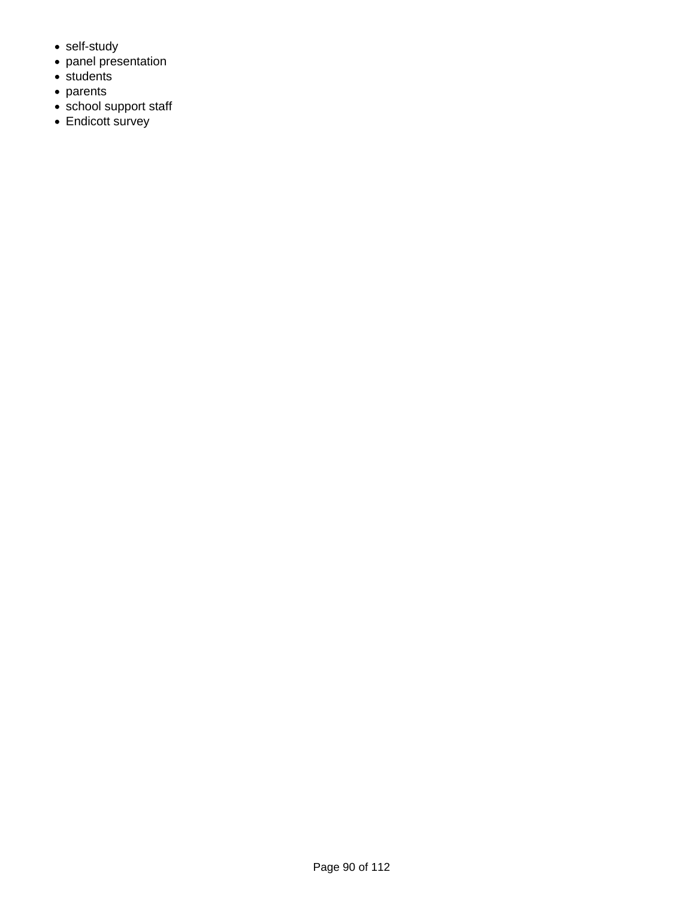- self-study
- panel presentation
- students
- parents
- school support staff
- Endicott survey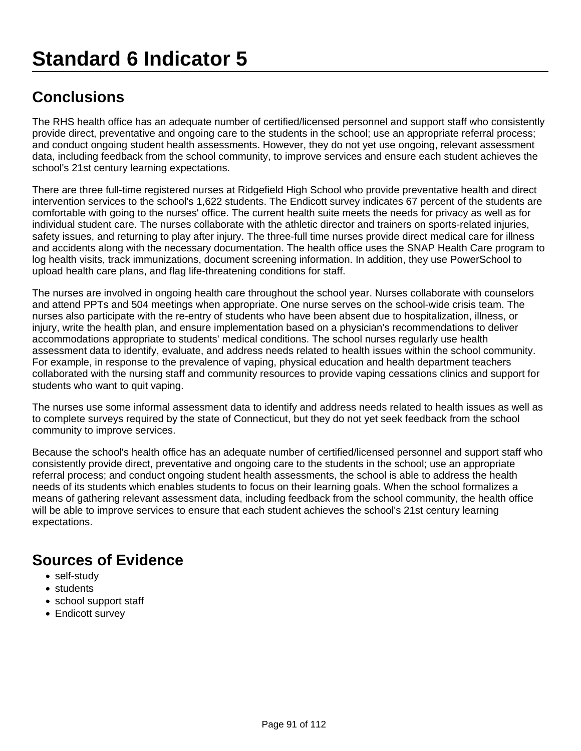# Standard 6 Indicator 5

## Conclusions

The RHS health office has an adequate number of certified/licensed personnel and support staff who consistently provide direct, preventative and ongoing care to the students in the school; use an appropriate referral process; and conduct ongoing student health assessments. However, they do not yet use ongoing, relevant assessment data, including feedback from the school community, to improve services and ensure each student achieves the school's 21st century learning expectations.

There are three full-time registered nurses at Ridgefield High School who provide preventative health and direct intervention services to the school's 1,622 students. The Endicott survey indicates 67 percent of the students are comfortable with going to the nurses' office. The current health suite meets the needs for privacy as well as for individual student care. The nurses collaborate with the athletic director and trainers on sports-related injuries, safety issues, and returning to play after injury. The three-full time nurses provide direct medical care for illness and accidents along with the necessary documentation. The health office uses the SNAP Health Care program to log health visits, track immunizations, document screening information. In addition, they use PowerSchool to upload health care plans, and flag life-threatening conditions for staff.

The nurses are involved in ongoing health care throughout the school year. Nurses collaborate with counselors and attend PPTs and 504 meetings when appropriate. One nurse serves on the school-wide crisis team. The nurses also participate with the re-entry of students who have been absent due to hospitalization, illness, or injury, write the health plan, and ensure implementation based on a physician's recommendations to deliver accommodations appropriate to students' medical conditions. The school nurses regularly use health assessment data to identify, evaluate, and address needs related to health issues within the school community. For example, in response to the prevalence of vaping, physical education and health department teachers collaborated with the nursing staff and community resources to provide vaping cessations clinics and support for students who want to quit vaping.

The nurses use some informal assessment data to identify and address needs related to health issues as well as to complete surveys required by the state of Connecticut, but they do not yet seek feedback from the school community to improve services.

Because the school's health office has an adequate number of certified/licensed personnel and support staff who consistently provide direct, preventative and ongoing care to the students in the school; use an appropriate referral process; and conduct ongoing student health assessments, the school is able to address the health needs of its students which enables students to focus on their learning goals. When the school formalizes a means of gathering relevant assessment data, including feedback from the school community, the health office will be able to improve services to ensure that each student achieves the school's 21st century learning expectations.

## Sources of Evidence

- self-study
- students
- school support staff
- Endicott survey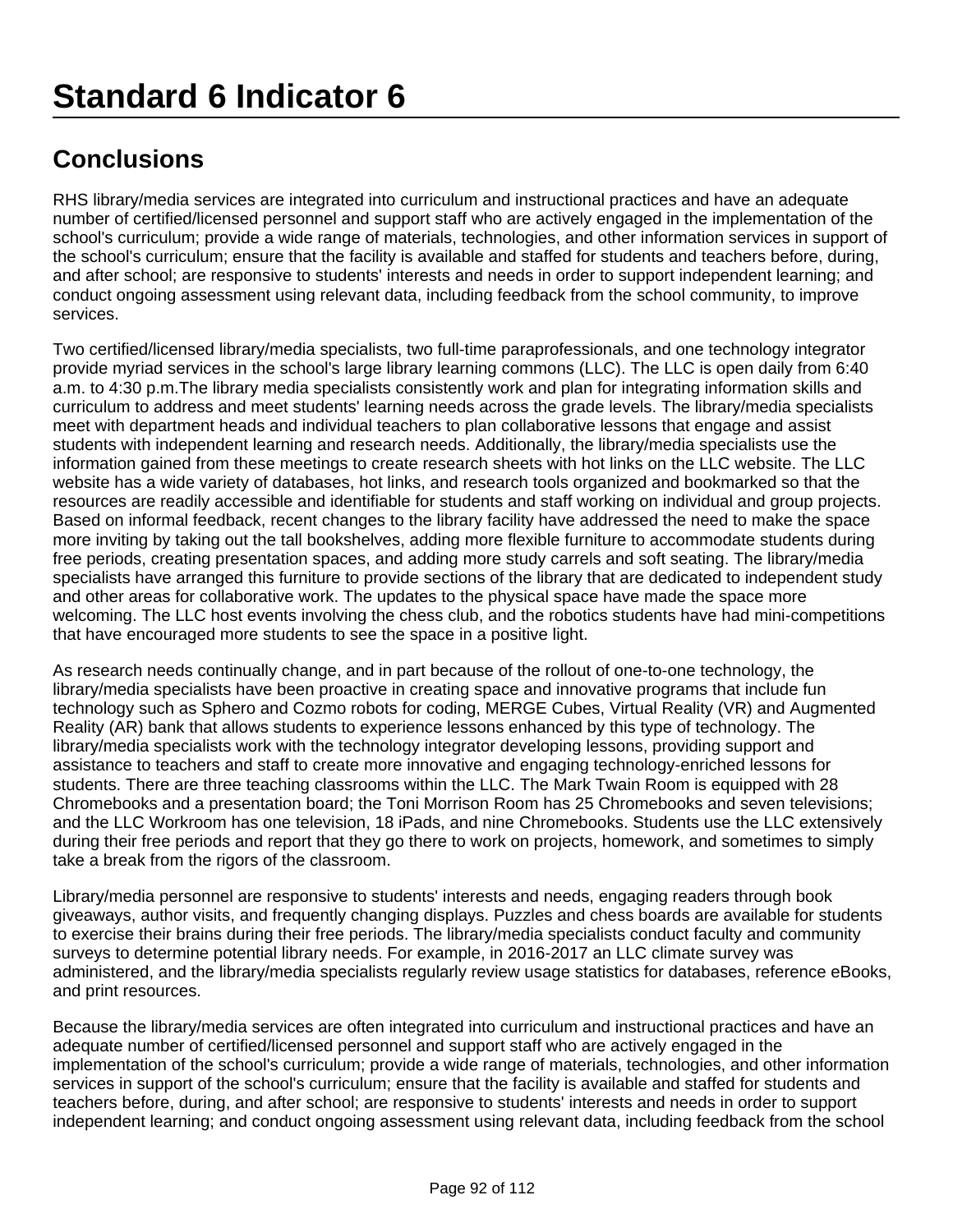# Standard 6 Indicator 6

## Conclusions

RHS library/media services are integrated into curriculum and instructional practices and have an adequate number of certified/licensed personnel and support staff who are actively engaged in the implementation of the school's curriculum; provide a wide range of materials, technologies, and other information services in support of the school's curriculum; ensure that the facility is available and staffed for students and teachers before, during, and after school; are responsive to students' interests and needs in order to support independent learning; and conduct ongoing assessment using relevant data, including feedback from the school community, to improve services.

Two certified/licensed library/media specialists, two full-time paraprofessionals, and one technology integrator provide myriad services in the school's large library learning commons (LLC). The LLC is open daily from 6:40 a.m. to 4:30 p.m.The library media specialists consistently work and plan for integrating information skills and curriculum to address and meet students' learning needs across the grade levels. The library/media specialists meet with department heads and individual teachers to plan collaborative lessons that engage and assist students with independent learning and research needs. Additionally, the library/media specialists use the information gained from these meetings to create research sheets with hot links on the LLC website. The LLC website has a wide variety of databases, hot links, and research tools organized and bookmarked so that the resources are readily accessible and identifiable for students and staff working on individual and group projects. Based on informal feedback, recent changes to the library facility have addressed the need to make the space more inviting by taking out the tall bookshelves, adding more flexible furniture to accommodate students during free periods, creating presentation spaces, and adding more study carrels and soft seating. The library/media specialists have arranged this furniture to provide sections of the library that are dedicated to independent study and other areas for collaborative work. The updates to the physical space have made the space more welcoming. The LLC host events involving the chess club, and the robotics students have had mini-competitions that have encouraged more students to see the space in a positive light.

As research needs continually change, and in part because of the rollout of one-to-one technology, the library/media specialists have been proactive in creating space and innovative programs that include fun technology such as Sphero and Cozmo robots for coding, MERGE Cubes, Virtual Reality (VR) and Augmented Reality (AR) bank that allows students to experience lessons enhanced by this type of technology. The library/media specialists work with the technology integrator developing lessons, providing support and assistance to teachers and staff to create more innovative and engaging technology-enriched lessons for students. There are three teaching classrooms within the LLC. The Mark Twain Room is equipped with 28 Chromebooks and a presentation board; the Toni Morrison Room has 25 Chromebooks and seven televisions; and the LLC Workroom has one television, 18 iPads, and nine Chromebooks. Students use the LLC extensively during their free periods and report that they go there to work on projects, homework, and sometimes to simply take a break from the rigors of the classroom.

Library/media personnel are responsive to students' interests and needs, engaging readers through book giveaways, author visits, and frequently changing displays. Puzzles and chess boards are available for students to exercise their brains during their free periods. The library/media specialists conduct faculty and community surveys to determine potential library needs. For example, in 2016-2017 an LLC climate survey was administered, and the library/media specialists regularly review usage statistics for databases, reference eBooks, and print resources.

Because the library/media services are often integrated into curriculum and instructional practices and have an adequate number of certified/licensed personnel and support staff who are actively engaged in the implementation of the school's curriculum; provide a wide range of materials, technologies, and other information services in support of the school's curriculum; ensure that the facility is available and staffed for students and teachers before, during, and after school; are responsive to students' interests and needs in order to support independent learning; and conduct ongoing assessment using relevant data, including feedback from the school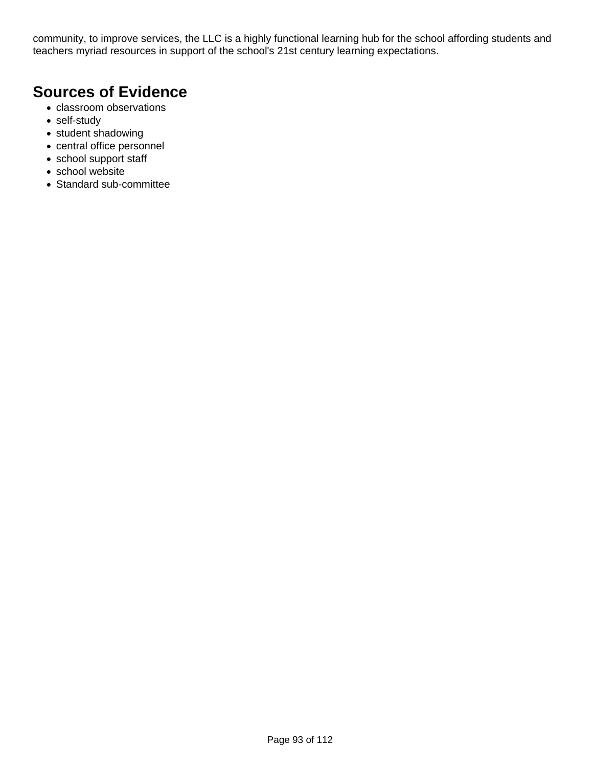community, to improve services, the LLC is a highly functional learning hub for the school affording students and teachers myriad resources in support of the school's 21st century learning expectations.

## Sources of Evidence

- classroom observations
- self-study
- student shadowing
- central office personnel
- school support staff
- school website
- Standard sub-committee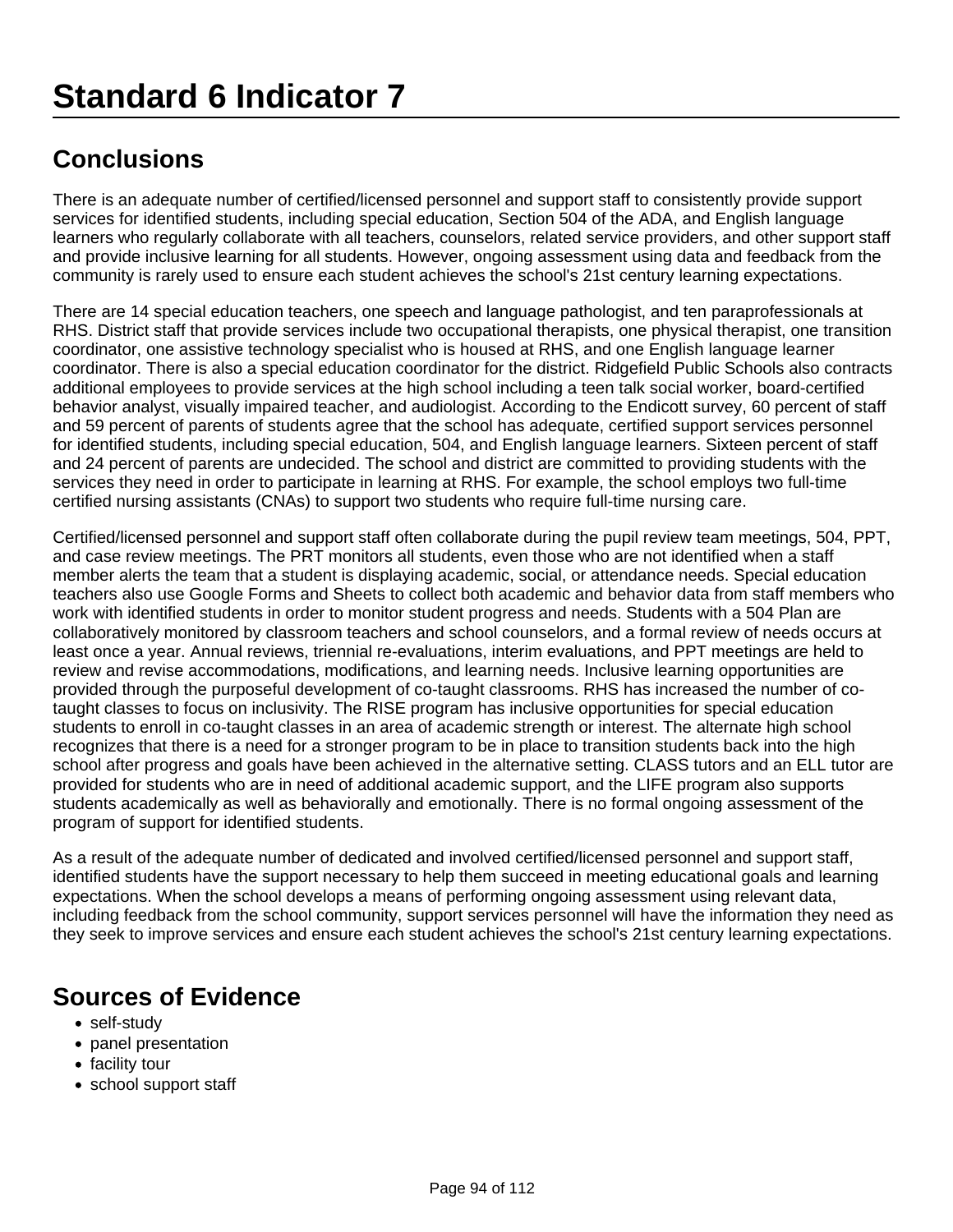# Standard 6 Indicator 7

## Conclusions

There is an adequate number of certified/licensed personnel and support staff to consistently provide support services for identified students, including special education, Section 504 of the ADA, and English language learners who regularly collaborate with all teachers, counselors, related service providers, and other support staff and provide inclusive learning for all students. However, ongoing assessment using data and feedback from the community is rarely used to ensure each student achieves the school's 21st century learning expectations.

There are 14 special education teachers, one speech and language pathologist, and ten paraprofessionals at RHS. District staff that provide services include two occupational therapists, one physical therapist, one transition coordinator, one assistive technology specialist who is housed at RHS, and one English language learner coordinator. There is also a special education coordinator for the district. Ridgefield Public Schools also contracts additional employees to provide services at the high school including a teen talk social worker, board-certified behavior analyst, visually impaired teacher, and audiologist. According to the Endicott survey, 60 percent of staff and 59 percent of parents of students agree that the school has adequate, certified support services personnel for identified students, including special education, 504, and English language learners. Sixteen percent of staff and 24 percent of parents are undecided. The school and district are committed to providing students with the services they need in order to participate in learning at RHS. For example, the school employs two full-time certified nursing assistants (CNAs) to support two students who require full-time nursing care.

Certified/licensed personnel and support staff often collaborate during the pupil review team meetings, 504, PPT, and case review meetings. The PRT monitors all students, even those who are not identified when a staff member alerts the team that a student is displaying academic, social, or attendance needs. Special education teachers also use Google Forms and Sheets to collect both academic and behavior data from staff members who work with identified students in order to monitor student progress and needs. Students with a 504 Plan are collaboratively monitored by classroom teachers and school counselors, and a formal review of needs occurs at least once a year. Annual reviews, triennial re-evaluations, interim evaluations, and PPT meetings are held to review and revise accommodations, modifications, and learning needs. Inclusive learning opportunities are provided through the purposeful development of co-taught classrooms. RHS has increased the number of co-taught classes to focus on inclusivity. The RISE program has inclusive opportunities for special education students to enroll in co-taught classes in an area of academic strength or interest. The alternate high school recognizes that there is a need for a stronger program to be in place to transition students back into the high school after progress and goals have been achieved in the alternative setting. CLASS tutors and an ELL tutor are provided for students who are in need of additional academic support, and the LIFE program also supports students academically as well as behaviorally and emotionally. There is no formal ongoing assessment of the program of support for identified students.

As a result of the adequate number of dedicated and involved certified/licensed personnel and support staff, identified students have the support necessary to help them succeed in meeting educational goals and learning expectations. When the school develops a means of performing ongoing assessment using relevant data, including feedback from the school community, support services personnel will have the information they need as they seek to improve services and ensure each student achieves the school's 21st century learning expectations.

## Sources of Evidence

- self-study
- panel presentation
- facility tour
- school support staff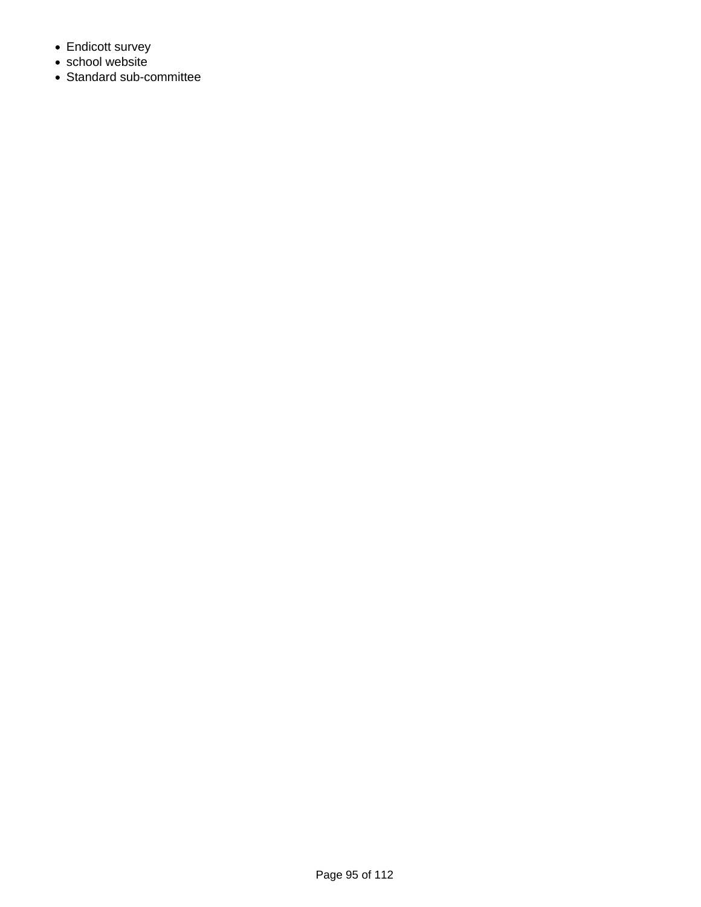- Endicott survey
- school website
- Standard sub-committee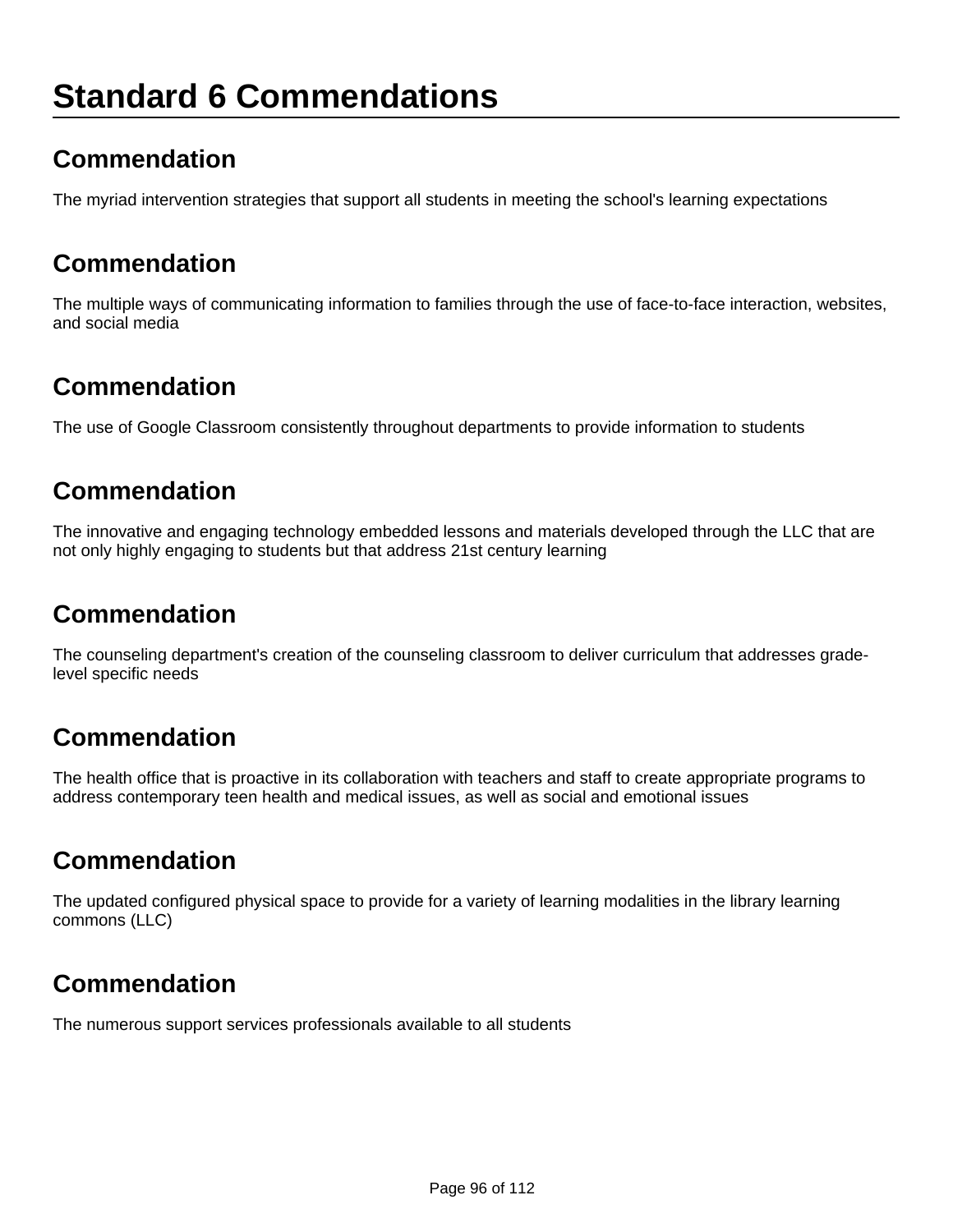# Standard 6 Commendations

## Commendation

The myriad intervention strategies that support all students in meeting the school's learning expectations

## Commendation

The multiple ways of communicating information to families through the use of face-to-face interaction, websites, and social media

## Commendation

The use of Google Classroom consistently throughout departments to provide information to students

## Commendation

The innovative and engaging technology embedded lessons and materials developed through the LLC that are not only highly engaging to students but that address 21st century learning

## Commendation

The counseling department's creation of the counseling classroom to deliver curriculum that addresses grade-level specific needs

## Commendation

The health office that is proactive in its collaboration with teachers and staff to create appropriate programs to address contemporary teen health and medical issues, as well as social and emotional issues

## Commendation

The updated configured physical space to provide for a variety of learning modalities in the library learning commons (LLC)

## Commendation

The numerous support services professionals available to all students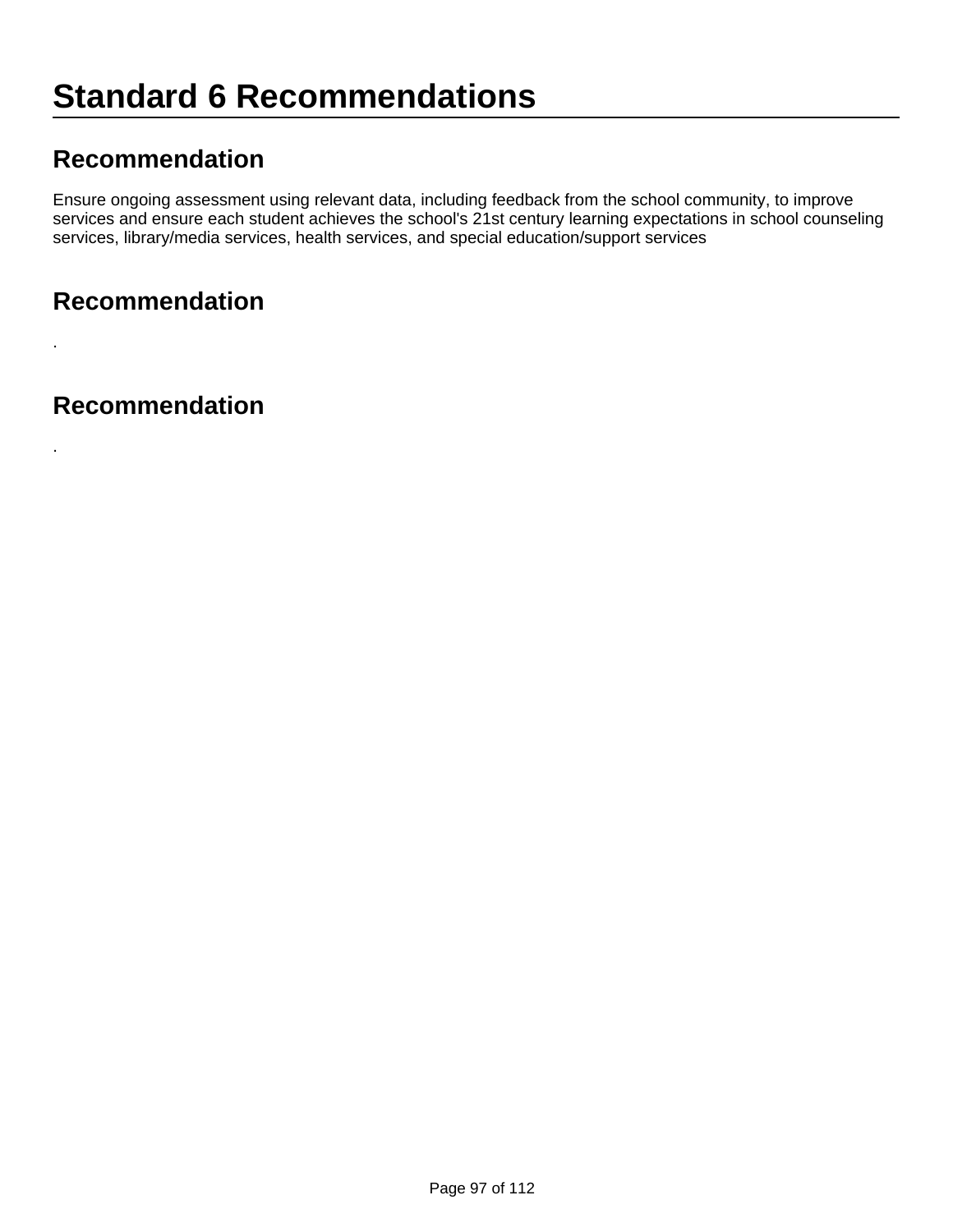# Standard 6 Recommendations

## Recommendation

Ensure ongoing assessment using relevant data, including feedback from the school community, to improve services and ensure each student achieves the school's 21st century learning expectations in school counseling services, library/media services, health services, and special education/support services

## Recommendation

.

## Recommendation

.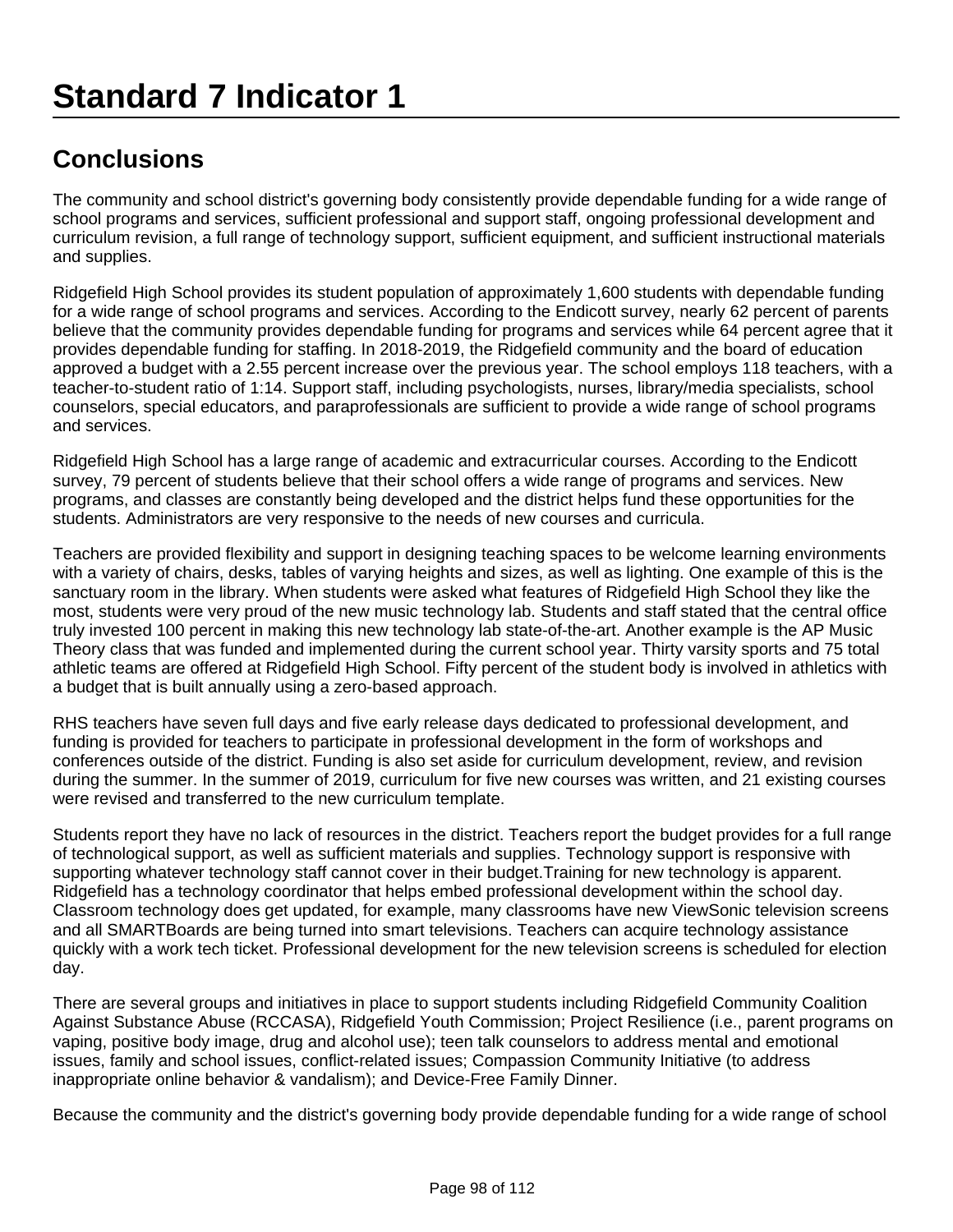# Standard 7 Indicator 1

## Conclusions

The community and school district's governing body consistently provide dependable funding for a wide range of school programs and services, sufficient professional and support staff, ongoing professional development and curriculum revision, a full range of technology support, sufficient equipment, and sufficient instructional materials and supplies.

Ridgefield High School provides its student population of approximately 1,600 students with dependable funding for a wide range of school programs and services. According to the Endicott survey, nearly 62 percent of parents believe that the community provides dependable funding for programs and services while 64 percent agree that it provides dependable funding for staffing. In 2018-2019, the Ridgefield community and the board of education approved a budget with a 2.55 percent increase over the previous year. The school employs 118 teachers, with a teacher-to-student ratio of 1:14. Support staff, including psychologists, nurses, library/media specialists, school counselors, special educators, and paraprofessionals are sufficient to provide a wide range of school programs and services.

Ridgefield High School has a large range of academic and extracurricular courses. According to the Endicott survey, 79 percent of students believe that their school offers a wide range of programs and services. New programs, and classes are constantly being developed and the district helps fund these opportunities for the students. Administrators are very responsive to the needs of new courses and curricula.

Teachers are provided flexibility and support in designing teaching spaces to be welcome learning environments with a variety of chairs, desks, tables of varying heights and sizes, as well as lighting. One example of this is the sanctuary room in the library. When students were asked what features of Ridgefield High School they like the most, students were very proud of the new music technology lab. Students and staff stated that the central office truly invested 100 percent in making this new technology lab state-of-the-art. Another example is the AP Music Theory class that was funded and implemented during the current school year. Thirty varsity sports and 75 total athletic teams are offered at Ridgefield High School. Fifty percent of the student body is involved in athletics with a budget that is built annually using a zero-based approach.

RHS teachers have seven full days and five early release days dedicated to professional development, and funding is provided for teachers to participate in professional development in the form of workshops and conferences outside of the district. Funding is also set aside for curriculum development, review, and revision during the summer. In the summer of 2019, curriculum for five new courses was written, and 21 existing courses were revised and transferred to the new curriculum template.

Students report they have no lack of resources in the district. Teachers report the budget provides for a full range of technological support, as well as sufficient materials and supplies. Technology support is responsive with supporting whatever technology staff cannot cover in their budget.Training for new technology is apparent. Ridgefield has a technology coordinator that helps embed professional development within the school day. Classroom technology does get updated, for example, many classrooms have new ViewSonic television screens and all SMARTBoards are being turned into smart televisions. Teachers can acquire technology assistance quickly with a work tech ticket. Professional development for the new television screens is scheduled for election day.

There are several groups and initiatives in place to support students including Ridgefield Community Coalition Against Substance Abuse (RCCASA), Ridgefield Youth Commission; Project Resilience (i.e., parent programs on vaping, positive body image, drug and alcohol use); teen talk counselors to address mental and emotional issues, family and school issues, conflict-related issues; Compassion Community Initiative (to address inappropriate online behavior & vandalism); and Device-Free Family Dinner.

Because the community and the district's governing body provide dependable funding for a wide range of school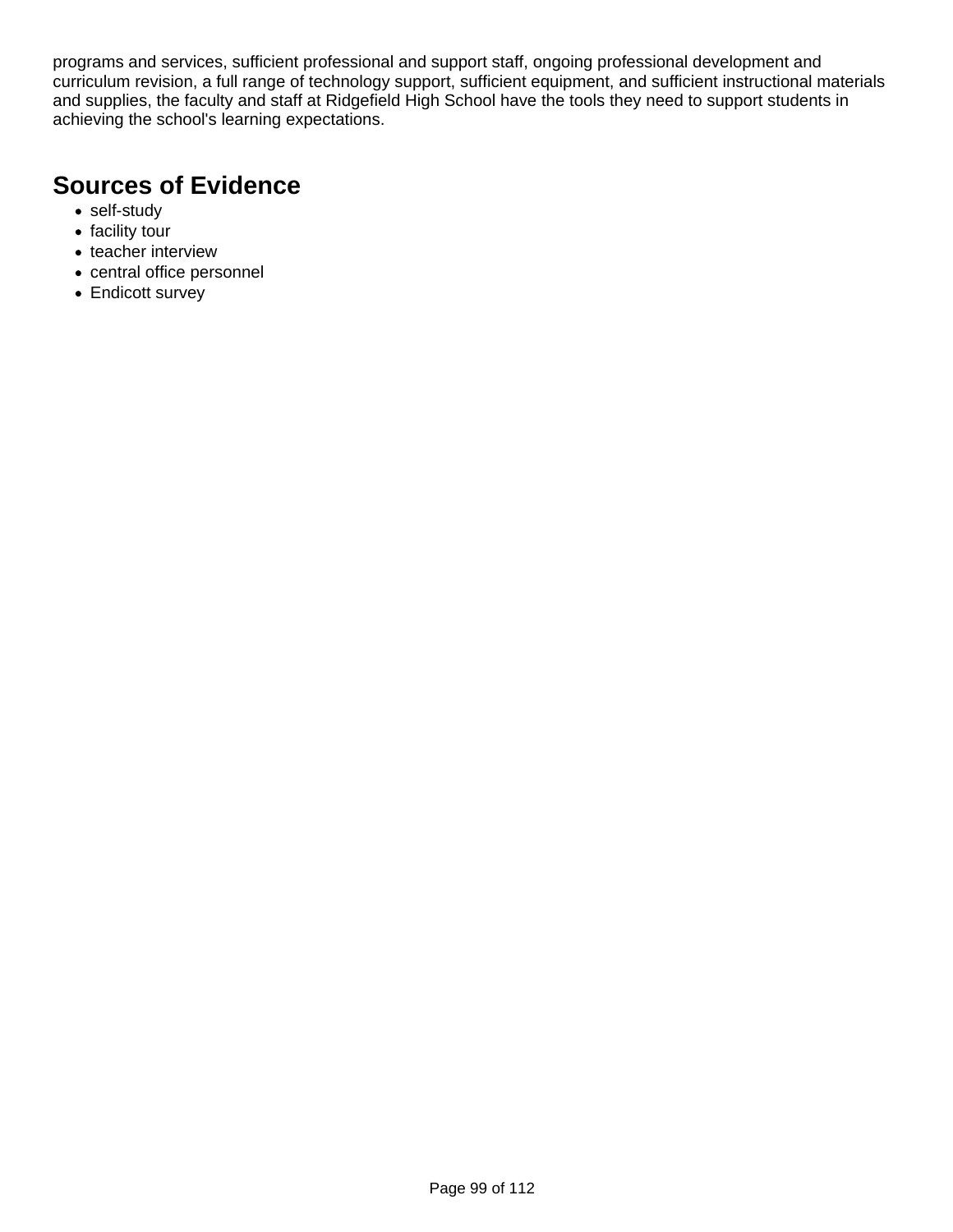programs and services, sufficient professional and support staff, ongoing professional development and curriculum revision, a full range of technology support, sufficient equipment, and sufficient instructional materials and supplies, the faculty and staff at Ridgefield High School have the tools they need to support students in achieving the school's learning expectations.

## Sources of Evidence

- self-study
- facility tour
- teacher interview
- central office personnel
- Endicott survey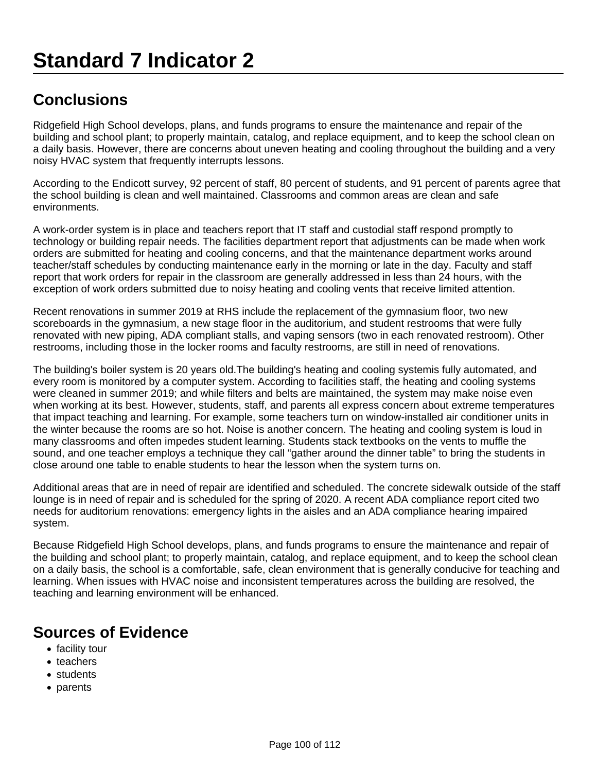# Standard 7 Indicator 2

## Conclusions

Ridgefield High School develops, plans, and funds programs to ensure the maintenance and repair of the building and school plant; to properly maintain, catalog, and replace equipment, and to keep the school clean on a daily basis. However, there are concerns about uneven heating and cooling throughout the building and a very noisy HVAC system that frequently interrupts lessons.

According to the Endicott survey, 92 percent of staff, 80 percent of students, and 91 percent of parents agree that the school building is clean and well maintained. Classrooms and common areas are clean and safe environments.

A work-order system is in place and teachers report that IT staff and custodial staff respond promptly to technology or building repair needs. The facilities department report that adjustments can be made when work orders are submitted for heating and cooling concerns, and that the maintenance department works around teacher/staff schedules by conducting maintenance early in the morning or late in the day. Faculty and staff report that work orders for repair in the classroom are generally addressed in less than 24 hours, with the exception of work orders submitted due to noisy heating and cooling vents that receive limited attention.

Recent renovations in summer 2019 at RHS include the replacement of the gymnasium floor, two new scoreboards in the gymnasium, a new stage floor in the auditorium, and student restrooms that were fully renovated with new piping, ADA compliant stalls, and vaping sensors (two in each renovated restroom). Other restrooms, including those in the locker rooms and faculty restrooms, are still in need of renovations.

The building's boiler system is 20 years old.The building's heating and cooling systemis fully automated, and every room is monitored by a computer system. According to facilities staff, the heating and cooling systems were cleaned in summer 2019; and while filters and belts are maintained, the system may make noise even when working at its best. However, students, staff, and parents all express concern about extreme temperatures that impact teaching and learning. For example, some teachers turn on window-installed air conditioner units in the winter because the rooms are so hot. Noise is another concern. The heating and cooling system is loud in many classrooms and often impedes student learning. Students stack textbooks on the vents to muffle the sound, and one teacher employs a technique they call "gather around the dinner table" to bring the students in close around one table to enable students to hear the lesson when the system turns on.

Additional areas that are in need of repair are identified and scheduled. The concrete sidewalk outside of the staff lounge is in need of repair and is scheduled for the spring of 2020. A recent ADA compliance report cited two needs for auditorium renovations: emergency lights in the aisles and an ADA compliance hearing impaired system.

Because Ridgefield High School develops, plans, and funds programs to ensure the maintenance and repair of the building and school plant; to properly maintain, catalog, and replace equipment, and to keep the school clean on a daily basis, the school is a comfortable, safe, clean environment that is generally conducive for teaching and learning. When issues with HVAC noise and inconsistent temperatures across the building are resolved, the teaching and learning environment will be enhanced.

## Sources of Evidence

- facility tour
- teachers
- students
- parents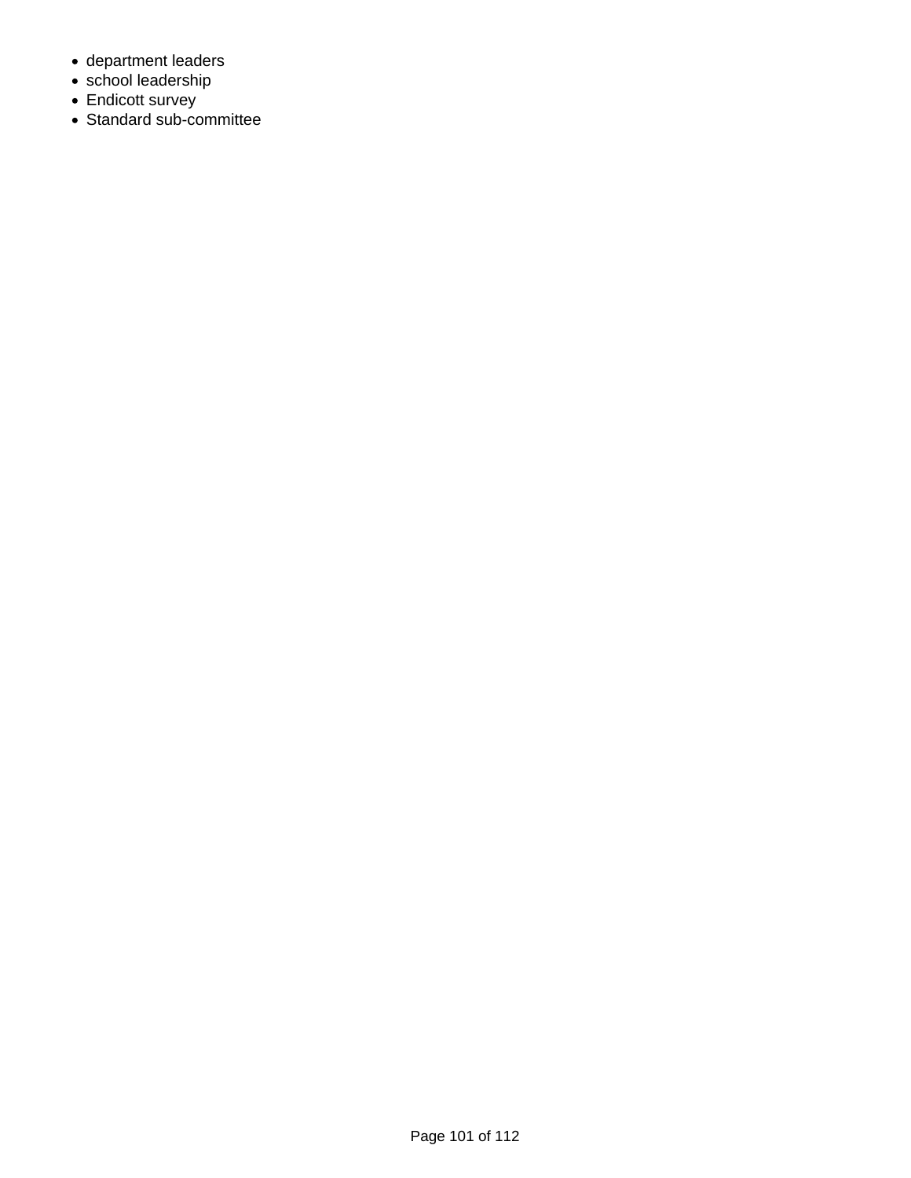- department leaders
- school leadership
- Endicott survey
- Standard sub-committee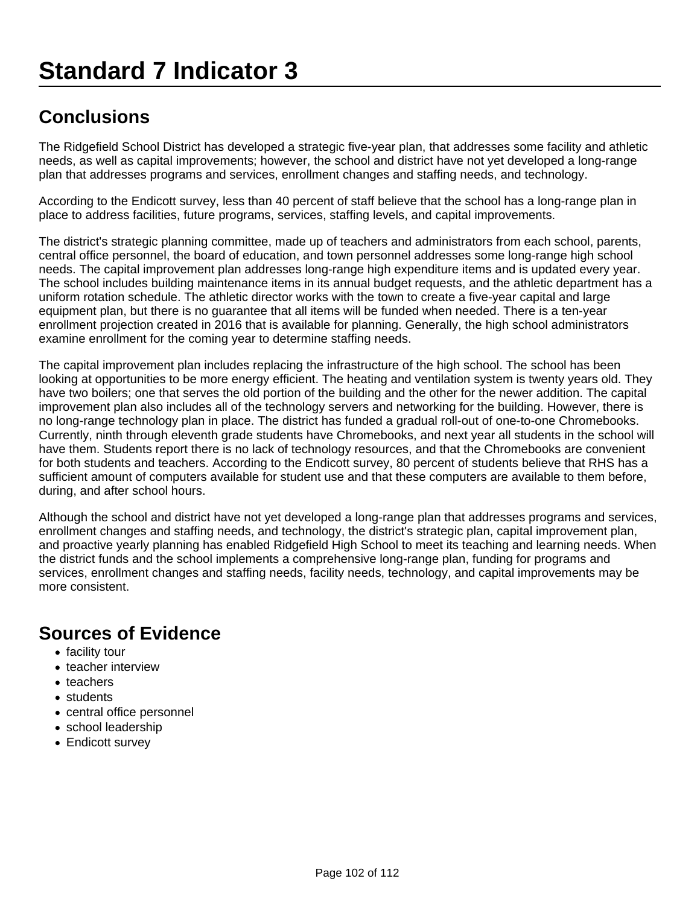# Standard 7 Indicator 3

## Conclusions

The Ridgefield School District has developed a strategic five-year plan, that addresses some facility and athletic needs, as well as capital improvements; however, the school and district have not yet developed a long-range plan that addresses programs and services, enrollment changes and staffing needs, and technology.

According to the Endicott survey, less than 40 percent of staff believe that the school has a long-range plan in place to address facilities, future programs, services, staffing levels, and capital improvements.

The district's strategic planning committee, made up of teachers and administrators from each school, parents, central office personnel, the board of education, and town personnel addresses some long-range high school needs. The capital improvement plan addresses long-range high expenditure items and is updated every year. The school includes building maintenance items in its annual budget requests, and the athletic department has a uniform rotation schedule. The athletic director works with the town to create a five-year capital and large equipment plan, but there is no guarantee that all items will be funded when needed. There is a ten-year enrollment projection created in 2016 that is available for planning. Generally, the high school administrators examine enrollment for the coming year to determine staffing needs.

The capital improvement plan includes replacing the infrastructure of the high school. The school has been looking at opportunities to be more energy efficient. The heating and ventilation system is twenty years old. They have two boilers; one that serves the old portion of the building and the other for the newer addition. The capital improvement plan also includes all of the technology servers and networking for the building. However, there is no long-range technology plan in place. The district has funded a gradual roll-out of one-to-one Chromebooks. Currently, ninth through eleventh grade students have Chromebooks, and next year all students in the school will have them. Students report there is no lack of technology resources, and that the Chromebooks are convenient for both students and teachers. According to the Endicott survey, 80 percent of students believe that RHS has a sufficient amount of computers available for student use and that these computers are available to them before, during, and after school hours.

Although the school and district have not yet developed a long-range plan that addresses programs and services, enrollment changes and staffing needs, and technology, the district's strategic plan, capital improvement plan, and proactive yearly planning has enabled Ridgefield High School to meet its teaching and learning needs. When the district funds and the school implements a comprehensive long-range plan, funding for programs and services, enrollment changes and staffing needs, facility needs, technology, and capital improvements may be more consistent.

## Sources of Evidence

- facility tour
- teacher interview
- teachers
- students
- central office personnel
- school leadership
- Endicott survey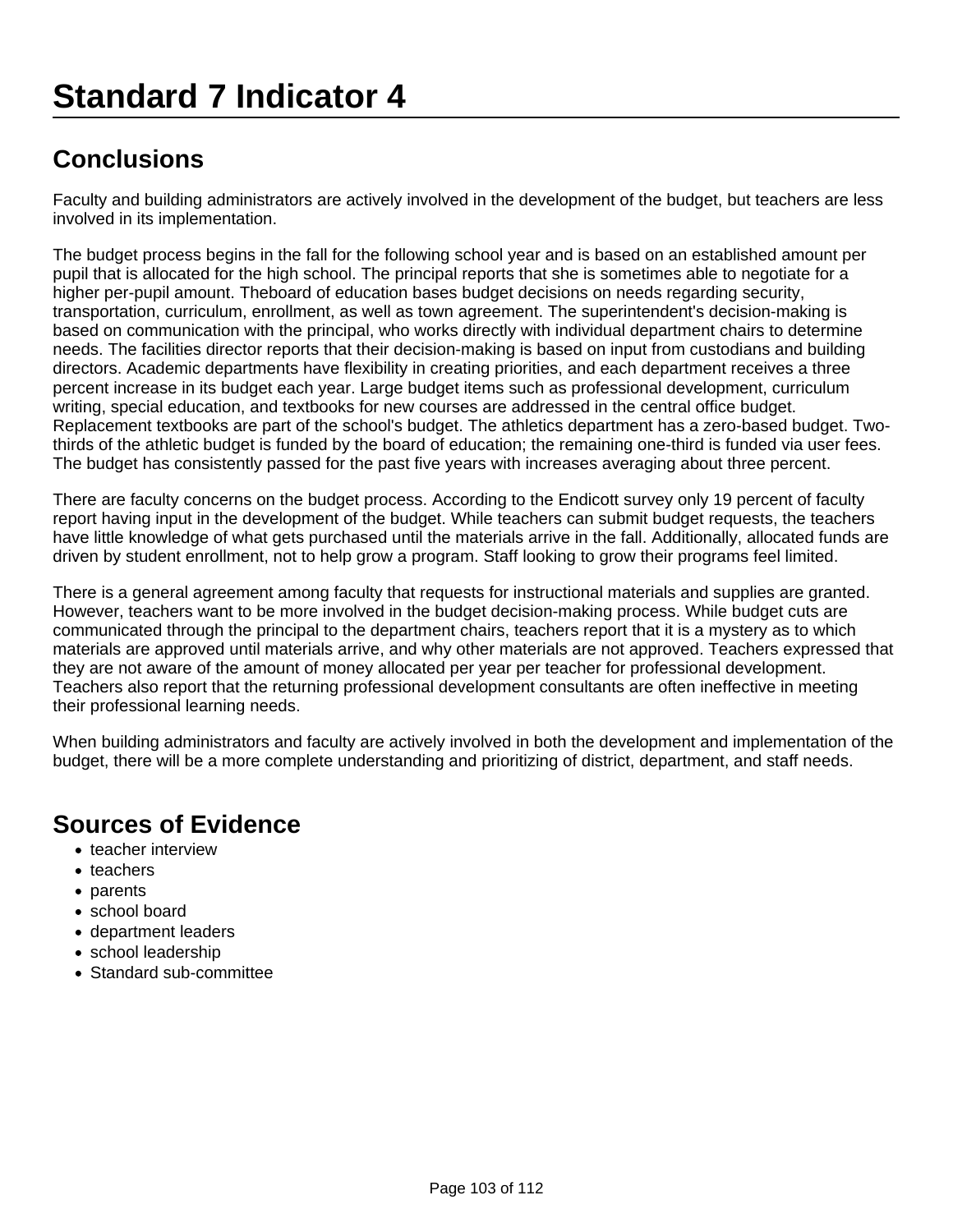# Standard 7 Indicator 4

## Conclusions

Faculty and building administrators are actively involved in the development of the budget, but teachers are less involved in its implementation.

The budget process begins in the fall for the following school year and is based on an established amount per pupil that is allocated for the high school. The principal reports that she is sometimes able to negotiate for a higher per-pupil amount. Theboard of education bases budget decisions on needs regarding security, transportation, curriculum, enrollment, as well as town agreement. The superintendent's decision-making is based on communication with the principal, who works directly with individual department chairs to determine needs. The facilities director reports that their decision-making is based on input from custodians and building directors. Academic departments have flexibility in creating priorities, and each department receives a three percent increase in its budget each year. Large budget items such as professional development, curriculum writing, special education, and textbooks for new courses are addressed in the central office budget. Replacement textbooks are part of the school's budget. The athletics department has a zero-based budget. Two-thirds of the athletic budget is funded by the board of education; the remaining one-third is funded via user fees. The budget has consistently passed for the past five years with increases averaging about three percent.

There are faculty concerns on the budget process. According to the Endicott survey only 19 percent of faculty report having input in the development of the budget. While teachers can submit budget requests, the teachers have little knowledge of what gets purchased until the materials arrive in the fall. Additionally, allocated funds are driven by student enrollment, not to help grow a program. Staff looking to grow their programs feel limited.

There is a general agreement among faculty that requests for instructional materials and supplies are granted. However, teachers want to be more involved in the budget decision-making process. While budget cuts are communicated through the principal to the department chairs, teachers report that it is a mystery as to which materials are approved until materials arrive, and why other materials are not approved. Teachers expressed that they are not aware of the amount of money allocated per year per teacher for professional development. Teachers also report that the returning professional development consultants are often ineffective in meeting their professional learning needs.

When building administrators and faculty are actively involved in both the development and implementation of the budget, there will be a more complete understanding and prioritizing of district, department, and staff needs.

## Sources of Evidence

- teacher interview
- teachers
- parents
- school board
- department leaders
- school leadership
- Standard sub-committee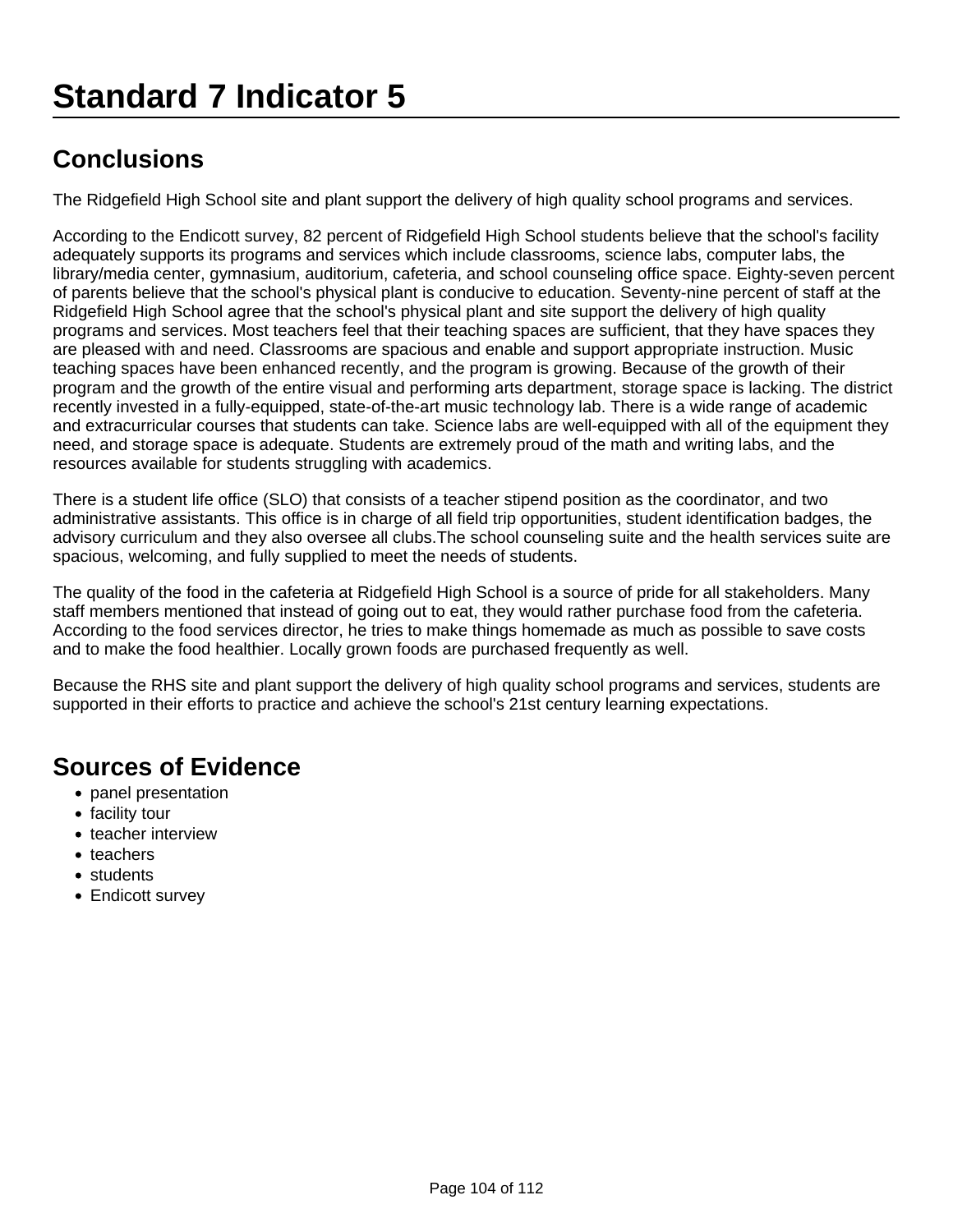# Standard 7 Indicator 5

## Conclusions

The Ridgefield High School site and plant support the delivery of high quality school programs and services.

According to the Endicott survey, 82 percent of Ridgefield High School students believe that the school's facility adequately supports its programs and services which include classrooms, science labs, computer labs, the library/media center, gymnasium, auditorium, cafeteria, and school counseling office space. Eighty-seven percent of parents believe that the school's physical plant is conducive to education. Seventy-nine percent of staff at the Ridgefield High School agree that the school's physical plant and site support the delivery of high quality programs and services. Most teachers feel that their teaching spaces are sufficient, that they have spaces they are pleased with and need. Classrooms are spacious and enable and support appropriate instruction. Music teaching spaces have been enhanced recently, and the program is growing. Because of the growth of their program and the growth of the entire visual and performing arts department, storage space is lacking. The district recently invested in a fully-equipped, state-of-the-art music technology lab. There is a wide range of academic and extracurricular courses that students can take. Science labs are well-equipped with all of the equipment they need, and storage space is adequate. Students are extremely proud of the math and writing labs, and the resources available for students struggling with academics.

There is a student life office (SLO) that consists of a teacher stipend position as the coordinator, and two administrative assistants. This office is in charge of all field trip opportunities, student identification badges, the advisory curriculum and they also oversee all clubs.The school counseling suite and the health services suite are spacious, welcoming, and fully supplied to meet the needs of students.

The quality of the food in the cafeteria at Ridgefield High School is a source of pride for all stakeholders. Many staff members mentioned that instead of going out to eat, they would rather purchase food from the cafeteria. According to the food services director, he tries to make things homemade as much as possible to save costs and to make the food healthier. Locally grown foods are purchased frequently as well.

Because the RHS site and plant support the delivery of high quality school programs and services, students are supported in their efforts to practice and achieve the school's 21st century learning expectations.

## Sources of Evidence

- panel presentation
- facility tour
- teacher interview
- teachers
- students
- Endicott survey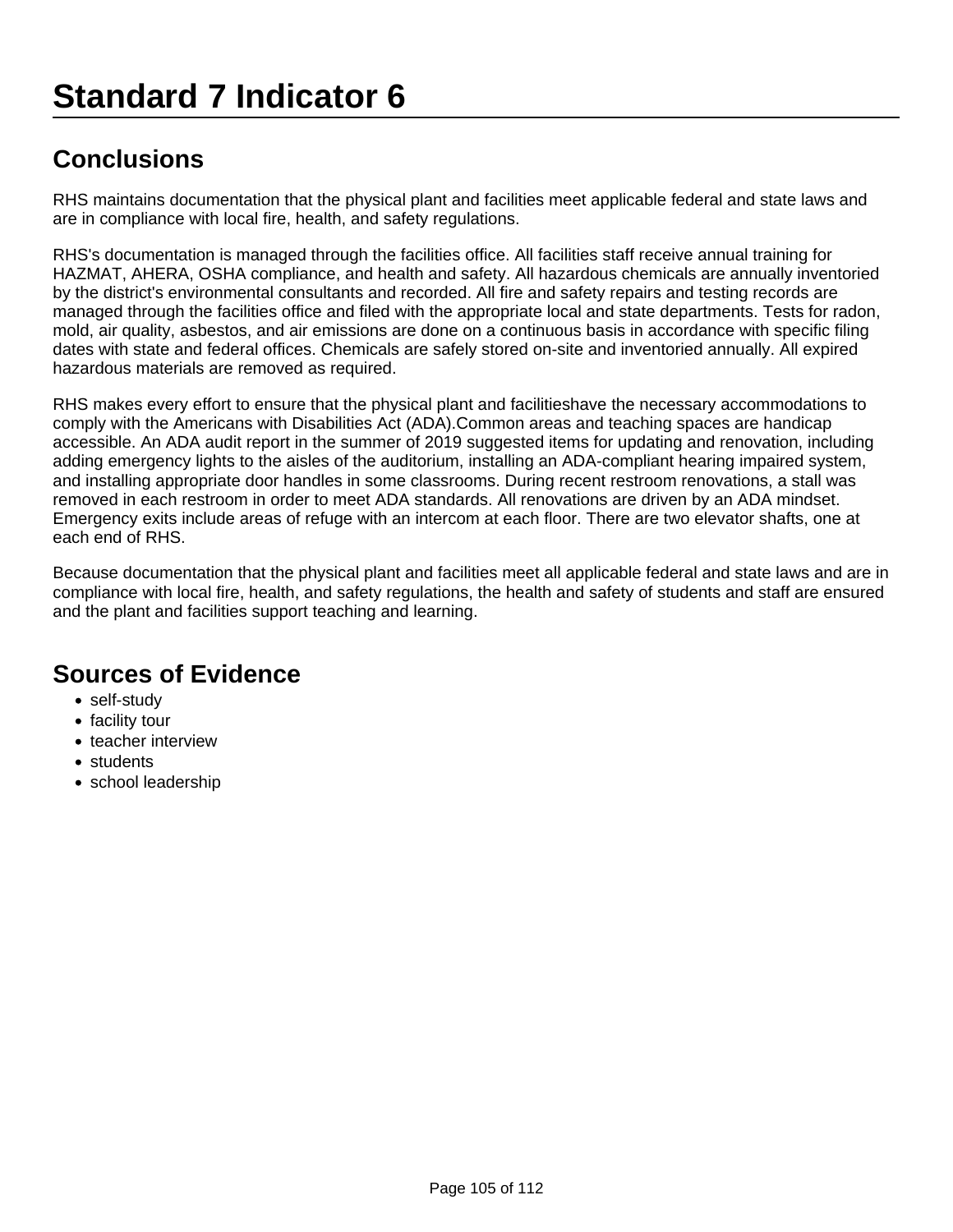# Standard 7 Indicator 6

## Conclusions

RHS maintains documentation that the physical plant and facilities meet applicable federal and state laws and are in compliance with local fire, health, and safety regulations.

RHS's documentation is managed through the facilities office. All facilities staff receive annual training for HAZMAT, AHERA, OSHA compliance, and health and safety. All hazardous chemicals are annually inventoried by the district's environmental consultants and recorded. All fire and safety repairs and testing records are managed through the facilities office and filed with the appropriate local and state departments. Tests for radon, mold, air quality, asbestos, and air emissions are done on a continuous basis in accordance with specific filing dates with state and federal offices. Chemicals are safely stored on-site and inventoried annually. All expired hazardous materials are removed as required.

RHS makes every effort to ensure that the physical plant and facilitieshave the necessary accommodations to comply with the Americans with Disabilities Act (ADA).Common areas and teaching spaces are handicap accessible. An ADA audit report in the summer of 2019 suggested items for updating and renovation, including adding emergency lights to the aisles of the auditorium, installing an ADA-compliant hearing impaired system, and installing appropriate door handles in some classrooms. During recent restroom renovations, a stall was removed in each restroom in order to meet ADA standards. All renovations are driven by an ADA mindset. Emergency exits include areas of refuge with an intercom at each floor. There are two elevator shafts, one at each end of RHS.

Because documentation that the physical plant and facilities meet all applicable federal and state laws and are in compliance with local fire, health, and safety regulations, the health and safety of students and staff are ensured and the plant and facilities support teaching and learning.

## Sources of Evidence

- self-study
- facility tour
- teacher interview
- students
- school leadership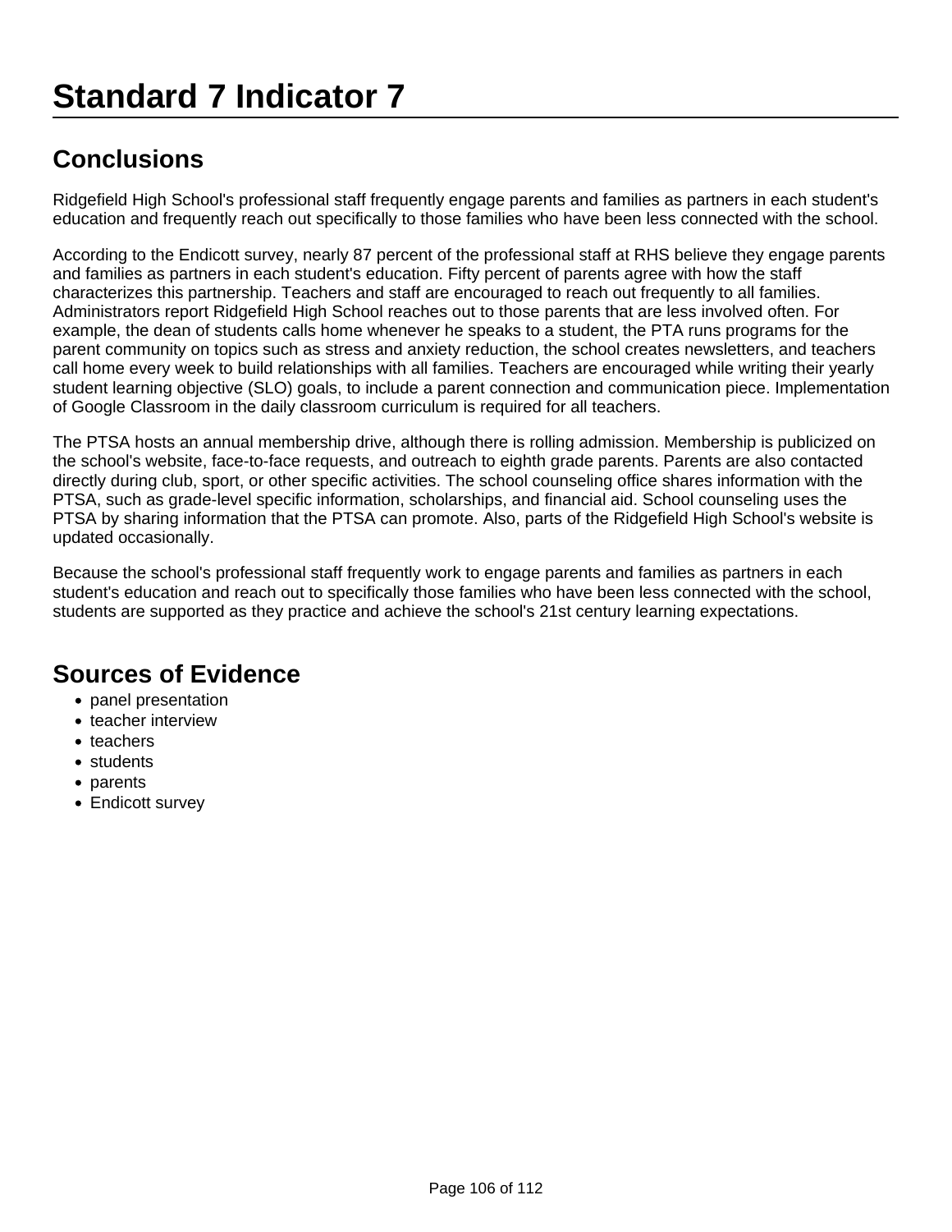# Standard 7 Indicator 7

## Conclusions

Ridgefield High School's professional staff frequently engage parents and families as partners in each student's education and frequently reach out specifically to those families who have been less connected with the school.

According to the Endicott survey, nearly 87 percent of the professional staff at RHS believe they engage parents and families as partners in each student's education. Fifty percent of parents agree with how the staff characterizes this partnership. Teachers and staff are encouraged to reach out frequently to all families. Administrators report Ridgefield High School reaches out to those parents that are less involved often. For example, the dean of students calls home whenever he speaks to a student, the PTA runs programs for the parent community on topics such as stress and anxiety reduction, the school creates newsletters, and teachers call home every week to build relationships with all families. Teachers are encouraged while writing their yearly student learning objective (SLO) goals, to include a parent connection and communication piece. Implementation of Google Classroom in the daily classroom curriculum is required for all teachers.

The PTSA hosts an annual membership drive, although there is rolling admission. Membership is publicized on the school's website, face-to-face requests, and outreach to eighth grade parents. Parents are also contacted directly during club, sport, or other specific activities. The school counseling office shares information with the PTSA, such as grade-level specific information, scholarships, and financial aid. School counseling uses the PTSA by sharing information that the PTSA can promote. Also, parts of the Ridgefield High School's website is updated occasionally.

Because the school's professional staff frequently work to engage parents and families as partners in each student's education and reach out to specifically those families who have been less connected with the school, students are supported as they practice and achieve the school's 21st century learning expectations.

## Sources of Evidence

- panel presentation
- teacher interview
- teachers
- students
- parents
- Endicott survey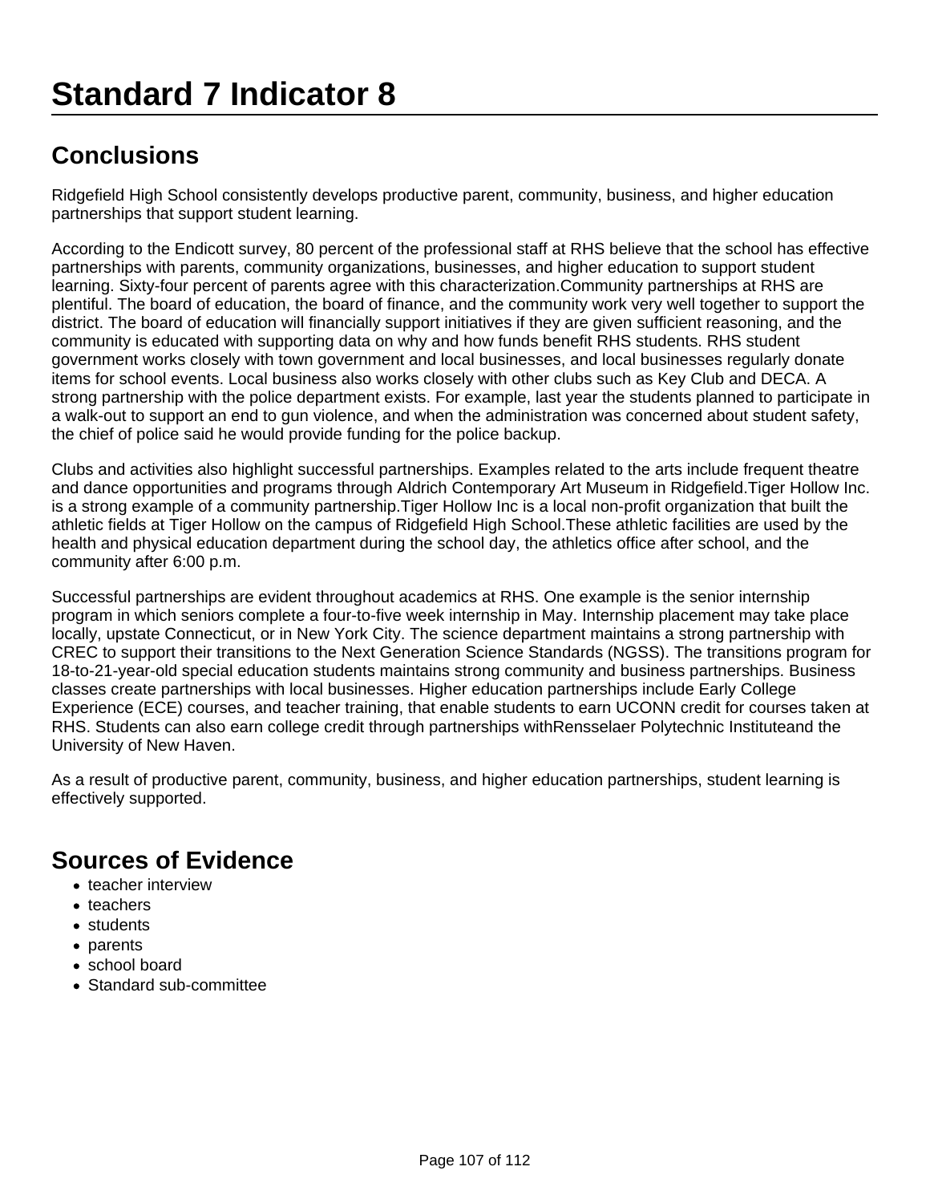# Standard 7 Indicator 8

## Conclusions

Ridgefield High School consistently develops productive parent, community, business, and higher education partnerships that support student learning.

According to the Endicott survey, 80 percent of the professional staff at RHS believe that the school has effective partnerships with parents, community organizations, businesses, and higher education to support student learning. Sixty-four percent of parents agree with this characterization.Community partnerships at RHS are plentiful. The board of education, the board of finance, and the community work very well together to support the district. The board of education will financially support initiatives if they are given sufficient reasoning, and the community is educated with supporting data on why and how funds benefit RHS students. RHS student government works closely with town government and local businesses, and local businesses regularly donate items for school events. Local business also works closely with other clubs such as Key Club and DECA. A strong partnership with the police department exists. For example, last year the students planned to participate in a walk-out to support an end to gun violence, and when the administration was concerned about student safety, the chief of police said he would provide funding for the police backup.

Clubs and activities also highlight successful partnerships. Examples related to the arts include frequent theatre and dance opportunities and programs through Aldrich Contemporary Art Museum in Ridgefield.Tiger Hollow Inc. is a strong example of a community partnership.Tiger Hollow Inc is a local non-profit organization that built the athletic fields at Tiger Hollow on the campus of Ridgefield High School.These athletic facilities are used by the health and physical education department during the school day, the athletics office after school, and the community after 6:00 p.m.

Successful partnerships are evident throughout academics at RHS. One example is the senior internship program in which seniors complete a four-to-five week internship in May. Internship placement may take place locally, upstate Connecticut, or in New York City. The science department maintains a strong partnership with CREC to support their transitions to the Next Generation Science Standards (NGSS). The transitions program for 18-to-21-year-old special education students maintains strong community and business partnerships. Business classes create partnerships with local businesses. Higher education partnerships include Early College Experience (ECE) courses, and teacher training, that enable students to earn UCONN credit for courses taken at RHS. Students can also earn college credit through partnerships withRensselaer Polytechnic Instituteand the University of New Haven.

As a result of productive parent, community, business, and higher education partnerships, student learning is effectively supported.

## Sources of Evidence

- teacher interview
- teachers
- students
- parents
- school board
- Standard sub-committee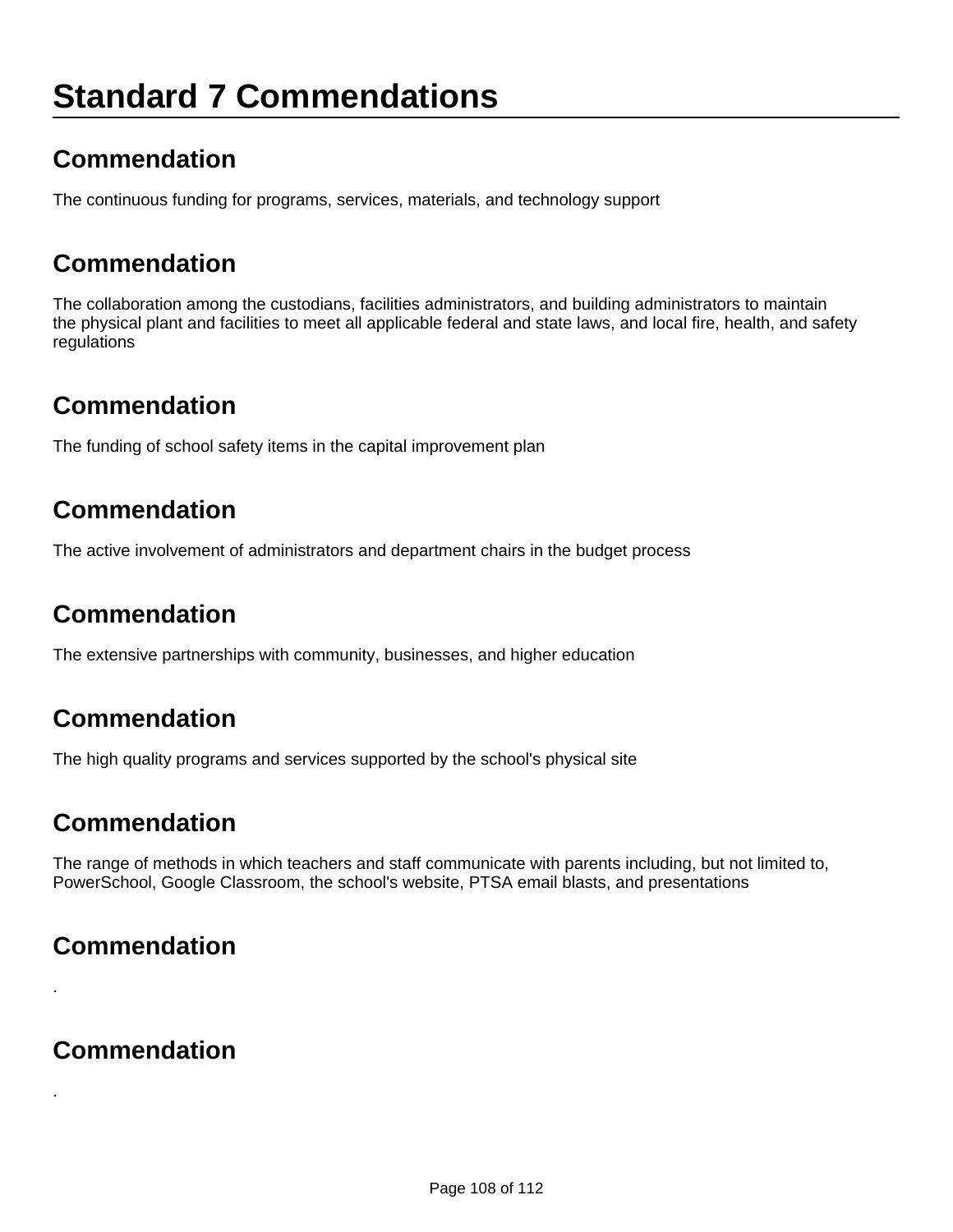# Standard 7 Commendations

## Commendation

The continuous funding for programs, services, materials, and technology support

## Commendation

The collaboration among the custodians, facilities administrators, and building administrators to maintain the physical plant and facilities to meet all applicable federal and state laws, and local fire, health, and safety regulations

## Commendation

The funding of school safety items in the capital improvement plan

## Commendation

The active involvement of administrators and department chairs in the budget process

## Commendation

The extensive partnerships with community, businesses, and higher education

## Commendation

The high quality programs and services supported by the school's physical site

## Commendation

The range of methods in which teachers and staff communicate with parents including, but not limited to, PowerSchool, Google Classroom, the school's website, PTSA email blasts, and presentations

## Commendation

.

## Commendation

.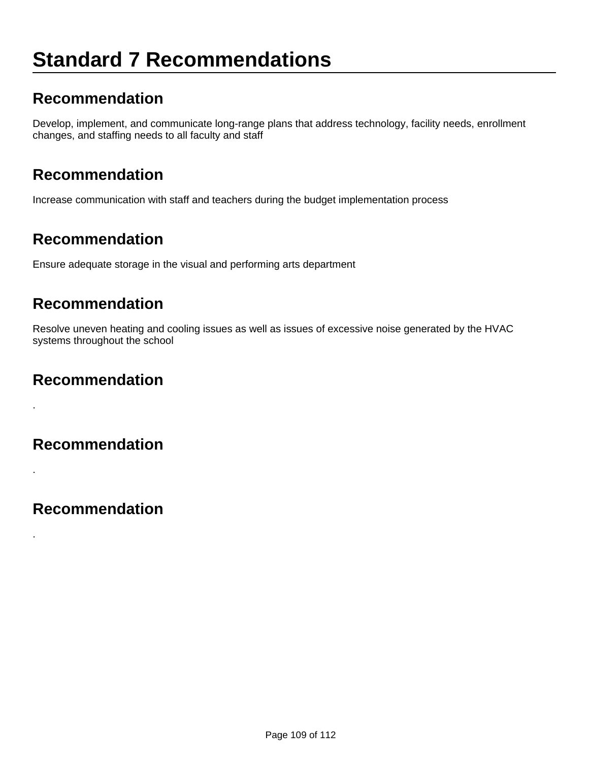# Standard 7 Recommendations

## Recommendation

Develop, implement, and communicate long-range plans that address technology, facility needs, enrollment changes, and staffing needs to all faculty and staff

## Recommendation

Increase communication with staff and teachers during the budget implementation process

## Recommendation

Ensure adequate storage in the visual and performing arts department

## Recommendation

Resolve uneven heating and cooling issues as well as issues of excessive noise generated by the HVAC systems throughout the school

## Recommendation

.

## Recommendation

.

## Recommendation

.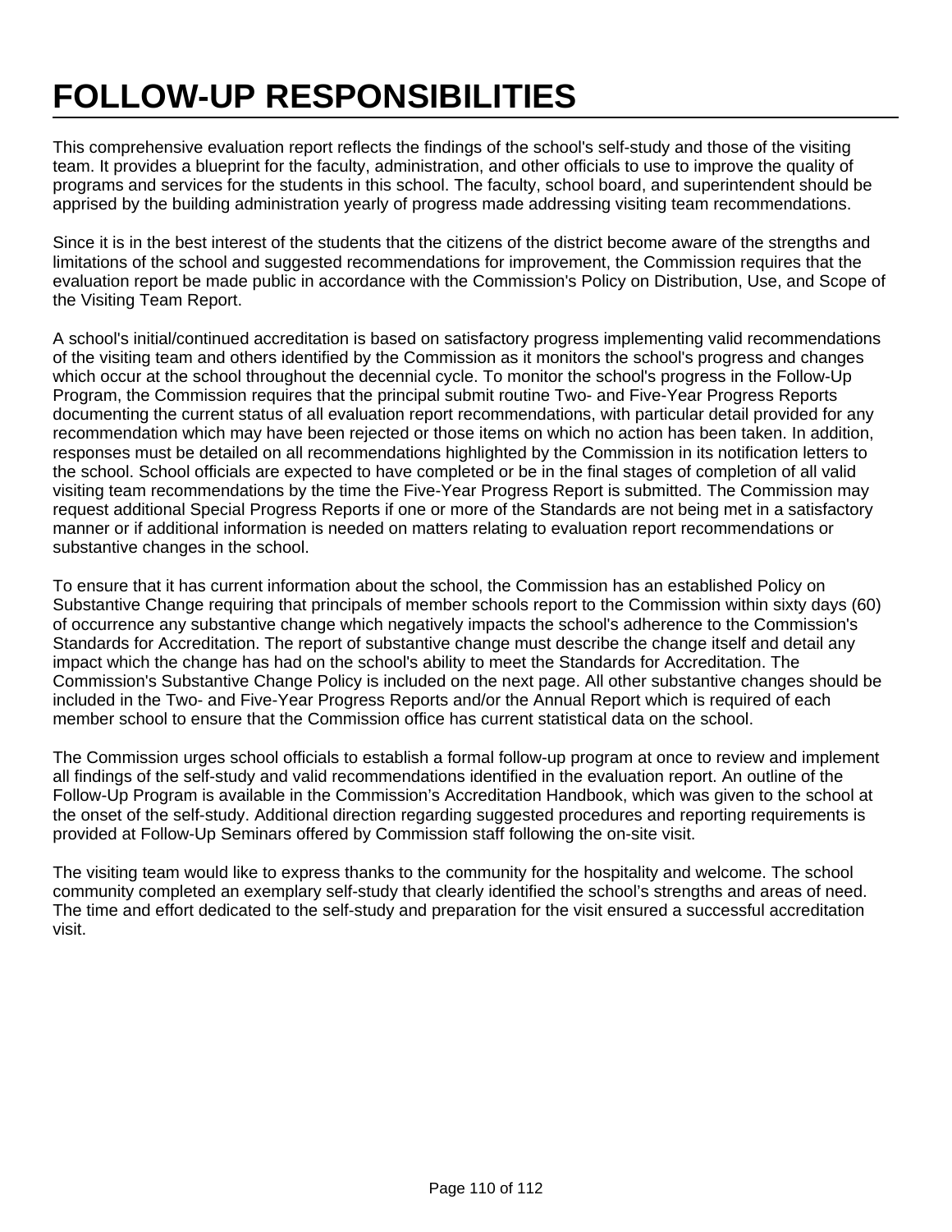# FOLLOW-UP RESPONSIBILITIES

This comprehensive evaluation report reflects the findings of the school's self-study and those of the visiting team. It provides a blueprint for the faculty, administration, and other officials to use to improve the quality of programs and services for the students in this school. The faculty, school board, and superintendent should be apprised by the building administration yearly of progress made addressing visiting team recommendations.

Since it is in the best interest of the students that the citizens of the district become aware of the strengths and limitations of the school and suggested recommendations for improvement, the Commission requires that the evaluation report be made public in accordance with the Commission's Policy on Distribution, Use, and Scope of the Visiting Team Report.

A school's initial/continued accreditation is based on satisfactory progress implementing valid recommendations of the visiting team and others identified by the Commission as it monitors the school's progress and changes which occur at the school throughout the decennial cycle. To monitor the school's progress in the Follow-Up Program, the Commission requires that the principal submit routine Two- and Five-Year Progress Reports documenting the current status of all evaluation report recommendations, with particular detail provided for any recommendation which may have been rejected or those items on which no action has been taken. In addition, responses must be detailed on all recommendations highlighted by the Commission in its notification letters to the school. School officials are expected to have completed or be in the final stages of completion of all valid visiting team recommendations by the time the Five-Year Progress Report is submitted. The Commission may request additional Special Progress Reports if one or more of the Standards are not being met in a satisfactory manner or if additional information is needed on matters relating to evaluation report recommendations or substantive changes in the school.

To ensure that it has current information about the school, the Commission has an established Policy on Substantive Change requiring that principals of member schools report to the Commission within sixty days (60) of occurrence any substantive change which negatively impacts the school's adherence to the Commission's Standards for Accreditation. The report of substantive change must describe the change itself and detail any impact which the change has had on the school's ability to meet the Standards for Accreditation. The Commission's Substantive Change Policy is included on the next page. All other substantive changes should be included in the Two- and Five-Year Progress Reports and/or the Annual Report which is required of each member school to ensure that the Commission office has current statistical data on the school.

The Commission urges school officials to establish a formal follow-up program at once to review and implement all findings of the self-study and valid recommendations identified in the evaluation report. An outline of the Follow-Up Program is available in the Commission's Accreditation Handbook, which was given to the school at the onset of the self-study. Additional direction regarding suggested procedures and reporting requirements is provided at Follow-Up Seminars offered by Commission staff following the on-site visit.

The visiting team would like to express thanks to the community for the hospitality and welcome. The school community completed an exemplary self-study that clearly identified the school's strengths and areas of need. The time and effort dedicated to the self-study and preparation for the visit ensured a successful accreditation visit.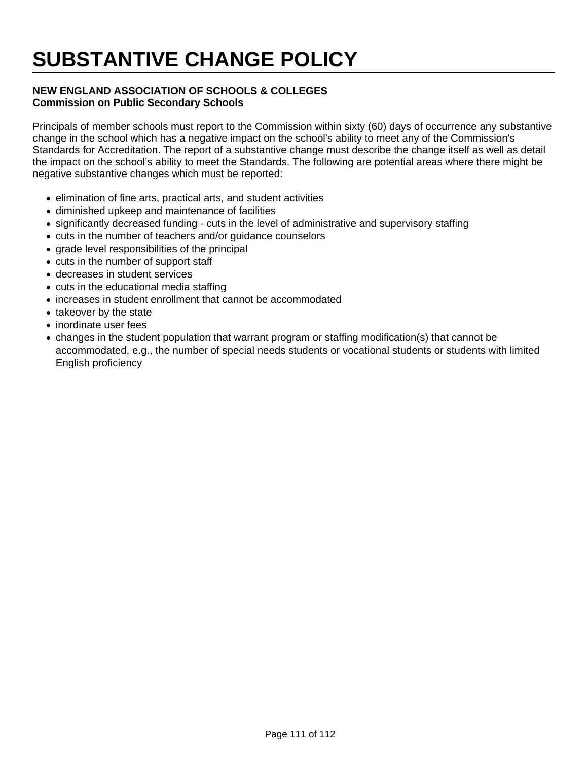# SUBSTANTIVE CHANGE POLICY

**NEW ENGLAND ASSOCIATION OF SCHOOLS & COLLEGES**
**Commission on Public Secondary Schools**

Principals of member schools must report to the Commission within sixty (60) days of occurrence any substantive change in the school which has a negative impact on the school's ability to meet any of the Commission's Standards for Accreditation. The report of a substantive change must describe the change itself as well as detail the impact on the school's ability to meet the Standards. The following are potential areas where there might be negative substantive changes which must be reported:

- elimination of fine arts, practical arts, and student activities
- diminished upkeep and maintenance of facilities
- significantly decreased funding - cuts in the level of administrative and supervisory staffing
- cuts in the number of teachers and/or guidance counselors
- grade level responsibilities of the principal
- cuts in the number of support staff
- decreases in student services
- cuts in the educational media staffing
- increases in student enrollment that cannot be accommodated
- takeover by the state
- inordinate user fees
- changes in the student population that warrant program or staffing modification(s) that cannot be accommodated, e.g., the number of special needs students or vocational students or students with limited English proficiency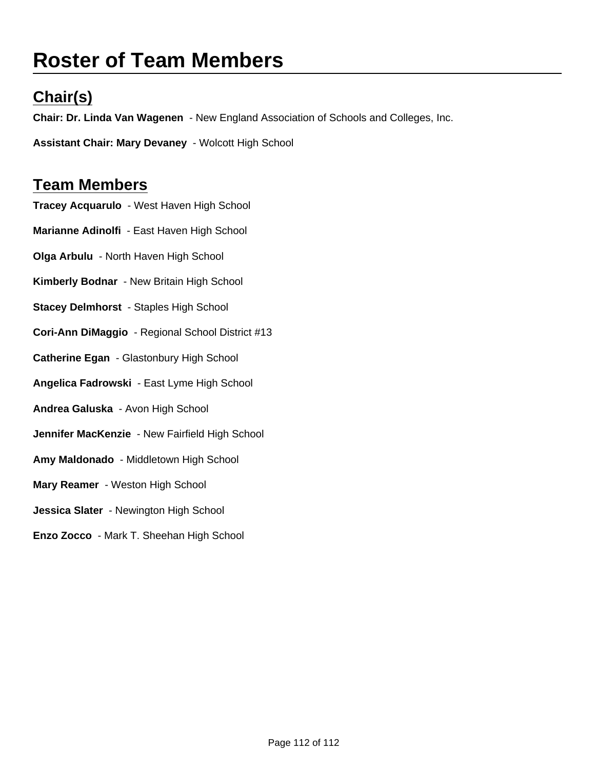# Roster of Team Members

## Chair(s)

**Chair: Dr. Linda Van Wagenen** - New England Association of Schools and Colleges, Inc.

**Assistant Chair: Mary Devaney** - Wolcott High School

## Team Members

**Tracey Acquarulo** - West Haven High School

**Marianne Adinolfi** - East Haven High School

**Olga Arbulu** - North Haven High School

**Kimberly Bodnar** - New Britain High School

**Stacey Delmhorst** - Staples High School

**Cori-Ann DiMaggio** - Regional School District #13

**Catherine Egan** - Glastonbury High School

**Angelica Fadrowski** - East Lyme High School

**Andrea Galuska** - Avon High School

**Jennifer MacKenzie** - New Fairfield High School

**Amy Maldonado** - Middletown High School

**Mary Reamer** - Weston High School

**Jessica Slater** - Newington High School

**Enzo Zocco** - Mark T. Sheehan High School